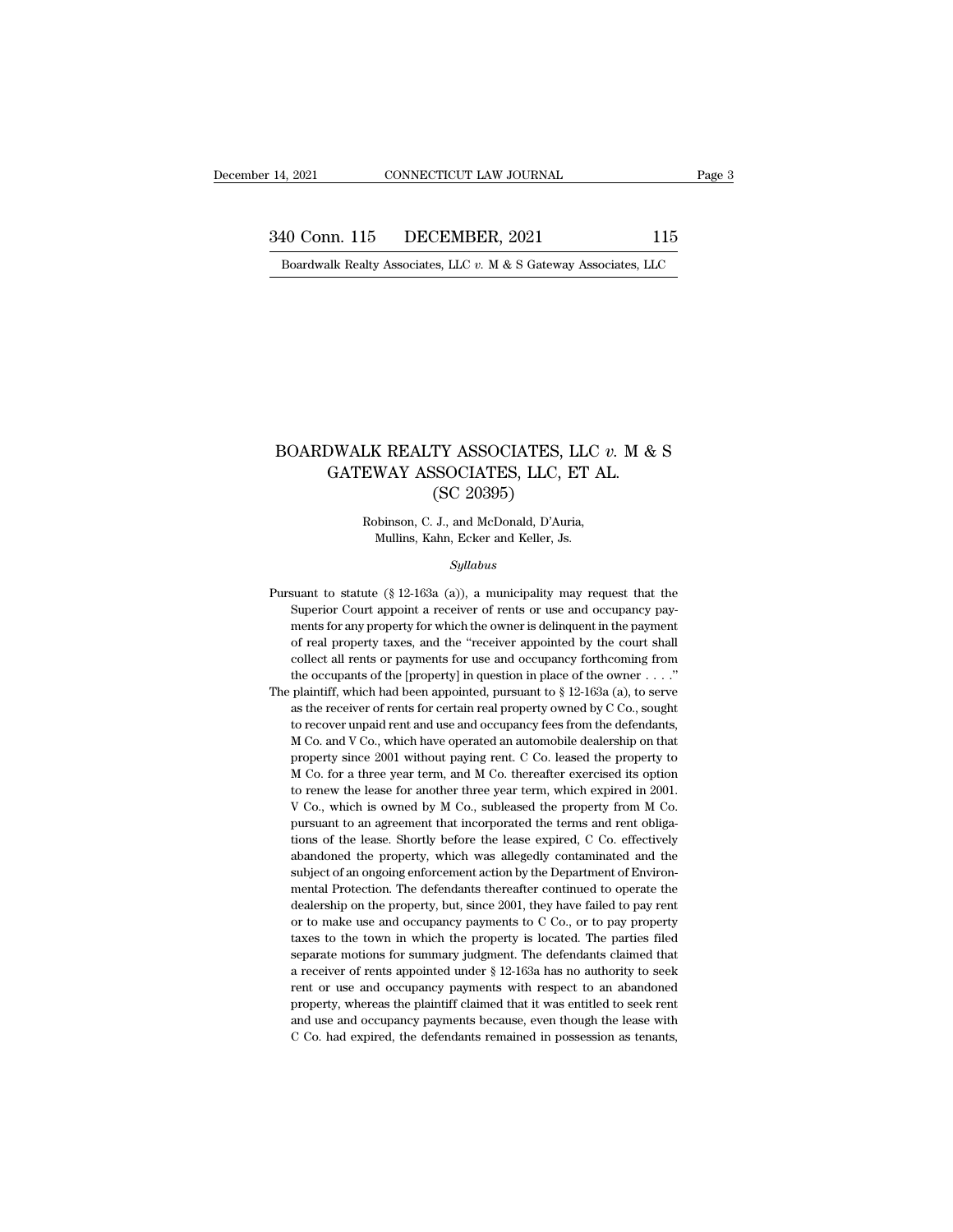# BOARDWALK REALTY ASSOCIATES, LLC *v.* M & S GATEWAY ASSOCIATES, LLC, ET AL.

(SC 20395)

Robinson, C. J., and McDonald, D'Auria, Mullins, Kahn, Ecker and Keller, Js.

*Syllabus*

Pursuant to statute (§ 12-163a (a)), a municipality may request that the Superior Court appoint a receiver of rents or use and occupancy payments for any property for which the owner is delinquent in the payment of real property taxes, and the "receiver appointed by the court shall collect all rents or payments for use and occupancy forthcoming from the occupants of the [property] in question in place of the owner . . . ."

The plaintiff, which had been appointed, pursuant to § 12-163a (a), to serve as the receiver of rents for certain real property owned by C Co., sought to recover unpaid rent and use and occupancy fees from the defendants, M Co. and V Co., which have operated an automobile dealership on that property since 2001 without paying rent. C Co. leased the property to M Co. for a three year term, and M Co. thereafter exercised its option to renew the lease for another three year term, which expired in 2001. V Co., which is owned by M Co., subleased the property from M Co. pursuant to an agreement that incorporated the terms and rent obligations of the lease. Shortly before the lease expired, C Co. effectively abandoned the property, which was allegedly contaminated and the subject of an ongoing enforcement action by the Department of Environmental Protection. The defendants thereafter continued to operate the dealership on the property, but, since 2001, they have failed to pay rent or to make use and occupancy payments to C Co., or to pay property taxes to the town in which the property is located. The parties filed separate motions for summary judgment. The defendants claimed that a receiver of rents appointed under § 12-163a has no authority to seek rent or use and occupancy payments with respect to an abandoned property, whereas the plaintiff claimed that it was entitled to seek rent and use and occupancy payments because, even though the lease with C Co. had expired, the defendants remained in possession as tenants,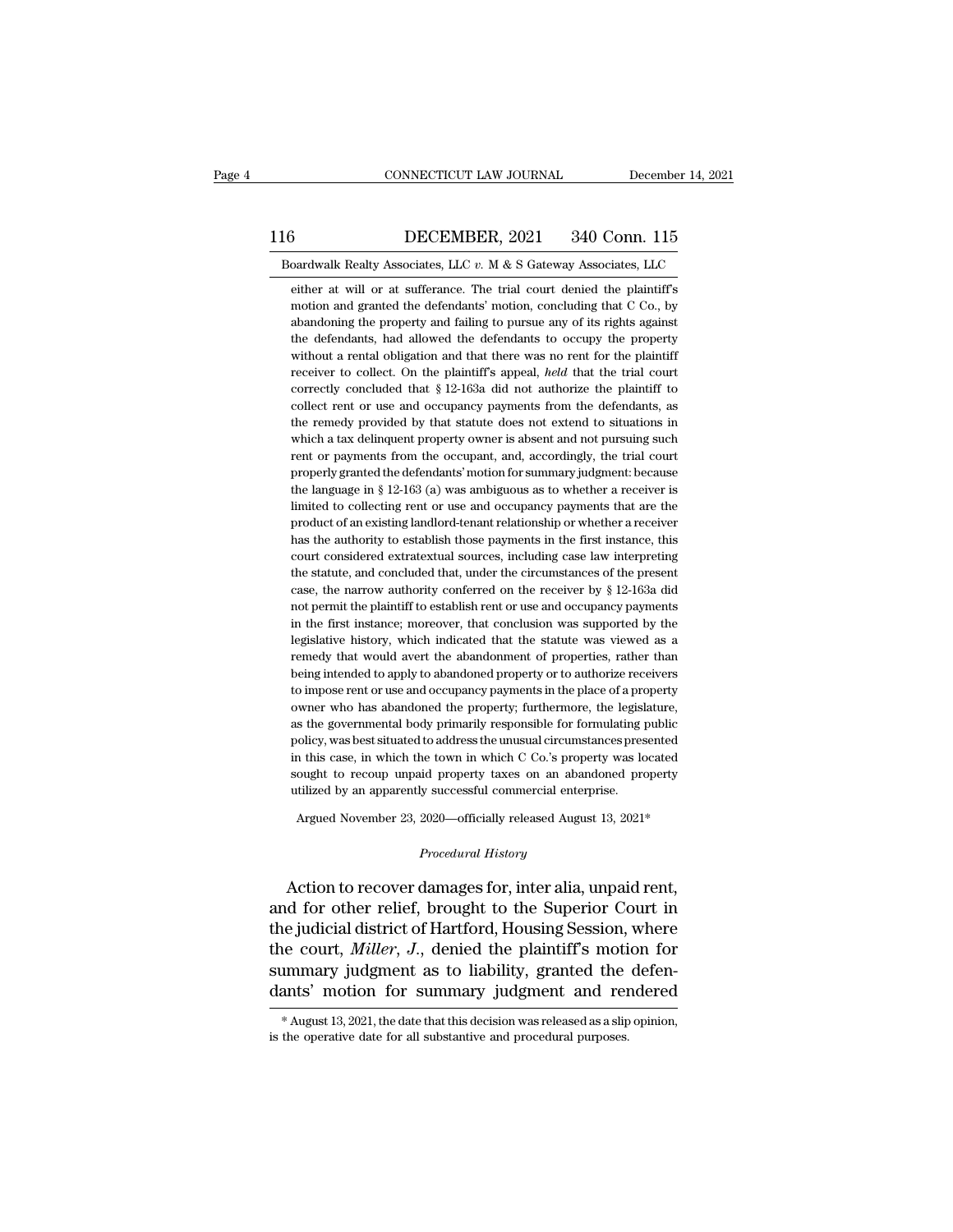either at will or at sufferance. The trial court denied the plaintiff's motion and granted the defendants' motion, concluding that C Co., by abandoning the property and failing to pursue any of its rights against the defendants, had allowed the defendants to occupy the property without a rental obligation and that there was no rent for the plaintiff receiver to collect. On the plaintiff's appeal, *held* that the trial court correctly concluded that § 12-163a did not authorize the plaintiff to collect rent or use and occupancy payments from the defendants, as the remedy provided by that statute does not extend to situations in which a tax delinquent property owner is absent and not pursuing such rent or payments from the occupant, and, accordingly, the trial court properly granted the defendants' motion for summary judgment: because the language in § 12-163 (a) was ambiguous as to whether a receiver is limited to collecting rent or use and occupancy payments that are the product of an existing landlord-tenant relationship or whether a receiver has the authority to establish those payments in the first instance, this court considered extratextual sources, including case law interpreting the statute, and concluded that, under the circumstances of the present case, the narrow authority conferred on the receiver by § 12-163a did not permit the plaintiff to establish rent or use and occupancy payments in the first instance; moreover, that conclusion was supported by the legislative history, which indicated that the statute was viewed as a remedy that would avert the abandonment of properties, rather than being intended to apply to abandoned property or to authorize receivers to impose rent or use and occupancy payments in the place of a property owner who has abandoned the property; furthermore, the legislature, as the governmental body primarily responsible for formulating public policy, was best situated to address the unusual circumstances presented in this case, in which the town in which C Co.'s property was located sought to recoup unpaid property taxes on an abandoned property utilized by an apparently successful commercial enterprise.

Argued November 23, 2020—officially released August 13, 2021*

*Procedural History*

Action to recover damages for, inter alia, unpaid rent, and for other relief, brought to the Superior Court in the judicial district of Hartford, Housing Session, where the court, *Miller, J.*, denied the plaintiff's motion for summary judgment as to liability, granted the defendants' motion for summary judgment and rendered

* August 13, 2021, the date that this decision was released as a slip opinion, is the operative date for all substantive and procedural purposes.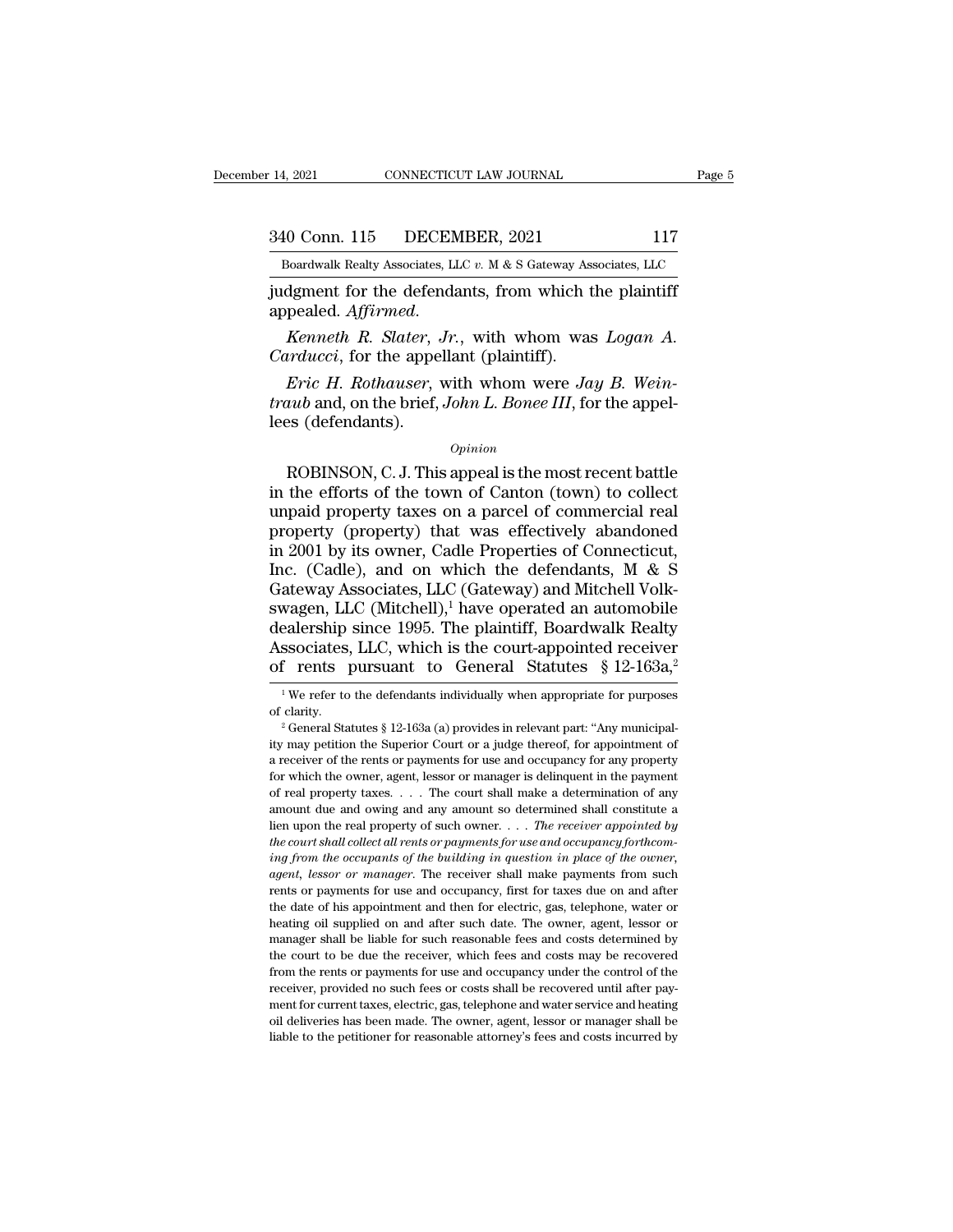judgment for the defendants, from which the plaintiff appealed. *Affirmed*.

*Kenneth R. Slater, Jr.*, with whom was *Logan A. Carducci*, for the appellant (plaintiff).

*Eric H. Rothauser*, with whom were *Jay B. Weintraub* and, on the brief, *John L. Bonee III*, for the appellees (defendants).

*Opinion*

ROBINSON, C. J. This appeal is the most recent battle in the efforts of the town of Canton (town) to collect unpaid property taxes on a parcel of commercial real property (property) that was effectively abandoned in 2001 by its owner, Cadle Properties of Connecticut, Inc. (Cadle), and on which the defendants, M & S Gateway Associates, LLC (Gateway) and Mitchell Volkswagen, LLC (Mitchell),[1] have operated an automobile dealership since 1995. The plaintiff, Boardwalk Realty Associates, LLC, which is the court-appointed receiver of rents pursuant to General Statutes § 12-163a,[2]

---

[1] We refer to the defendants individually when appropriate for purposes of clarity.

[2] General Statutes § 12-163a (a) provides in relevant part: "Any municipality may petition the Superior Court or a judge thereof, for appointment of a receiver of the rents or payments for use and occupancy for any property for which the owner, agent, lessor or manager is delinquent in the payment of real property taxes. . . . The court shall make a determination of any amount due and owing and any amount so determined shall constitute a lien upon the real property of such owner. . . . *The receiver appointed by the court shall collect all rents or payments for use and occupancy forthcoming from the occupants of the building in question in place of the owner, agent, lessor or manager*. The receiver shall make payments from such rents or payments for use and occupancy, first for taxes due on and after the date of his appointment and then for electric, gas, telephone, water or heating oil supplied on and after such date. The owner, agent, lessor or manager shall be liable for such reasonable fees and costs determined by the court to be due the receiver, which fees and costs may be recovered from the rents or payments for use and occupancy under the control of the receiver, provided no such fees or costs shall be recovered until after payment for current taxes, electric, gas, telephone and water service and heating oil deliveries has been made. The owner, agent, lessor or manager shall be liable to the petitioner for reasonable attorney's fees and costs incurred by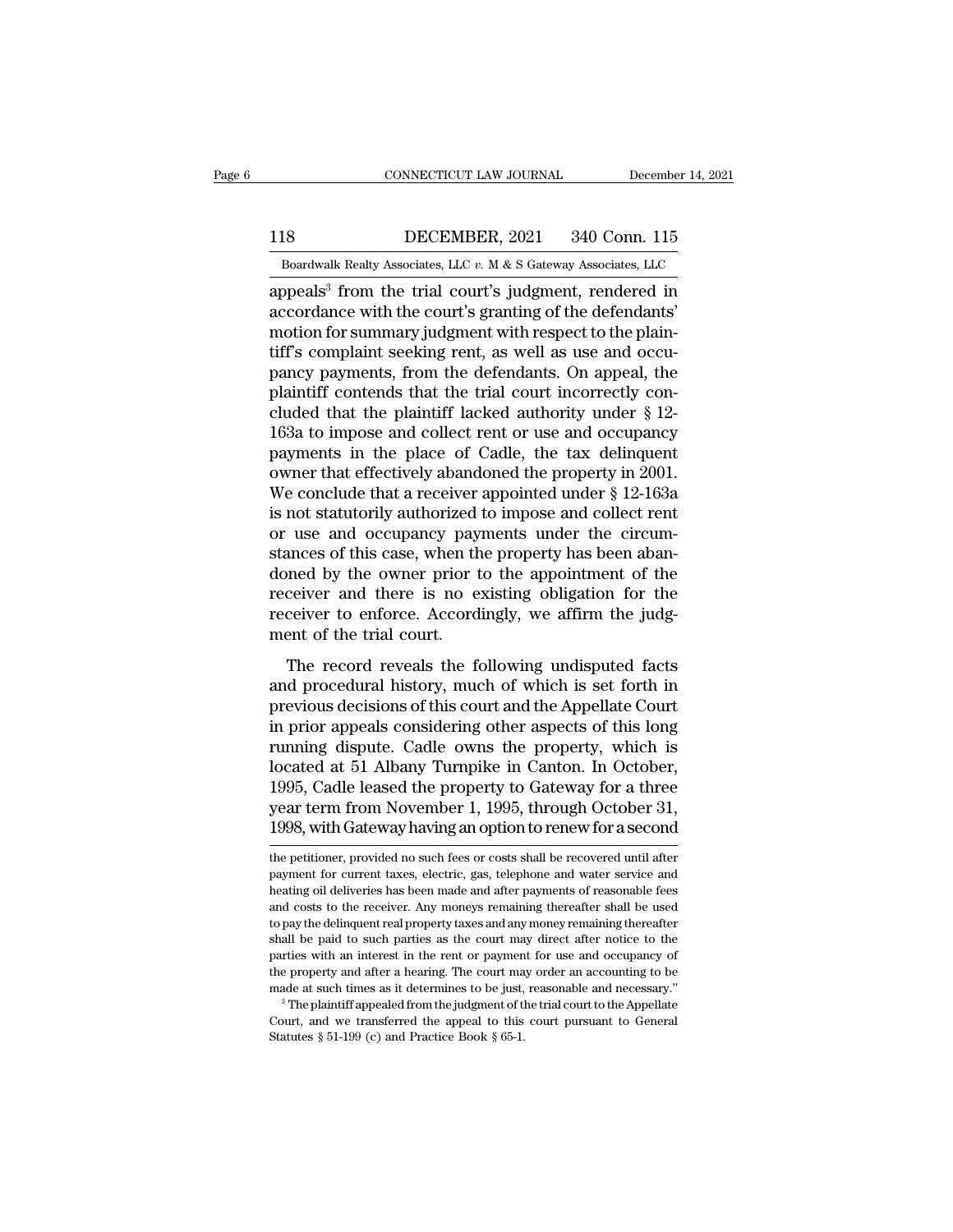appeals[3] from the trial court's judgment, rendered in accordance with the court's granting of the defendants' motion for summary judgment with respect to the plaintiff's complaint seeking rent, as well as use and occupancy payments, from the defendants. On appeal, the plaintiff contends that the trial court incorrectly concluded that the plaintiff lacked authority under § 12-163a to impose and collect rent or use and occupancy payments in the place of Cadle, the tax delinquent owner that effectively abandoned the property in 2001. We conclude that a receiver appointed under § 12-163a is not statutorily authorized to impose and collect rent or use and occupancy payments under the circumstances of this case, when the property has been abandoned by the owner prior to the appointment of the receiver and there is no existing obligation for the receiver to enforce. Accordingly, we affirm the judgment of the trial court.

The record reveals the following undisputed facts and procedural history, much of which is set forth in previous decisions of this court and the Appellate Court in prior appeals considering other aspects of this long running dispute. Cadle owns the property, which is located at 51 Albany Turnpike in Canton. In October, 1995, Cadle leased the property to Gateway for a three year term from November 1, 1995, through October 31, 1998, with Gateway having an option to renew for a second

the petitioner, provided no such fees or costs shall be recovered until after payment for current taxes, electric, gas, telephone and water service and heating oil deliveries has been made and after payments of reasonable fees and costs to the receiver. Any moneys remaining thereafter shall be used to pay the delinquent real property taxes and any money remaining thereafter shall be paid to such parties as the court may direct after notice to the parties with an interest in the rent or payment for use and occupancy of the property and after a hearing. The court may order an accounting to be made at such times as it determines to be just, reasonable and necessary."

[3] The plaintiff appealed from the judgment of the trial court to the Appellate Court, and we transferred the appeal to this court pursuant to General Statutes § 51-199 (c) and Practice Book § 65-1.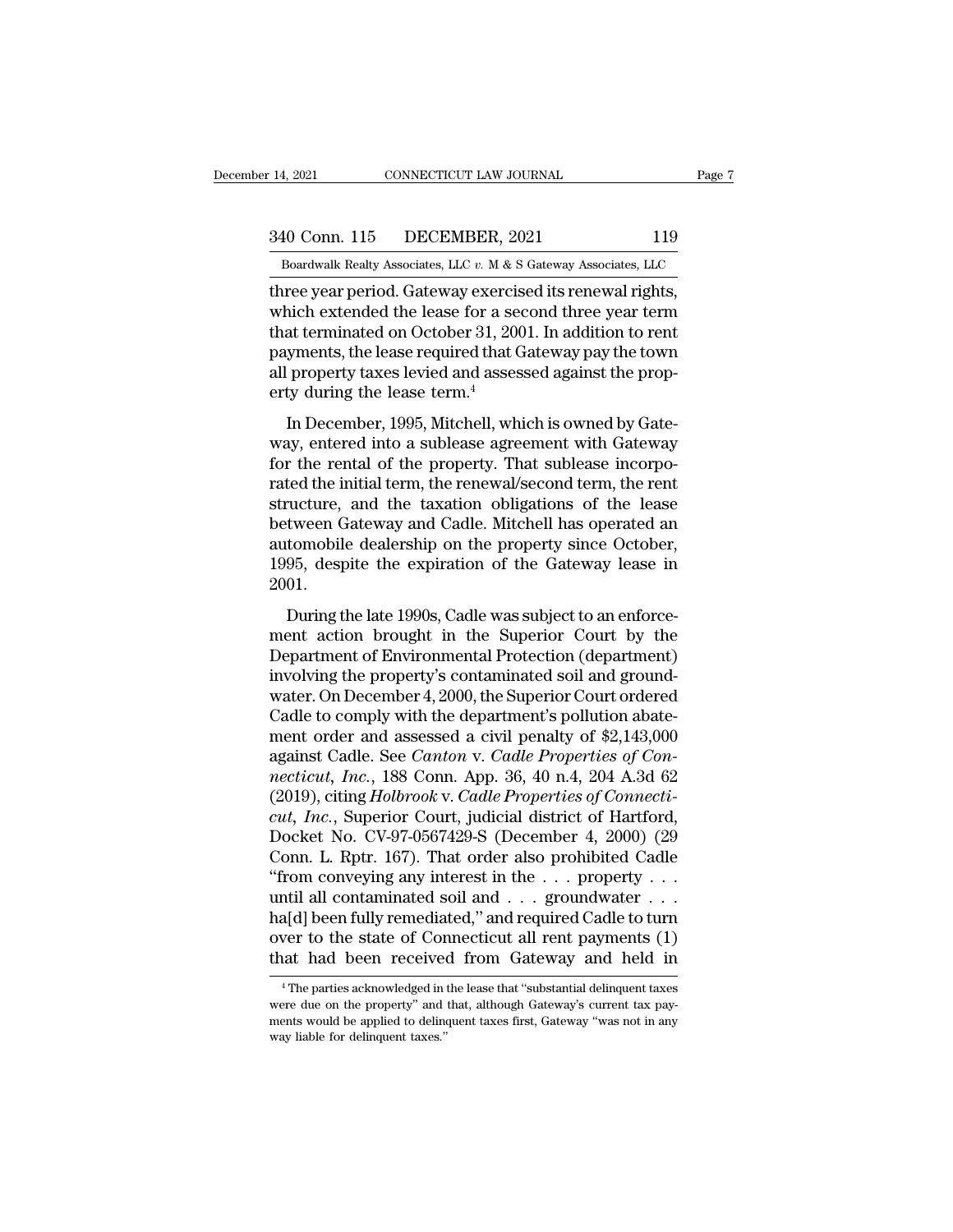three year period. Gateway exercised its renewal rights, which extended the lease for a second three year term that terminated on October 31, 2001. In addition to rent payments, the lease required that Gateway pay the town all property taxes levied and assessed against the property during the lease term.[4]

In December, 1995, Mitchell, which is owned by Gateway, entered into a sublease agreement with Gateway for the rental of the property. That sublease incorporated the initial term, the renewal/second term, the rent structure, and the taxation obligations of the lease between Gateway and Cadle. Mitchell has operated an automobile dealership on the property since October, 1995, despite the expiration of the Gateway lease in 2001.

During the late 1990s, Cadle was subject to an enforcement action brought in the Superior Court by the Department of Environmental Protection (department) involving the property's contaminated soil and groundwater. On December 4, 2000, the Superior Court ordered Cadle to comply with the department's pollution abatement order and assessed a civil penalty of $2,143,000 against Cadle. See *Canton* v. *Cadle Properties of Connecticut, Inc.*, 188 Conn. App. 36, 40 n.4, 204 A.3d 62 (2019), citing *Holbrook* v. *Cadle Properties of Connecticut, Inc.*, Superior Court, judicial district of Hartford, Docket No. CV-97-0567429-S (December 4, 2000) (29 Conn. L. Rptr. 167). That order also prohibited Cadle "from conveying any interest in the . . . property . . . until all contaminated soil and . . . groundwater . . . ha[d] been fully remediated," and required Cadle to turn over to the state of Connecticut all rent payments (1) that had been received from Gateway and held in

[4] The parties acknowledged in the lease that "substantial delinquent taxes were due on the property" and that, although Gateway's current tax payments would be applied to delinquent taxes first, Gateway "was not in any way liable for delinquent taxes."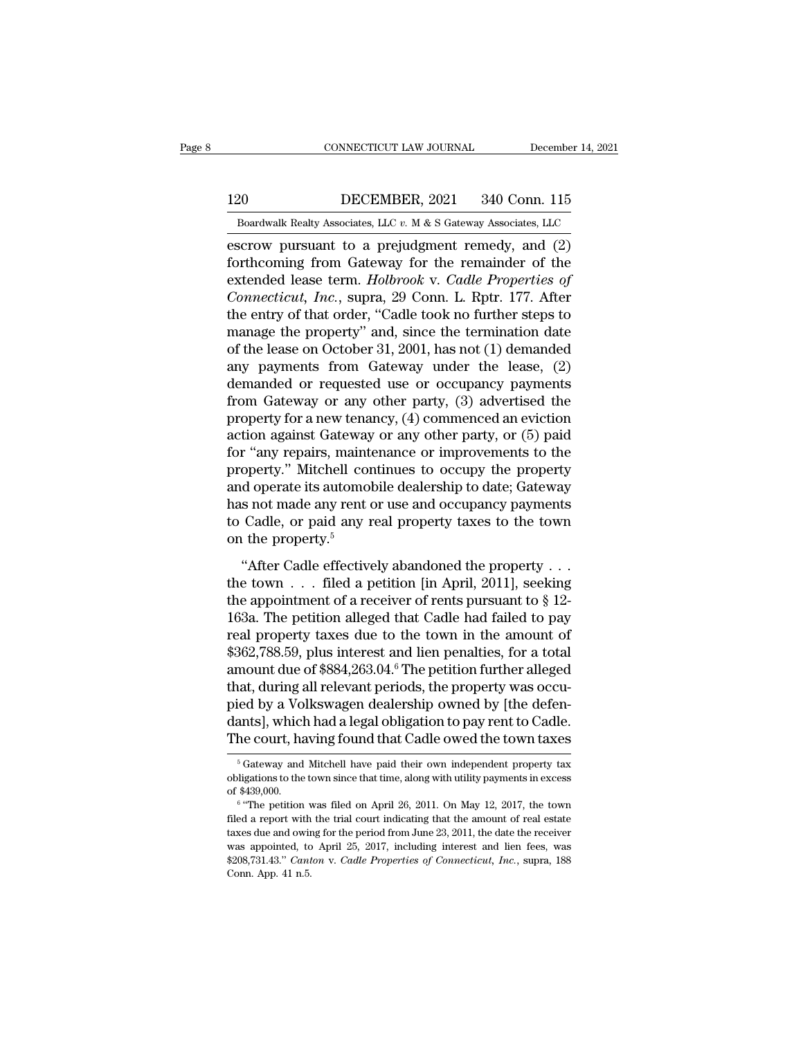escrow pursuant to a prejudgment remedy, and (2) forthcoming from Gateway for the remainder of the extended lease term. *Holbrook* v. *Cadle Properties of Connecticut, Inc.*, supra, 29 Conn. L. Rptr. 177. After the entry of that order, "Cadle took no further steps to manage the property" and, since the termination date of the lease on October 31, 2001, has not (1) demanded any payments from Gateway under the lease, (2) demanded or requested use or occupancy payments from Gateway or any other party, (3) advertised the property for a new tenancy, (4) commenced an eviction action against Gateway or any other party, or (5) paid for "any repairs, maintenance or improvements to the property." Mitchell continues to occupy the property and operate its automobile dealership to date; Gateway has not made any rent or use and occupancy payments to Cadle, or paid any real property taxes to the town on the property.[5]

"After Cadle effectively abandoned the property . . . the town . . . filed a petition [in April, 2011], seeking the appointment of a receiver of rents pursuant to § 12-163a. The petition alleged that Cadle had failed to pay real property taxes due to the town in the amount of $362,788.59, plus interest and lien penalties, for a total amount due of $884,263.04.[6] The petition further alleged that, during all relevant periods, the property was occupied by a Volkswagen dealership owned by [the defendants], which had a legal obligation to pay rent to Cadle. The court, having found that Cadle owed the town taxes

[5] Gateway and Mitchell have paid their own independent property tax obligations to the town since that time, along with utility payments in excess of $439,000.

[6] "The petition was filed on April 26, 2011. On May 12, 2017, the town filed a report with the trial court indicating that the amount of real estate taxes due and owing for the period from June 23, 2011, the date the receiver was appointed, to April 25, 2017, including interest and lien fees, was $208,731.43." *Canton* v. *Cadle Properties of Connecticut, Inc.*, supra, 188 Conn. App. 41 n.5.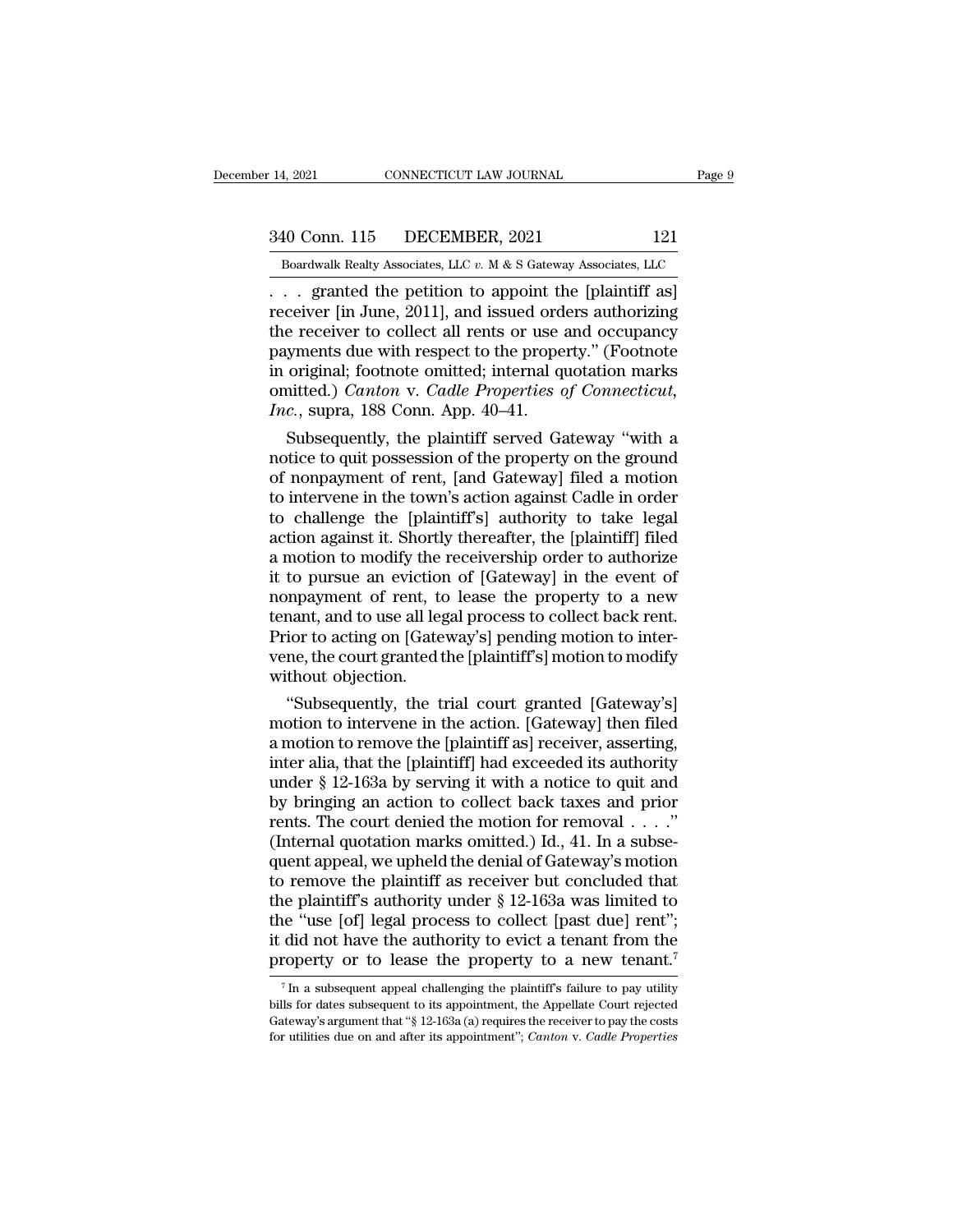. . . granted the petition to appoint the [plaintiff as] receiver [in June, 2011], and issued orders authorizing the receiver to collect all rents or use and occupancy payments due with respect to the property." (Footnote in original; footnote omitted; internal quotation marks omitted.) *Canton* v. *Cadle Properties of Connecticut, Inc.*, supra, 188 Conn. App. 40–41.

Subsequently, the plaintiff served Gateway "with a notice to quit possession of the property on the ground of nonpayment of rent, [and Gateway] filed a motion to intervene in the town's action against Cadle in order to challenge the [plaintiff's] authority to take legal action against it. Shortly thereafter, the [plaintiff] filed a motion to modify the receivership order to authorize it to pursue an eviction of [Gateway] in the event of nonpayment of rent, to lease the property to a new tenant, and to use all legal process to collect back rent. Prior to acting on [Gateway's] pending motion to intervene, the court granted the [plaintiff's] motion to modify without objection.

"Subsequently, the trial court granted [Gateway's] motion to intervene in the action. [Gateway] then filed a motion to remove the [plaintiff as] receiver, asserting, inter alia, that the [plaintiff] had exceeded its authority under § 12-163a by serving it with a notice to quit and by bringing an action to collect back taxes and prior rents. The court denied the motion for removal . . . ." (Internal quotation marks omitted.) Id., 41. In a subsequent appeal, we upheld the denial of Gateway's motion to remove the plaintiff as receiver but concluded that the plaintiff's authority under § 12-163a was limited to the "use [of] legal process to collect [past due] rent"; it did not have the authority to evict a tenant from the property or to lease the property to a new tenant.[7]

[7] In a subsequent appeal challenging the plaintiff's failure to pay utility bills for dates subsequent to its appointment, the Appellate Court rejected Gateway's argument that "§ 12-163a (a) requires the receiver to pay the costs for utilities due on and after its appointment"; *Canton* v. *Cadle Properties*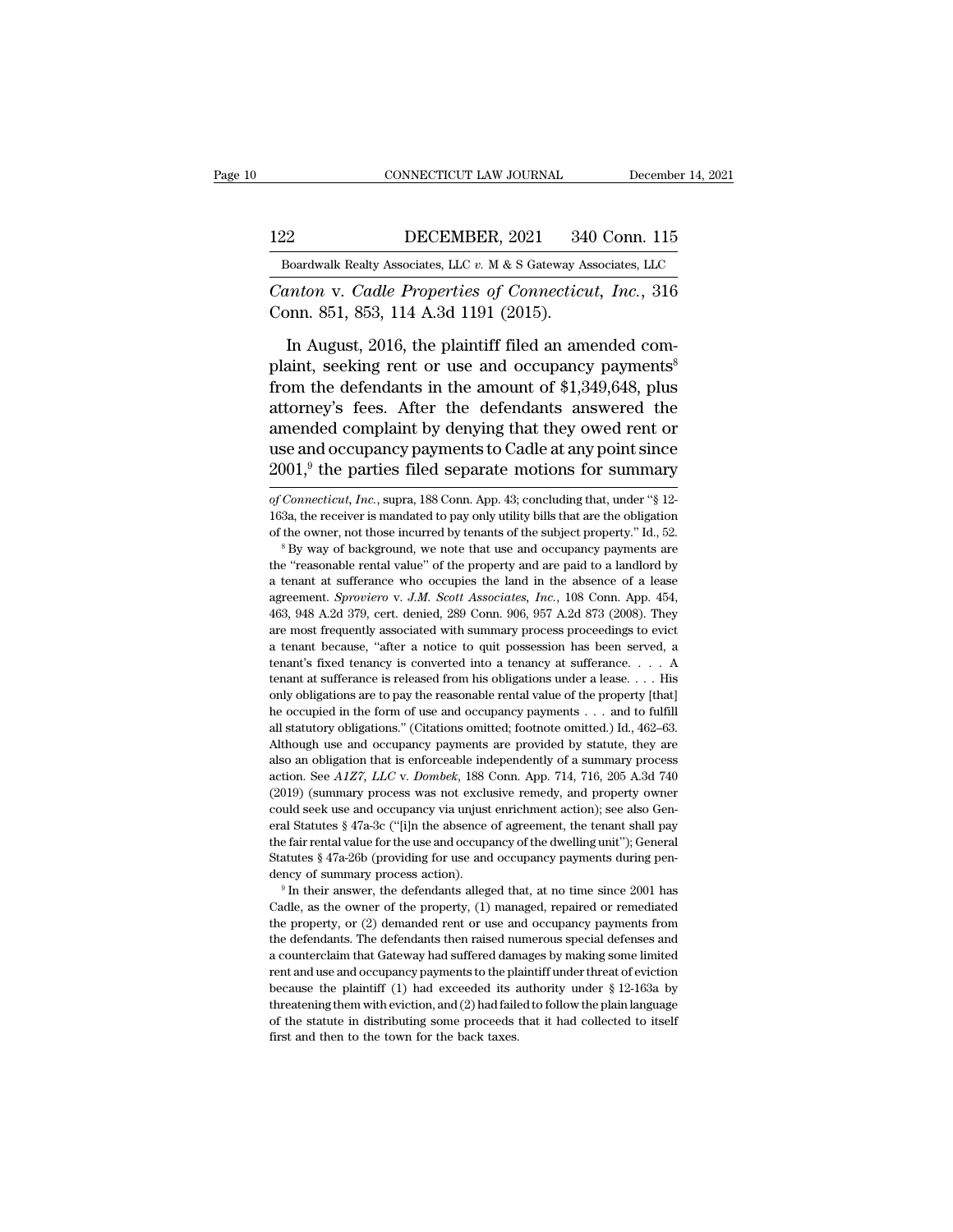*Canton* v. *Cadle Properties of Connecticut, Inc.*, 316 Conn. 851, 853, 114 A.3d 1191 (2015).

In August, 2016, the plaintiff filed an amended complaint, seeking rent or use and occupancy payments[8] from the defendants in the amount of $1,349,648, plus attorney's fees. After the defendants answered the amended complaint by denying that they owed rent or use and occupancy payments to Cadle at any point since 2001,[9] the parties filed separate motions for summary

*of Connecticut, Inc.*, supra, 188 Conn. App. 43; concluding that, under "§ 12-163a, the receiver is mandated to pay only utility bills that are the obligation of the owner, not those incurred by tenants of the subject property." Id., 52.

[8] By way of background, we note that use and occupancy payments are the "reasonable rental value" of the property and are paid to a landlord by a tenant at sufferance who occupies the land in the absence of a lease agreement. *Sproviero* v. *J.M. Scott Associates, Inc.*, 108 Conn. App. 454, 463, 948 A.2d 379, cert. denied, 289 Conn. 906, 957 A.2d 873 (2008). They are most frequently associated with summary process proceedings to evict a tenant because, "after a notice to quit possession has been served, a tenant's fixed tenancy is converted into a tenancy at sufferance. . . . A tenant at sufferance is released from his obligations under a lease. . . . His only obligations are to pay the reasonable rental value of the property [that] he occupied in the form of use and occupancy payments . . . and to fulfill all statutory obligations." (Citations omitted; footnote omitted.) Id., 462–63. Although use and occupancy payments are provided by statute, they are also an obligation that is enforceable independently of a summary process action. See *A1Z7, LLC* v. *Dombek*, 188 Conn. App. 714, 716, 205 A.3d 740 (2019) (summary process was not exclusive remedy, and property owner could seek use and occupancy via unjust enrichment action); see also General Statutes § 47a-3c ("[i]n the absence of agreement, the tenant shall pay the fair rental value for the use and occupancy of the dwelling unit"); General Statutes § 47a-26b (providing for use and occupancy payments during pendency of summary process action).

[9] In their answer, the defendants alleged that, at no time since 2001 has Cadle, as the owner of the property, (1) managed, repaired or remediated the property, or (2) demanded rent or use and occupancy payments from the defendants. The defendants then raised numerous special defenses and a counterclaim that Gateway had suffered damages by making some limited rent and use and occupancy payments to the plaintiff under threat of eviction because the plaintiff (1) had exceeded its authority under § 12-163a by threatening them with eviction, and (2) had failed to follow the plain language of the statute in distributing some proceeds that it had collected to itself first and then to the town for the back taxes.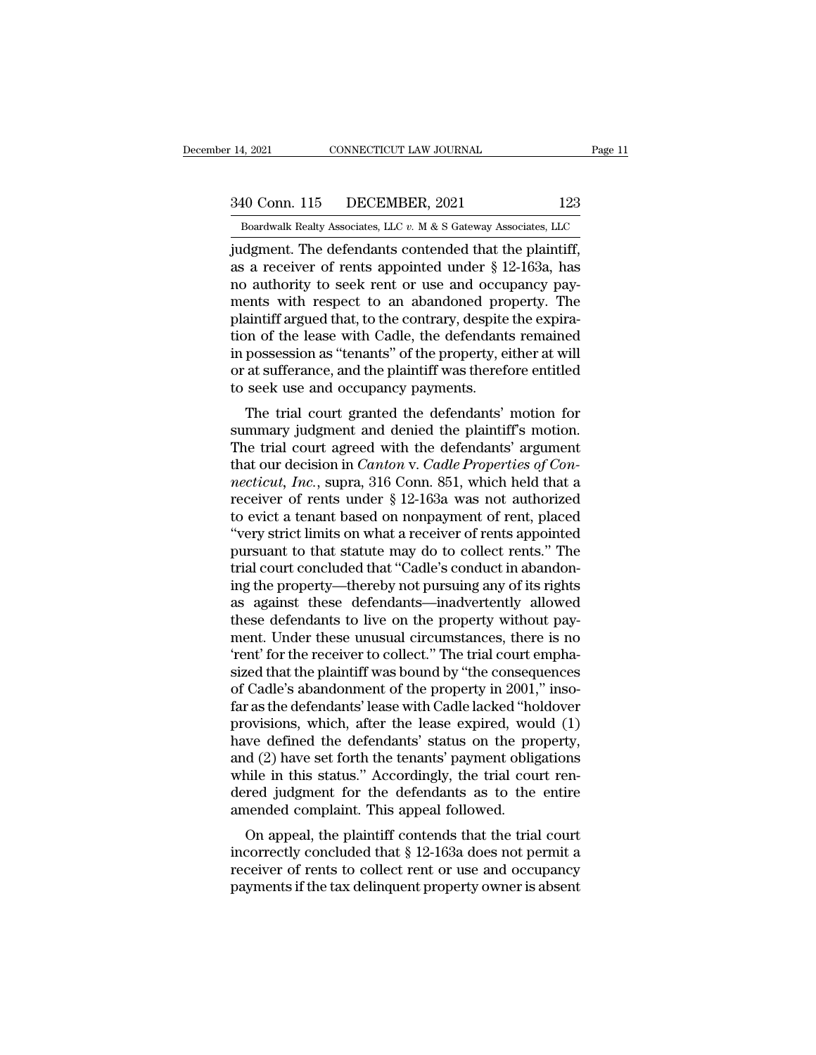judgment. The defendants contended that the plaintiff, as a receiver of rents appointed under § 12-163a, has no authority to seek rent or use and occupancy payments with respect to an abandoned property. The plaintiff argued that, to the contrary, despite the expiration of the lease with Cadle, the defendants remained in possession as "tenants" of the property, either at will or at sufferance, and the plaintiff was therefore entitled to seek use and occupancy payments.

The trial court granted the defendants' motion for summary judgment and denied the plaintiff's motion. The trial court agreed with the defendants' argument that our decision in *Canton* v. *Cadle Properties of Connecticut, Inc.*, supra, 316 Conn. 851, which held that a receiver of rents under § 12-163a was not authorized to evict a tenant based on nonpayment of rent, placed "very strict limits on what a receiver of rents appointed pursuant to that statute may do to collect rents." The trial court concluded that "Cadle's conduct in abandoning the property—thereby not pursuing any of its rights as against these defendants—inadvertently allowed these defendants to live on the property without payment. Under these unusual circumstances, there is no 'rent' for the receiver to collect." The trial court emphasized that the plaintiff was bound by "the consequences of Cadle's abandonment of the property in 2001," insofar as the defendants' lease with Cadle lacked "holdover provisions, which, after the lease expired, would (1) have defined the defendants' status on the property, and (2) have set forth the tenants' payment obligations while in this status." Accordingly, the trial court rendered judgment for the defendants as to the entire amended complaint. This appeal followed.

On appeal, the plaintiff contends that the trial court incorrectly concluded that § 12-163a does not permit a receiver of rents to collect rent or use and occupancy payments if the tax delinquent property owner is absent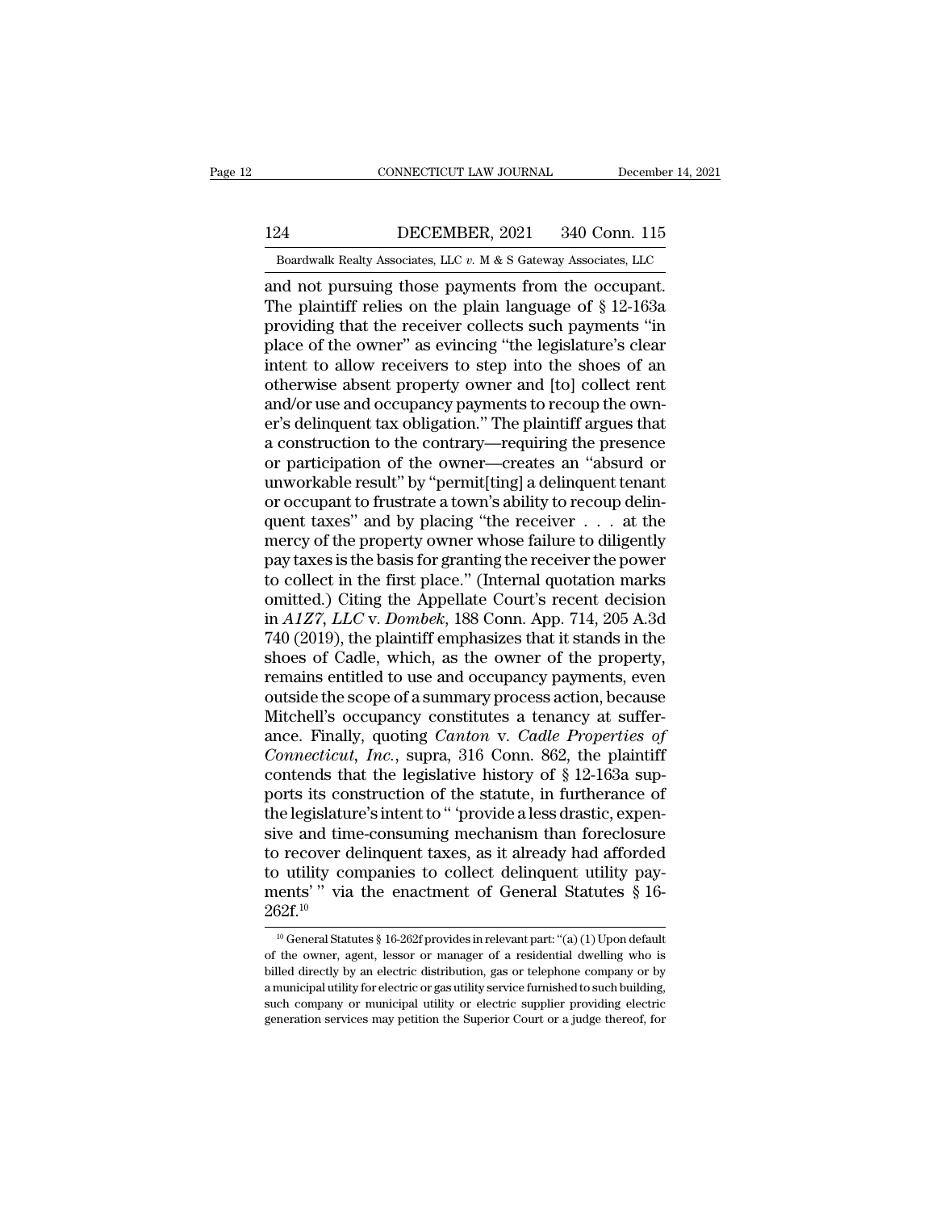and not pursuing those payments from the occupant. The plaintiff relies on the plain language of § 12-163a providing that the receiver collects such payments "in place of the owner" as evincing "the legislature's clear intent to allow receivers to step into the shoes of an otherwise absent property owner and [to] collect rent and/or use and occupancy payments to recoup the owner's delinquent tax obligation." The plaintiff argues that a construction to the contrary—requiring the presence or participation of the owner—creates an "absurd or unworkable result" by "permit[ting] a delinquent tenant or occupant to frustrate a town's ability to recoup delinquent taxes" and by placing "the receiver . . . at the mercy of the property owner whose failure to diligently pay taxes is the basis for granting the receiver the power to collect in the first place." (Internal quotation marks omitted.) Citing the Appellate Court's recent decision in *A1Z7, LLC* v. *Dombek*, 188 Conn. App. 714, 205 A.3d 740 (2019), the plaintiff emphasizes that it stands in the shoes of Cadle, which, as the owner of the property, remains entitled to use and occupancy payments, even outside the scope of a summary process action, because Mitchell's occupancy constitutes a tenancy at sufferance. Finally, quoting *Canton* v. *Cadle Properties of Connecticut, Inc.*, supra, 316 Conn. 862, the plaintiff contends that the legislative history of § 12-163a supports its construction of the statute, in furtherance of the legislature's intent to " 'provide a less drastic, expensive and time-consuming mechanism than foreclosure to recover delinquent taxes, as it already had afforded to utility companies to collect delinquent utility payments' " via the enactment of General Statutes § 16-262f.[10]

[10] General Statutes § 16-262f provides in relevant part: "(a) (1) Upon default of the owner, agent, lessor or manager of a residential dwelling who is billed directly by an electric distribution, gas or telephone company or by a municipal utility for electric or gas utility service furnished to such building, such company or municipal utility or electric supplier providing electric generation services may petition the Superior Court or a judge thereof, for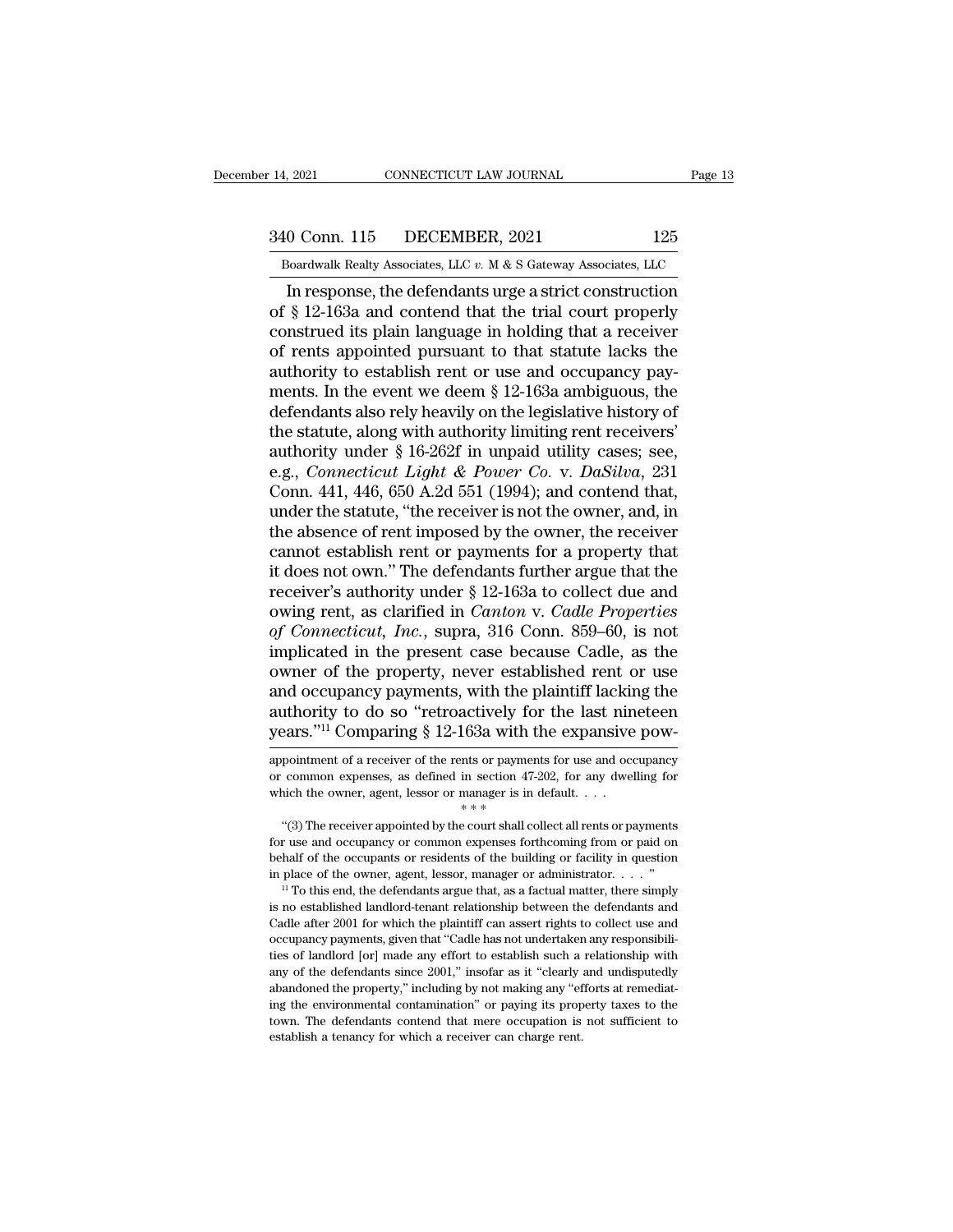In response, the defendants urge a strict construction of § 12-163a and contend that the trial court properly construed its plain language in holding that a receiver of rents appointed pursuant to that statute lacks the authority to establish rent or use and occupancy payments. In the event we deem § 12-163a ambiguous, the defendants also rely heavily on the legislative history of the statute, along with authority limiting rent receivers' authority under § 16-262f in unpaid utility cases; see, e.g., *Connecticut Light & Power Co.* v. *DaSilva*, 231 Conn. 441, 446, 650 A.2d 551 (1994); and contend that, under the statute, "the receiver is not the owner, and, in the absence of rent imposed by the owner, the receiver cannot establish rent or payments for a property that it does not own." The defendants further argue that the receiver's authority under § 12-163a to collect due and owing rent, as clarified in *Canton* v. *Cadle Properties of Connecticut, Inc.*, supra, 316 Conn. 859–60, is not implicated in the present case because Cadle, as the owner of the property, never established rent or use and occupancy payments, with the plaintiff lacking the authority to do so "retroactively for the last nineteen years."[11] Comparing § 12-163a with the expansive pow-

appointment of a receiver of the rents or payments for use and occupancy or common expenses, as defined in section 47-202, for any dwelling for which the owner, agent, lessor or manager is in default. . . .

\* \* \*

"(3) The receiver appointed by the court shall collect all rents or payments for use and occupancy or common expenses forthcoming from or paid on behalf of the occupants or residents of the building or facility in question in place of the owner, agent, lessor, manager or administrator. . . . "

[11] To this end, the defendants argue that, as a factual matter, there simply is no established landlord-tenant relationship between the defendants and Cadle after 2001 for which the plaintiff can assert rights to collect use and occupancy payments, given that "Cadle has not undertaken any responsibilities of landlord [or] made any effort to establish such a relationship with any of the defendants since 2001," insofar as it "clearly and undisputedly abandoned the property," including by not making any "efforts at remediating the environmental contamination" or paying its property taxes to the town. The defendants contend that mere occupation is not sufficient to establish a tenancy for which a receiver can charge rent.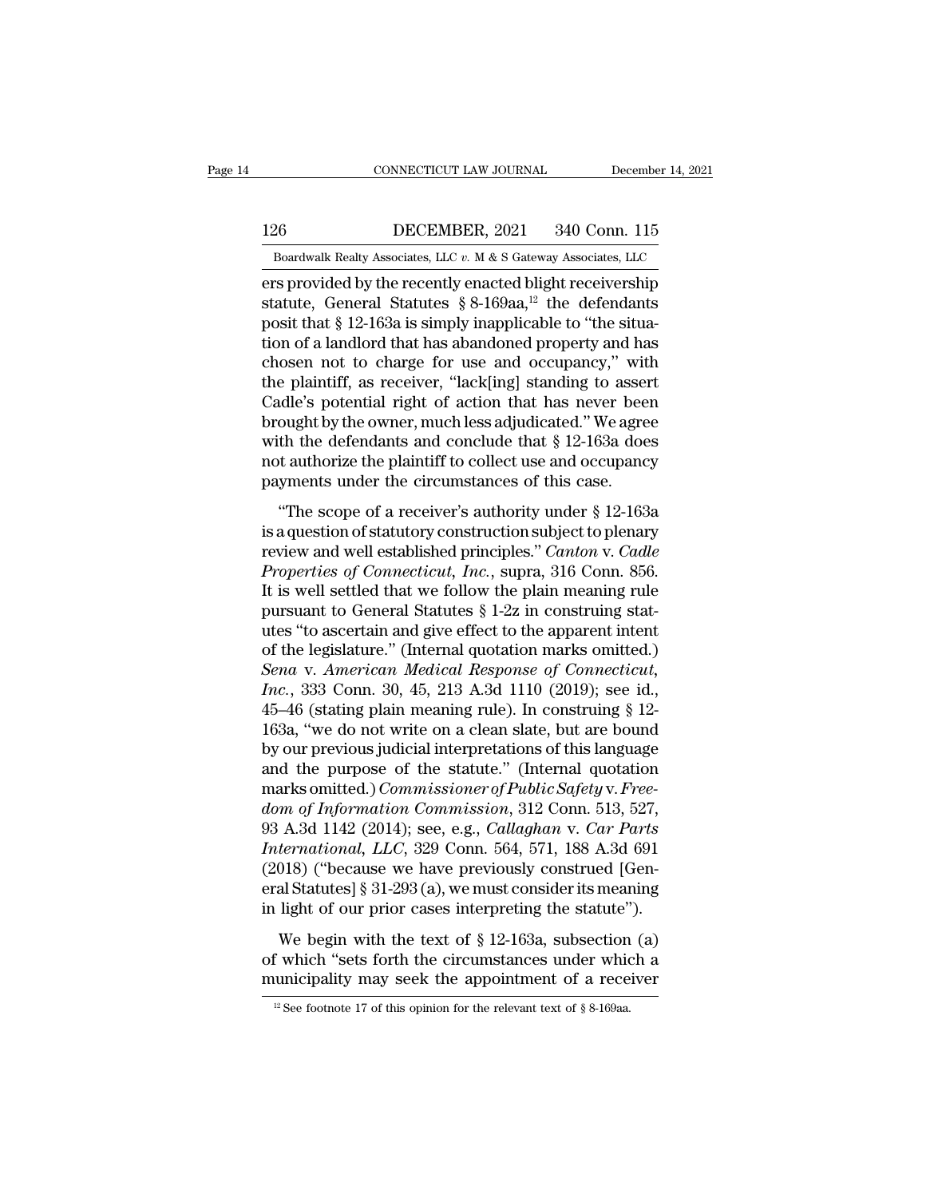ers provided by the recently enacted blight receivership statute, General Statutes § 8-169aa,[12] the defendants posit that § 12-163a is simply inapplicable to "the situation of a landlord that has abandoned property and has chosen not to charge for use and occupancy," with the plaintiff, as receiver, "lack[ing] standing to assert Cadle's potential right of action that has never been brought by the owner, much less adjudicated." We agree with the defendants and conclude that § 12-163a does not authorize the plaintiff to collect use and occupancy payments under the circumstances of this case.

"The scope of a receiver's authority under § 12-163a is a question of statutory construction subject to plenary review and well established principles." *Canton* v. *Cadle Properties of Connecticut, Inc.*, supra, 316 Conn. 856. It is well settled that we follow the plain meaning rule pursuant to General Statutes § 1-2z in construing statutes "to ascertain and give effect to the apparent intent of the legislature." (Internal quotation marks omitted.) *Sena* v. *American Medical Response of Connecticut, Inc.*, 333 Conn. 30, 45, 213 A.3d 1110 (2019); see id., 45–46 (stating plain meaning rule). In construing § 12-163a, "we do not write on a clean slate, but are bound by our previous judicial interpretations of this language and the purpose of the statute." (Internal quotation marks omitted.) *Commissioner of Public Safety* v. *Freedom of Information Commission*, 312 Conn. 513, 527, 93 A.3d 1142 (2014); see, e.g., *Callaghan* v. *Car Parts International, LLC*, 329 Conn. 564, 571, 188 A.3d 691 (2018) ("because we have previously construed [General Statutes] § 31-293 (a), we must consider its meaning in light of our prior cases interpreting the statute").

We begin with the text of § 12-163a, subsection (a) of which "sets forth the circumstances under which a municipality may seek the appointment of a receiver

[12] See footnote 17 of this opinion for the relevant text of § 8-169aa.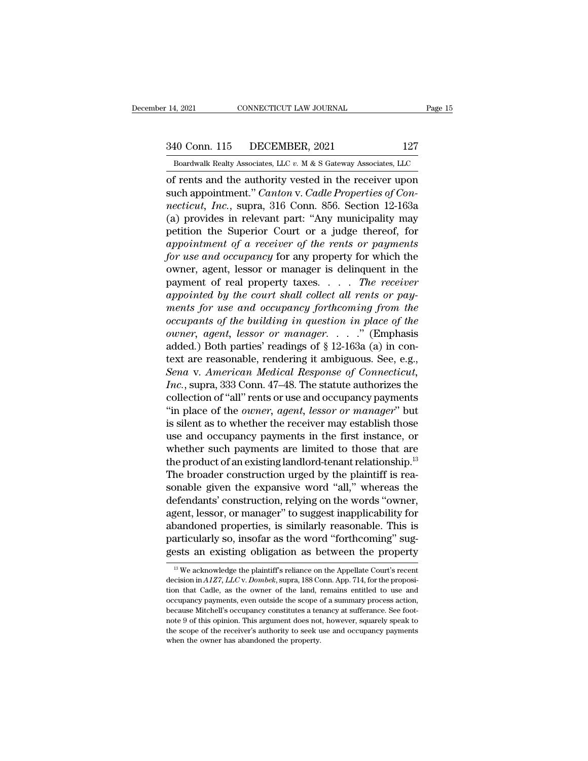of rents and the authority vested in the receiver upon such appointment." *Canton* v. *Cadle Properties of Connecticut, Inc.*, supra, 316 Conn. 856. Section 12-163a (a) provides in relevant part: "Any municipality may petition the Superior Court or a judge thereof, for *appointment of a receiver of the rents or payments for use and occupancy* for any property for which the owner, agent, lessor or manager is delinquent in the payment of real property taxes. . . . *The receiver appointed by the court shall collect all rents or payments for use and occupancy forthcoming from the occupants of the building in question in place of the owner, agent, lessor or manager*. . . ." (Emphasis added.) Both parties' readings of § 12-163a (a) in context are reasonable, rendering it ambiguous. See, e.g., *Sena* v. *American Medical Response of Connecticut, Inc.*, supra, 333 Conn. 47–48. The statute authorizes the collection of "all" rents or use and occupancy payments "in place of the *owner, agent, lessor or manager*" but is silent as to whether the receiver may establish those use and occupancy payments in the first instance, or whether such payments are limited to those that are the product of an existing landlord-tenant relationship.[13] The broader construction urged by the plaintiff is reasonable given the expansive word "all," whereas the defendants' construction, relying on the words "owner, agent, lessor, or manager" to suggest inapplicability for abandoned properties, is similarly reasonable. This is particularly so, insofar as the word "forthcoming" suggests an existing obligation as between the property

[13] We acknowledge the plaintiff's reliance on the Appellate Court's recent decision in *A1Z7, LLC* v. *Dombek*, supra, 188 Conn. App. 714, for the proposition that Cadle, as the owner of the land, remains entitled to use and occupancy payments, even outside the scope of a summary process action, because Mitchell's occupancy constitutes a tenancy at sufferance. See footnote 9 of this opinion. This argument does not, however, squarely speak to the scope of the receiver's authority to seek use and occupancy payments when the owner has abandoned the property.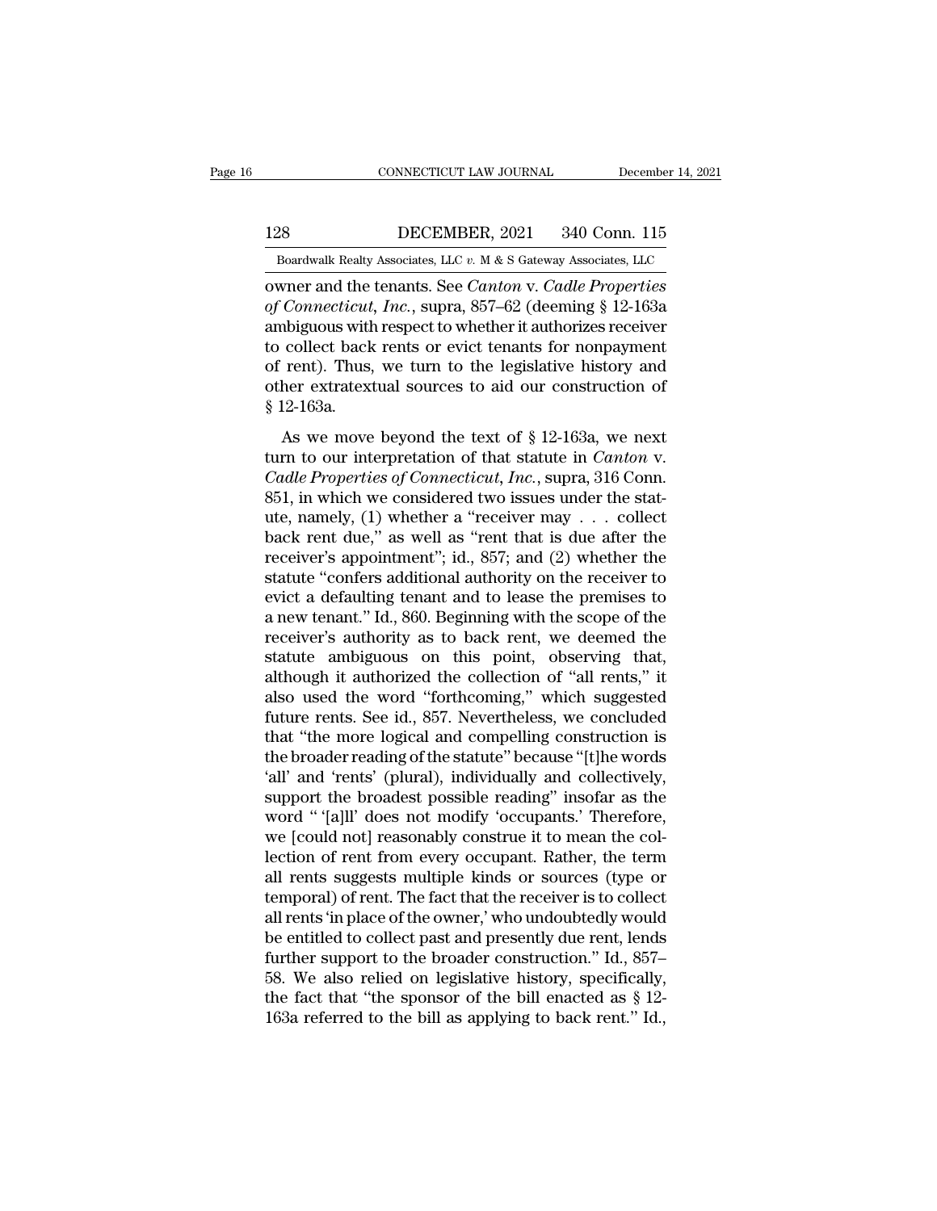owner and the tenants. See *Canton* v. *Cadle Properties of Connecticut, Inc.*, supra, 857–62 (deeming § 12-163a ambiguous with respect to whether it authorizes receiver to collect back rents or evict tenants for nonpayment of rent). Thus, we turn to the legislative history and other extratextual sources to aid our construction of § 12-163a.

As we move beyond the text of § 12-163a, we next turn to our interpretation of that statute in *Canton* v. *Cadle Properties of Connecticut, Inc.*, supra, 316 Conn. 851, in which we considered two issues under the statute, namely, (1) whether a "receiver may . . . collect back rent due," as well as "rent that is due after the receiver's appointment"; id., 857; and (2) whether the statute "confers additional authority on the receiver to evict a defaulting tenant and to lease the premises to a new tenant." Id., 860. Beginning with the scope of the receiver's authority as to back rent, we deemed the statute ambiguous on this point, observing that, although it authorized the collection of "all rents," it also used the word "forthcoming," which suggested future rents. See id., 857. Nevertheless, we concluded that "the more logical and compelling construction is the broader reading of the statute" because "[t]he words 'all' and 'rents' (plural), individually and collectively, support the broadest possible reading" insofar as the word " '[a]ll' does not modify 'occupants.' Therefore, we [could not] reasonably construe it to mean the collection of rent from every occupant. Rather, the term all rents suggests multiple kinds or sources (type or temporal) of rent. The fact that the receiver is to collect all rents 'in place of the owner,' who undoubtedly would be entitled to collect past and presently due rent, lends further support to the broader construction." Id., 857–58. We also relied on legislative history, specifically, the fact that "the sponsor of the bill enacted as § 12-163a referred to the bill as applying to back rent." Id.,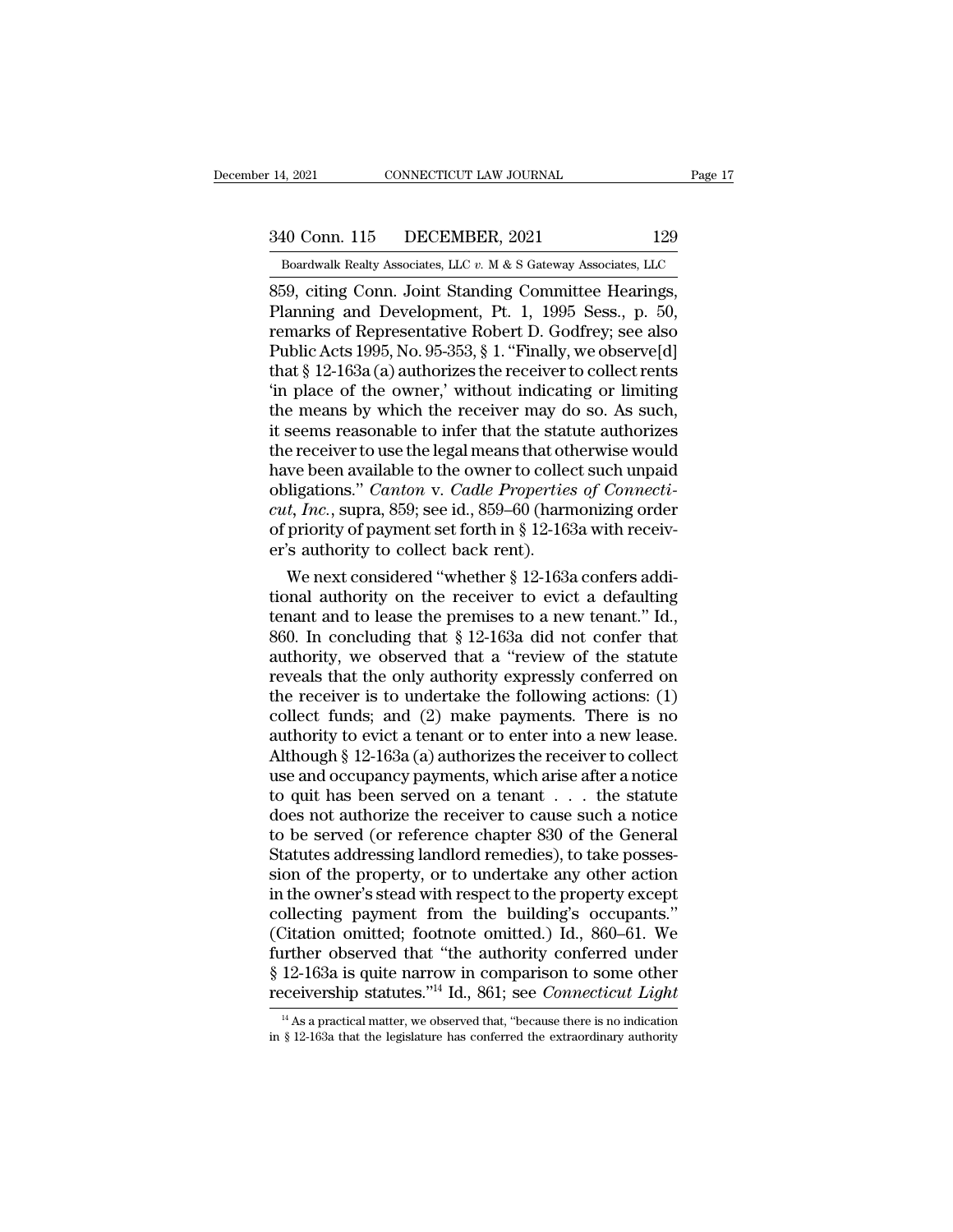859, citing Conn. Joint Standing Committee Hearings, Planning and Development, Pt. 1, 1995 Sess., p. 50, remarks of Representative Robert D. Godfrey; see also Public Acts 1995, No. 95-353, § 1. "Finally, we observe[d] that § 12-163a (a) authorizes the receiver to collect rents 'in place of the owner,' without indicating or limiting the means by which the receiver may do so. As such, it seems reasonable to infer that the statute authorizes the receiver to use the legal means that otherwise would have been available to the owner to collect such unpaid obligations." *Canton* v. *Cadle Properties of Connecticut, Inc.*, supra, 859; see id., 859–60 (harmonizing order of priority of payment set forth in § 12-163a with receiver's authority to collect back rent).

We next considered "whether § 12-163a confers additional authority on the receiver to evict a defaulting tenant and to lease the premises to a new tenant." Id., 860. In concluding that § 12-163a did not confer that authority, we observed that a "review of the statute reveals that the only authority expressly conferred on the receiver is to undertake the following actions: (1) collect funds; and (2) make payments. There is no authority to evict a tenant or to enter into a new lease. Although § 12-163a (a) authorizes the receiver to collect use and occupancy payments, which arise after a notice to quit has been served on a tenant . . . the statute does not authorize the receiver to cause such a notice to be served (or reference chapter 830 of the General Statutes addressing landlord remedies), to take possession of the property, or to undertake any other action in the owner's stead with respect to the property except collecting payment from the building's occupants." (Citation omitted; footnote omitted.) Id., 860–61. We further observed that "the authority conferred under § 12-163a is quite narrow in comparison to some other receivership statutes."[14] Id., 861; see *Connecticut Light*

[14] As a practical matter, we observed that, "because there is no indication in § 12-163a that the legislature has conferred the extraordinary authority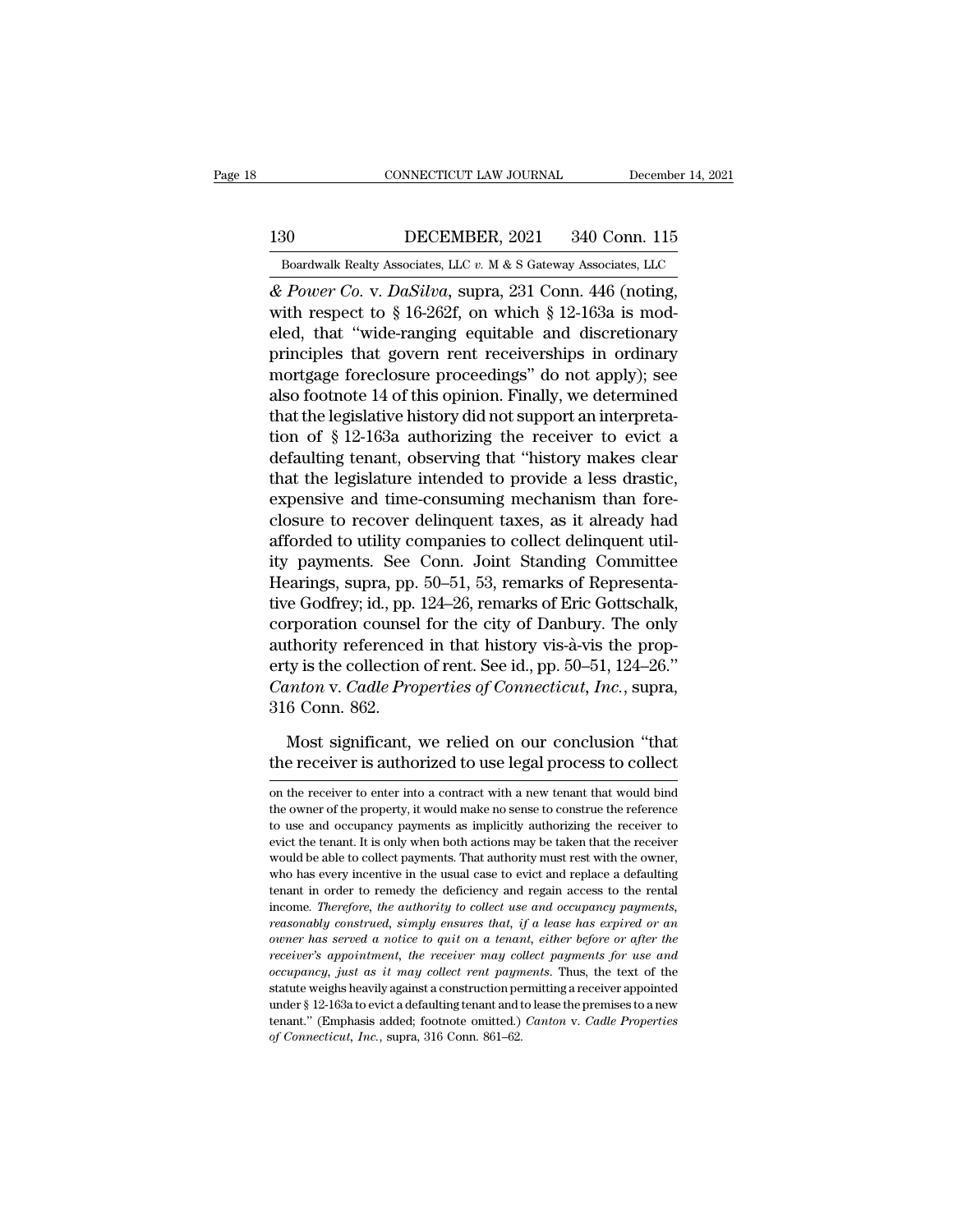*& Power Co.* v. *DaSilva*, supra, 231 Conn. 446 (noting, with respect to § 16-262f, on which § 12-163a is modeled, that "wide-ranging equitable and discretionary principles that govern rent receiverships in ordinary mortgage foreclosure proceedings" do not apply); see also footnote 14 of this opinion. Finally, we determined that the legislative history did not support an interpretation of § 12-163a authorizing the receiver to evict a defaulting tenant, observing that "history makes clear that the legislature intended to provide a less drastic, expensive and time-consuming mechanism than foreclosure to recover delinquent taxes, as it already had afforded to utility companies to collect delinquent utility payments. See Conn. Joint Standing Committee Hearings, supra, pp. 50–51, 53, remarks of Representative Godfrey; id., pp. 124–26, remarks of Eric Gottschalk, corporation counsel for the city of Danbury. The only authority referenced in that history vis-à-vis the property is the collection of rent. See id., pp. 50–51, 124–26." *Canton* v. *Cadle Properties of Connecticut, Inc.*, supra, 316 Conn. 862.

Most significant, we relied on our conclusion "that the receiver is authorized to use legal process to collect

---

on the receiver to enter into a contract with a new tenant that would bind the owner of the property, it would make no sense to construe the reference to use and occupancy payments as implicitly authorizing the receiver to evict the tenant. It is only when both actions may be taken that the receiver would be able to collect payments. That authority must rest with the owner, who has every incentive in the usual case to evict and replace a defaulting tenant in order to remedy the deficiency and regain access to the rental income. *Therefore, the authority to collect use and occupancy payments, reasonably construed, simply ensures that, if a lease has expired or an owner has served a notice to quit on a tenant, either before or after the receiver's appointment, the receiver may collect payments for use and occupancy, just as it may collect rent payments.* Thus, the text of the statute weighs heavily against a construction permitting a receiver appointed under § 12-163a to evict a defaulting tenant and to lease the premises to a new tenant." (Emphasis added; footnote omitted.) *Canton* v. *Cadle Properties of Connecticut, Inc.*, supra, 316 Conn. 861–62.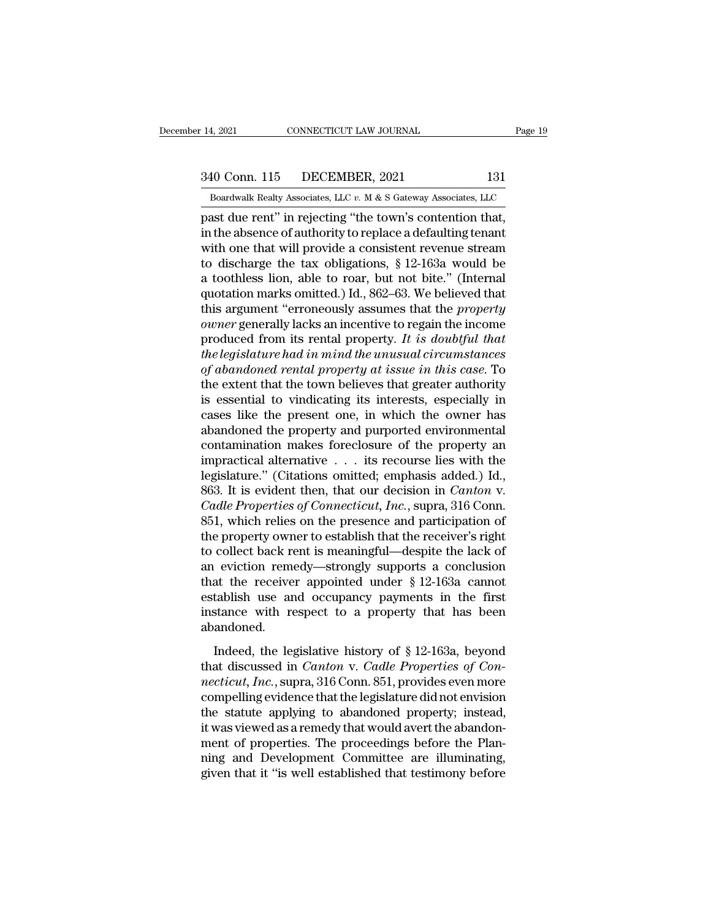past due rent" in rejecting "the town's contention that, in the absence of authority to replace a defaulting tenant with one that will provide a consistent revenue stream to discharge the tax obligations, § 12-163a would be a toothless lion, able to roar, but not bite." (Internal quotation marks omitted.) Id., 862–63. We believed that this argument "erroneously assumes that the *property owner* generally lacks an incentive to regain the income produced from its rental property. *It is doubtful that the legislature had in mind the unusual circumstances of abandoned rental property at issue in this case.* To the extent that the town believes that greater authority is essential to vindicating its interests, especially in cases like the present one, in which the owner has abandoned the property and purported environmental contamination makes foreclosure of the property an impractical alternative . . . its recourse lies with the legislature." (Citations omitted; emphasis added.) Id., 863. It is evident then, that our decision in *Canton* v. *Cadle Properties of Connecticut, Inc.*, supra, 316 Conn. 851, which relies on the presence and participation of the property owner to establish that the receiver's right to collect back rent is meaningful—despite the lack of an eviction remedy—strongly supports a conclusion that the receiver appointed under § 12-163a cannot establish use and occupancy payments in the first instance with respect to a property that has been abandoned.

Indeed, the legislative history of § 12-163a, beyond that discussed in *Canton* v. *Cadle Properties of Connecticut, Inc.*, supra, 316 Conn. 851, provides even more compelling evidence that the legislature did not envision the statute applying to abandoned property; instead, it was viewed as a remedy that would avert the abandonment of properties. The proceedings before the Planning and Development Committee are illuminating, given that it "is well established that testimony before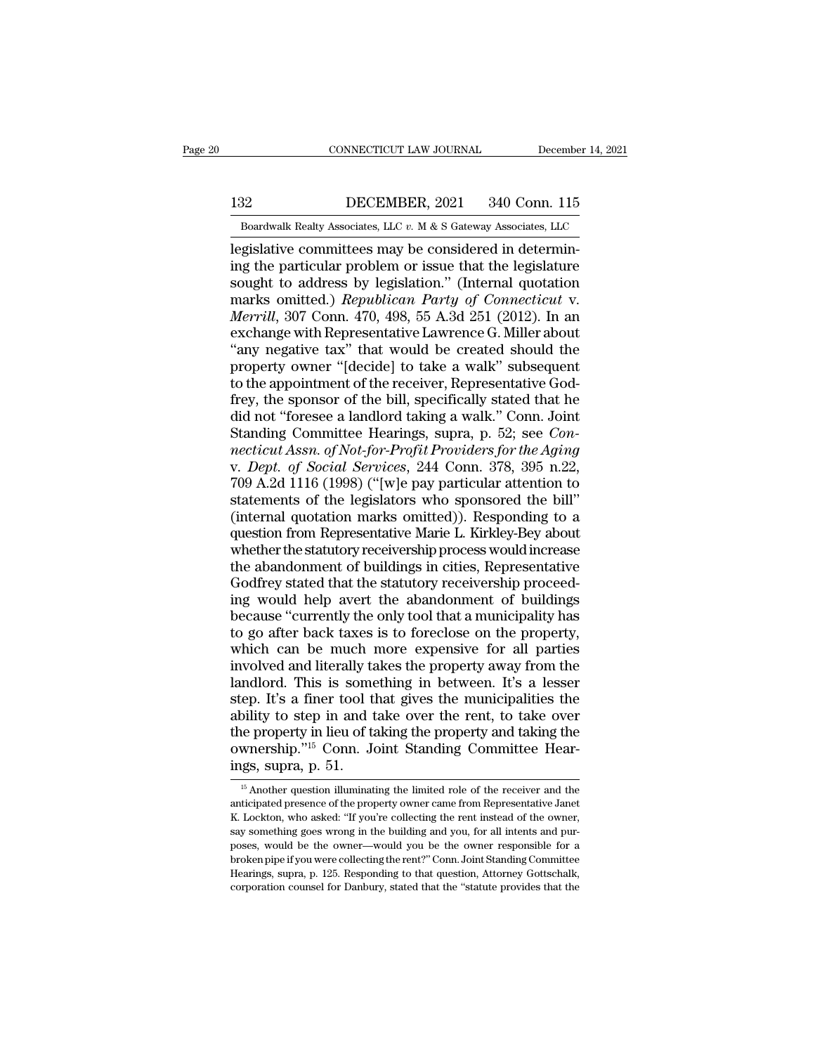legislative committees may be considered in determining the particular problem or issue that the legislature sought to address by legislation." (Internal quotation marks omitted.) *Republican Party of Connecticut* v. *Merrill*, 307 Conn. 470, 498, 55 A.3d 251 (2012). In an exchange with Representative Lawrence G. Miller about "any negative tax" that would be created should the property owner "[decide] to take a walk" subsequent to the appointment of the receiver, Representative Godfrey, the sponsor of the bill, specifically stated that he did not "foresee a landlord taking a walk." Conn. Joint Standing Committee Hearings, supra, p. 52; see *Connecticut Assn. of Not-for-Profit Providers for the Aging* v. *Dept. of Social Services*, 244 Conn. 378, 395 n.22, 709 A.2d 1116 (1998) ("[w]e pay particular attention to statements of the legislators who sponsored the bill" (internal quotation marks omitted)). Responding to a question from Representative Marie L. Kirkley-Bey about whether the statutory receivership process would increase the abandonment of buildings in cities, Representative Godfrey stated that the statutory receivership proceeding would help avert the abandonment of buildings because "currently the only tool that a municipality has to go after back taxes is to foreclose on the property, which can be much more expensive for all parties involved and literally takes the property away from the landlord. This is something in between. It's a lesser step. It's a finer tool that gives the municipalities the ability to step in and take over the rent, to take over the property in lieu of taking the property and taking the ownership."[15] Conn. Joint Standing Committee Hearings, supra, p. 51.

[15] Another question illuminating the limited role of the receiver and the anticipated presence of the property owner came from Representative Janet K. Lockton, who asked: "If you're collecting the rent instead of the owner, say something goes wrong in the building and you, for all intents and purposes, would be the owner—would you be the owner responsible for a broken pipe if you were collecting the rent?" Conn. Joint Standing Committee Hearings, supra, p. 125. Responding to that question, Attorney Gottschalk, corporation counsel for Danbury, stated that the "statute provides that the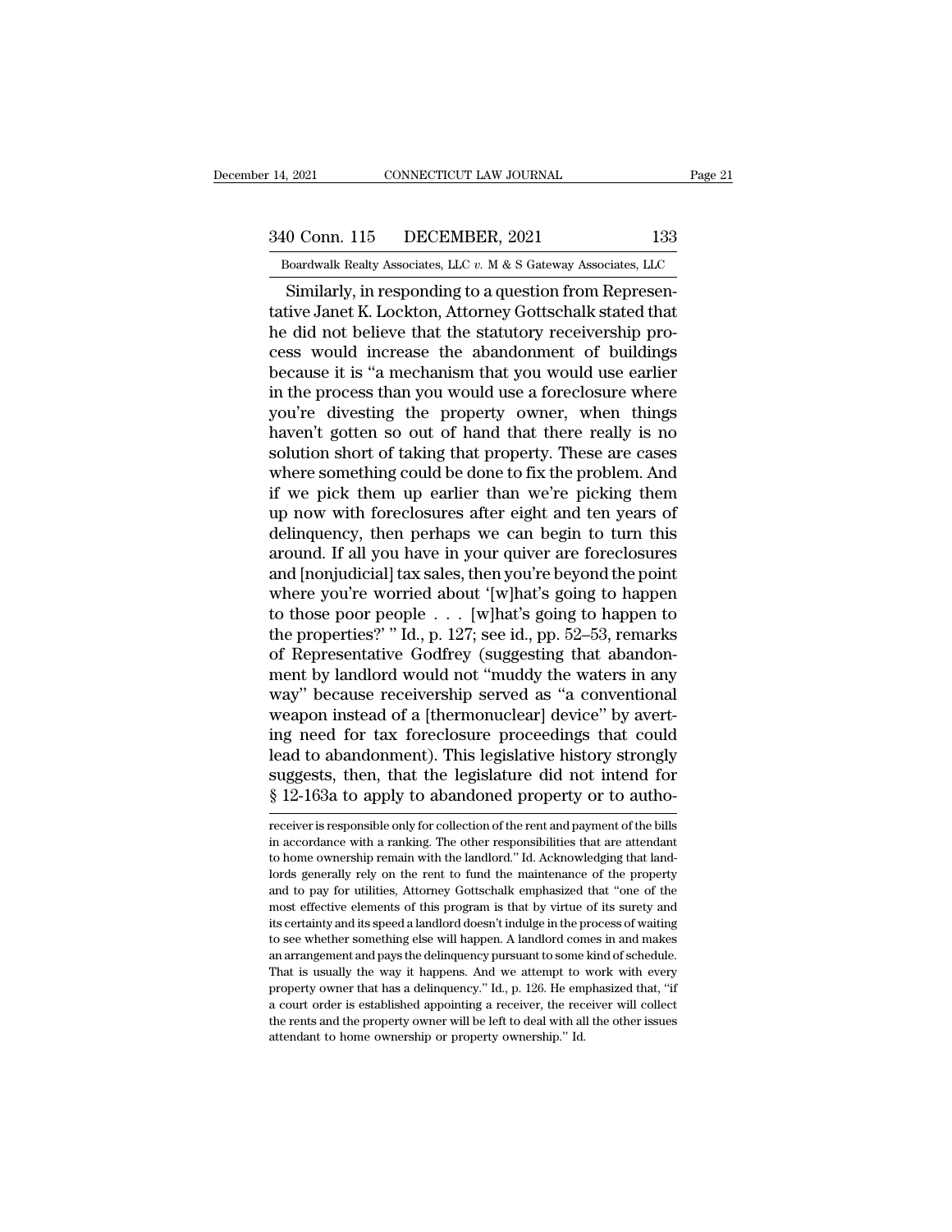Similarly, in responding to a question from Representative Janet K. Lockton, Attorney Gottschalk stated that he did not believe that the statutory receivership process would increase the abandonment of buildings because it is "a mechanism that you would use earlier in the process than you would use a foreclosure where you're divesting the property owner, when things haven't gotten so out of hand that there really is no solution short of taking that property. These are cases where something could be done to fix the problem. And if we pick them up earlier than we're picking them up now with foreclosures after eight and ten years of delinquency, then perhaps we can begin to turn this around. If all you have in your quiver are foreclosures and [nonjudicial] tax sales, then you're beyond the point where you're worried about '[w]hat's going to happen to those poor people . . . [w]hat's going to happen to the properties?' " Id., p. 127; see id., pp. 52–53, remarks of Representative Godfrey (suggesting that abandonment by landlord would not "muddy the waters in any way" because receivership served as "a conventional weapon instead of a [thermonuclear] device" by averting need for tax foreclosure proceedings that could lead to abandonment). This legislative history strongly suggests, then, that the legislature did not intend for § 12-163a to apply to abandoned property or to autho-

receiver is responsible only for collection of the rent and payment of the bills in accordance with a ranking. The other responsibilities that are attendant to home ownership remain with the landlord." Id. Acknowledging that landlords generally rely on the rent to fund the maintenance of the property and to pay for utilities, Attorney Gottschalk emphasized that "one of the most effective elements of this program is that by virtue of its surety and its certainty and its speed a landlord doesn't indulge in the process of waiting to see whether something else will happen. A landlord comes in and makes an arrangement and pays the delinquency pursuant to some kind of schedule. That is usually the way it happens. And we attempt to work with every property owner that has a delinquency." Id., p. 126. He emphasized that, "if a court order is established appointing a receiver, the receiver will collect the rents and the property owner will be left to deal with all the other issues attendant to home ownership or property ownership." Id.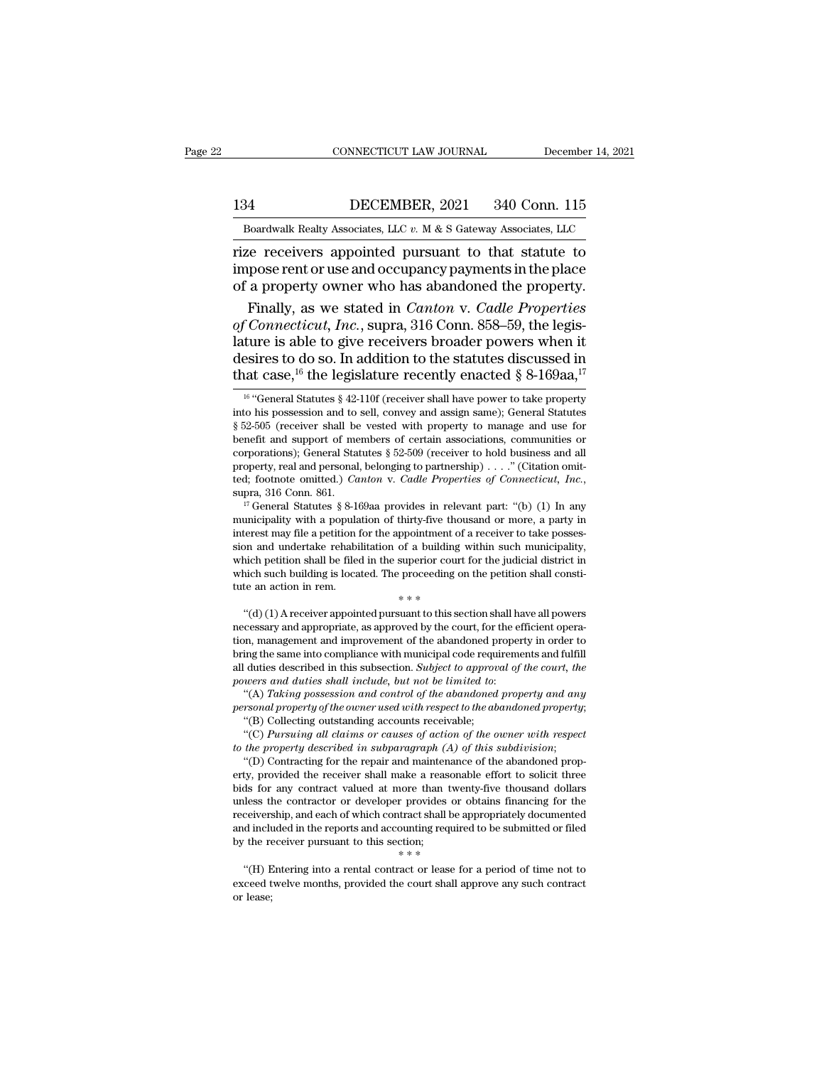rize receivers appointed pursuant to that statute to impose rent or use and occupancy payments in the place of a property owner who has abandoned the property.

Finally, as we stated in *Canton* v. *Cadle Properties of Connecticut, Inc.*, supra, 316 Conn. 858–59, the legislature is able to give receivers broader powers when it desires to do so. In addition to the statutes discussed in that case,[16] the legislature recently enacted § 8-169aa,[17]

[16] "General Statutes § 42-110f (receiver shall have power to take property into his possession and to sell, convey and assign same); General Statutes § 52-505 (receiver shall be vested with property to manage and use for benefit and support of members of certain associations, communities or corporations); General Statutes § 52-509 (receiver to hold business and all property, real and personal, belonging to partnership) . . . ." (Citation omitted; footnote omitted.) *Canton* v. *Cadle Properties of Connecticut, Inc.*, supra, 316 Conn. 861.

[17] General Statutes § 8-169aa provides in relevant part: "(b) (1) In any municipality with a population of thirty-five thousand or more, a party in interest may file a petition for the appointment of a receiver to take possession and undertake rehabilitation of a building within such municipality, which petition shall be filed in the superior court for the judicial district in which such building is located. The proceeding on the petition shall constitute an action in rem.

\* \* \*

"(d) (1) A receiver appointed pursuant to this section shall have all powers necessary and appropriate, as approved by the court, for the efficient operation, management and improvement of the abandoned property in order to bring the same into compliance with municipal code requirements and fulfill all duties described in this subsection. *Subject to approval of the court, the powers and duties shall include, but not be limited to*:

"(A) *Taking possession and control of the abandoned property and any personal property of the owner used with respect to the abandoned property*;

"(B) Collecting outstanding accounts receivable;

"(C) *Pursuing all claims or causes of action of the owner with respect to the property described in subparagraph (A) of this subdivision*;

"(D) Contracting for the repair and maintenance of the abandoned property, provided the receiver shall make a reasonable effort to solicit three bids for any contract valued at more than twenty-five thousand dollars unless the contractor or developer provides or obtains financing for the receivership, and each of which contract shall be appropriately documented and included in the reports and accounting required to be submitted or filed by the receiver pursuant to this section;

\* \* \*

"(H) Entering into a rental contract or lease for a period of time not to exceed twelve months, provided the court shall approve any such contract or lease;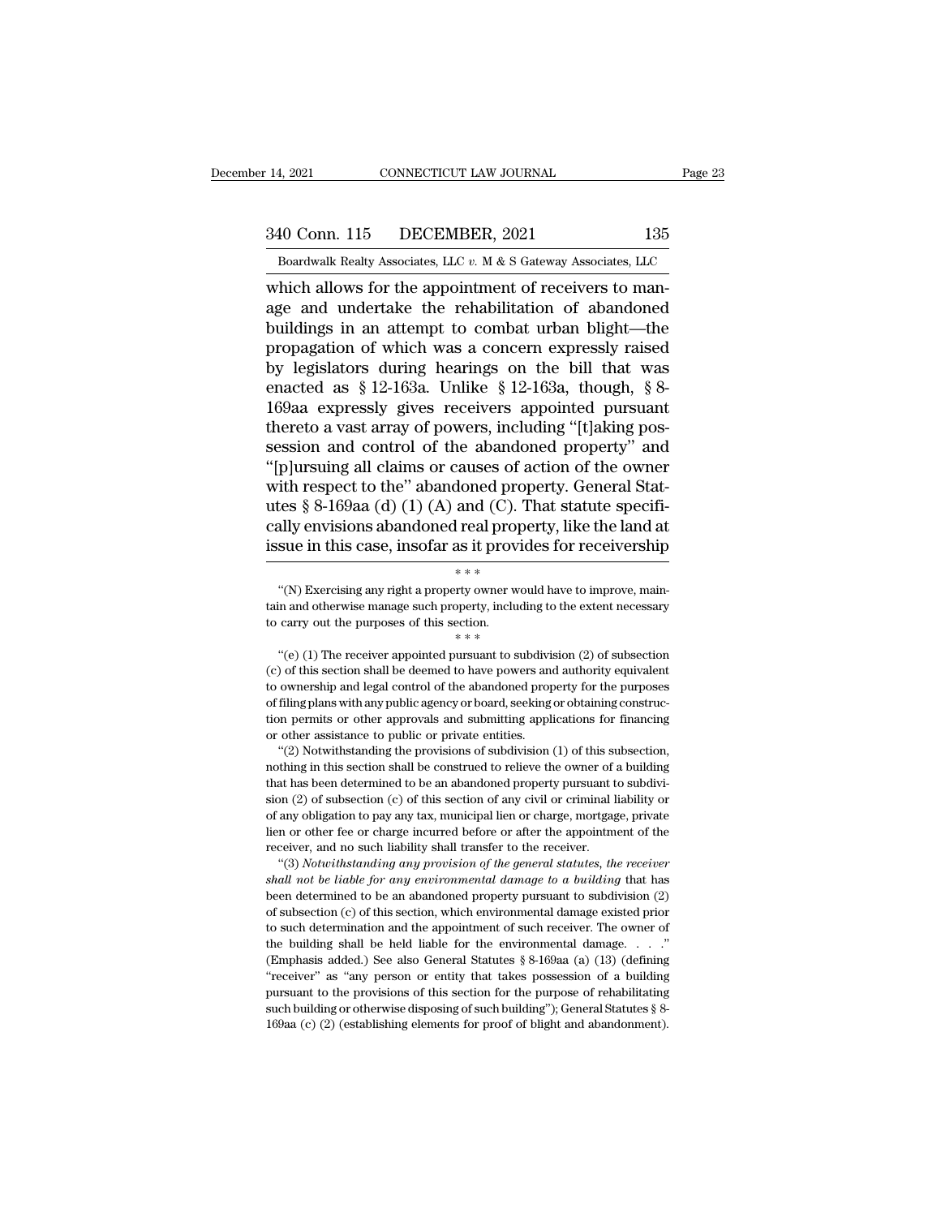which allows for the appointment of receivers to manage and undertake the rehabilitation of abandoned buildings in an attempt to combat urban blight—the propagation of which was a concern expressly raised by legislators during hearings on the bill that was enacted as § 12-163a. Unlike § 12-163a, though, § 8-169aa expressly gives receivers appointed pursuant thereto a vast array of powers, including "[t]aking possession and control of the abandoned property" and "[p]ursuing all claims or causes of action of the owner with respect to the" abandoned property. General Statutes § 8-169aa (d) (1) (A) and (C). That statute specifically envisions abandoned real property, like the land at issue in this case, insofar as it provides for receivership

\* \* \*

"(N) Exercising any right a property owner would have to improve, maintain and otherwise manage such property, including to the extent necessary to carry out the purposes of this section.

\* \* \*

"(e) (1) The receiver appointed pursuant to subdivision (2) of subsection (c) of this section shall be deemed to have powers and authority equivalent to ownership and legal control of the abandoned property for the purposes of filing plans with any public agency or board, seeking or obtaining construction permits or other approvals and submitting applications for financing or other assistance to public or private entities.

"(2) Notwithstanding the provisions of subdivision (1) of this subsection, nothing in this section shall be construed to relieve the owner of a building that has been determined to be an abandoned property pursuant to subdivision (2) of subsection (c) of this section of any civil or criminal liability or of any obligation to pay any tax, municipal lien or charge, mortgage, private lien or other fee or charge incurred before or after the appointment of the receiver, and no such liability shall transfer to the receiver.

"(3) *Notwithstanding any provision of the general statutes, the receiver shall not be liable for any environmental damage to a building* that has been determined to be an abandoned property pursuant to subdivision (2) of subsection (c) of this section, which environmental damage existed prior to such determination and the appointment of such receiver. The owner of the building shall be held liable for the environmental damage. . . ." (Emphasis added.) See also General Statutes § 8-169aa (a) (13) (defining "receiver" as "any person or entity that takes possession of a building pursuant to the provisions of this section for the purpose of rehabilitating such building or otherwise disposing of such building"); General Statutes § 8-169aa (c) (2) (establishing elements for proof of blight and abandonment).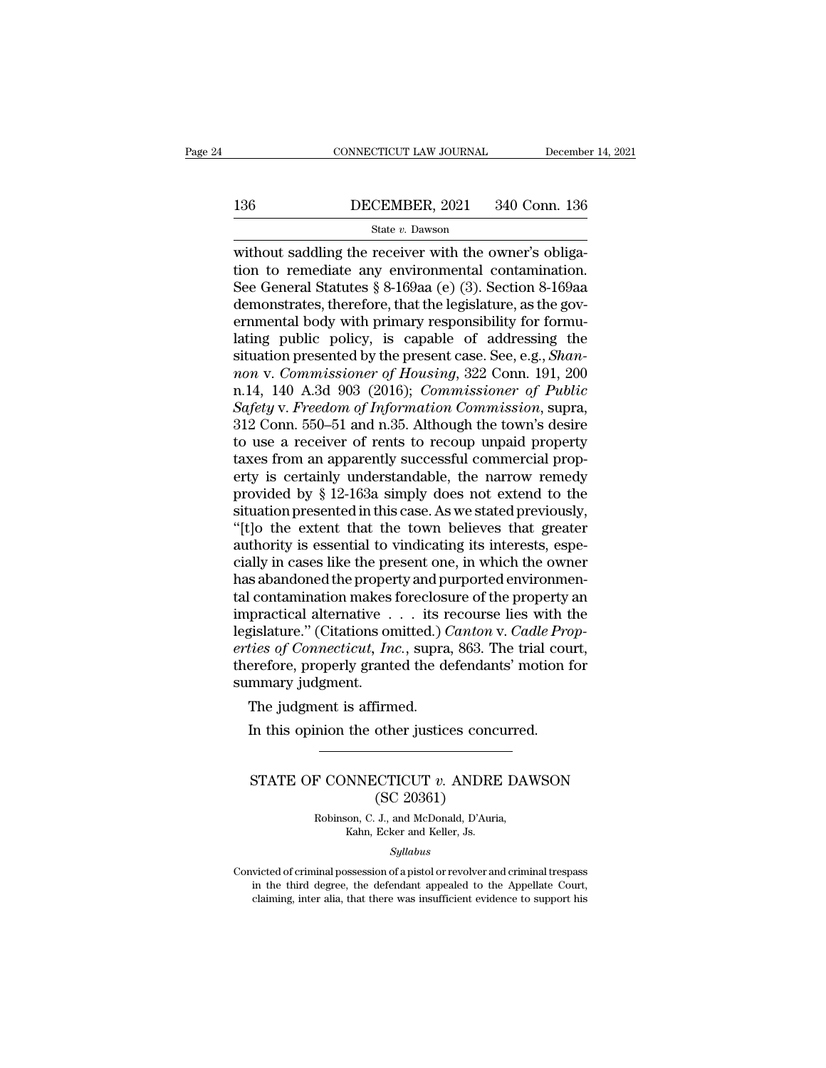without saddling the receiver with the owner's obligation to remediate any environmental contamination. See General Statutes § 8-169aa (e) (3). Section 8-169aa demonstrates, therefore, that the legislature, as the governmental body with primary responsibility for formulating public policy, is capable of addressing the situation presented by the present case. See, e.g., *Shannon* v. *Commissioner of Housing*, 322 Conn. 191, 200 n.14, 140 A.3d 903 (2016); *Commissioner of Public Safety* v. *Freedom of Information Commission*, supra, 312 Conn. 550–51 and n.35. Although the town's desire to use a receiver of rents to recoup unpaid property taxes from an apparently successful commercial property is certainly understandable, the narrow remedy provided by § 12-163a simply does not extend to the situation presented in this case. As we stated previously, "[t]o the extent that the town believes that greater authority is essential to vindicating its interests, especially in cases like the present one, in which the owner has abandoned the property and purported environmental contamination makes foreclosure of the property an impractical alternative . . . its recourse lies with the legislature." (Citations omitted.) *Canton* v. *Cadle Properties of Connecticut, Inc.*, supra, 863. The trial court, therefore, properly granted the defendants' motion for summary judgment.

The judgment is affirmed.

In this opinion the other justices concurred.

---

## STATE OF CONNECTICUT *v.* ANDRE DAWSON
### (SC 20361)

Robinson, C. J., and McDonald, D'Auria, Kahn, Ecker and Keller, Js.

*Syllabus*

Convicted of criminal possession of a pistol or revolver and criminal trespass in the third degree, the defendant appealed to the Appellate Court, claiming, inter alia, that there was insufficient evidence to support his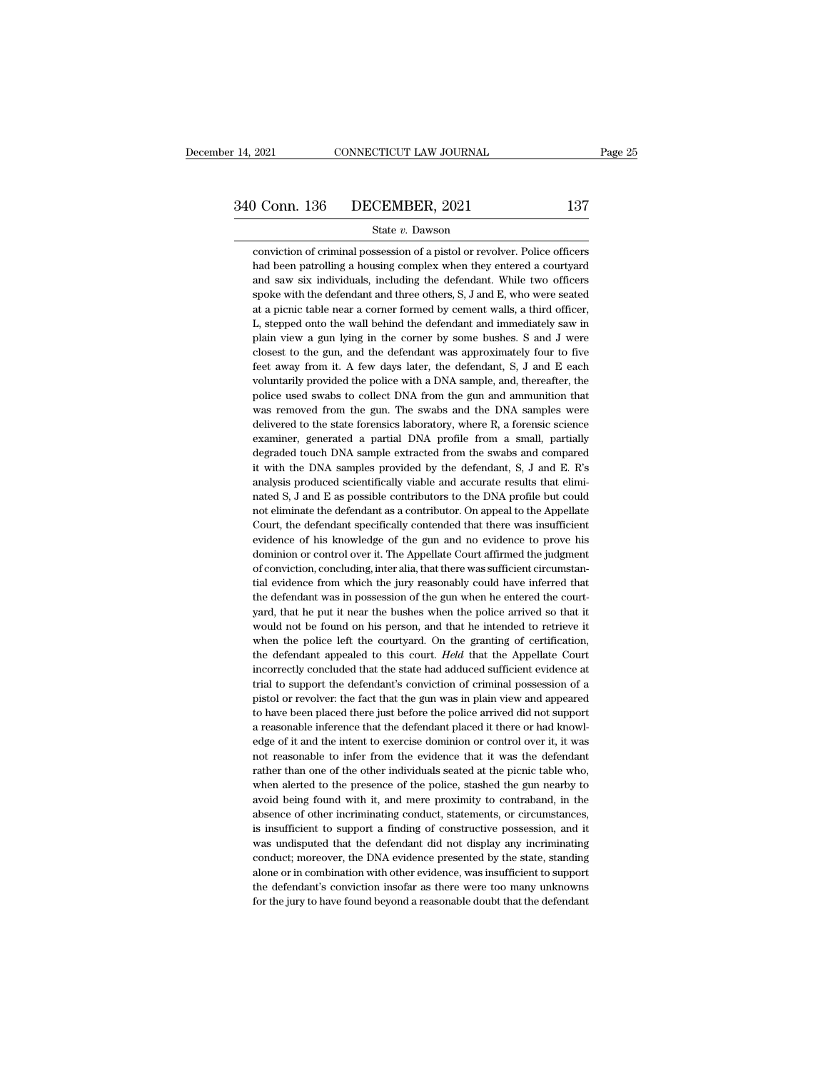conviction of criminal possession of a pistol or revolver. Police officers had been patrolling a housing complex when they entered a courtyard and saw six individuals, including the defendant. While two officers spoke with the defendant and three others, S, J and E, who were seated at a picnic table near a corner formed by cement walls, a third officer, L, stepped onto the wall behind the defendant and immediately saw in plain view a gun lying in the corner by some bushes. S and J were closest to the gun, and the defendant was approximately four to five feet away from it. A few days later, the defendant, S, J and E each voluntarily provided the police with a DNA sample, and, thereafter, the police used swabs to collect DNA from the gun and ammunition that was removed from the gun. The swabs and the DNA samples were delivered to the state forensics laboratory, where R, a forensic science examiner, generated a partial DNA profile from a small, partially degraded touch DNA sample extracted from the swabs and compared it with the DNA samples provided by the defendant, S, J and E. R's analysis produced scientifically viable and accurate results that eliminated S, J and E as possible contributors to the DNA profile but could not eliminate the defendant as a contributor. On appeal to the Appellate Court, the defendant specifically contended that there was insufficient evidence of his knowledge of the gun and no evidence to prove his dominion or control over it. The Appellate Court affirmed the judgment of conviction, concluding, inter alia, that there was sufficient circumstantial evidence from which the jury reasonably could have inferred that the defendant was in possession of the gun when he entered the courtyard, that he put it near the bushes when the police arrived so that it would not be found on his person, and that he intended to retrieve it when the police left the courtyard. On the granting of certification, the defendant appealed to this court. *Held* that the Appellate Court incorrectly concluded that the state had adduced sufficient evidence at trial to support the defendant's conviction of criminal possession of a pistol or revolver: the fact that the gun was in plain view and appeared to have been placed there just before the police arrived did not support a reasonable inference that the defendant placed it there or had knowledge of it and the intent to exercise dominion or control over it, it was not reasonable to infer from the evidence that it was the defendant rather than one of the other individuals seated at the picnic table who, when alerted to the presence of the police, stashed the gun nearby to avoid being found with it, and mere proximity to contraband, in the absence of other incriminating conduct, statements, or circumstances, is insufficient to support a finding of constructive possession, and it was undisputed that the defendant did not display any incriminating conduct; moreover, the DNA evidence presented by the state, standing alone or in combination with other evidence, was insufficient to support the defendant's conviction insofar as there were too many unknowns for the jury to have found beyond a reasonable doubt that the defendant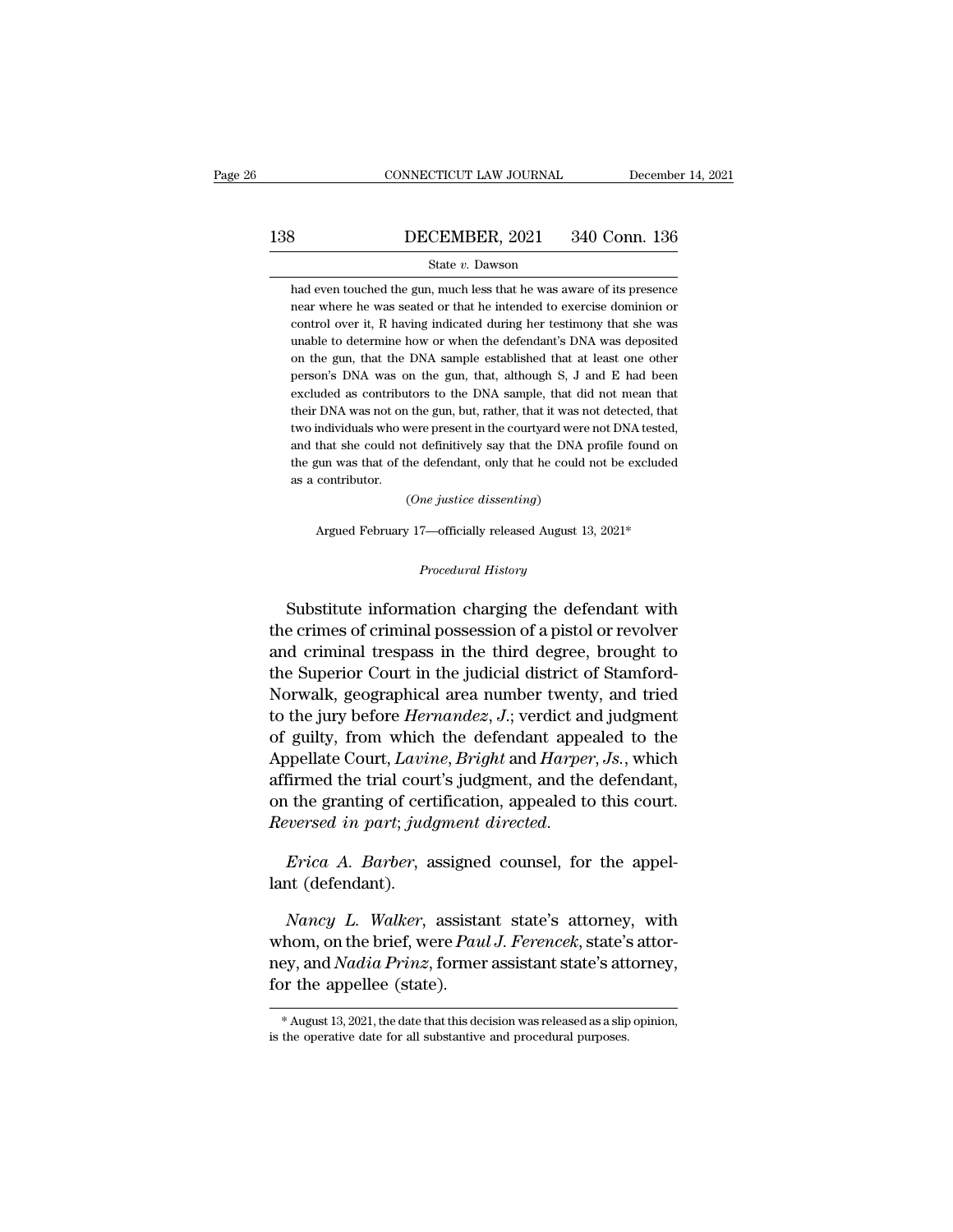had even touched the gun, much less that he was aware of its presence near where he was seated or that he intended to exercise dominion or control over it, R having indicated during her testimony that she was unable to determine how or when the defendant's DNA was deposited on the gun, that the DNA sample established that at least one other person's DNA was on the gun, that, although S, J and E had been excluded as contributors to the DNA sample, that did not mean that their DNA was not on the gun, but, rather, that it was not detected, that two individuals who were present in the courtyard were not DNA tested, and that she could not definitively say that the DNA profile found on the gun was that of the defendant, only that he could not be excluded as a contributor.

(*One justice dissenting*)

Argued February 17—officially released August 13, 2021*

*Procedural History*

Substitute information charging the defendant with the crimes of criminal possession of a pistol or revolver and criminal trespass in the third degree, brought to the Superior Court in the judicial district of Stamford-Norwalk, geographical area number twenty, and tried to the jury before *Hernandez, J.*; verdict and judgment of guilty, from which the defendant appealed to the Appellate Court, *Lavine*, *Bright* and *Harper, Js.*, which affirmed the trial court's judgment, and the defendant, on the granting of certification, appealed to this court. *Reversed in part*; *judgment directed*.

*Erica A. Barber*, assigned counsel, for the appellant (defendant).

*Nancy L. Walker*, assistant state's attorney, with whom, on the brief, were *Paul J. Ferencek*, state's attorney, and *Nadia Prinz*, former assistant state's attorney, for the appellee (state).

---

* August 13, 2021, the date that this decision was released as a slip opinion, is the operative date for all substantive and procedural purposes.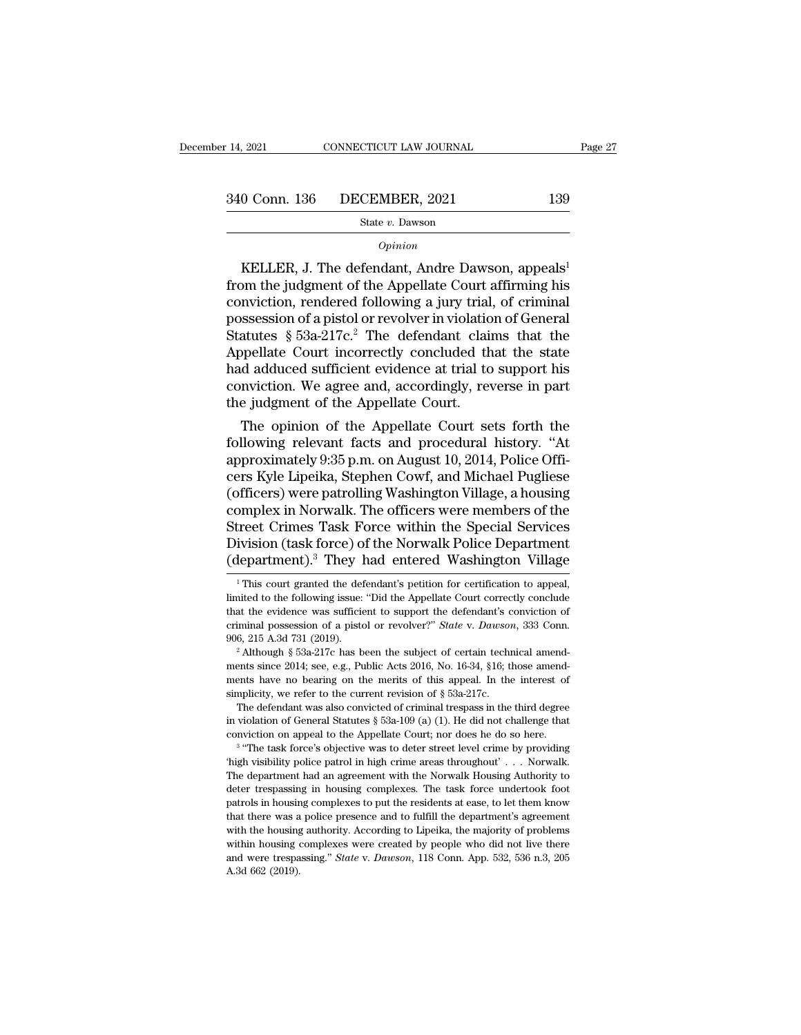*Opinion*

KELLER, J. The defendant, Andre Dawson, appeals[1] from the judgment of the Appellate Court affirming his conviction, rendered following a jury trial, of criminal possession of a pistol or revolver in violation of General Statutes § 53a-217c.[2] The defendant claims that the Appellate Court incorrectly concluded that the state had adduced sufficient evidence at trial to support his conviction. We agree and, accordingly, reverse in part the judgment of the Appellate Court.

The opinion of the Appellate Court sets forth the following relevant facts and procedural history. "At approximately 9:35 p.m. on August 10, 2014, Police Officers Kyle Lipeika, Stephen Cowf, and Michael Pugliese (officers) were patrolling Washington Village, a housing complex in Norwalk. The officers were members of the Street Crimes Task Force within the Special Services Division (task force) of the Norwalk Police Department (department).[3] They had entered Washington Village

---

[1] This court granted the defendant's petition for certification to appeal, limited to the following issue: "Did the Appellate Court correctly conclude that the evidence was sufficient to support the defendant's conviction of criminal possession of a pistol or revolver?" *State* v. *Dawson*, 333 Conn. 906, 215 A.3d 731 (2019).

[2] Although § 53a-217c has been the subject of certain technical amendments since 2014; see, e.g., Public Acts 2016, No. 16-34, §16; those amendments have no bearing on the merits of this appeal. In the interest of simplicity, we refer to the current revision of § 53a-217c.

The defendant was also convicted of criminal trespass in the third degree in violation of General Statutes § 53a-109 (a) (1). He did not challenge that conviction on appeal to the Appellate Court; nor does he do so here.

[3] "The task force's objective was to deter street level crime by providing 'high visibility police patrol in high crime areas throughout' . . . Norwalk. The department had an agreement with the Norwalk Housing Authority to deter trespassing in housing complexes. The task force undertook foot patrols in housing complexes to put the residents at ease, to let them know that there was a police presence and to fulfill the department's agreement with the housing authority. According to Lipeika, the majority of problems within housing complexes were created by people who did not live there and were trespassing." *State* v. *Dawson*, 118 Conn. App. 532, 536 n.3, 205 A.3d 662 (2019).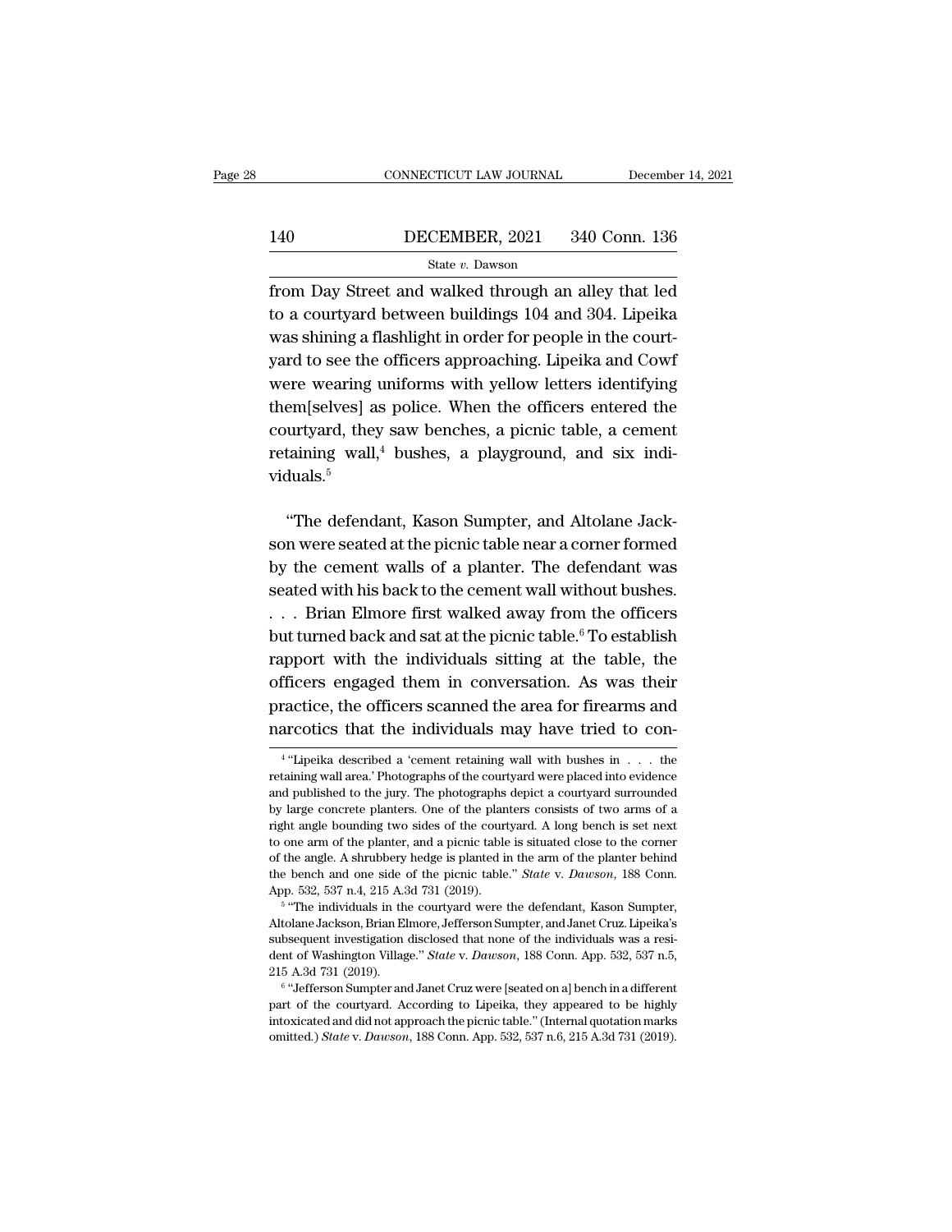from Day Street and walked through an alley that led to a courtyard between buildings 104 and 304. Lipeika was shining a flashlight in order for people in the courtyard to see the officers approaching. Lipeika and Cowf were wearing uniforms with yellow letters identifying them[selves] as police. When the officers entered the courtyard, they saw benches, a picnic table, a cement retaining wall,[4] bushes, a playground, and six individuals.[5]

"The defendant, Kason Sumpter, and Altolane Jackson were seated at the picnic table near a corner formed by the cement walls of a planter. The defendant was seated with his back to the cement wall without bushes. . . . Brian Elmore first walked away from the officers but turned back and sat at the picnic table.[6] To establish rapport with the individuals sitting at the table, the officers engaged them in conversation. As was their practice, the officers scanned the area for firearms and narcotics that the individuals may have tried to con-

---

[4] "Lipeika described a 'cement retaining wall with bushes in . . . the retaining wall area.' Photographs of the courtyard were placed into evidence and published to the jury. The photographs depict a courtyard surrounded by large concrete planters. One of the planters consists of two arms of a right angle bounding two sides of the courtyard. A long bench is set next to one arm of the planter, and a picnic table is situated close to the corner of the angle. A shrubbery hedge is planted in the arm of the planter behind the bench and one side of the picnic table." *State* v. *Dawson*, 188 Conn. App. 532, 537 n.4, 215 A.3d 731 (2019).

[5] "The individuals in the courtyard were the defendant, Kason Sumpter, Altolane Jackson, Brian Elmore, Jefferson Sumpter, and Janet Cruz. Lipeika's subsequent investigation disclosed that none of the individuals was a resident of Washington Village." *State* v. *Dawson*, 188 Conn. App. 532, 537 n.5, 215 A.3d 731 (2019).

[6] "Jefferson Sumpter and Janet Cruz were [seated on a] bench in a different part of the courtyard. According to Lipeika, they appeared to be highly intoxicated and did not approach the picnic table." (Internal quotation marks omitted.) *State* v. *Dawson*, 188 Conn. App. 532, 537 n.6, 215 A.3d 731 (2019).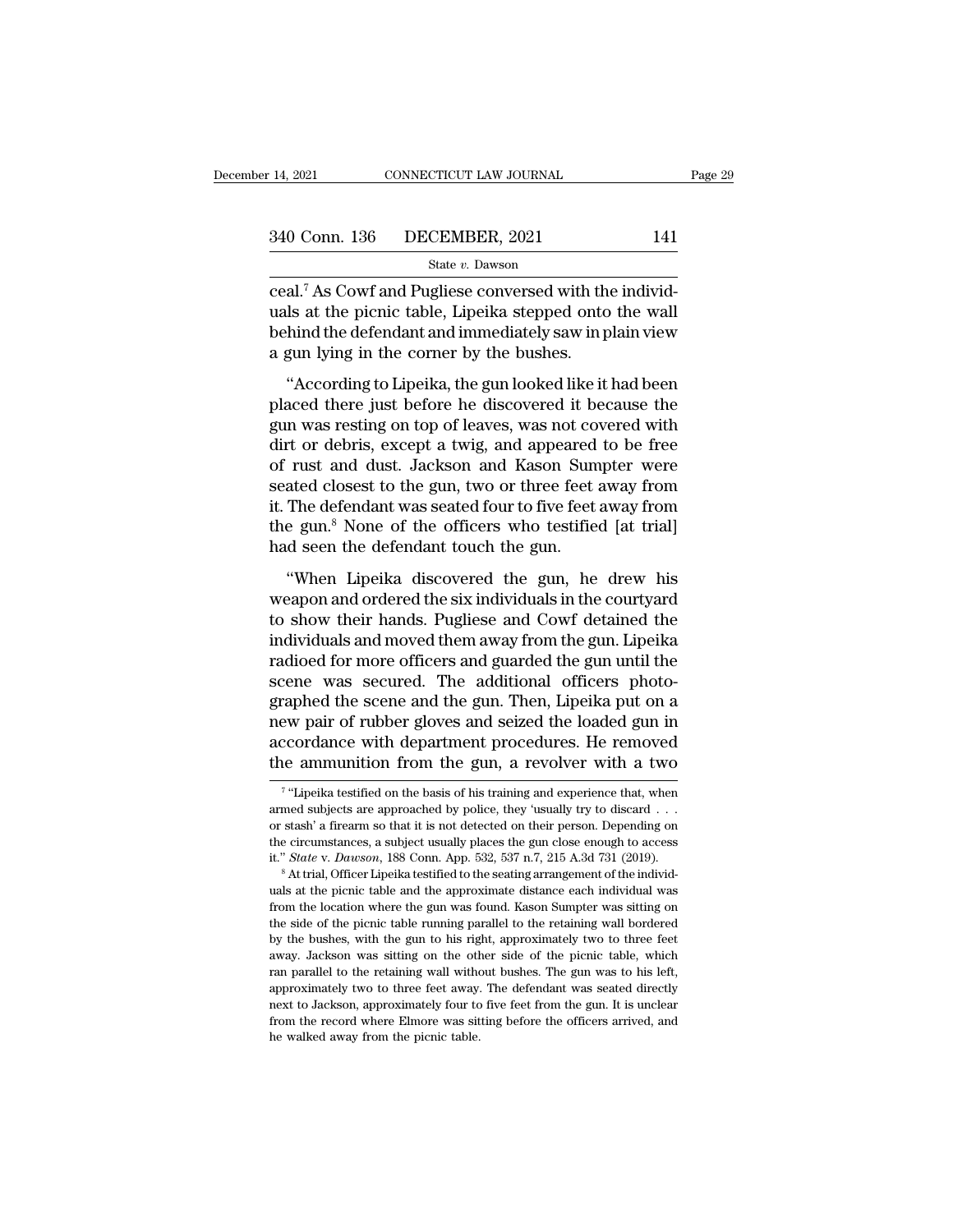ceal.[7] As Cowf and Pugliese conversed with the individuals at the picnic table, Lipeika stepped onto the wall behind the defendant and immediately saw in plain view a gun lying in the corner by the bushes.

"According to Lipeika, the gun looked like it had been placed there just before he discovered it because the gun was resting on top of leaves, was not covered with dirt or debris, except a twig, and appeared to be free of rust and dust. Jackson and Kason Sumpter were seated closest to the gun, two or three feet away from it. The defendant was seated four to five feet away from the gun.[8] None of the officers who testified [at trial] had seen the defendant touch the gun.

"When Lipeika discovered the gun, he drew his weapon and ordered the six individuals in the courtyard to show their hands. Pugliese and Cowf detained the individuals and moved them away from the gun. Lipeika radioed for more officers and guarded the gun until the scene was secured. The additional officers photographed the scene and the gun. Then, Lipeika put on a new pair of rubber gloves and seized the loaded gun in accordance with department procedures. He removed the ammunition from the gun, a revolver with a two

[7] "Lipeika testified on the basis of his training and experience that, when armed subjects are approached by police, they 'usually try to discard . . . or stash' a firearm so that it is not detected on their person. Depending on the circumstances, a subject usually places the gun close enough to access it." *State* v. *Dawson*, 188 Conn. App. 532, 537 n.7, 215 A.3d 731 (2019).

[8] At trial, Officer Lipeika testified to the seating arrangement of the individuals at the picnic table and the approximate distance each individual was from the location where the gun was found. Kason Sumpter was sitting on the side of the picnic table running parallel to the retaining wall bordered by the bushes, with the gun to his right, approximately two to three feet away. Jackson was sitting on the other side of the picnic table, which ran parallel to the retaining wall without bushes. The gun was to his left, approximately two to three feet away. The defendant was seated directly next to Jackson, approximately four to five feet from the gun. It is unclear from the record where Elmore was sitting before the officers arrived, and he walked away from the picnic table.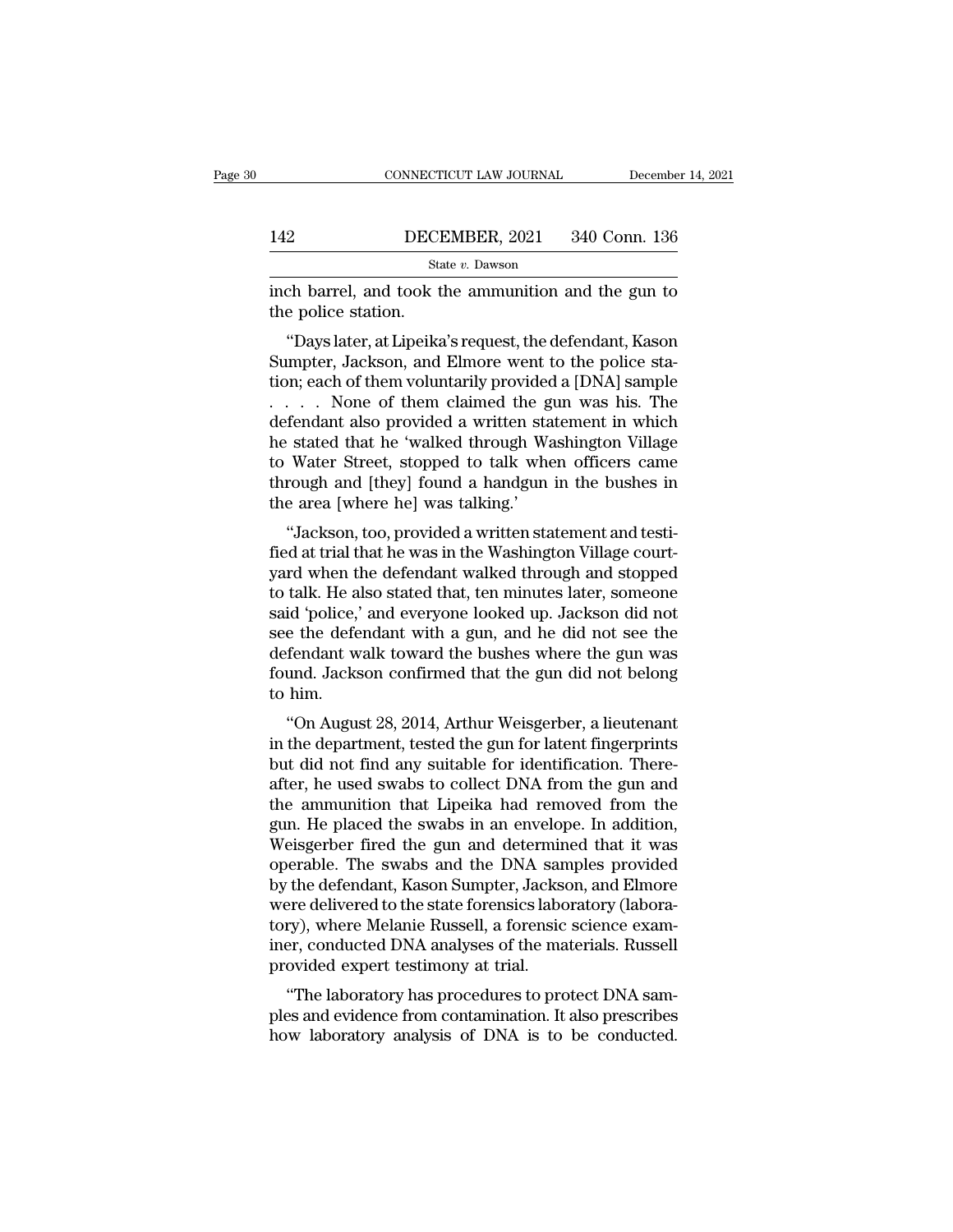inch barrel, and took the ammunition and the gun to the police station.

"Days later, at Lipeika's request, the defendant, Kason Sumpter, Jackson, and Elmore went to the police station; each of them voluntarily provided a [DNA] sample . . . . None of them claimed the gun was his. The defendant also provided a written statement in which he stated that he 'walked through Washington Village to Water Street, stopped to talk when officers came through and [they] found a handgun in the bushes in the area [where he] was talking.'

"Jackson, too, provided a written statement and testified at trial that he was in the Washington Village courtyard when the defendant walked through and stopped to talk. He also stated that, ten minutes later, someone said 'police,' and everyone looked up. Jackson did not see the defendant with a gun, and he did not see the defendant walk toward the bushes where the gun was found. Jackson confirmed that the gun did not belong to him.

"On August 28, 2014, Arthur Weisgerber, a lieutenant in the department, tested the gun for latent fingerprints but did not find any suitable for identification. Thereafter, he used swabs to collect DNA from the gun and the ammunition that Lipeika had removed from the gun. He placed the swabs in an envelope. In addition, Weisgerber fired the gun and determined that it was operable. The swabs and the DNA samples provided by the defendant, Kason Sumpter, Jackson, and Elmore were delivered to the state forensics laboratory (laboratory), where Melanie Russell, a forensic science examiner, conducted DNA analyses of the materials. Russell provided expert testimony at trial.

"The laboratory has procedures to protect DNA samples and evidence from contamination. It also prescribes how laboratory analysis of DNA is to be conducted.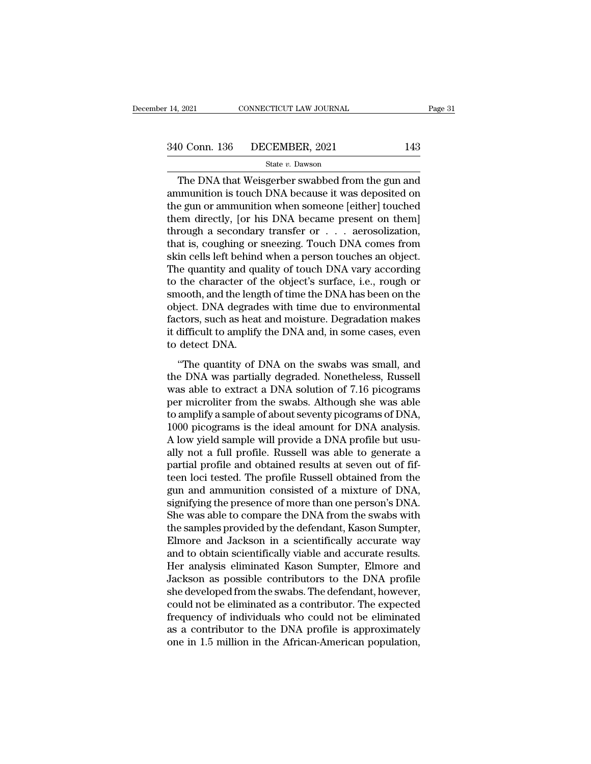The DNA that Weisgerber swabbed from the gun and ammunition is touch DNA because it was deposited on the gun or ammunition when someone [either] touched them directly, [or his DNA became present on them] through a secondary transfer or . . . aerosolization, that is, coughing or sneezing. Touch DNA comes from skin cells left behind when a person touches an object. The quantity and quality of touch DNA vary according to the character of the object's surface, i.e., rough or smooth, and the length of time the DNA has been on the object. DNA degrades with time due to environmental factors, such as heat and moisture. Degradation makes it difficult to amplify the DNA and, in some cases, even to detect DNA.

"The quantity of DNA on the swabs was small, and the DNA was partially degraded. Nonetheless, Russell was able to extract a DNA solution of 7.16 picograms per microliter from the swabs. Although she was able to amplify a sample of about seventy picograms of DNA, 1000 picograms is the ideal amount for DNA analysis. A low yield sample will provide a DNA profile but usually not a full profile. Russell was able to generate a partial profile and obtained results at seven out of fifteen loci tested. The profile Russell obtained from the gun and ammunition consisted of a mixture of DNA, signifying the presence of more than one person's DNA. She was able to compare the DNA from the swabs with the samples provided by the defendant, Kason Sumpter, Elmore and Jackson in a scientifically accurate way and to obtain scientifically viable and accurate results. Her analysis eliminated Kason Sumpter, Elmore and Jackson as possible contributors to the DNA profile she developed from the swabs. The defendant, however, could not be eliminated as a contributor. The expected frequency of individuals who could not be eliminated as a contributor to the DNA profile is approximately one in 1.5 million in the African-American population,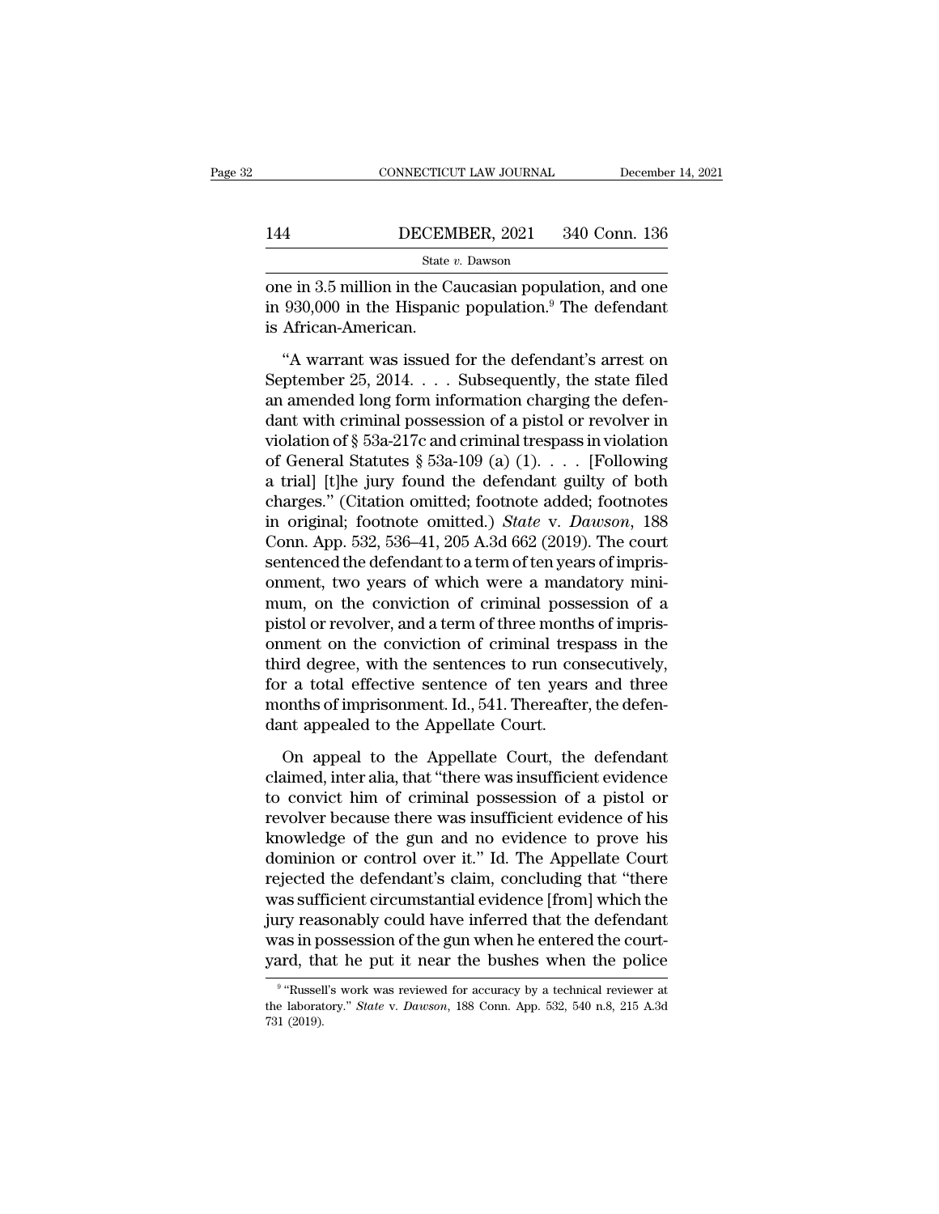one in 3.5 million in the Caucasian population, and one in 930,000 in the Hispanic population.[9] The defendant is African-American.

"A warrant was issued for the defendant's arrest on September 25, 2014. . . . Subsequently, the state filed an amended long form information charging the defendant with criminal possession of a pistol or revolver in violation of § 53a-217c and criminal trespass in violation of General Statutes § 53a-109 (a) (1). . . . [Following a trial] [t]he jury found the defendant guilty of both charges." (Citation omitted; footnote added; footnotes in original; footnote omitted.) *State* v. *Dawson*, 188 Conn. App. 532, 536–41, 205 A.3d 662 (2019). The court sentenced the defendant to a term of ten years of imprisonment, two years of which were a mandatory minimum, on the conviction of criminal possession of a pistol or revolver, and a term of three months of imprisonment on the conviction of criminal trespass in the third degree, with the sentences to run consecutively, for a total effective sentence of ten years and three months of imprisonment. Id., 541. Thereafter, the defendant appealed to the Appellate Court.

On appeal to the Appellate Court, the defendant claimed, inter alia, that "there was insufficient evidence to convict him of criminal possession of a pistol or revolver because there was insufficient evidence of his knowledge of the gun and no evidence to prove his dominion or control over it." Id. The Appellate Court rejected the defendant's claim, concluding that "there was sufficient circumstantial evidence [from] which the jury reasonably could have inferred that the defendant was in possession of the gun when he entered the courtyard, that he put it near the bushes when the police

[9] "Russell's work was reviewed for accuracy by a technical reviewer at the laboratory." *State* v. *Dawson*, 188 Conn. App. 532, 540 n.8, 215 A.3d 731 (2019).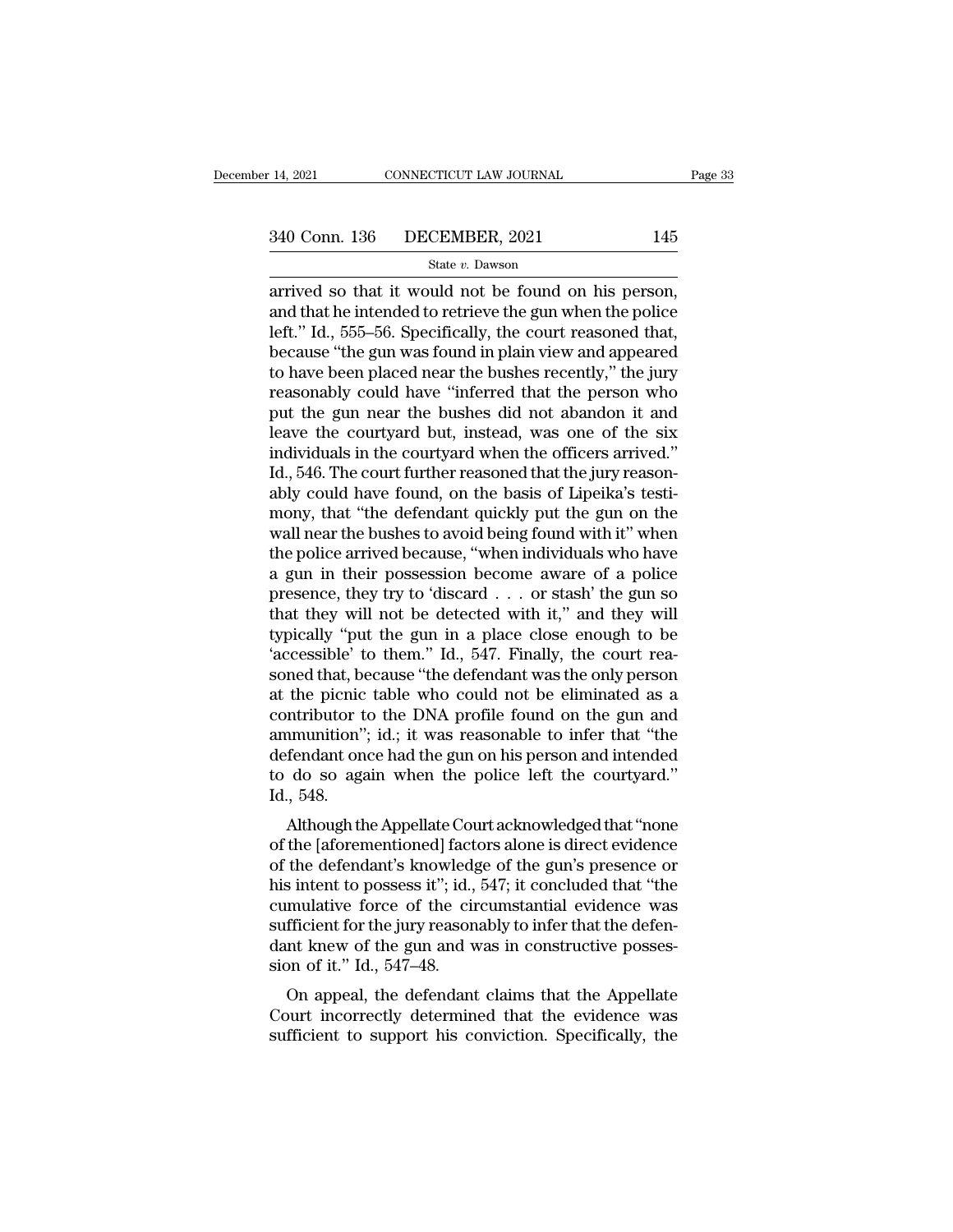arrived so that it would not be found on his person, and that he intended to retrieve the gun when the police left." Id., 555–56. Specifically, the court reasoned that, because "the gun was found in plain view and appeared to have been placed near the bushes recently," the jury reasonably could have "inferred that the person who put the gun near the bushes did not abandon it and leave the courtyard but, instead, was one of the six individuals in the courtyard when the officers arrived." Id., 546. The court further reasoned that the jury reasonably could have found, on the basis of Lipeika's testimony, that "the defendant quickly put the gun on the wall near the bushes to avoid being found with it" when the police arrived because, "when individuals who have a gun in their possession become aware of a police presence, they try to 'discard . . . or stash' the gun so that they will not be detected with it," and they will typically "put the gun in a place close enough to be 'accessible' to them." Id., 547. Finally, the court reasoned that, because "the defendant was the only person at the picnic table who could not be eliminated as a contributor to the DNA profile found on the gun and ammunition"; id.; it was reasonable to infer that "the defendant once had the gun on his person and intended to do so again when the police left the courtyard." Id., 548.

Although the Appellate Court acknowledged that "none of the [aforementioned] factors alone is direct evidence of the defendant's knowledge of the gun's presence or his intent to possess it"; id., 547; it concluded that "the cumulative force of the circumstantial evidence was sufficient for the jury reasonably to infer that the defendant knew of the gun and was in constructive possession of it." Id., 547–48.

On appeal, the defendant claims that the Appellate Court incorrectly determined that the evidence was sufficient to support his conviction. Specifically, the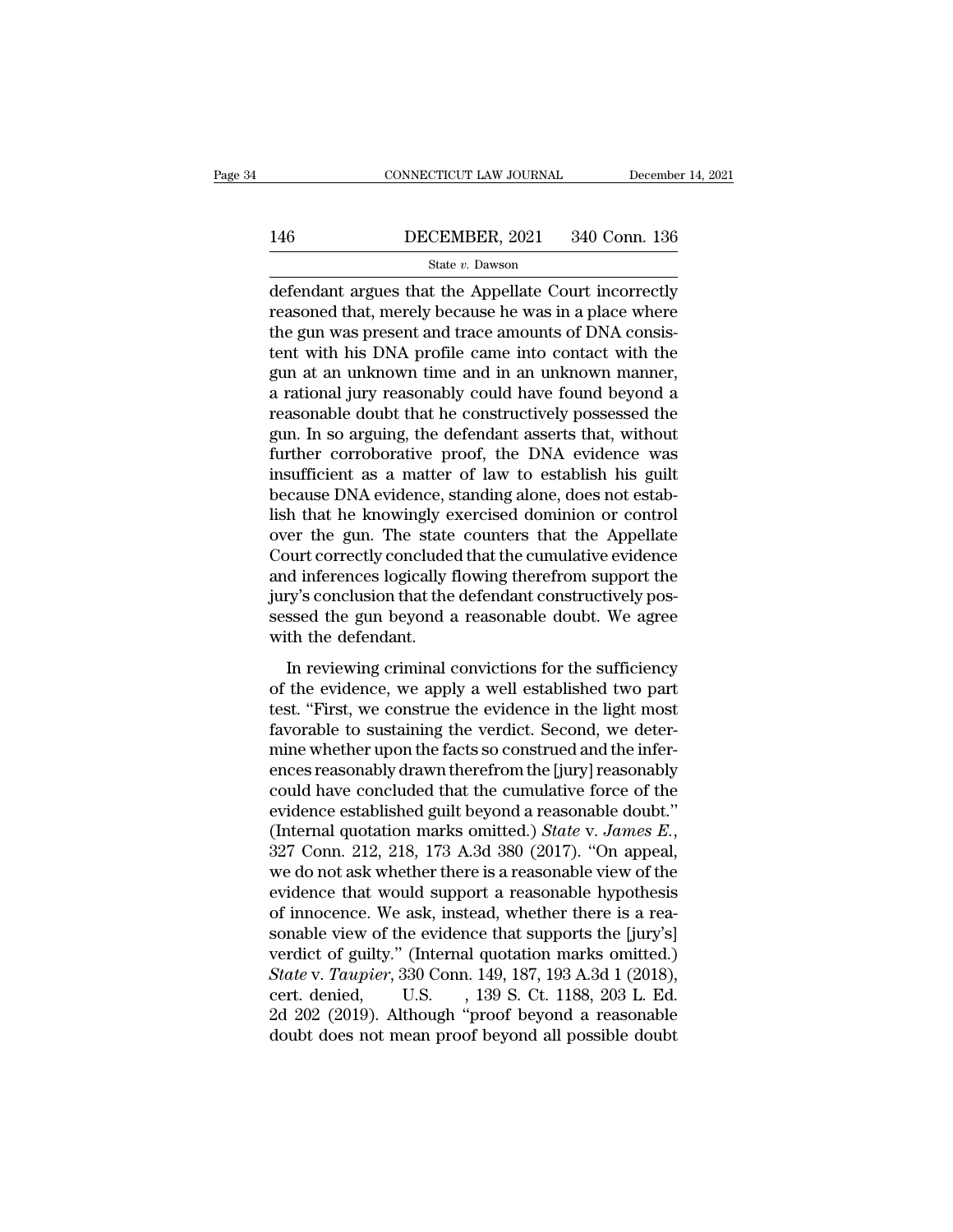defendant argues that the Appellate Court incorrectly reasoned that, merely because he was in a place where the gun was present and trace amounts of DNA consistent with his DNA profile came into contact with the gun at an unknown time and in an unknown manner, a rational jury reasonably could have found beyond a reasonable doubt that he constructively possessed the gun. In so arguing, the defendant asserts that, without further corroborative proof, the DNA evidence was insufficient as a matter of law to establish his guilt because DNA evidence, standing alone, does not establish that he knowingly exercised dominion or control over the gun. The state counters that the Appellate Court correctly concluded that the cumulative evidence and inferences logically flowing therefrom support the jury's conclusion that the defendant constructively possessed the gun beyond a reasonable doubt. We agree with the defendant.

In reviewing criminal convictions for the sufficiency of the evidence, we apply a well established two part test. "First, we construe the evidence in the light most favorable to sustaining the verdict. Second, we determine whether upon the facts so construed and the inferences reasonably drawn therefrom the [jury] reasonably could have concluded that the cumulative force of the evidence established guilt beyond a reasonable doubt." (Internal quotation marks omitted.) *State* v. *James E.*, 327 Conn. 212, 218, 173 A.3d 380 (2017). "On appeal, we do not ask whether there is a reasonable view of the evidence that would support a reasonable hypothesis of innocence. We ask, instead, whether there is a reasonable view of the evidence that supports the [jury's] verdict of guilty." (Internal quotation marks omitted.) *State* v. *Taupier*, 330 Conn. 149, 187, 193 A.3d 1 (2018), cert. denied, U.S. , 139 S. Ct. 1188, 203 L. Ed. 2d 202 (2019). Although "proof beyond a reasonable doubt does not mean proof beyond all possible doubt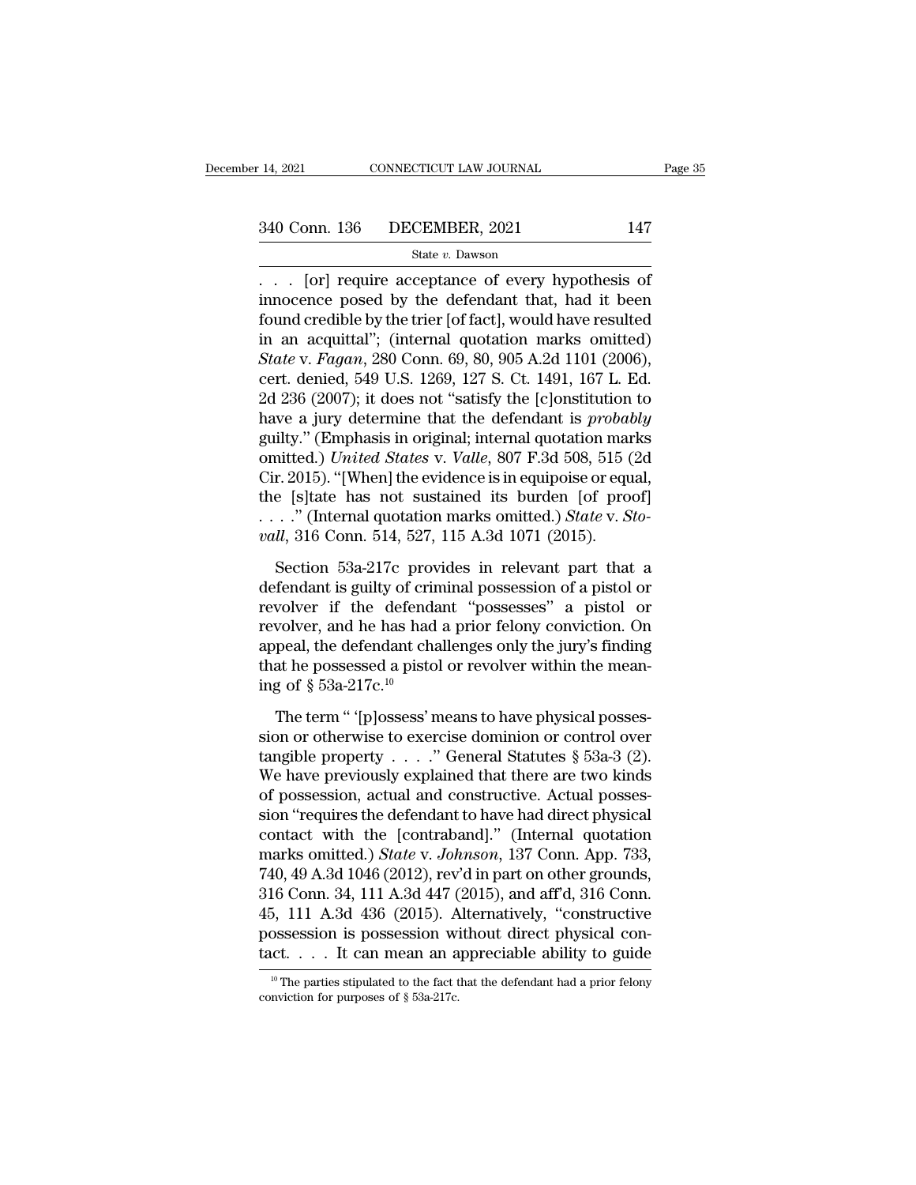. . . [or] require acceptance of every hypothesis of innocence posed by the defendant that, had it been found credible by the trier [of fact], would have resulted in an acquittal"; (internal quotation marks omitted) *State* v. *Fagan*, 280 Conn. 69, 80, 905 A.2d 1101 (2006), cert. denied, 549 U.S. 1269, 127 S. Ct. 1491, 167 L. Ed. 2d 236 (2007); it does not "satisfy the [c]onstitution to have a jury determine that the defendant is *probably* guilty." (Emphasis in original; internal quotation marks omitted.) *United States* v. *Valle*, 807 F.3d 508, 515 (2d Cir. 2015). "[When] the evidence is in equipoise or equal, the [s]tate has not sustained its burden [of proof] . . . ." (Internal quotation marks omitted.) *State* v. *Stovall*, 316 Conn. 514, 527, 115 A.3d 1071 (2015).

Section 53a-217c provides in relevant part that a defendant is guilty of criminal possession of a pistol or revolver if the defendant "possesses" a pistol or revolver, and he has had a prior felony conviction. On appeal, the defendant challenges only the jury's finding that he possessed a pistol or revolver within the meaning of § 53a-217c.[10]

The term " '[p]ossess' means to have physical possession or otherwise to exercise dominion or control over tangible property . . . ." General Statutes § 53a-3 (2). We have previously explained that there are two kinds of possession, actual and constructive. Actual possession "requires the defendant to have had direct physical contact with the [contraband]." (Internal quotation marks omitted.) *State* v. *Johnson*, 137 Conn. App. 733, 740, 49 A.3d 1046 (2012), rev'd in part on other grounds, 316 Conn. 34, 111 A.3d 447 (2015), and aff'd, 316 Conn. 45, 111 A.3d 436 (2015). Alternatively, "constructive possession is possession without direct physical contact. . . . It can mean an appreciable ability to guide

[10] The parties stipulated to the fact that the defendant had a prior felony conviction for purposes of § 53a-217c.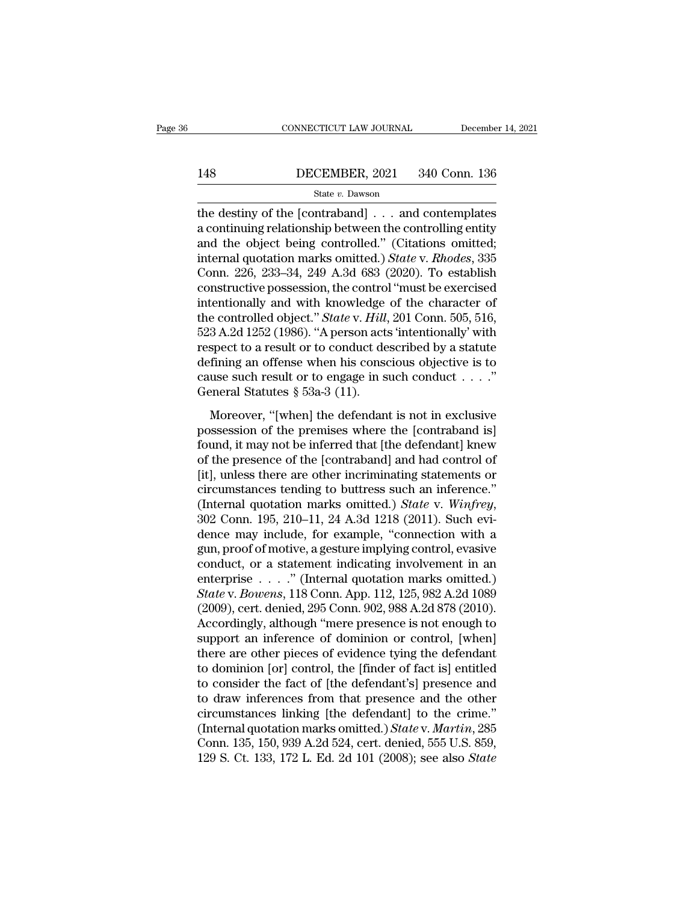the destiny of the [contraband] . . . and contemplates a continuing relationship between the controlling entity and the object being controlled." (Citations omitted; internal quotation marks omitted.) *State* v. *Rhodes*, 335 Conn. 226, 233–34, 249 A.3d 683 (2020). To establish constructive possession, the control "must be exercised intentionally and with knowledge of the character of the controlled object." *State* v. *Hill*, 201 Conn. 505, 516, 523 A.2d 1252 (1986). "A person acts 'intentionally' with respect to a result or to conduct described by a statute defining an offense when his conscious objective is to cause such result or to engage in such conduct . . . ." General Statutes § 53a-3 (11).

Moreover, "[when] the defendant is not in exclusive possession of the premises where the [contraband is] found, it may not be inferred that [the defendant] knew of the presence of the [contraband] and had control of [it], unless there are other incriminating statements or circumstances tending to buttress such an inference." (Internal quotation marks omitted.) *State* v. *Winfrey*, 302 Conn. 195, 210–11, 24 A.3d 1218 (2011). Such evidence may include, for example, "connection with a gun, proof of motive, a gesture implying control, evasive conduct, or a statement indicating involvement in an enterprise . . . ." (Internal quotation marks omitted.) *State* v. *Bowens*, 118 Conn. App. 112, 125, 982 A.2d 1089 (2009), cert. denied, 295 Conn. 902, 988 A.2d 878 (2010). Accordingly, although "mere presence is not enough to support an inference of dominion or control, [when] there are other pieces of evidence tying the defendant to dominion [or] control, the [finder of fact is] entitled to consider the fact of [the defendant's] presence and to draw inferences from that presence and the other circumstances linking [the defendant] to the crime." (Internal quotation marks omitted.) *State* v. *Martin*, 285 Conn. 135, 150, 939 A.2d 524, cert. denied, 555 U.S. 859, 129 S. Ct. 133, 172 L. Ed. 2d 101 (2008); see also *State*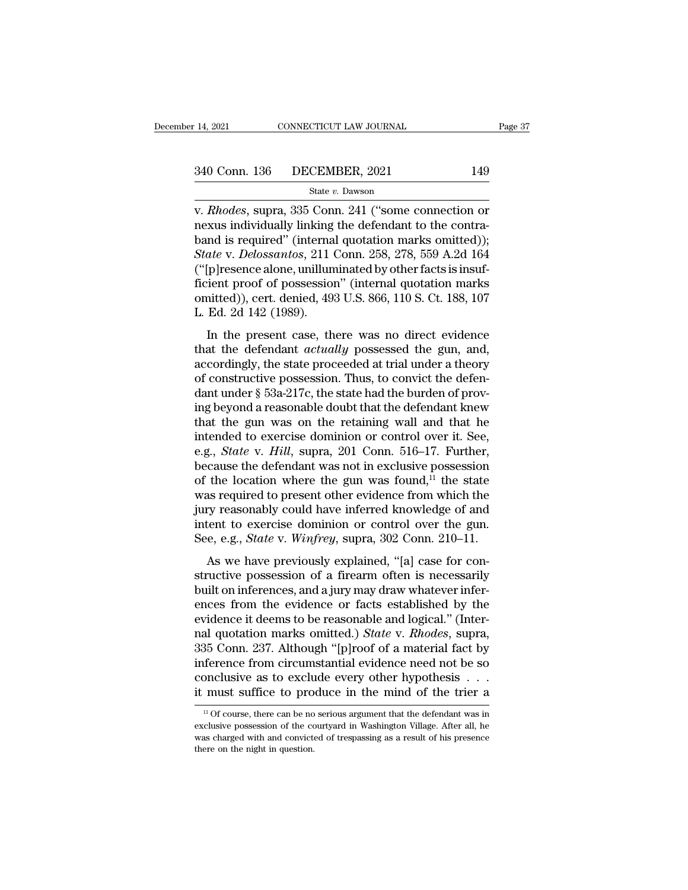v. *Rhodes*, supra, 335 Conn. 241 ("some connection or nexus individually linking the defendant to the contraband is required" (internal quotation marks omitted)); *State* v. *Delossantos*, 211 Conn. 258, 278, 559 A.2d 164 ("[p]resence alone, unilluminated by other facts is insufficient proof of possession" (internal quotation marks omitted)), cert. denied, 493 U.S. 866, 110 S. Ct. 188, 107 L. Ed. 2d 142 (1989).

In the present case, there was no direct evidence that the defendant *actually* possessed the gun, and, accordingly, the state proceeded at trial under a theory of constructive possession. Thus, to convict the defendant under § 53a-217c, the state had the burden of proving beyond a reasonable doubt that the defendant knew that the gun was on the retaining wall and that he intended to exercise dominion or control over it. See, e.g., *State* v. *Hill*, supra, 201 Conn. 516–17. Further, because the defendant was not in exclusive possession of the location where the gun was found,[11] the state was required to present other evidence from which the jury reasonably could have inferred knowledge of and intent to exercise dominion or control over the gun. See, e.g., *State* v. *Winfrey*, supra, 302 Conn. 210–11.

As we have previously explained, "[a] case for constructive possession of a firearm often is necessarily built on inferences, and a jury may draw whatever inferences from the evidence or facts established by the evidence it deems to be reasonable and logical." (Internal quotation marks omitted.) *State* v. *Rhodes*, supra, 335 Conn. 237. Although "[p]roof of a material fact by inference from circumstantial evidence need not be so conclusive as to exclude every other hypothesis . . . it must suffice to produce in the mind of the trier a

[11] Of course, there can be no serious argument that the defendant was in exclusive possession of the courtyard in Washington Village. After all, he was charged with and convicted of trespassing as a result of his presence there on the night in question.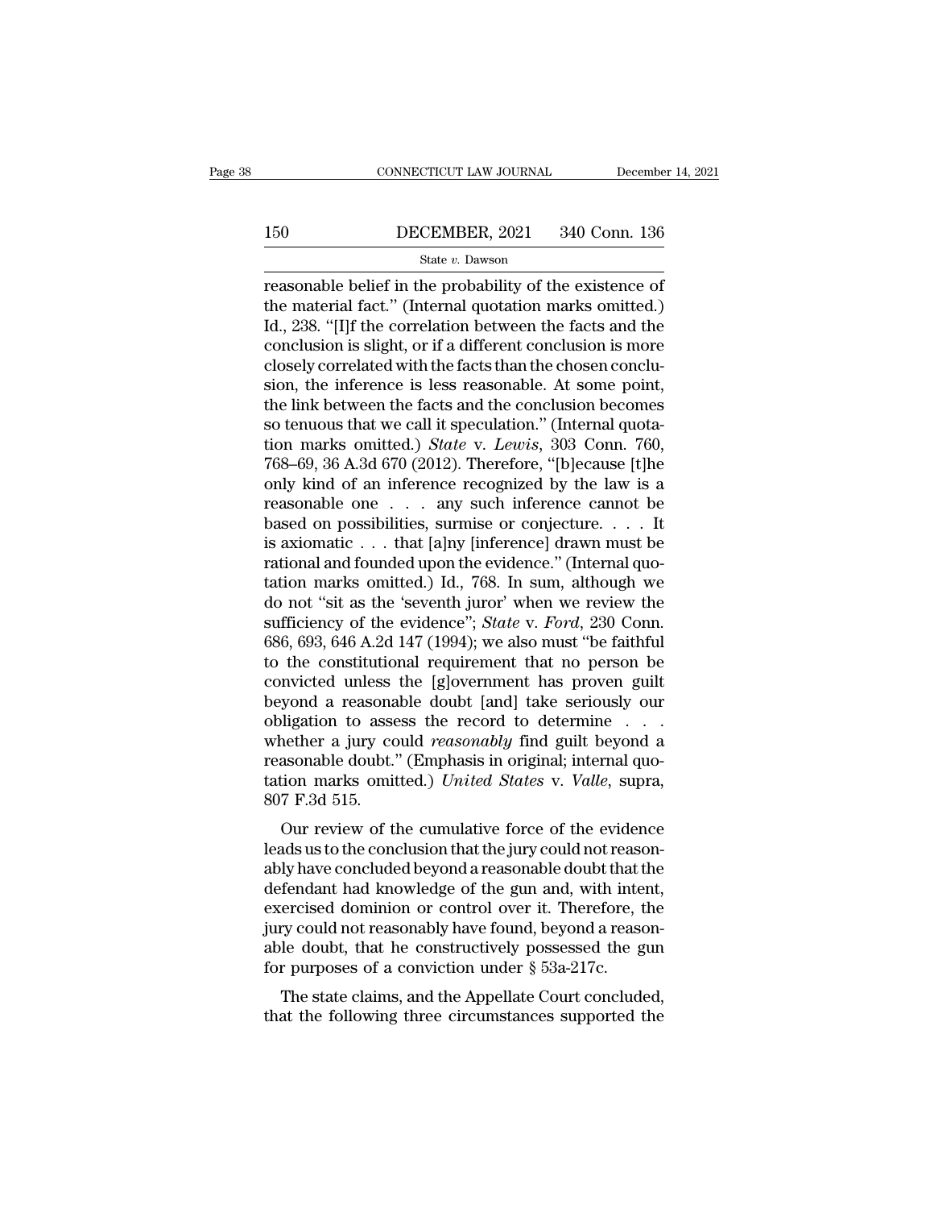reasonable belief in the probability of the existence of the material fact." (Internal quotation marks omitted.) Id., 238. "[I]f the correlation between the facts and the conclusion is slight, or if a different conclusion is more closely correlated with the facts than the chosen conclusion, the inference is less reasonable. At some point, the link between the facts and the conclusion becomes so tenuous that we call it speculation." (Internal quotation marks omitted.) *State* v. *Lewis*, 303 Conn. 760, 768–69, 36 A.3d 670 (2012). Therefore, "[b]ecause [t]he only kind of an inference recognized by the law is a reasonable one . . . any such inference cannot be based on possibilities, surmise or conjecture. . . . It is axiomatic . . . that [a]ny [inference] drawn must be rational and founded upon the evidence." (Internal quotation marks omitted.) Id., 768. In sum, although we do not "sit as the 'seventh juror' when we review the sufficiency of the evidence"; *State* v. *Ford*, 230 Conn. 686, 693, 646 A.2d 147 (1994); we also must "be faithful to the constitutional requirement that no person be convicted unless the [g]overnment has proven guilt beyond a reasonable doubt [and] take seriously our obligation to assess the record to determine . . . whether a jury could *reasonably* find guilt beyond a reasonable doubt." (Emphasis in original; internal quotation marks omitted.) *United States* v. *Valle*, supra, 807 F.3d 515.

Our review of the cumulative force of the evidence leads us to the conclusion that the jury could not reasonably have concluded beyond a reasonable doubt that the defendant had knowledge of the gun and, with intent, exercised dominion or control over it. Therefore, the jury could not reasonably have found, beyond a reasonable doubt, that he constructively possessed the gun for purposes of a conviction under § 53a-217c.

The state claims, and the Appellate Court concluded, that the following three circumstances supported the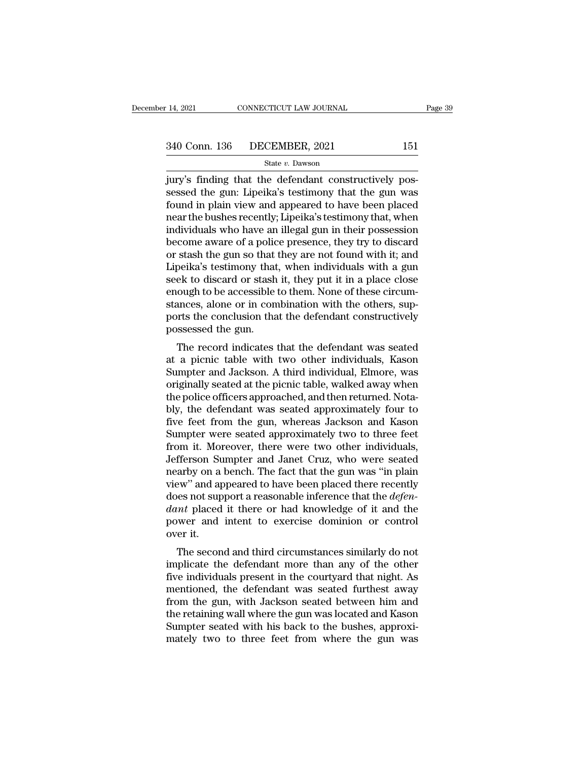jury's finding that the defendant constructively possessed the gun: Lipeika's testimony that the gun was found in plain view and appeared to have been placed near the bushes recently; Lipeika's testimony that, when individuals who have an illegal gun in their possession become aware of a police presence, they try to discard or stash the gun so that they are not found with it; and Lipeika's testimony that, when individuals with a gun seek to discard or stash it, they put it in a place close enough to be accessible to them. None of these circumstances, alone or in combination with the others, supports the conclusion that the defendant constructively possessed the gun.

The record indicates that the defendant was seated at a picnic table with two other individuals, Kason Sumpter and Jackson. A third individual, Elmore, was originally seated at the picnic table, walked away when the police officers approached, and then returned. Notably, the defendant was seated approximately four to five feet from the gun, whereas Jackson and Kason Sumpter were seated approximately two to three feet from it. Moreover, there were two other individuals, Jefferson Sumpter and Janet Cruz, who were seated nearby on a bench. The fact that the gun was "in plain view" and appeared to have been placed there recently does not support a reasonable inference that the *defendant* placed it there or had knowledge of it and the power and intent to exercise dominion or control over it.

The second and third circumstances similarly do not implicate the defendant more than any of the other five individuals present in the courtyard that night. As mentioned, the defendant was seated furthest away from the gun, with Jackson seated between him and the retaining wall where the gun was located and Kason Sumpter seated with his back to the bushes, approximately two to three feet from where the gun was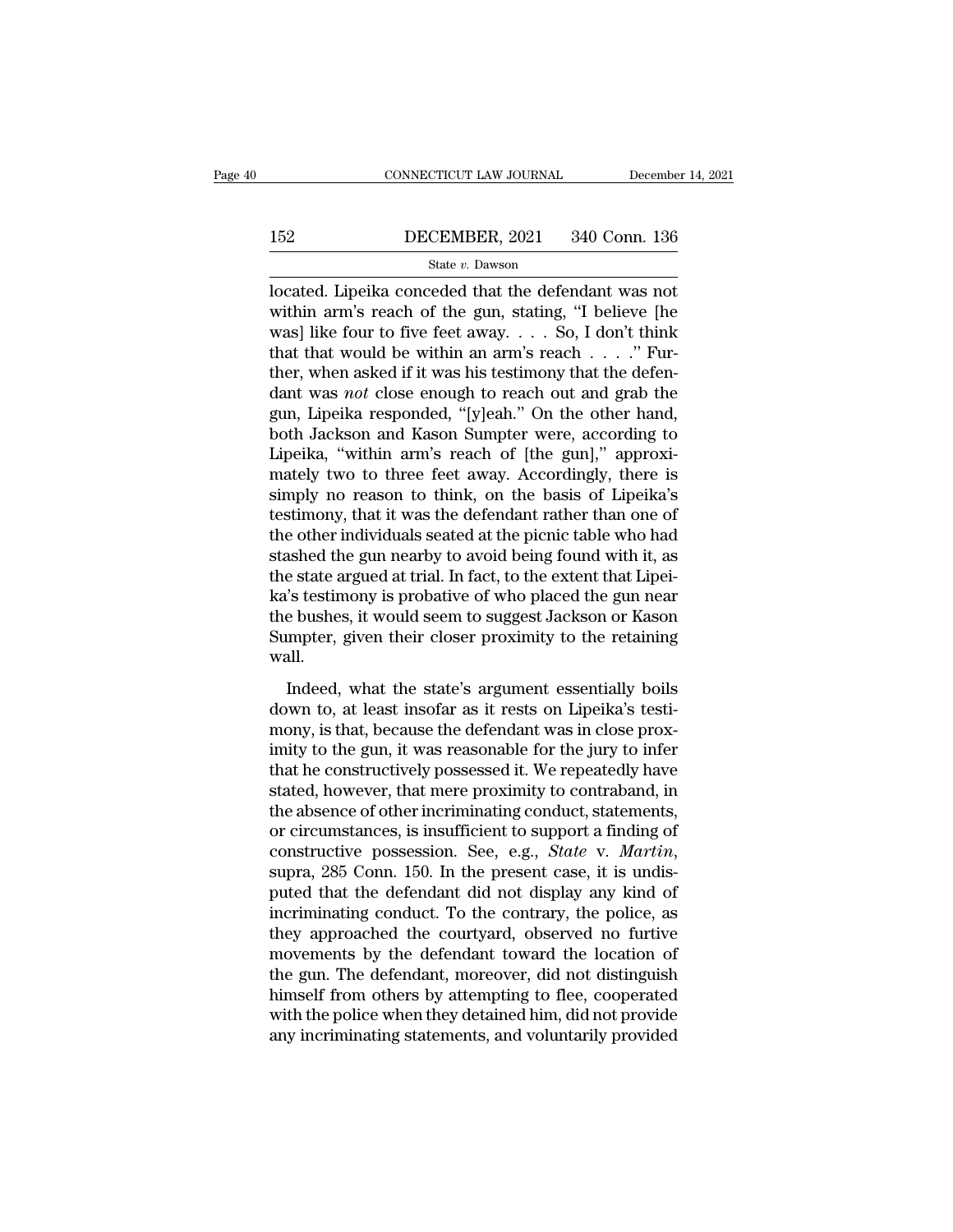located. Lipeika conceded that the defendant was not within arm's reach of the gun, stating, "I believe [he was] like four to five feet away. . . . So, I don't think that that would be within an arm's reach . . . ." Further, when asked if it was his testimony that the defendant was *not* close enough to reach out and grab the gun, Lipeika responded, "[y]eah." On the other hand, both Jackson and Kason Sumpter were, according to Lipeika, "within arm's reach of [the gun]," approximately two to three feet away. Accordingly, there is simply no reason to think, on the basis of Lipeika's testimony, that it was the defendant rather than one of the other individuals seated at the picnic table who had stashed the gun nearby to avoid being found with it, as the state argued at trial. In fact, to the extent that Lipeika's testimony is probative of who placed the gun near the bushes, it would seem to suggest Jackson or Kason Sumpter, given their closer proximity to the retaining wall.

Indeed, what the state's argument essentially boils down to, at least insofar as it rests on Lipeika's testimony, is that, because the defendant was in close proximity to the gun, it was reasonable for the jury to infer that he constructively possessed it. We repeatedly have stated, however, that mere proximity to contraband, in the absence of other incriminating conduct, statements, or circumstances, is insufficient to support a finding of constructive possession. See, e.g., *State* v. *Martin*, supra, 285 Conn. 150. In the present case, it is undisputed that the defendant did not display any kind of incriminating conduct. To the contrary, the police, as they approached the courtyard, observed no furtive movements by the defendant toward the location of the gun. The defendant, moreover, did not distinguish himself from others by attempting to flee, cooperated with the police when they detained him, did not provide any incriminating statements, and voluntarily provided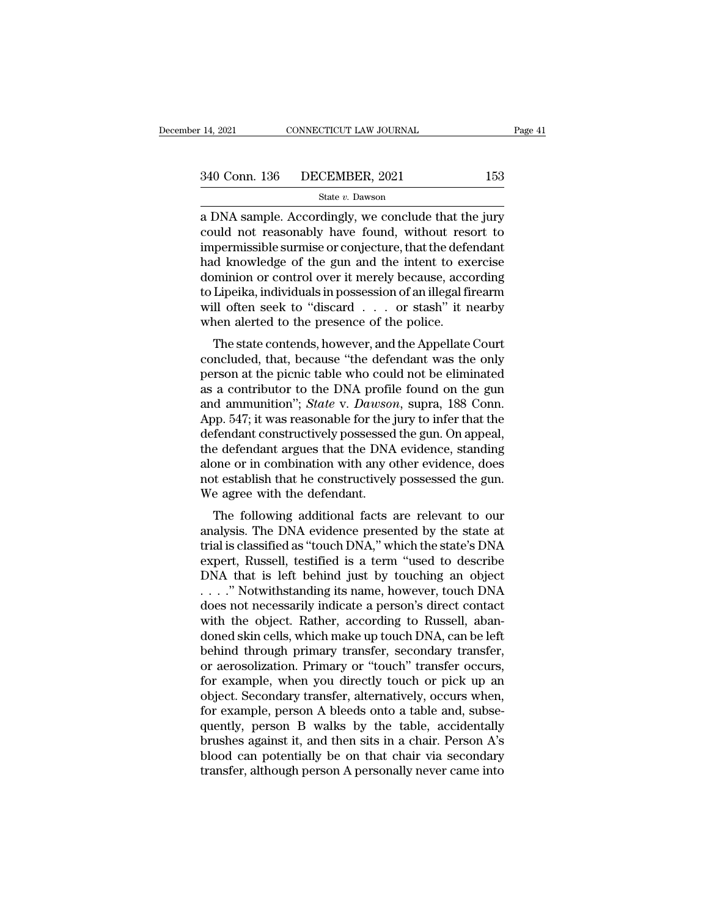a DNA sample. Accordingly, we conclude that the jury could not reasonably have found, without resort to impermissible surmise or conjecture, that the defendant had knowledge of the gun and the intent to exercise dominion or control over it merely because, according to Lipeika, individuals in possession of an illegal firearm will often seek to "discard . . . or stash" it nearby when alerted to the presence of the police.

The state contends, however, and the Appellate Court concluded, that, because "the defendant was the only person at the picnic table who could not be eliminated as a contributor to the DNA profile found on the gun and ammunition"; *State* v. *Dawson*, supra, 188 Conn. App. 547; it was reasonable for the jury to infer that the defendant constructively possessed the gun. On appeal, the defendant argues that the DNA evidence, standing alone or in combination with any other evidence, does not establish that he constructively possessed the gun. We agree with the defendant.

The following additional facts are relevant to our analysis. The DNA evidence presented by the state at trial is classified as "touch DNA," which the state's DNA expert, Russell, testified is a term "used to describe DNA that is left behind just by touching an object . . . ." Notwithstanding its name, however, touch DNA does not necessarily indicate a person's direct contact with the object. Rather, according to Russell, abandoned skin cells, which make up touch DNA, can be left behind through primary transfer, secondary transfer, or aerosolization. Primary or "touch" transfer occurs, for example, when you directly touch or pick up an object. Secondary transfer, alternatively, occurs when, for example, person A bleeds onto a table and, subsequently, person B walks by the table, accidentally brushes against it, and then sits in a chair. Person A's blood can potentially be on that chair via secondary transfer, although person A personally never came into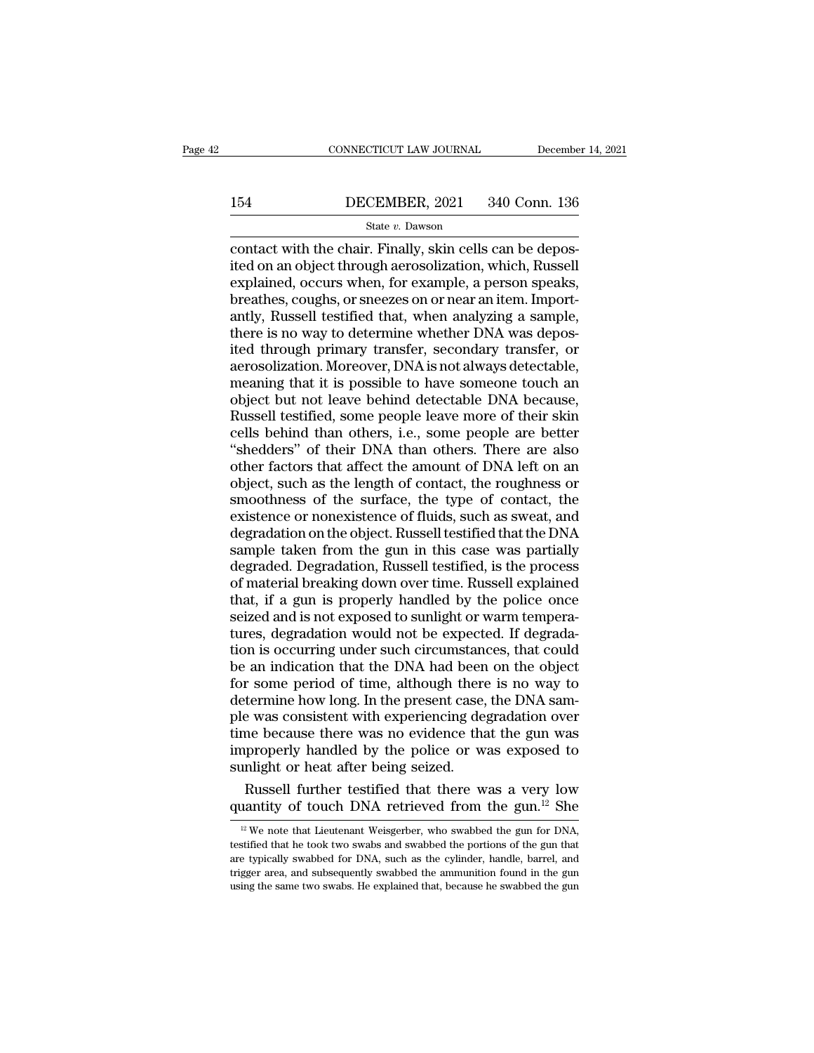contact with the chair. Finally, skin cells can be deposited on an object through aerosolization, which, Russell explained, occurs when, for example, a person speaks, breathes, coughs, or sneezes on or near an item. Importantly, Russell testified that, when analyzing a sample, there is no way to determine whether DNA was deposited through primary transfer, secondary transfer, or aerosolization. Moreover, DNA is not always detectable, meaning that it is possible to have someone touch an object but not leave behind detectable DNA because, Russell testified, some people leave more of their skin cells behind than others, i.e., some people are better "shedders" of their DNA than others. There are also other factors that affect the amount of DNA left on an object, such as the length of contact, the roughness or smoothness of the surface, the type of contact, the existence or nonexistence of fluids, such as sweat, and degradation on the object. Russell testified that the DNA sample taken from the gun in this case was partially degraded. Degradation, Russell testified, is the process of material breaking down over time. Russell explained that, if a gun is properly handled by the police once seized and is not exposed to sunlight or warm temperatures, degradation would not be expected. If degradation is occurring under such circumstances, that could be an indication that the DNA had been on the object for some period of time, although there is no way to determine how long. In the present case, the DNA sample was consistent with experiencing degradation over time because there was no evidence that the gun was improperly handled by the police or was exposed to sunlight or heat after being seized.

Russell further testified that there was a very low quantity of touch DNA retrieved from the gun.[12] She

[12] We note that Lieutenant Weisgerber, who swabbed the gun for DNA, testified that he took two swabs and swabbed the portions of the gun that are typically swabbed for DNA, such as the cylinder, handle, barrel, and trigger area, and subsequently swabbed the ammunition found in the gun using the same two swabs. He explained that, because he swabbed the gun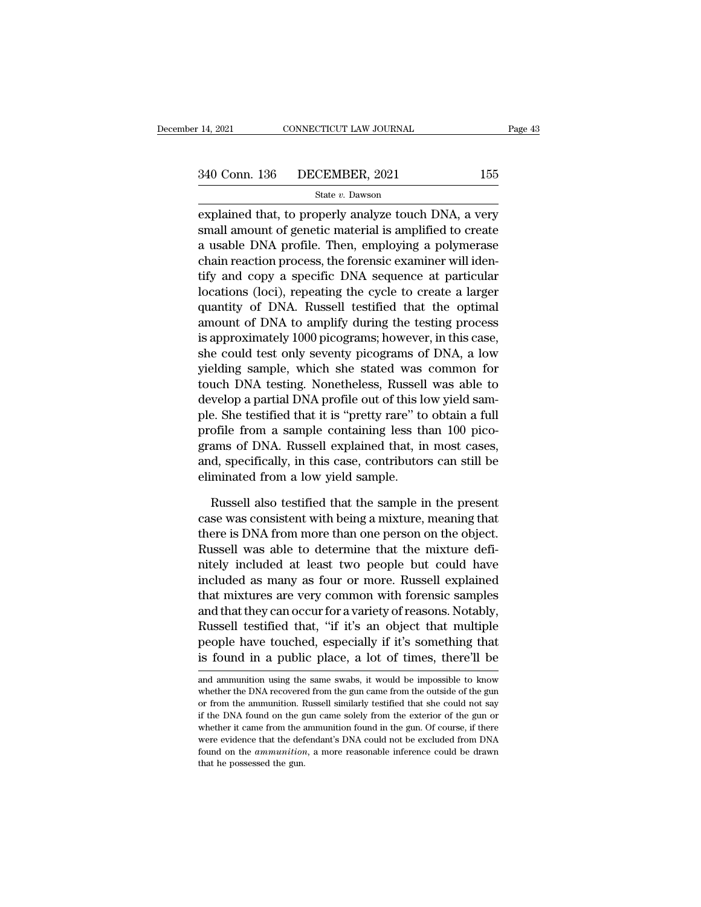explained that, to properly analyze touch DNA, a very small amount of genetic material is amplified to create a usable DNA profile. Then, employing a polymerase chain reaction process, the forensic examiner will identify and copy a specific DNA sequence at particular locations (loci), repeating the cycle to create a larger quantity of DNA. Russell testified that the optimal amount of DNA to amplify during the testing process is approximately 1000 picograms; however, in this case, she could test only seventy picograms of DNA, a low yielding sample, which she stated was common for touch DNA testing. Nonetheless, Russell was able to develop a partial DNA profile out of this low yield sample. She testified that it is "pretty rare" to obtain a full profile from a sample containing less than 100 picograms of DNA. Russell explained that, in most cases, and, specifically, in this case, contributors can still be eliminated from a low yield sample.

Russell also testified that the sample in the present case was consistent with being a mixture, meaning that there is DNA from more than one person on the object. Russell was able to determine that the mixture definitely included at least two people but could have included as many as four or more. Russell explained that mixtures are very common with forensic samples and that they can occur for a variety of reasons. Notably, Russell testified that, "if it's an object that multiple people have touched, especially if it's something that is found in a public place, a lot of times, there'll be

and ammunition using the same swabs, it would be impossible to know whether the DNA recovered from the gun came from the outside of the gun or from the ammunition. Russell similarly testified that she could not say if the DNA found on the gun came solely from the exterior of the gun or whether it came from the ammunition found in the gun. Of course, if there were evidence that the defendant's DNA could not be excluded from DNA found on the *ammunition*, a more reasonable inference could be drawn that he possessed the gun.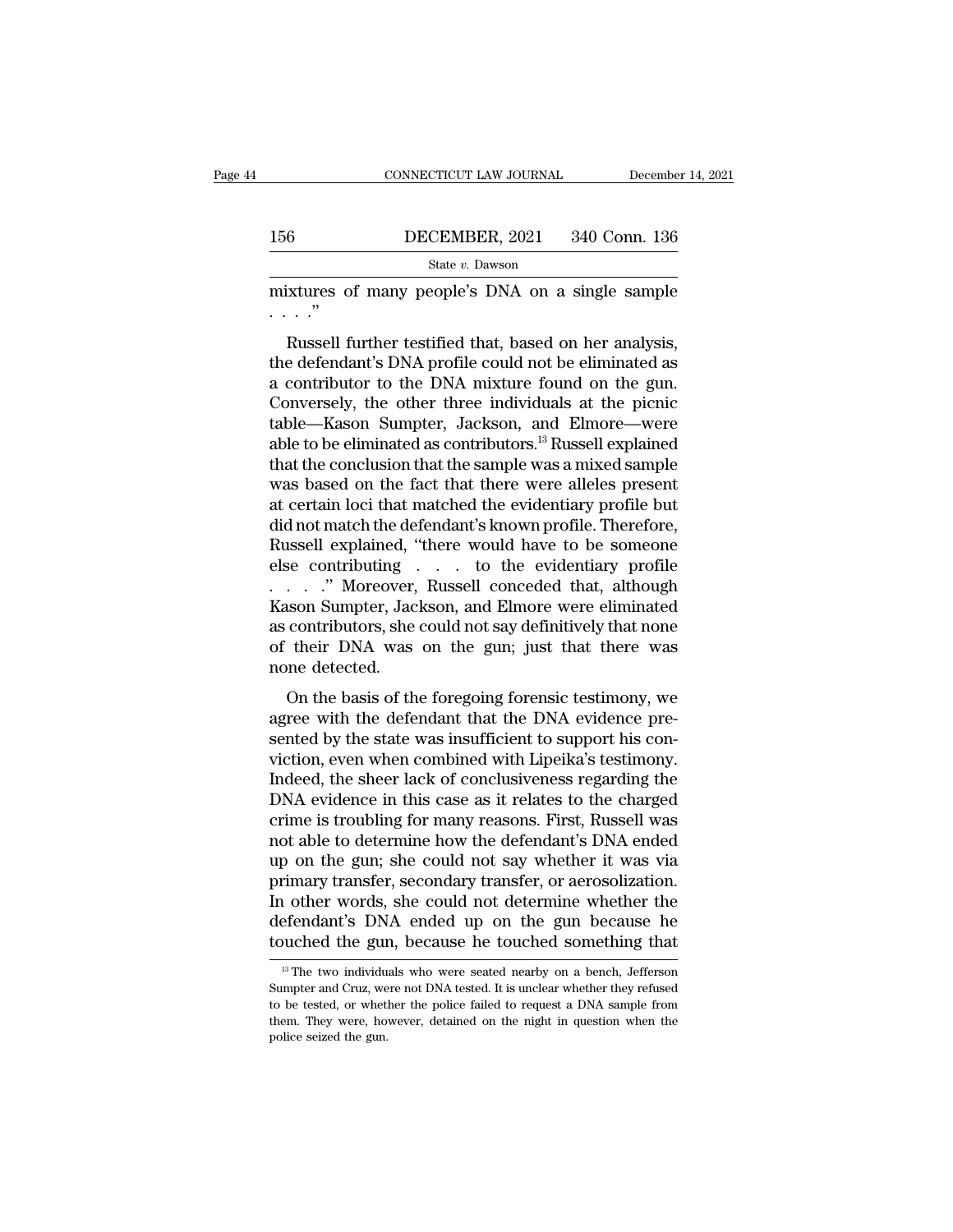mixtures of many people's DNA on a single sample . . . ."

Russell further testified that, based on her analysis, the defendant's DNA profile could not be eliminated as a contributor to the DNA mixture found on the gun. Conversely, the other three individuals at the picnic table—Kason Sumpter, Jackson, and Elmore—were able to be eliminated as contributors.[13] Russell explained that the conclusion that the sample was a mixed sample was based on the fact that there were alleles present at certain loci that matched the evidentiary profile but did not match the defendant's known profile. Therefore, Russell explained, "there would have to be someone else contributing . . . to the evidentiary profile . . . ." Moreover, Russell conceded that, although Kason Sumpter, Jackson, and Elmore were eliminated as contributors, she could not say definitively that none of their DNA was on the gun; just that there was none detected.

On the basis of the foregoing forensic testimony, we agree with the defendant that the DNA evidence presented by the state was insufficient to support his conviction, even when combined with Lipeika's testimony. Indeed, the sheer lack of conclusiveness regarding the DNA evidence in this case as it relates to the charged crime is troubling for many reasons. First, Russell was not able to determine how the defendant's DNA ended up on the gun; she could not say whether it was via primary transfer, secondary transfer, or aerosolization. In other words, she could not determine whether the defendant's DNA ended up on the gun because he touched the gun, because he touched something that

[13] The two individuals who were seated nearby on a bench, Jefferson Sumpter and Cruz, were not DNA tested. It is unclear whether they refused to be tested, or whether the police failed to request a DNA sample from them. They were, however, detained on the night in question when the police seized the gun.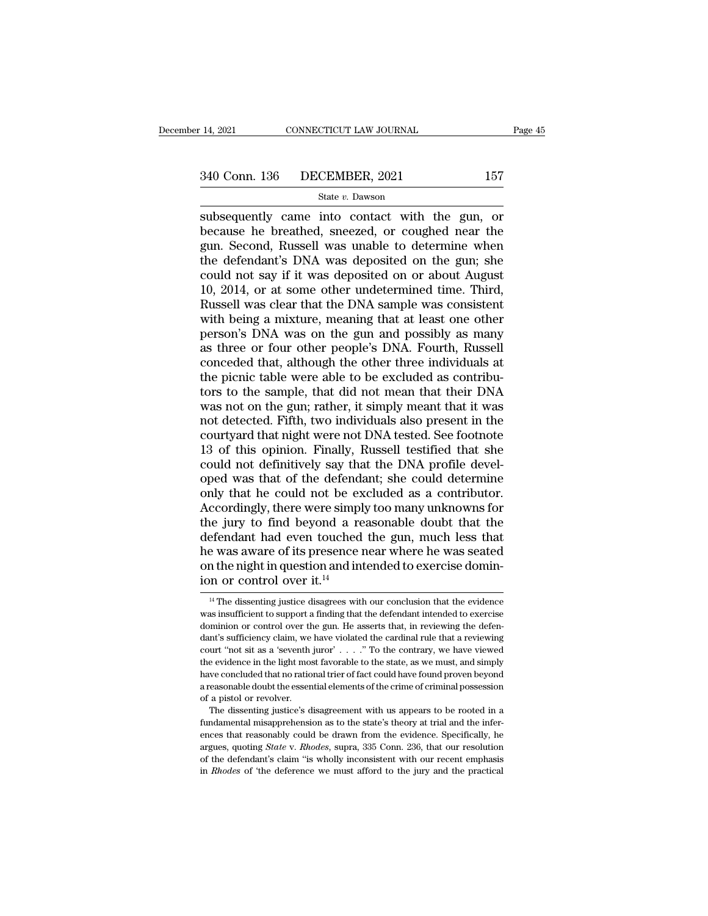subsequently came into contact with the gun, or because he breathed, sneezed, or coughed near the gun. Second, Russell was unable to determine when the defendant's DNA was deposited on the gun; she could not say if it was deposited on or about August 10, 2014, or at some other undetermined time. Third, Russell was clear that the DNA sample was consistent with being a mixture, meaning that at least one other person's DNA was on the gun and possibly as many as three or four other people's DNA. Fourth, Russell conceded that, although the other three individuals at the picnic table were able to be excluded as contributors to the sample, that did not mean that their DNA was not on the gun; rather, it simply meant that it was not detected. Fifth, two individuals also present in the courtyard that night were not DNA tested. See footnote 13 of this opinion. Finally, Russell testified that she could not definitively say that the DNA profile developed was that of the defendant; she could determine only that he could not be excluded as a contributor. Accordingly, there were simply too many unknowns for the jury to find beyond a reasonable doubt that the defendant had even touched the gun, much less that he was aware of its presence near where he was seated on the night in question and intended to exercise dominion or control over it.[14]

[14] The dissenting justice disagrees with our conclusion that the evidence was insufficient to support a finding that the defendant intended to exercise dominion or control over the gun. He asserts that, in reviewing the defendant's sufficiency claim, we have violated the cardinal rule that a reviewing court "not sit as a 'seventh juror' . . . ." To the contrary, we have viewed the evidence in the light most favorable to the state, as we must, and simply have concluded that no rational trier of fact could have found proven beyond a reasonable doubt the essential elements of the crime of criminal possession of a pistol or revolver.

The dissenting justice's disagreement with us appears to be rooted in a fundamental misapprehension as to the state's theory at trial and the inferences that reasonably could be drawn from the evidence. Specifically, he argues, quoting *State* v. *Rhodes*, supra, 335 Conn. 236, that our resolution of the defendant's claim "is wholly inconsistent with our recent emphasis in *Rhodes* of 'the deference we must afford to the jury and the practical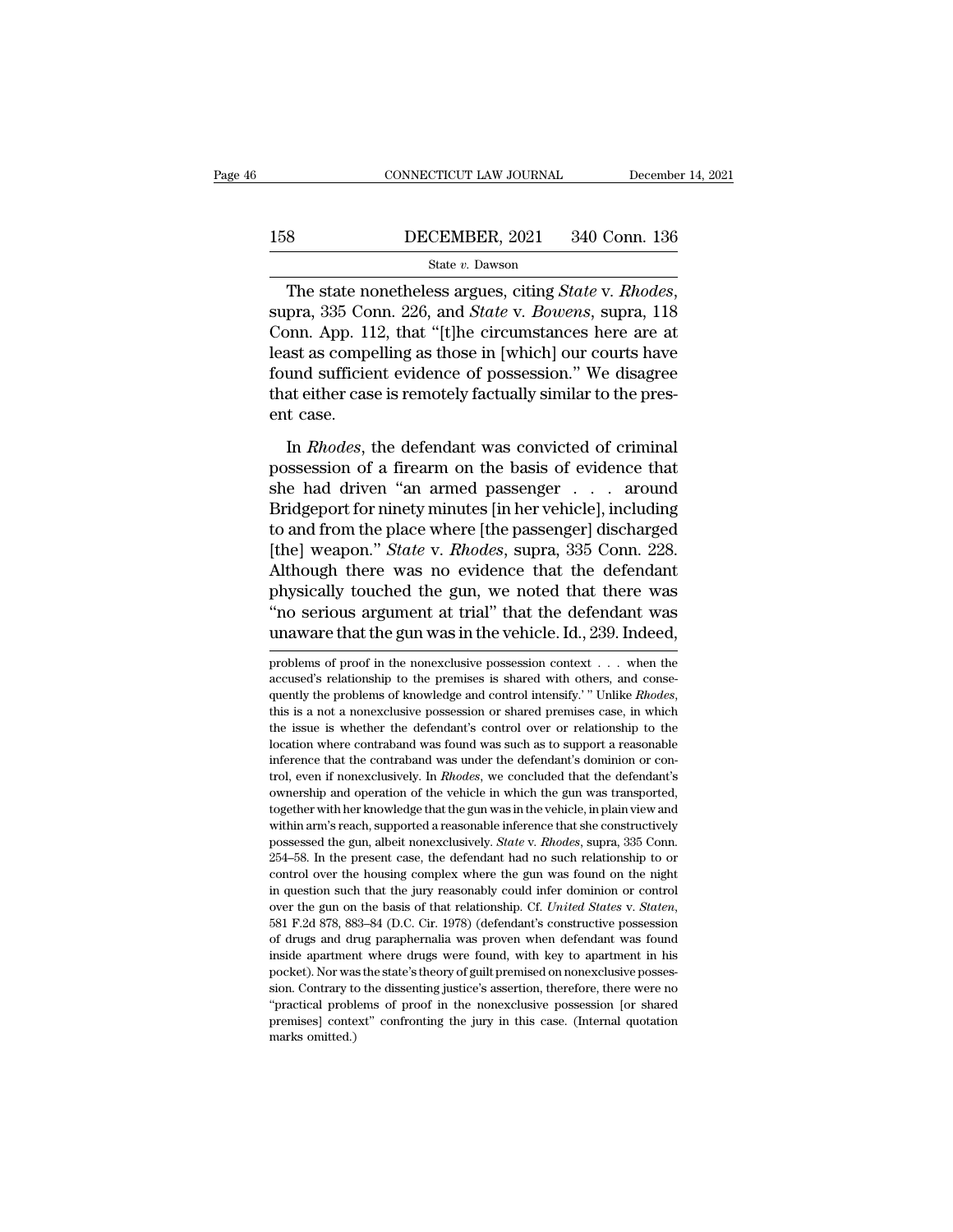The state nonetheless argues, citing *State* v. *Rhodes*, supra, 335 Conn. 226, and *State* v. *Bowens*, supra, 118 Conn. App. 112, that "[t]he circumstances here are at least as compelling as those in [which] our courts have found sufficient evidence of possession." We disagree that either case is remotely factually similar to the present case.

In *Rhodes*, the defendant was convicted of criminal possession of a firearm on the basis of evidence that she had driven "an armed passenger . . . around Bridgeport for ninety minutes [in her vehicle], including to and from the place where [the passenger] discharged [the] weapon." *State* v. *Rhodes*, supra, 335 Conn. 228. Although there was no evidence that the defendant physically touched the gun, we noted that there was "no serious argument at trial" that the defendant was unaware that the gun was in the vehicle. Id., 239. Indeed,

problems of proof in the nonexclusive possession context . . . when the accused's relationship to the premises is shared with others, and consequently the problems of knowledge and control intensify.' " Unlike *Rhodes*, this is a not a nonexclusive possession or shared premises case, in which the issue is whether the defendant's control over or relationship to the location where contraband was found was such as to support a reasonable inference that the contraband was under the defendant's dominion or control, even if nonexclusively. In *Rhodes*, we concluded that the defendant's ownership and operation of the vehicle in which the gun was transported, together with her knowledge that the gun was in the vehicle, in plain view and within arm's reach, supported a reasonable inference that she constructively possessed the gun, albeit nonexclusively. *State* v. *Rhodes*, supra, 335 Conn. 254–58. In the present case, the defendant had no such relationship to or control over the housing complex where the gun was found on the night in question such that the jury reasonably could infer dominion or control over the gun on the basis of that relationship. Cf. *United States* v. *Staten*, 581 F.2d 878, 883–84 (D.C. Cir. 1978) (defendant's constructive possession of drugs and drug paraphernalia was proven when defendant was found inside apartment where drugs were found, with key to apartment in his pocket). Nor was the state's theory of guilt premised on nonexclusive possession. Contrary to the dissenting justice's assertion, therefore, there were no "practical problems of proof in the nonexclusive possession [or shared premises] context" confronting the jury in this case. (Internal quotation marks omitted.)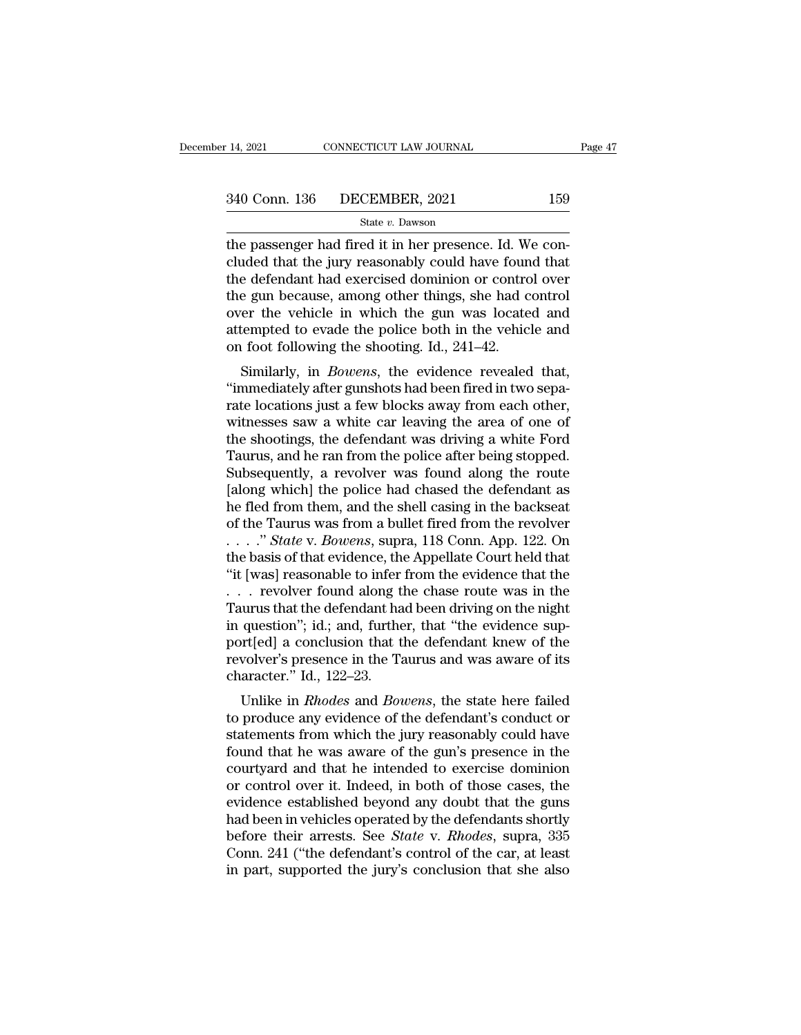the passenger had fired it in her presence. Id. We concluded that the jury reasonably could have found that the defendant had exercised dominion or control over the gun because, among other things, she had control over the vehicle in which the gun was located and attempted to evade the police both in the vehicle and on foot following the shooting. Id., 241–42.

Similarly, in *Bowens*, the evidence revealed that, "immediately after gunshots had been fired in two separate locations just a few blocks away from each other, witnesses saw a white car leaving the area of one of the shootings, the defendant was driving a white Ford Taurus, and he ran from the police after being stopped. Subsequently, a revolver was found along the route [along which] the police had chased the defendant as he fled from them, and the shell casing in the backseat of the Taurus was from a bullet fired from the revolver . . . ." *State* v. *Bowens*, supra, 118 Conn. App. 122. On the basis of that evidence, the Appellate Court held that "it [was] reasonable to infer from the evidence that the . . . revolver found along the chase route was in the Taurus that the defendant had been driving on the night in question"; id.; and, further, that "the evidence support[ed] a conclusion that the defendant knew of the revolver's presence in the Taurus and was aware of its character." Id., 122–23.

Unlike in *Rhodes* and *Bowens*, the state here failed to produce any evidence of the defendant's conduct or statements from which the jury reasonably could have found that he was aware of the gun's presence in the courtyard and that he intended to exercise dominion or control over it. Indeed, in both of those cases, the evidence established beyond any doubt that the guns had been in vehicles operated by the defendants shortly before their arrests. See *State* v. *Rhodes*, supra, 335 Conn. 241 ("the defendant's control of the car, at least in part, supported the jury's conclusion that she also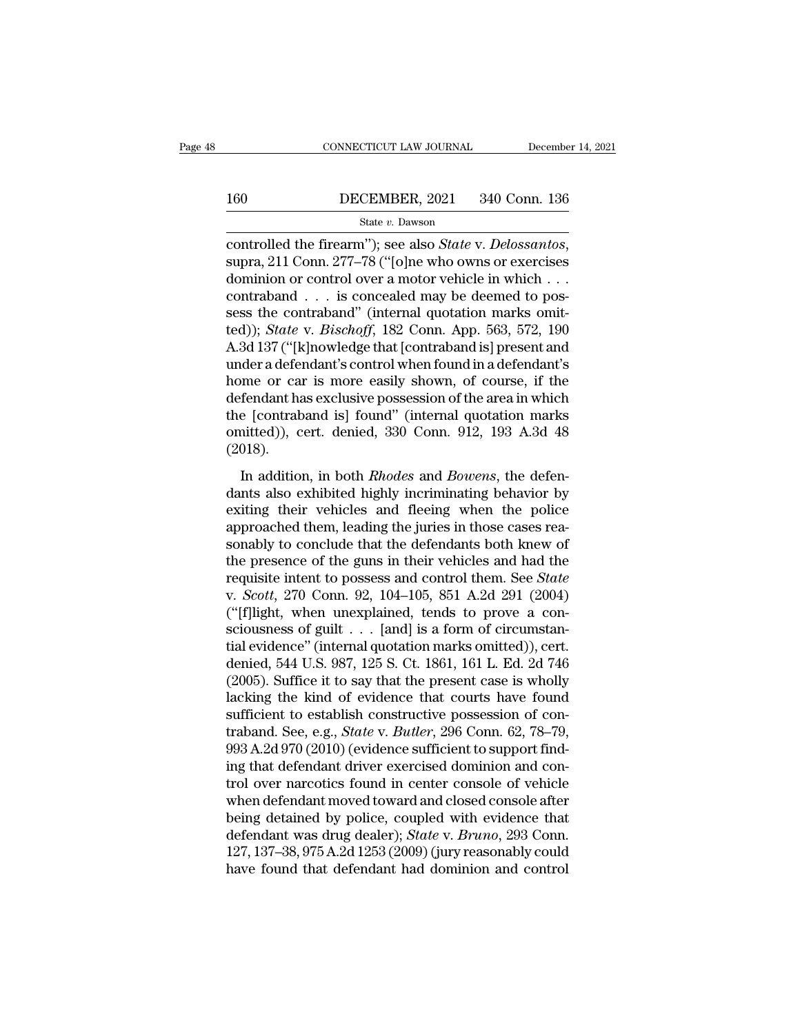controlled the firearm"); see also *State* v. *Delossantos*, supra, 211 Conn. 277–78 ("[o]ne who owns or exercises dominion or control over a motor vehicle in which . . . contraband . . . is concealed may be deemed to possess the contraband" (internal quotation marks omitted)); *State* v. *Bischoff*, 182 Conn. App. 563, 572, 190 A.3d 137 ("[k]nowledge that [contraband is] present and under a defendant's control when found in a defendant's home or car is more easily shown, of course, if the defendant has exclusive possession of the area in which the [contraband is] found" (internal quotation marks omitted)), cert. denied, 330 Conn. 912, 193 A.3d 48 (2018).

In addition, in both *Rhodes* and *Bowens*, the defendants also exhibited highly incriminating behavior by exiting their vehicles and fleeing when the police approached them, leading the juries in those cases reasonably to conclude that the defendants both knew of the presence of the guns in their vehicles and had the requisite intent to possess and control them. See *State* v. *Scott*, 270 Conn. 92, 104–105, 851 A.2d 291 (2004) ("[f]light, when unexplained, tends to prove a consciousness of guilt . . . [and] is a form of circumstantial evidence" (internal quotation marks omitted)), cert. denied, 544 U.S. 987, 125 S. Ct. 1861, 161 L. Ed. 2d 746 (2005). Suffice it to say that the present case is wholly lacking the kind of evidence that courts have found sufficient to establish constructive possession of contraband. See, e.g., *State* v. *Butler*, 296 Conn. 62, 78–79, 993 A.2d 970 (2010) (evidence sufficient to support finding that defendant driver exercised dominion and control over narcotics found in center console of vehicle when defendant moved toward and closed console after being detained by police, coupled with evidence that defendant was drug dealer); *State* v. *Bruno*, 293 Conn. 127, 137–38, 975 A.2d 1253 (2009) (jury reasonably could have found that defendant had dominion and control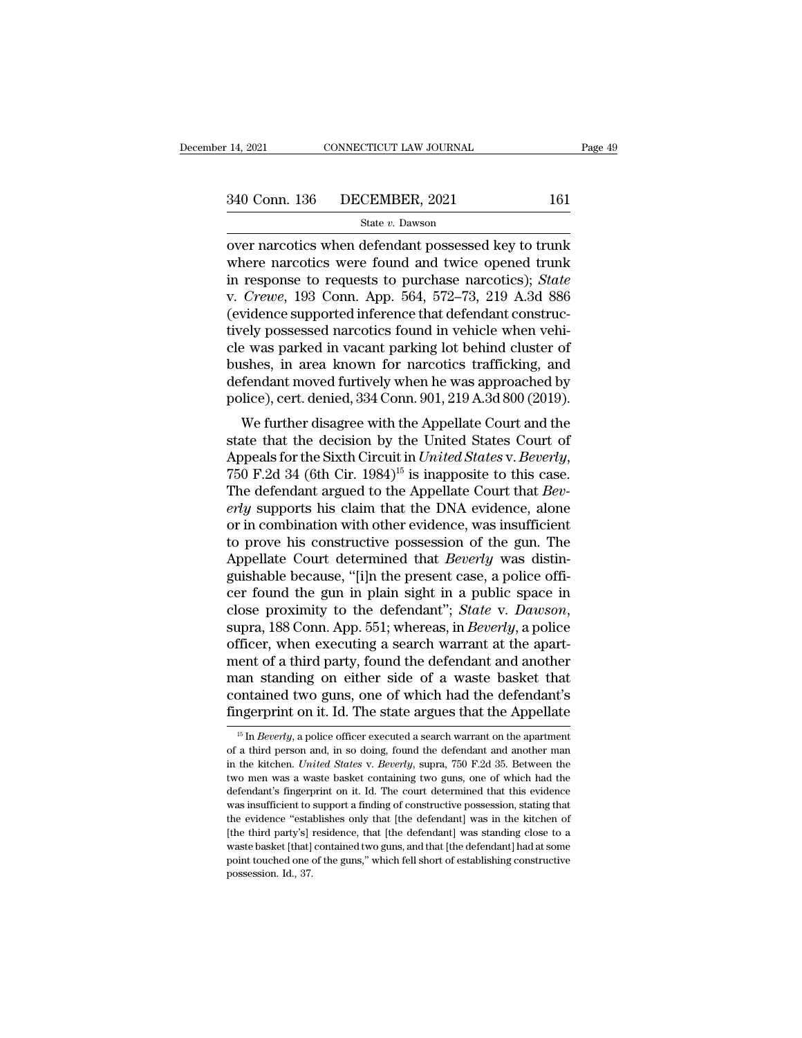over narcotics when defendant possessed key to trunk where narcotics were found and twice opened trunk in response to requests to purchase narcotics); *State* v. *Crewe*, 193 Conn. App. 564, 572–73, 219 A.3d 886 (evidence supported inference that defendant constructively possessed narcotics found in vehicle when vehicle was parked in vacant parking lot behind cluster of bushes, in area known for narcotics trafficking, and defendant moved furtively when he was approached by police), cert. denied, 334 Conn. 901, 219 A.3d 800 (2019).

We further disagree with the Appellate Court and the state that the decision by the United States Court of Appeals for the Sixth Circuit in *United States* v. *Beverly*, 750 F.2d 34 (6th Cir. 1984)[15] is inapposite to this case. The defendant argued to the Appellate Court that *Beverly* supports his claim that the DNA evidence, alone or in combination with other evidence, was insufficient to prove his constructive possession of the gun. The Appellate Court determined that *Beverly* was distinguishable because, "[i]n the present case, a police officer found the gun in plain sight in a public space in close proximity to the defendant"; *State* v. *Dawson*, supra, 188 Conn. App. 551; whereas, in *Beverly*, a police officer, when executing a search warrant at the apartment of a third party, found the defendant and another man standing on either side of a waste basket that contained two guns, one of which had the defendant's fingerprint on it. Id. The state argues that the Appellate

[15] In *Beverly*, a police officer executed a search warrant on the apartment of a third person and, in so doing, found the defendant and another man in the kitchen. *United States* v. *Beverly*, supra, 750 F.2d 35. Between the two men was a waste basket containing two guns, one of which had the defendant's fingerprint on it. Id. The court determined that this evidence was insufficient to support a finding of constructive possession, stating that the evidence "establishes only that [the defendant] was in the kitchen of [the third party's] residence, that [the defendant] was standing close to a waste basket [that] contained two guns, and that [the defendant] had at some point touched one of the guns," which fell short of establishing constructive possession. Id., 37.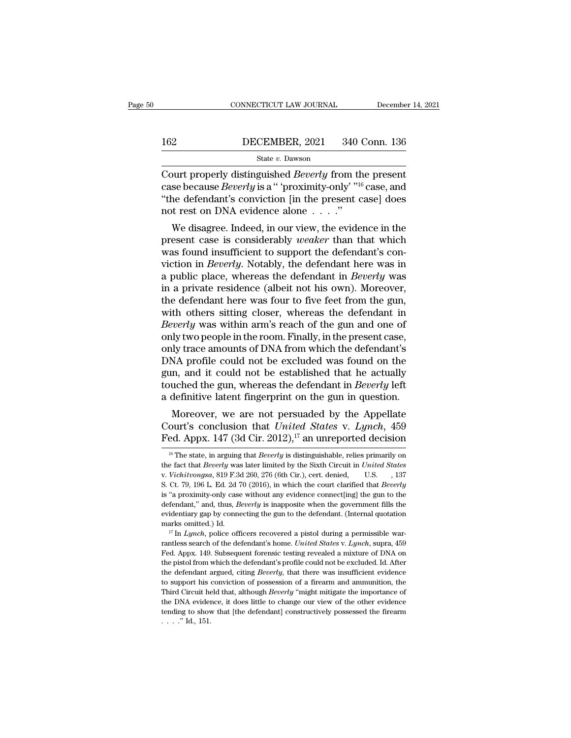Court properly distinguished *Beverly* from the present case because *Beverly* is a " 'proximity-only' "[16] case, and "the defendant's conviction [in the present case] does not rest on DNA evidence alone . . . ."

We disagree. Indeed, in our view, the evidence in the present case is considerably *weaker* than that which was found insufficient to support the defendant's conviction in *Beverly*. Notably, the defendant here was in a public place, whereas the defendant in *Beverly* was in a private residence (albeit not his own). Moreover, the defendant here was four to five feet from the gun, with others sitting closer, whereas the defendant in *Beverly* was within arm's reach of the gun and one of only two people in the room. Finally, in the present case, only trace amounts of DNA from which the defendant's DNA profile could not be excluded was found on the gun, and it could not be established that he actually touched the gun, whereas the defendant in *Beverly* left a definitive latent fingerprint on the gun in question.

Moreover, we are not persuaded by the Appellate Court's conclusion that *United States* v. *Lynch*, 459 Fed. Appx. 147 (3d Cir. 2012),[17] an unreported decision

---

[16] The state, in arguing that *Beverly* is distinguishable, relies primarily on the fact that *Beverly* was later limited by the Sixth Circuit in *United States* v. *Vichitvongsa*, 819 F.3d 260, 276 (6th Cir.), cert. denied, U.S. , 137 S. Ct. 79, 196 L. Ed. 2d 70 (2016), in which the court clarified that *Beverly* is "a proximity-only case without any evidence connect[ing] the gun to the defendant," and, thus, *Beverly* is inapposite when the government fills the evidentiary gap by connecting the gun to the defendant. (Internal quotation marks omitted.) Id.

[17] In *Lynch*, police officers recovered a pistol during a permissible warrantless search of the defendant's home. *United States* v. *Lynch*, supra, 459 Fed. Appx. 149. Subsequent forensic testing revealed a mixture of DNA on the pistol from which the defendant's profile could not be excluded. Id. After the defendant argued, citing *Beverly*, that there was insufficient evidence to support his conviction of possession of a firearm and ammunition, the Third Circuit held that, although *Beverly* "might mitigate the importance of the DNA evidence, it does little to change our view of the other evidence tending to show that [the defendant] constructively possessed the firearm . . . ." Id., 151.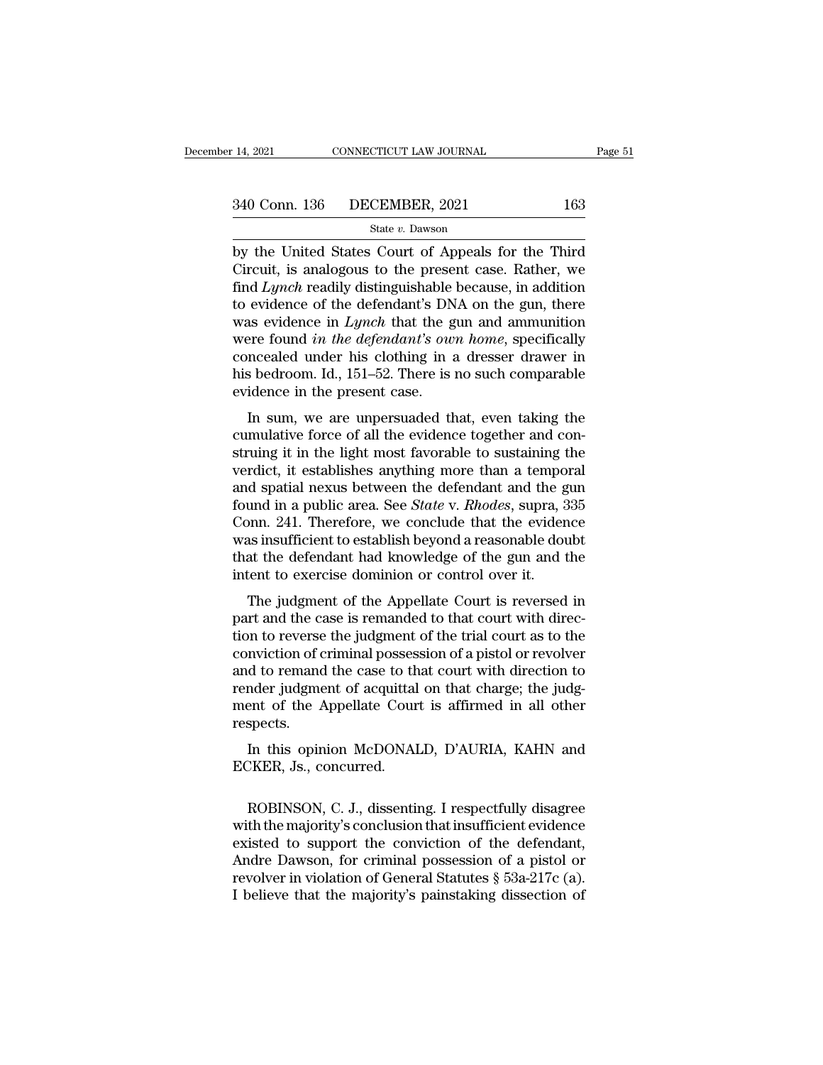by the United States Court of Appeals for the Third Circuit, is analogous to the present case. Rather, we find *Lynch* readily distinguishable because, in addition to evidence of the defendant's DNA on the gun, there was evidence in *Lynch* that the gun and ammunition were found *in the defendant's own home*, specifically concealed under his clothing in a dresser drawer in his bedroom. Id., 151–52. There is no such comparable evidence in the present case.

In sum, we are unpersuaded that, even taking the cumulative force of all the evidence together and construing it in the light most favorable to sustaining the verdict, it establishes anything more than a temporal and spatial nexus between the defendant and the gun found in a public area. See *State* v. *Rhodes*, supra, 335 Conn. 241. Therefore, we conclude that the evidence was insufficient to establish beyond a reasonable doubt that the defendant had knowledge of the gun and the intent to exercise dominion or control over it.

The judgment of the Appellate Court is reversed in part and the case is remanded to that court with direction to reverse the judgment of the trial court as to the conviction of criminal possession of a pistol or revolver and to remand the case to that court with direction to render judgment of acquittal on that charge; the judgment of the Appellate Court is affirmed in all other respects.

In this opinion McDONALD, D'AURIA, KAHN and ECKER, Js., concurred.

ROBINSON, C. J., dissenting. I respectfully disagree with the majority's conclusion that insufficient evidence existed to support the conviction of the defendant, Andre Dawson, for criminal possession of a pistol or revolver in violation of General Statutes § 53a-217c (a). I believe that the majority's painstaking dissection of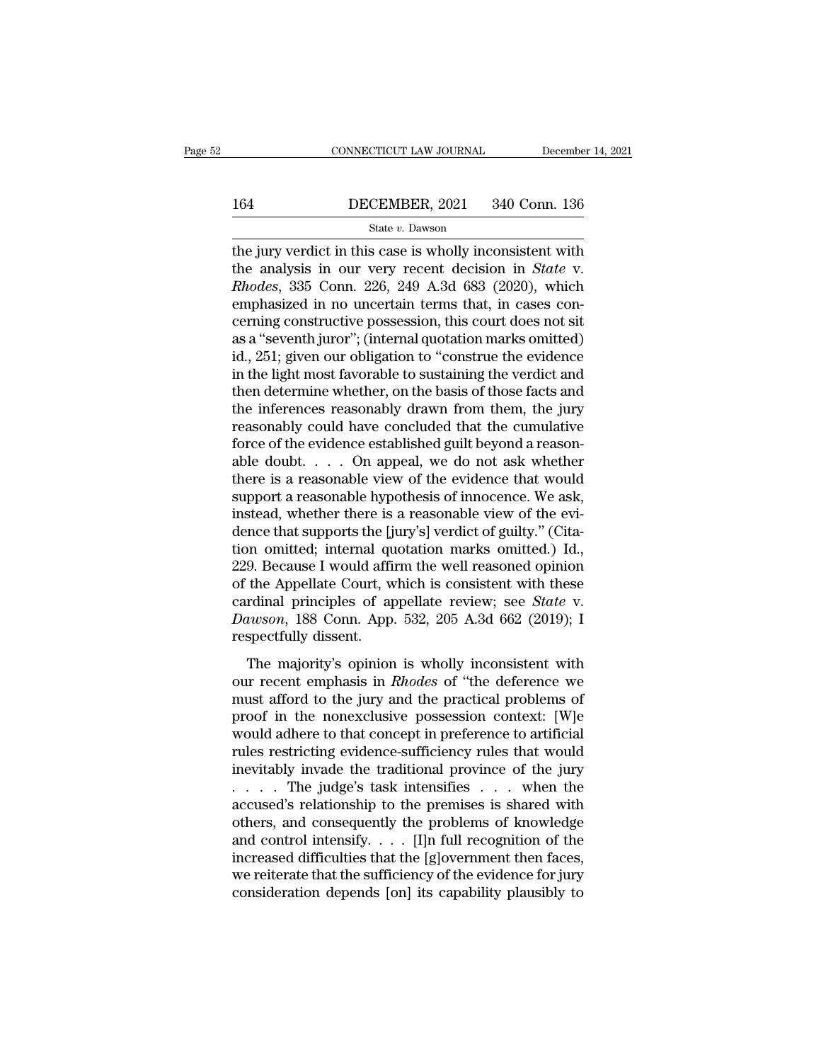the jury verdict in this case is wholly inconsistent with the analysis in our very recent decision in *State* v. *Rhodes*, 335 Conn. 226, 249 A.3d 683 (2020), which emphasized in no uncertain terms that, in cases concerning constructive possession, this court does not sit as a "seventh juror"; (internal quotation marks omitted) id., 251; given our obligation to "construe the evidence in the light most favorable to sustaining the verdict and then determine whether, on the basis of those facts and the inferences reasonably drawn from them, the jury reasonably could have concluded that the cumulative force of the evidence established guilt beyond a reasonable doubt. . . . On appeal, we do not ask whether there is a reasonable view of the evidence that would support a reasonable hypothesis of innocence. We ask, instead, whether there is a reasonable view of the evidence that supports the [jury's] verdict of guilty." (Citation omitted; internal quotation marks omitted.) Id., 229. Because I would affirm the well reasoned opinion of the Appellate Court, which is consistent with these cardinal principles of appellate review; see *State* v. *Dawson*, 188 Conn. App. 532, 205 A.3d 662 (2019); I respectfully dissent.

The majority's opinion is wholly inconsistent with our recent emphasis in *Rhodes* of "the deference we must afford to the jury and the practical problems of proof in the nonexclusive possession context: [W]e would adhere to that concept in preference to artificial rules restricting evidence-sufficiency rules that would inevitably invade the traditional province of the jury . . . . The judge's task intensifies . . . when the accused's relationship to the premises is shared with others, and consequently the problems of knowledge and control intensify. . . . [I]n full recognition of the increased difficulties that the [g]overnment then faces, we reiterate that the sufficiency of the evidence for jury consideration depends [on] its capability plausibly to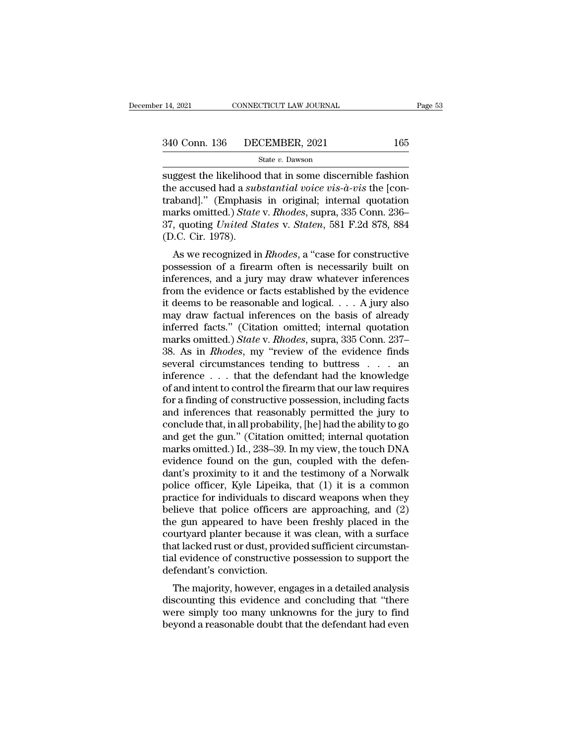suggest the likelihood that in some discernible fashion the accused had a *substantial voice vis-à-vis* the [contraband].'' (Emphasis in original; internal quotation marks omitted.) *State* v. *Rhodes*, supra, 335 Conn. 236–37, quoting *United States* v. *Staten*, 581 F.2d 878, 884 (D.C. Cir. 1978).

As we recognized in *Rhodes*, a ''case for constructive possession of a firearm often is necessarily built on inferences, and a jury may draw whatever inferences from the evidence or facts established by the evidence it deems to be reasonable and logical. . . . A jury also may draw factual inferences on the basis of already inferred facts.'' (Citation omitted; internal quotation marks omitted.) *State* v. *Rhodes*, supra, 335 Conn. 237–38. As in *Rhodes*, my ''review of the evidence finds several circumstances tending to buttress . . . an inference . . . that the defendant had the knowledge of and intent to control the firearm that our law requires for a finding of constructive possession, including facts and inferences that reasonably permitted the jury to conclude that, in all probability, [he] had the ability to go and get the gun.'' (Citation omitted; internal quotation marks omitted.) Id., 238–39. In my view, the touch DNA evidence found on the gun, coupled with the defendant's proximity to it and the testimony of a Norwalk police officer, Kyle Lipeika, that (1) it is a common practice for individuals to discard weapons when they believe that police officers are approaching, and (2) the gun appeared to have been freshly placed in the courtyard planter because it was clean, with a surface that lacked rust or dust, provided sufficient circumstantial evidence of constructive possession to support the defendant's conviction.

The majority, however, engages in a detailed analysis discounting this evidence and concluding that ''there were simply too many unknowns for the jury to find beyond a reasonable doubt that the defendant had even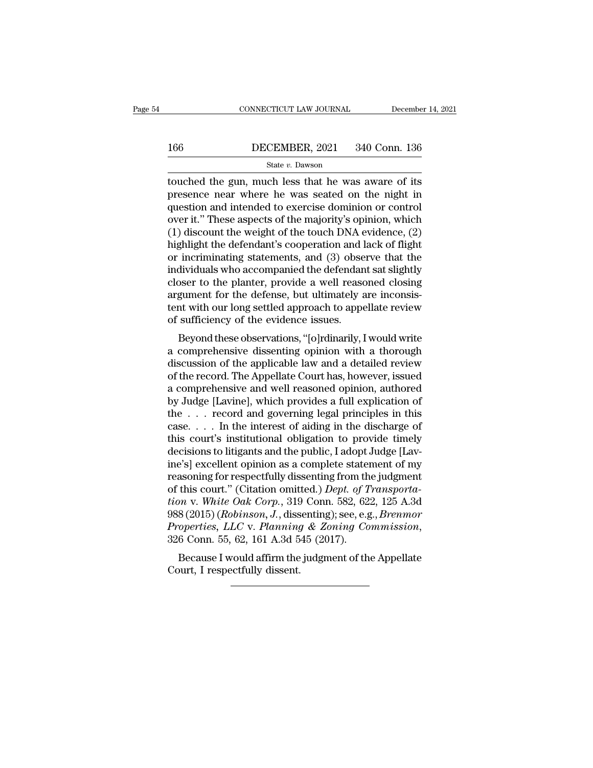touched the gun, much less that he was aware of its presence near where he was seated on the night in question and intended to exercise dominion or control over it." These aspects of the majority's opinion, which (1) discount the weight of the touch DNA evidence, (2) highlight the defendant's cooperation and lack of flight or incriminating statements, and (3) observe that the individuals who accompanied the defendant sat slightly closer to the planter, provide a well reasoned closing argument for the defense, but ultimately are inconsistent with our long settled approach to appellate review of sufficiency of the evidence issues.

Beyond these observations, "[o]rdinarily, I would write a comprehensive dissenting opinion with a thorough discussion of the applicable law and a detailed review of the record. The Appellate Court has, however, issued a comprehensive and well reasoned opinion, authored by Judge [Lavine], which provides a full explication of the . . . record and governing legal principles in this case. . . . In the interest of aiding in the discharge of this court's institutional obligation to provide timely decisions to litigants and the public, I adopt Judge [Lavine's] excellent opinion as a complete statement of my reasoning for respectfully dissenting from the judgment of this court." (Citation omitted.) *Dept. of Transportation* v. *White Oak Corp.*, 319 Conn. 582, 622, 125 A.3d 988 (2015) (*Robinson, J.*, dissenting); see, e.g., *Brenmor Properties, LLC* v. *Planning & Zoning Commission*, 326 Conn. 55, 62, 161 A.3d 545 (2017).

Because I would affirm the judgment of the Appellate Court, I respectfully dissent.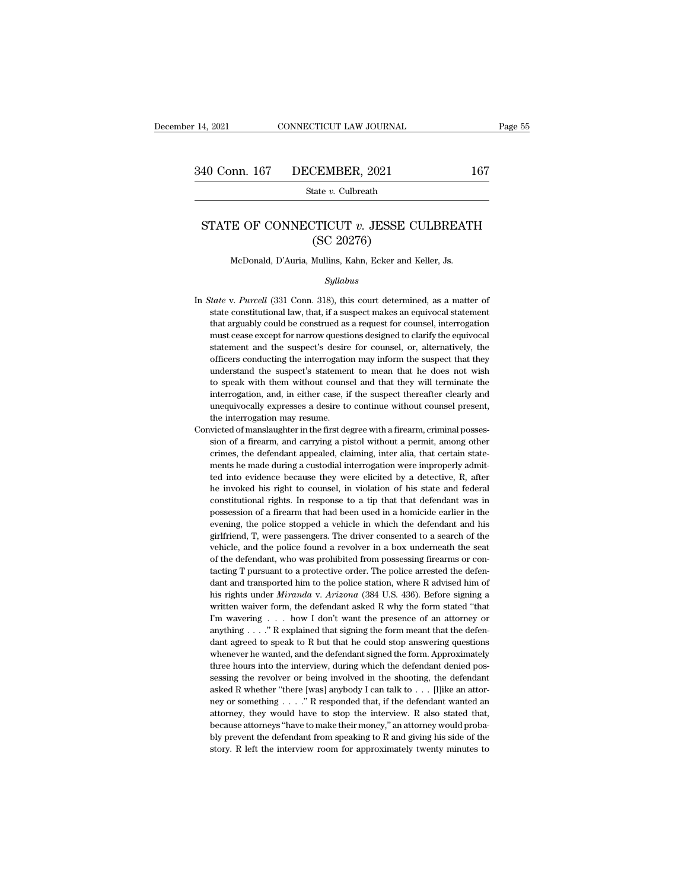# STATE OF CONNECTICUT *v.* JESSE CULBREATH (SC 20276)

McDonald, D'Auria, Mullins, Kahn, Ecker and Keller, Js.

*Syllabus*

In *State* v. *Purcell* (331 Conn. 318), this court determined, as a matter of state constitutional law, that, if a suspect makes an equivocal statement that arguably could be construed as a request for counsel, interrogation must cease except for narrow questions designed to clarify the equivocal statement and the suspect's desire for counsel, or, alternatively, the officers conducting the interrogation may inform the suspect that they understand the suspect's statement to mean that he does not wish to speak with them without counsel and that they will terminate the interrogation, and, in either case, if the suspect thereafter clearly and unequivocally expresses a desire to continue without counsel present, the interrogation may resume.

Convicted of manslaughter in the first degree with a firearm, criminal possession of a firearm, and carrying a pistol without a permit, among other crimes, the defendant appealed, claiming, inter alia, that certain statements he made during a custodial interrogation were improperly admitted into evidence because they were elicited by a detective, R, after he invoked his right to counsel, in violation of his state and federal constitutional rights. In response to a tip that that defendant was in possession of a firearm that had been used in a homicide earlier in the evening, the police stopped a vehicle in which the defendant and his girlfriend, T, were passengers. The driver consented to a search of the vehicle, and the police found a revolver in a box underneath the seat of the defendant, who was prohibited from possessing firearms or contacting T pursuant to a protective order. The police arrested the defendant and transported him to the police station, where R advised him of his rights under *Miranda* v. *Arizona* (384 U.S. 436). Before signing a written waiver form, the defendant asked R why the form stated "that I'm wavering . . . how I don't want the presence of an attorney or anything . . . ." R explained that signing the form meant that the defendant agreed to speak to R but that he could stop answering questions whenever he wanted, and the defendant signed the form. Approximately three hours into the interview, during which the defendant denied possessing the revolver or being involved in the shooting, the defendant asked R whether "there [was] anybody I can talk to . . . [l]ike an attorney or something . . . ." R responded that, if the defendant wanted an attorney, they would have to stop the interview. R also stated that, because attorneys "have to make their money," an attorney would probably prevent the defendant from speaking to R and giving his side of the story. R left the interview room for approximately twenty minutes to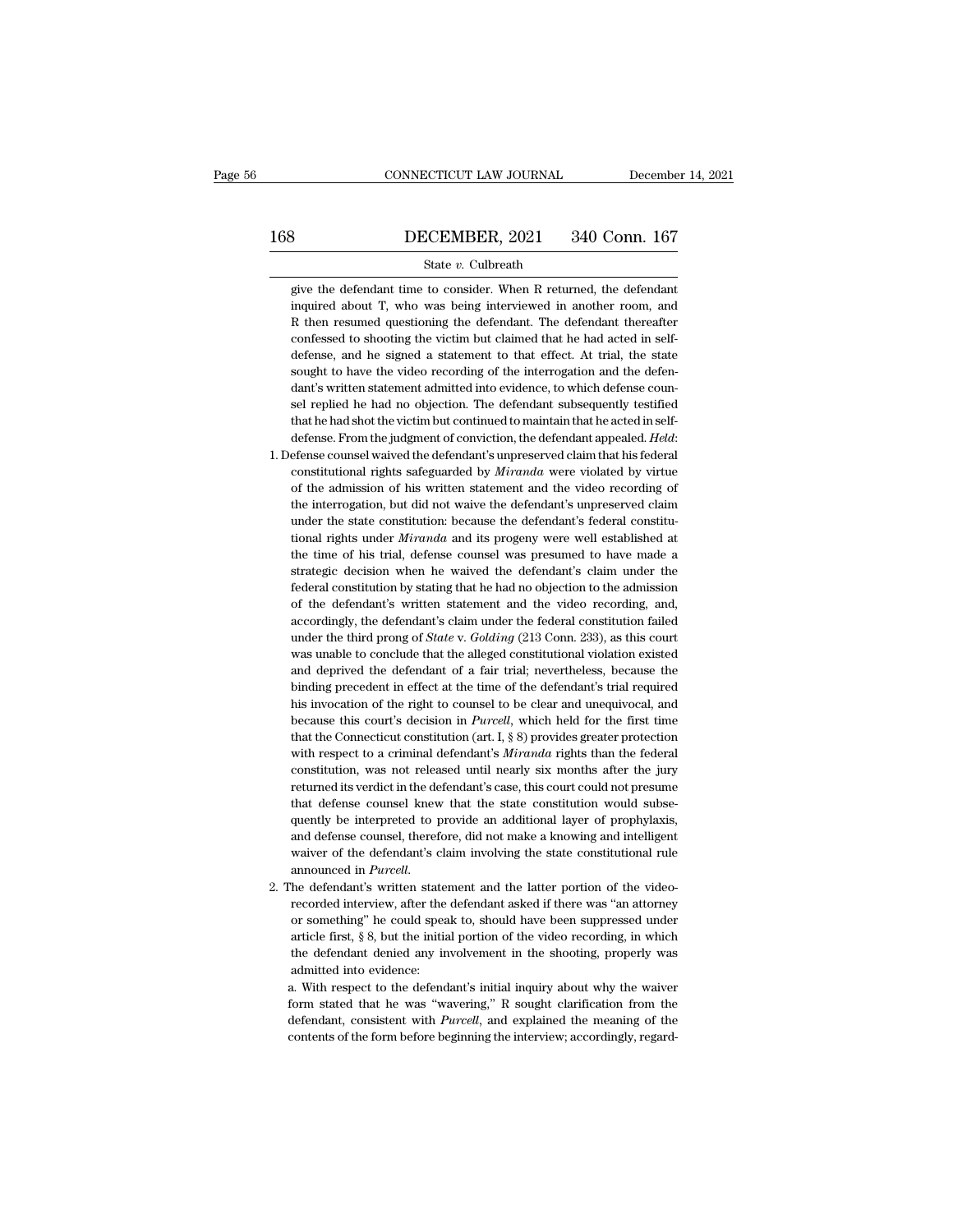give the defendant time to consider. When R returned, the defendant inquired about T, who was being interviewed in another room, and R then resumed questioning the defendant. The defendant thereafter confessed to shooting the victim but claimed that he had acted in self-defense, and he signed a statement to that effect. At trial, the state sought to have the video recording of the interrogation and the defendant's written statement admitted into evidence, to which defense counsel replied he had no objection. The defendant subsequently testified that he had shot the victim but continued to maintain that he acted in self-defense. From the judgment of conviction, the defendant appealed. *Held*:

1. Defense counsel waived the defendant's unpreserved claim that his federal constitutional rights safeguarded by *Miranda* were violated by virtue of the admission of his written statement and the video recording of the interrogation, but did not waive the defendant's unpreserved claim under the state constitution: because the defendant's federal constitutional rights under *Miranda* and its progeny were well established at the time of his trial, defense counsel was presumed to have made a strategic decision when he waived the defendant's claim under the federal constitution by stating that he had no objection to the admission of the defendant's written statement and the video recording, and, accordingly, the defendant's claim under the federal constitution failed under the third prong of *State* v. *Golding* (213 Conn. 233), as this court was unable to conclude that the alleged constitutional violation existed and deprived the defendant of a fair trial; nevertheless, because the binding precedent in effect at the time of the defendant's trial required his invocation of the right to counsel to be clear and unequivocal, and because this court's decision in *Purcell*, which held for the first time that the Connecticut constitution (art. I, § 8) provides greater protection with respect to a criminal defendant's *Miranda* rights than the federal constitution, was not released until nearly six months after the jury returned its verdict in the defendant's case, this court could not presume that defense counsel knew that the state constitution would subsequently be interpreted to provide an additional layer of prophylaxis, and defense counsel, therefore, did not make a knowing and intelligent waiver of the defendant's claim involving the state constitutional rule announced in *Purcell*.

2. The defendant's written statement and the latter portion of the video-recorded interview, after the defendant asked if there was "an attorney or something" he could speak to, should have been suppressed under article first, § 8, but the initial portion of the video recording, in which the defendant denied any involvement in the shooting, properly was admitted into evidence:

   a. With respect to the defendant's initial inquiry about why the waiver form stated that he was "wavering," R sought clarification from the defendant, consistent with *Purcell*, and explained the meaning of the contents of the form before beginning the interview; accordingly, regard-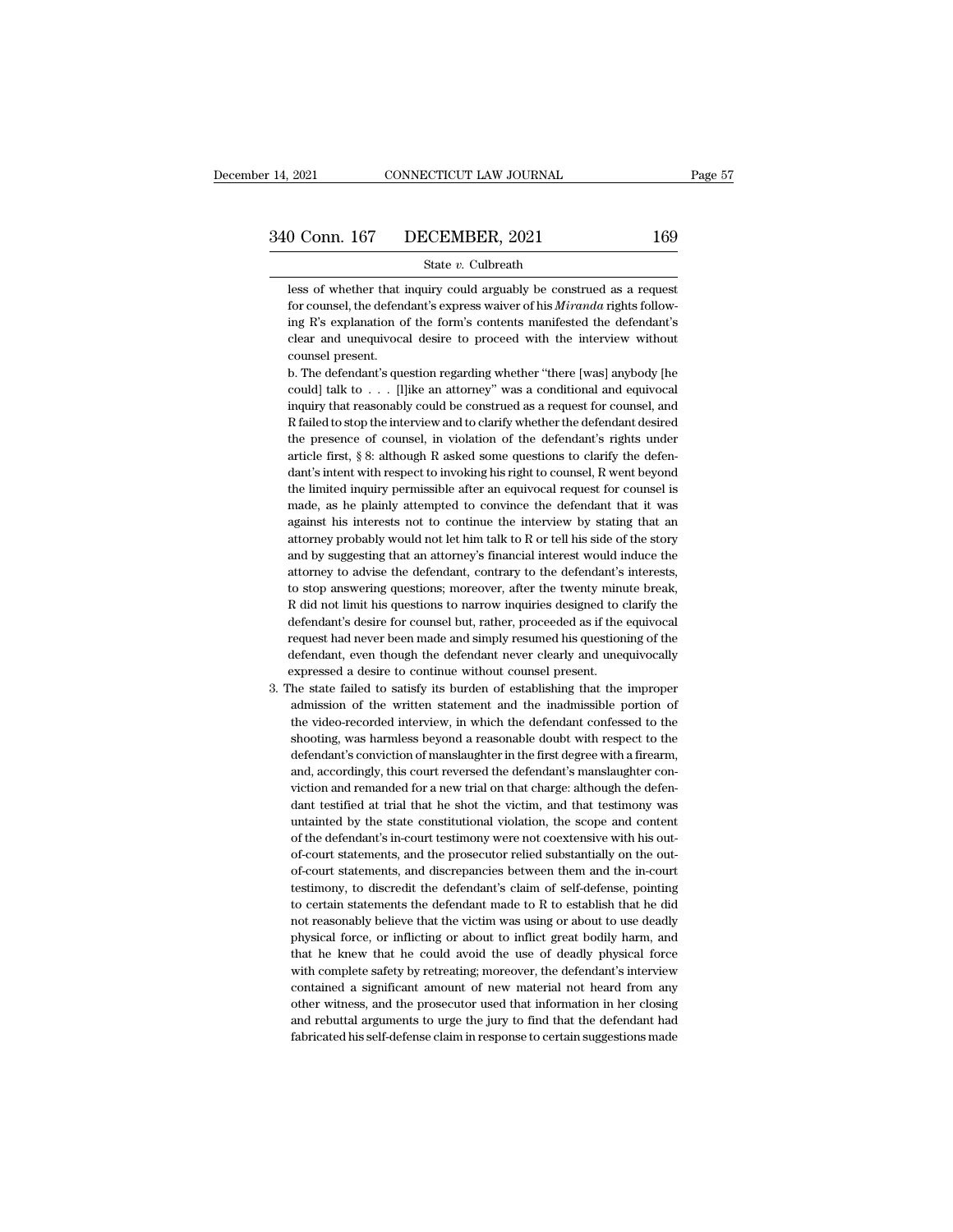less of whether that inquiry could arguably be construed as a request for counsel, the defendant's express waiver of his *Miranda* rights following R's explanation of the form's contents manifested the defendant's clear and unequivocal desire to proceed with the interview without counsel present.

b. The defendant's question regarding whether "there [was] anybody [he could] talk to . . . [l]ike an attorney" was a conditional and equivocal inquiry that reasonably could be construed as a request for counsel, and R failed to stop the interview and to clarify whether the defendant desired the presence of counsel, in violation of the defendant's rights under article first, § 8: although R asked some questions to clarify the defendant's intent with respect to invoking his right to counsel, R went beyond the limited inquiry permissible after an equivocal request for counsel is made, as he plainly attempted to convince the defendant that it was against his interests not to continue the interview by stating that an attorney probably would not let him talk to R or tell his side of the story and by suggesting that an attorney's financial interest would induce the attorney to advise the defendant, contrary to the defendant's interests, to stop answering questions; moreover, after the twenty minute break, R did not limit his questions to narrow inquiries designed to clarify the defendant's desire for counsel but, rather, proceeded as if the equivocal request had never been made and simply resumed his questioning of the defendant, even though the defendant never clearly and unequivocally expressed a desire to continue without counsel present.

3. The state failed to satisfy its burden of establishing that the improper admission of the written statement and the inadmissible portion of the video-recorded interview, in which the defendant confessed to the shooting, was harmless beyond a reasonable doubt with respect to the defendant's conviction of manslaughter in the first degree with a firearm, and, accordingly, this court reversed the defendant's manslaughter conviction and remanded for a new trial on that charge: although the defendant testified at trial that he shot the victim, and that testimony was untainted by the state constitutional violation, the scope and content of the defendant's in-court testimony were not coextensive with his out-of-court statements, and the prosecutor relied substantially on the out-of-court statements, and discrepancies between them and the in-court testimony, to discredit the defendant's claim of self-defense, pointing to certain statements the defendant made to R to establish that he did not reasonably believe that the victim was using or about to use deadly physical force, or inflicting or about to inflict great bodily harm, and that he knew that he could avoid the use of deadly physical force with complete safety by retreating; moreover, the defendant's interview contained a significant amount of new material not heard from any other witness, and the prosecutor used that information in her closing and rebuttal arguments to urge the jury to find that the defendant had fabricated his self-defense claim in response to certain suggestions made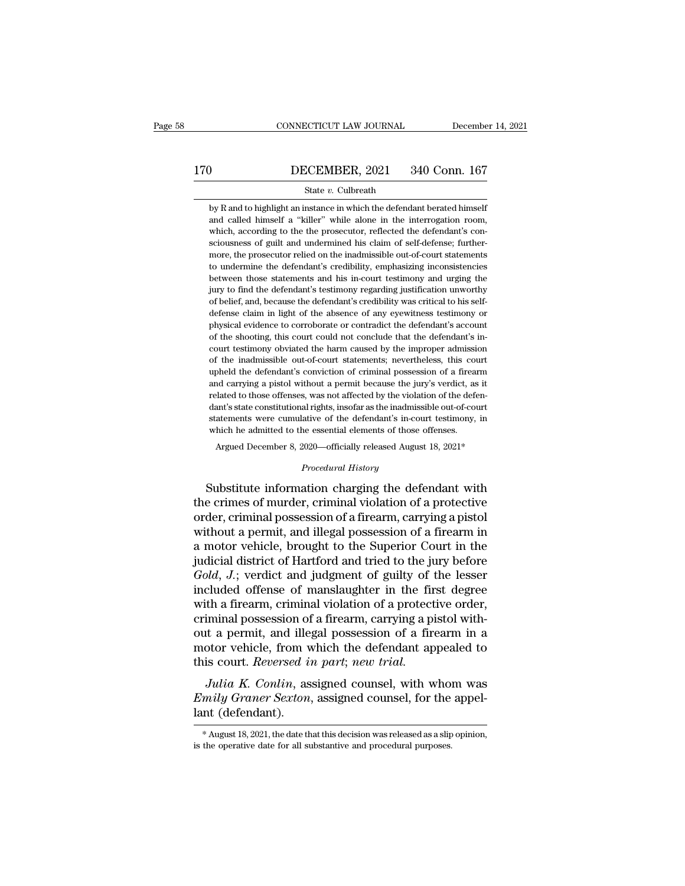by R and to highlight an instance in which the defendant berated himself and called himself a "killer" while alone in the interrogation room, which, according to the the prosecutor, reflected the defendant's consciousness of guilt and undermined his claim of self-defense; furthermore, the prosecutor relied on the inadmissible out-of-court statements to undermine the defendant's credibility, emphasizing inconsistencies between those statements and his in-court testimony and urging the jury to find the defendant's testimony regarding justification unworthy of belief, and, because the defendant's credibility was critical to his self-defense claim in light of the absence of any eyewitness testimony or physical evidence to corroborate or contradict the defendant's account of the shooting, this court could not conclude that the defendant's in-court testimony obviated the harm caused by the improper admission of the inadmissible out-of-court statements; nevertheless, this court upheld the defendant's conviction of criminal possession of a firearm and carrying a pistol without a permit because the jury's verdict, as it related to those offenses, was not affected by the violation of the defendant's state constitutional rights, insofar as the inadmissible out-of-court statements were cumulative of the defendant's in-court testimony, in which he admitted to the essential elements of those offenses.

Argued December 8, 2020—officially released August 18, 2021*

*Procedural History*

Substitute information charging the defendant with the crimes of murder, criminal violation of a protective order, criminal possession of a firearm, carrying a pistol without a permit, and illegal possession of a firearm in a motor vehicle, brought to the Superior Court in the judicial district of Hartford and tried to the jury before *Gold, J.*; verdict and judgment of guilty of the lesser included offense of manslaughter in the first degree with a firearm, criminal violation of a protective order, criminal possession of a firearm, carrying a pistol without a permit, and illegal possession of a firearm in a motor vehicle, from which the defendant appealed to this court. *Reversed in part; new trial.*

*Julia K. Conlin*, assigned counsel, with whom was *Emily Graner Sexton*, assigned counsel, for the appellant (defendant).

* August 18, 2021, the date that this decision was released as a slip opinion, is the operative date for all substantive and procedural purposes.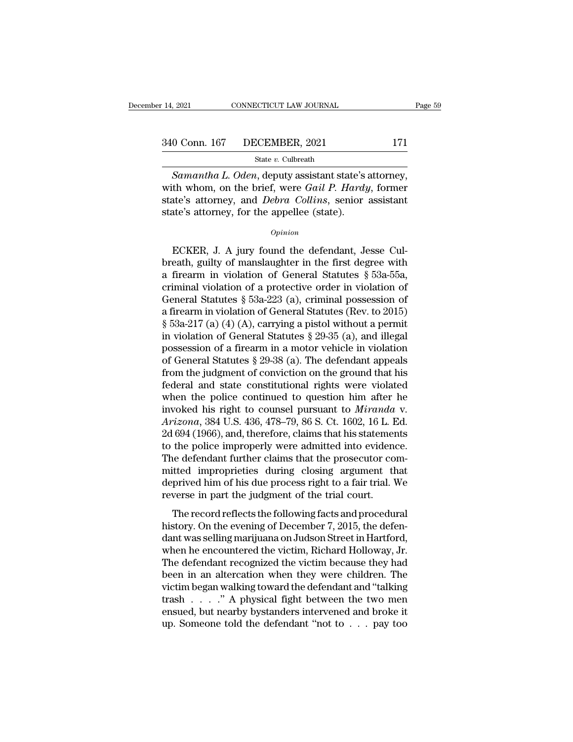*Samantha L. Oden*, deputy assistant state's attorney, with whom, on the brief, were *Gail P. Hardy*, former state's attorney, and *Debra Collins*, senior assistant state's attorney, for the appellee (state).

*Opinion*

ECKER, J. A jury found the defendant, Jesse Culbreath, guilty of manslaughter in the first degree with a firearm in violation of General Statutes § 53a-55a, criminal violation of a protective order in violation of General Statutes § 53a-223 (a), criminal possession of a firearm in violation of General Statutes (Rev. to 2015) § 53a-217 (a) (4) (A), carrying a pistol without a permit in violation of General Statutes § 29-35 (a), and illegal possession of a firearm in a motor vehicle in violation of General Statutes § 29-38 (a). The defendant appeals from the judgment of conviction on the ground that his federal and state constitutional rights were violated when the police continued to question him after he invoked his right to counsel pursuant to *Miranda* v. *Arizona*, 384 U.S. 436, 478–79, 86 S. Ct. 1602, 16 L. Ed. 2d 694 (1966), and, therefore, claims that his statements to the police improperly were admitted into evidence. The defendant further claims that the prosecutor committed improprieties during closing argument that deprived him of his due process right to a fair trial. We reverse in part the judgment of the trial court.

The record reflects the following facts and procedural history. On the evening of December 7, 2015, the defendant was selling marijuana on Judson Street in Hartford, when he encountered the victim, Richard Holloway, Jr. The defendant recognized the victim because they had been in an altercation when they were children. The victim began walking toward the defendant and "talking trash . . . ." A physical fight between the two men ensued, but nearby bystanders intervened and broke it up. Someone told the defendant "not to . . . pay too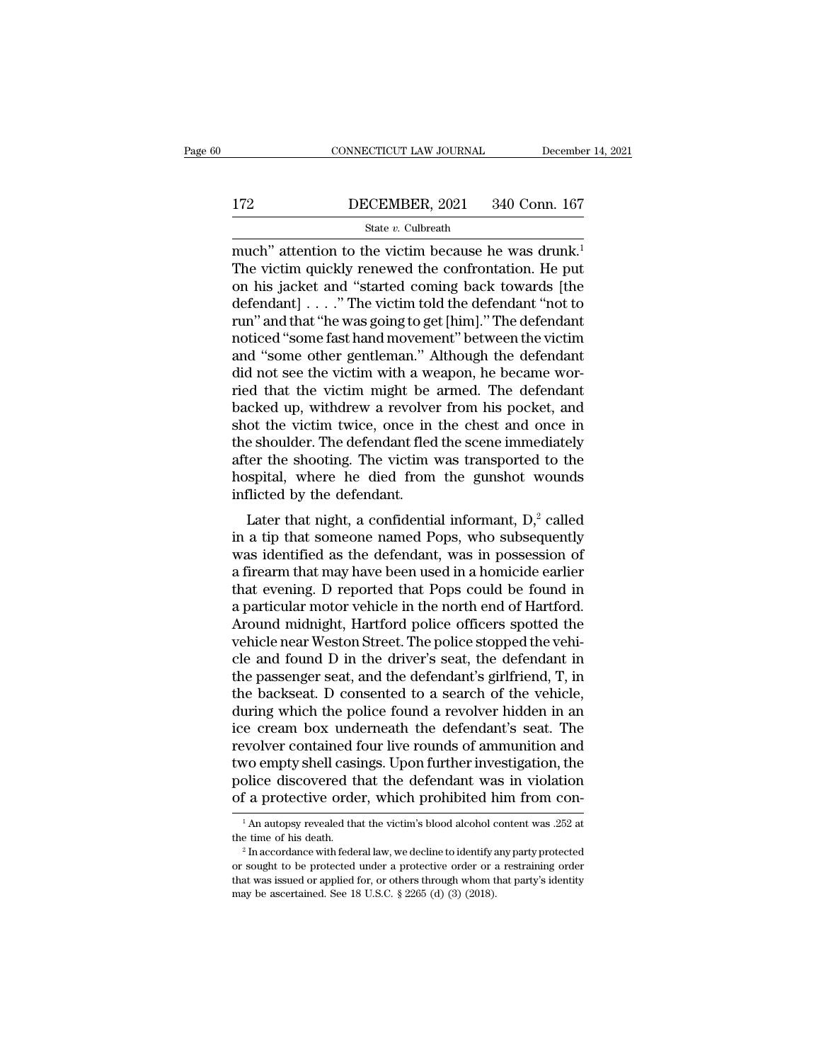much" attention to the victim because he was drunk.[1] The victim quickly renewed the confrontation. He put on his jacket and "started coming back towards [the defendant] . . . ." The victim told the defendant "not to run" and that "he was going to get [him]." The defendant noticed "some fast hand movement" between the victim and "some other gentleman." Although the defendant did not see the victim with a weapon, he became worried that the victim might be armed. The defendant backed up, withdrew a revolver from his pocket, and shot the victim twice, once in the chest and once in the shoulder. The defendant fled the scene immediately after the shooting. The victim was transported to the hospital, where he died from the gunshot wounds inflicted by the defendant.

Later that night, a confidential informant, D,[2] called in a tip that someone named Pops, who subsequently was identified as the defendant, was in possession of a firearm that may have been used in a homicide earlier that evening. D reported that Pops could be found in a particular motor vehicle in the north end of Hartford. Around midnight, Hartford police officers spotted the vehicle near Weston Street. The police stopped the vehicle and found D in the driver's seat, the defendant in the passenger seat, and the defendant's girlfriend, T, in the backseat. D consented to a search of the vehicle, during which the police found a revolver hidden in an ice cream box underneath the defendant's seat. The revolver contained four live rounds of ammunition and two empty shell casings. Upon further investigation, the police discovered that the defendant was in violation of a protective order, which prohibited him from con-

---

[1] An autopsy revealed that the victim's blood alcohol content was .252 at the time of his death.

[2] In accordance with federal law, we decline to identify any party protected or sought to be protected under a protective order or a restraining order that was issued or applied for, or others through whom that party's identity may be ascertained. See 18 U.S.C. § 2265 (d) (3) (2018).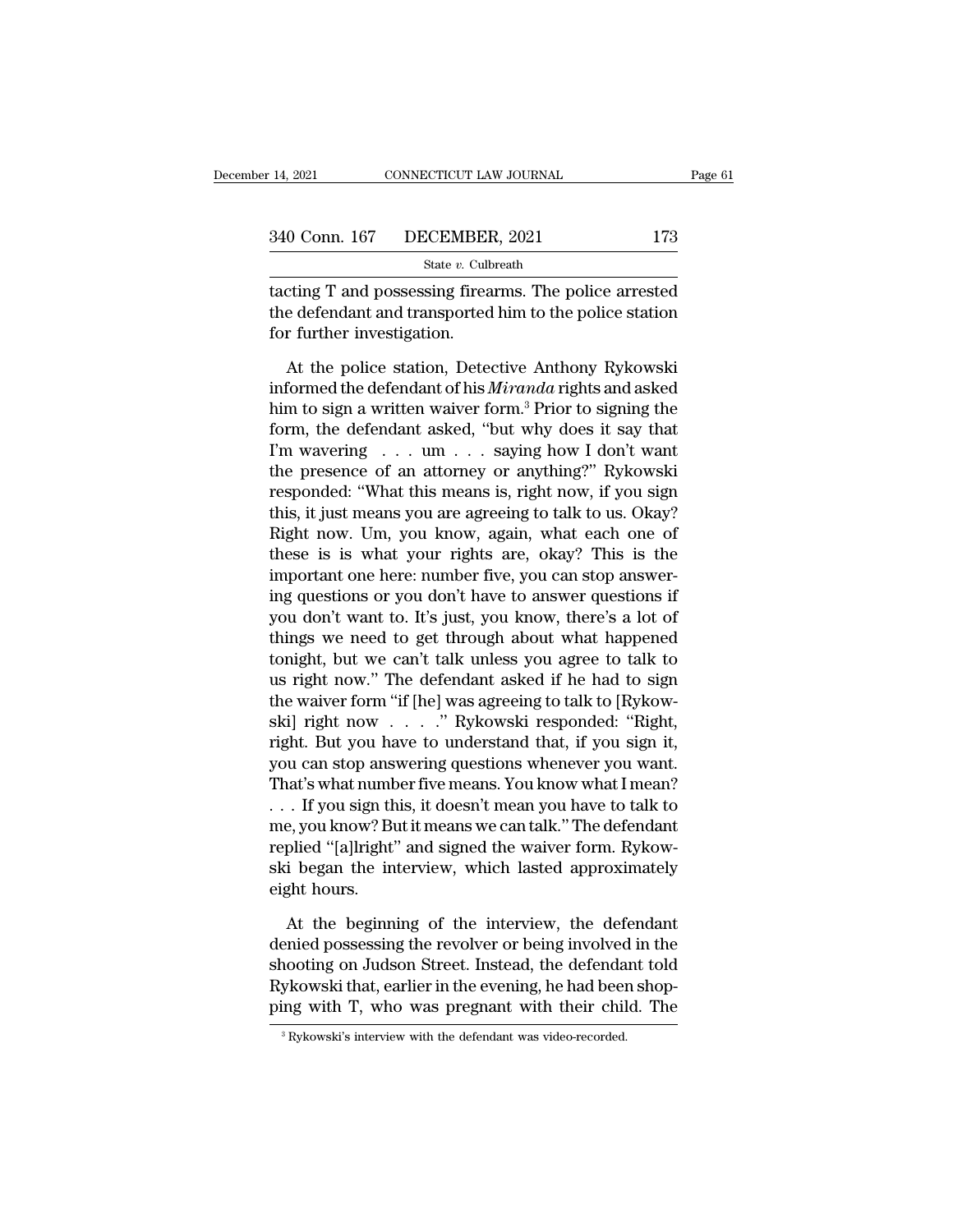tacting T and possessing firearms. The police arrested the defendant and transported him to the police station for further investigation.

At the police station, Detective Anthony Rykowski informed the defendant of his *Miranda* rights and asked him to sign a written waiver form.[3] Prior to signing the form, the defendant asked, "but why does it say that I'm wavering . . . um . . . saying how I don't want the presence of an attorney or anything?" Rykowski responded: "What this means is, right now, if you sign this, it just means you are agreeing to talk to us. Okay? Right now. Um, you know, again, what each one of these is is what your rights are, okay? This is the important one here: number five, you can stop answering questions or you don't have to answer questions if you don't want to. It's just, you know, there's a lot of things we need to get through about what happened tonight, but we can't talk unless you agree to talk to us right now." The defendant asked if he had to sign the waiver form "if [he] was agreeing to talk to [Rykowski] right now . . . ." Rykowski responded: "Right, right. But you have to understand that, if you sign it, you can stop answering questions whenever you want. That's what number five means. You know what I mean? . . . If you sign this, it doesn't mean you have to talk to me, you know? But it means we can talk." The defendant replied "[a]lright" and signed the waiver form. Rykowski began the interview, which lasted approximately eight hours.

At the beginning of the interview, the defendant denied possessing the revolver or being involved in the shooting on Judson Street. Instead, the defendant told Rykowski that, earlier in the evening, he had been shopping with T, who was pregnant with their child. The

[3] Rykowski's interview with the defendant was video-recorded.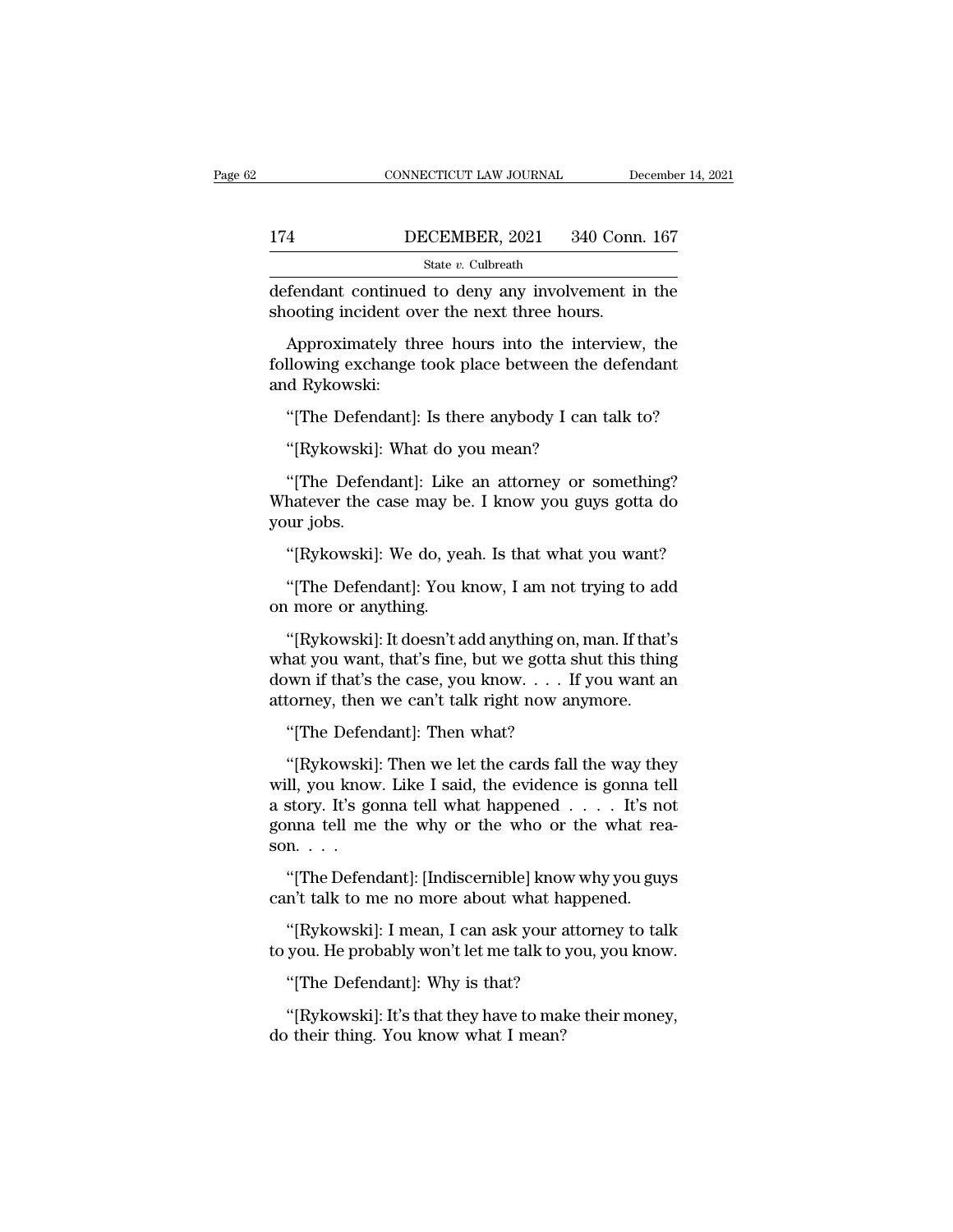defendant continued to deny any involvement in the shooting incident over the next three hours.

Approximately three hours into the interview, the following exchange took place between the defendant and Rykowski:

"[The Defendant]: Is there anybody I can talk to?

"[Rykowski]: What do you mean?

"[The Defendant]: Like an attorney or something? Whatever the case may be. I know you guys gotta do your jobs.

"[Rykowski]: We do, yeah. Is that what you want?

"[The Defendant]: You know, I am not trying to add on more or anything.

"[Rykowski]: It doesn't add anything on, man. If that's what you want, that's fine, but we gotta shut this thing down if that's the case, you know. . . . If you want an attorney, then we can't talk right now anymore.

"[The Defendant]: Then what?

"[Rykowski]: Then we let the cards fall the way they will, you know. Like I said, the evidence is gonna tell a story. It's gonna tell what happened . . . . It's not gonna tell me the why or the who or the what reason. . . .

"[The Defendant]: [Indiscernible] know why you guys can't talk to me no more about what happened.

"[Rykowski]: I mean, I can ask your attorney to talk to you. He probably won't let me talk to you, you know.

"[The Defendant]: Why is that?

"[Rykowski]: It's that they have to make their money, do their thing. You know what I mean?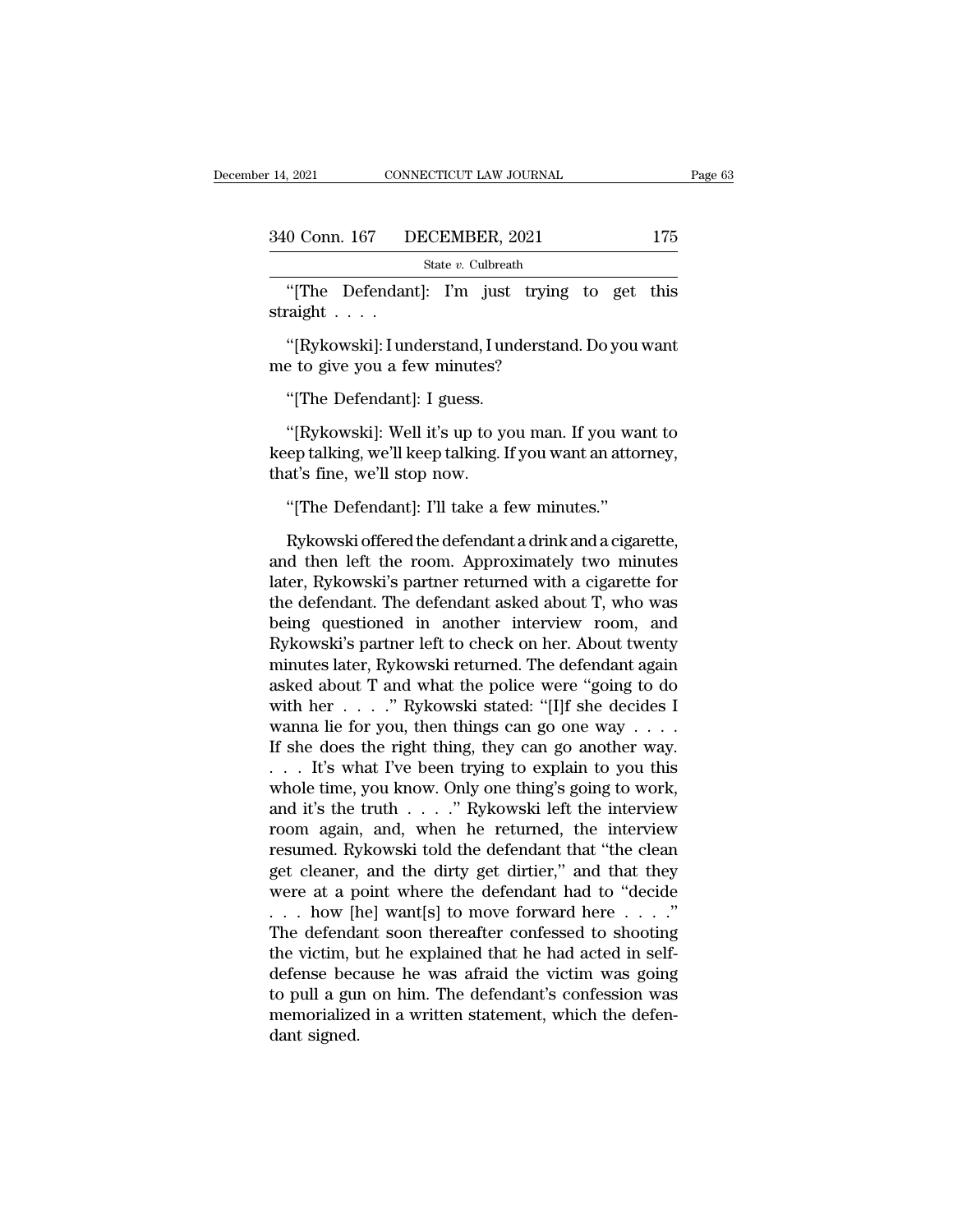"[The Defendant]: I'm just trying to get this straight . . . .

"[Rykowski]: I understand, I understand. Do you want me to give you a few minutes?

"[The Defendant]: I guess.

"[Rykowski]: Well it's up to you man. If you want to keep talking, we'll keep talking. If you want an attorney, that's fine, we'll stop now.

"[The Defendant]: I'll take a few minutes."

Rykowski offered the defendant a drink and a cigarette, and then left the room. Approximately two minutes later, Rykowski's partner returned with a cigarette for the defendant. The defendant asked about T, who was being questioned in another interview room, and Rykowski's partner left to check on her. About twenty minutes later, Rykowski returned. The defendant again asked about T and what the police were "going to do with her . . . ." Rykowski stated: "[I]f she decides I wanna lie for you, then things can go one way . . . . If she does the right thing, they can go another way. . . . It's what I've been trying to explain to you this whole time, you know. Only one thing's going to work, and it's the truth . . . ." Rykowski left the interview room again, and, when he returned, the interview resumed. Rykowski told the defendant that "the clean get cleaner, and the dirty get dirtier," and that they were at a point where the defendant had to "decide . . . how [he] want[s] to move forward here . . . ." The defendant soon thereafter confessed to shooting the victim, but he explained that he had acted in self-defense because he was afraid the victim was going to pull a gun on him. The defendant's confession was memorialized in a written statement, which the defendant signed.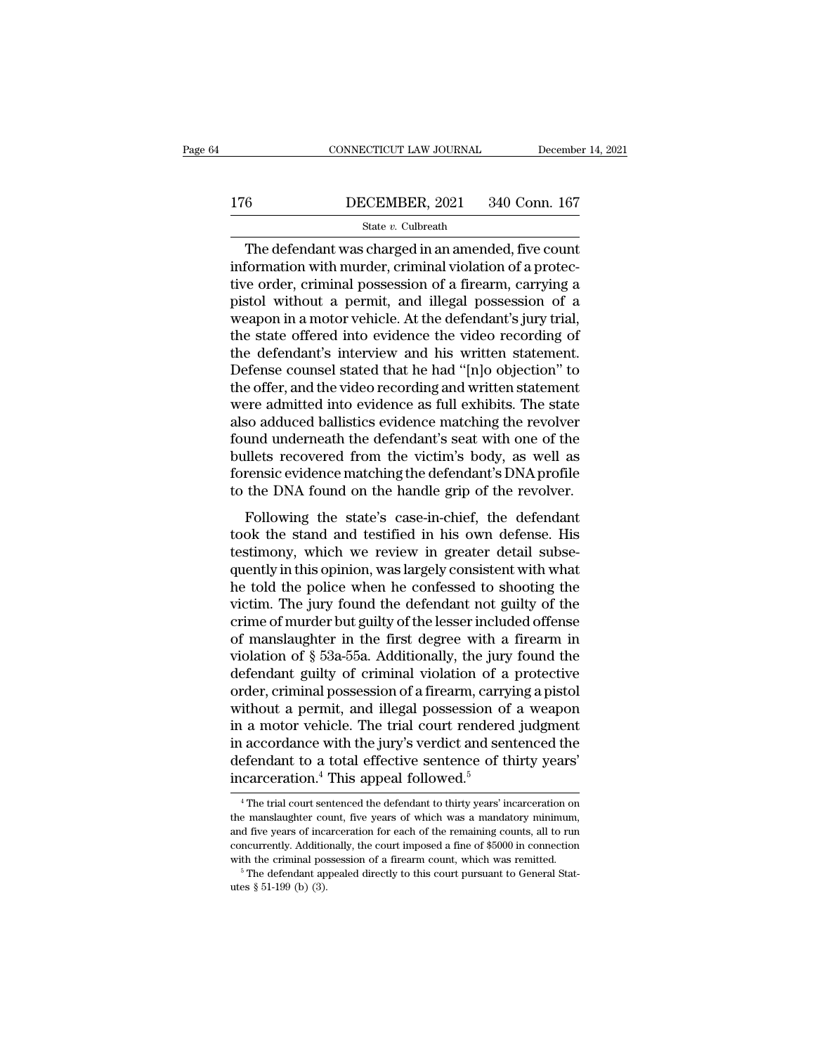The defendant was charged in an amended, five count information with murder, criminal violation of a protective order, criminal possession of a firearm, carrying a pistol without a permit, and illegal possession of a weapon in a motor vehicle. At the defendant's jury trial, the state offered into evidence the video recording of the defendant's interview and his written statement. Defense counsel stated that he had "[n]o objection" to the offer, and the video recording and written statement were admitted into evidence as full exhibits. The state also adduced ballistics evidence matching the revolver found underneath the defendant's seat with one of the bullets recovered from the victim's body, as well as forensic evidence matching the defendant's DNA profile to the DNA found on the handle grip of the revolver.

Following the state's case-in-chief, the defendant took the stand and testified in his own defense. His testimony, which we review in greater detail subsequently in this opinion, was largely consistent with what he told the police when he confessed to shooting the victim. The jury found the defendant not guilty of the crime of murder but guilty of the lesser included offense of manslaughter in the first degree with a firearm in violation of § 53a-55a. Additionally, the jury found the defendant guilty of criminal violation of a protective order, criminal possession of a firearm, carrying a pistol without a permit, and illegal possession of a weapon in a motor vehicle. The trial court rendered judgment in accordance with the jury's verdict and sentenced the defendant to a total effective sentence of thirty years' incarceration.[4] This appeal followed.[5]

---

[4] The trial court sentenced the defendant to thirty years' incarceration on the manslaughter count, five years of which was a mandatory minimum, and five years of incarceration for each of the remaining counts, all to run concurrently. Additionally, the court imposed a fine of $5000 in connection with the criminal possession of a firearm count, which was remitted.

[5] The defendant appealed directly to this court pursuant to General Statutes § 51-199 (b) (3).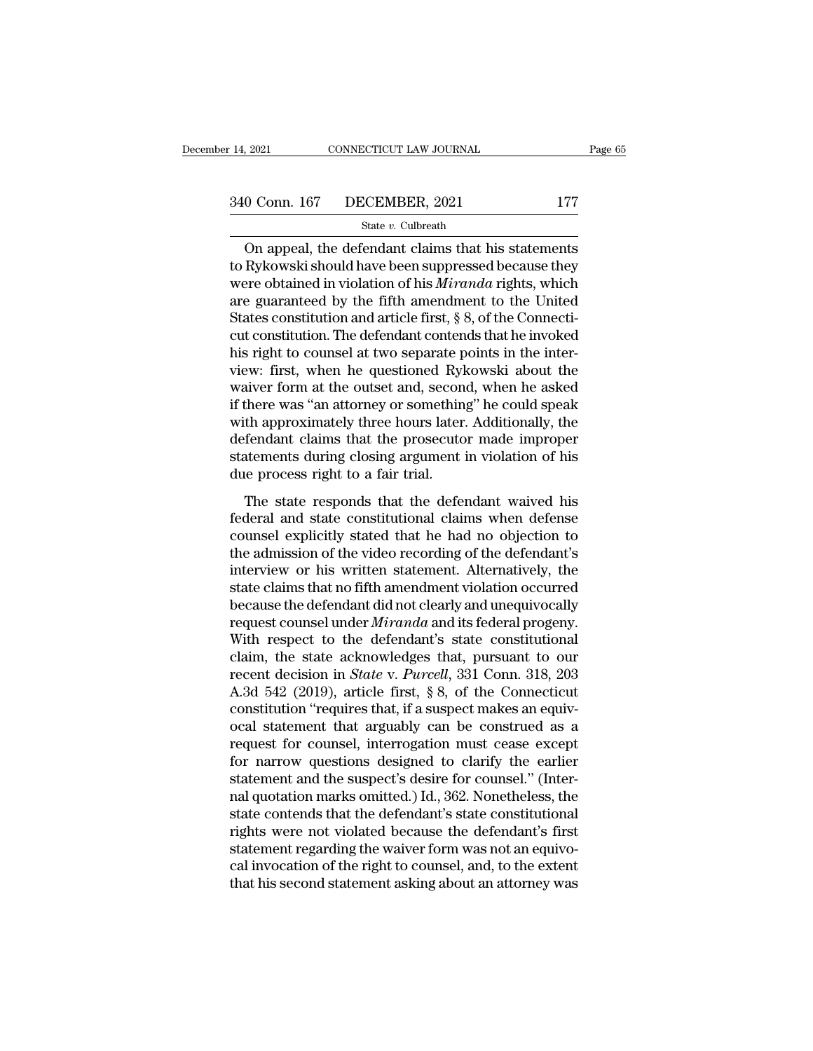On appeal, the defendant claims that his statements to Rykowski should have been suppressed because they were obtained in violation of his *Miranda* rights, which are guaranteed by the fifth amendment to the United States constitution and article first, § 8, of the Connecticut constitution. The defendant contends that he invoked his right to counsel at two separate points in the interview: first, when he questioned Rykowski about the waiver form at the outset and, second, when he asked if there was "an attorney or something" he could speak with approximately three hours later. Additionally, the defendant claims that the prosecutor made improper statements during closing argument in violation of his due process right to a fair trial.

The state responds that the defendant waived his federal and state constitutional claims when defense counsel explicitly stated that he had no objection to the admission of the video recording of the defendant's interview or his written statement. Alternatively, the state claims that no fifth amendment violation occurred because the defendant did not clearly and unequivocally request counsel under *Miranda* and its federal progeny. With respect to the defendant's state constitutional claim, the state acknowledges that, pursuant to our recent decision in *State* v. *Purcell*, 331 Conn. 318, 203 A.3d 542 (2019), article first, § 8, of the Connecticut constitution "requires that, if a suspect makes an equivocal statement that arguably can be construed as a request for counsel, interrogation must cease except for narrow questions designed to clarify the earlier statement and the suspect's desire for counsel." (Internal quotation marks omitted.) Id., 362. Nonetheless, the state contends that the defendant's state constitutional rights were not violated because the defendant's first statement regarding the waiver form was not an equivocal invocation of the right to counsel, and, to the extent that his second statement asking about an attorney was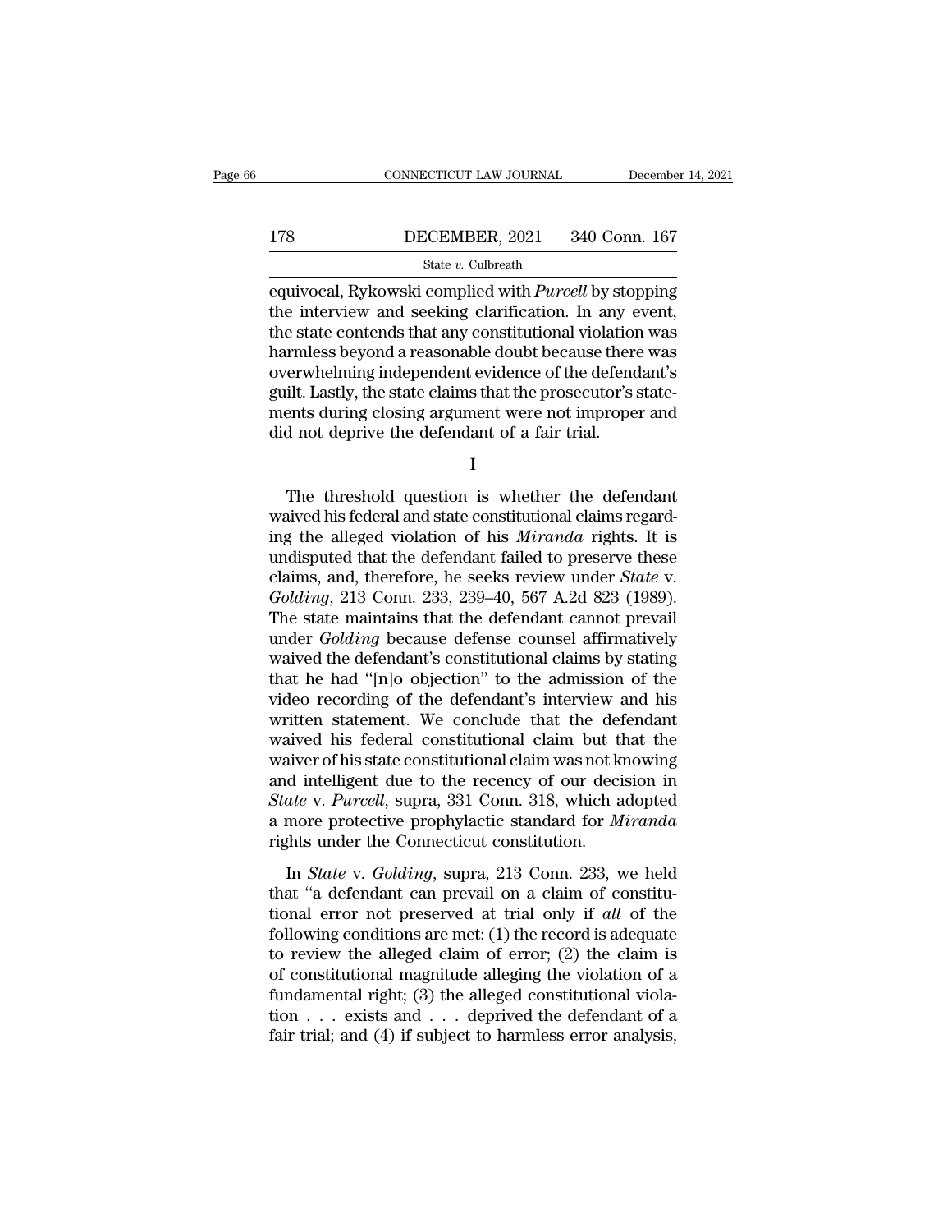equivocal, Rykowski complied with *Purcell* by stopping the interview and seeking clarification. In any event, the state contends that any constitutional violation was harmless beyond a reasonable doubt because there was overwhelming independent evidence of the defendant's guilt. Lastly, the state claims that the prosecutor's statements during closing argument were not improper and did not deprive the defendant of a fair trial.

I

The threshold question is whether the defendant waived his federal and state constitutional claims regarding the alleged violation of his *Miranda* rights. It is undisputed that the defendant failed to preserve these claims, and, therefore, he seeks review under *State* v. *Golding*, 213 Conn. 233, 239–40, 567 A.2d 823 (1989). The state maintains that the defendant cannot prevail under *Golding* because defense counsel affirmatively waived the defendant's constitutional claims by stating that he had "[n]o objection" to the admission of the video recording of the defendant's interview and his written statement. We conclude that the defendant waived his federal constitutional claim but that the waiver of his state constitutional claim was not knowing and intelligent due to the recency of our decision in *State* v. *Purcell*, supra, 331 Conn. 318, which adopted a more protective prophylactic standard for *Miranda* rights under the Connecticut constitution.

In *State* v. *Golding*, supra, 213 Conn. 233, we held that "a defendant can prevail on a claim of constitutional error not preserved at trial only if *all* of the following conditions are met: (1) the record is adequate to review the alleged claim of error; (2) the claim is of constitutional magnitude alleging the violation of a fundamental right; (3) the alleged constitutional violation . . . exists and . . . deprived the defendant of a fair trial; and (4) if subject to harmless error analysis,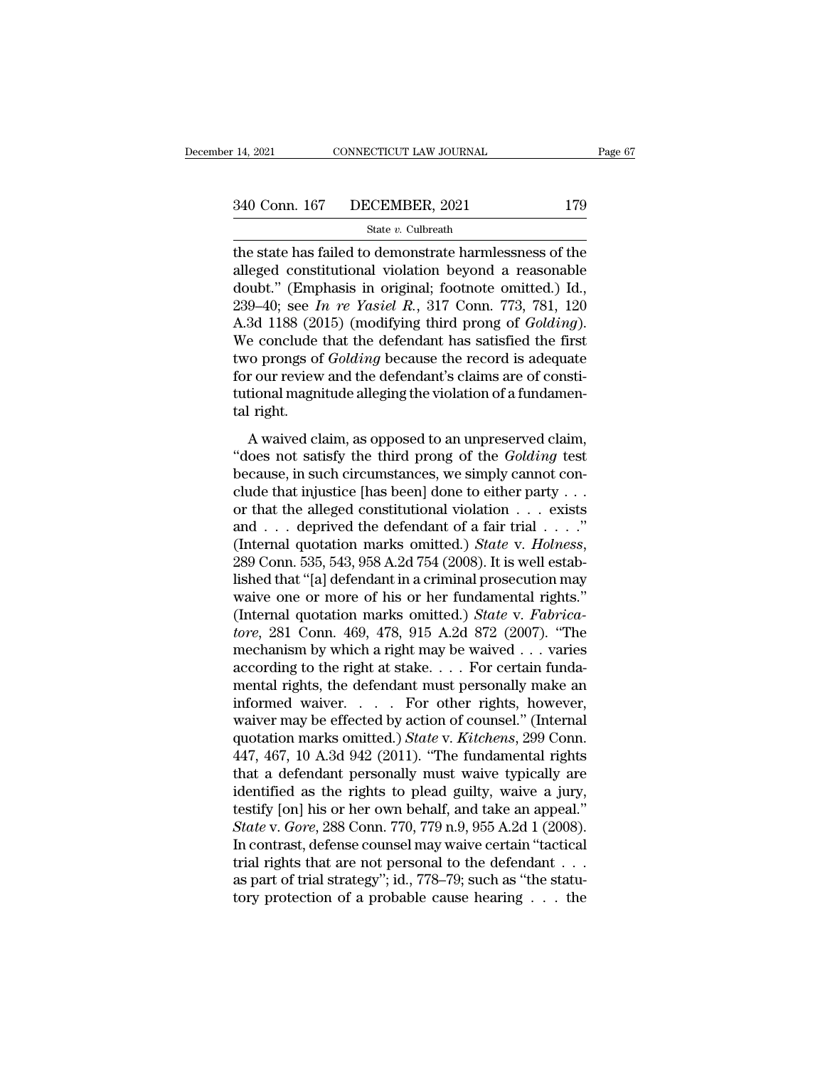the state has failed to demonstrate harmlessness of the alleged constitutional violation beyond a reasonable doubt." (Emphasis in original; footnote omitted.) Id., 239–40; see *In re Yasiel R.*, 317 Conn. 773, 781, 120 A.3d 1188 (2015) (modifying third prong of *Golding*). We conclude that the defendant has satisfied the first two prongs of *Golding* because the record is adequate for our review and the defendant's claims are of constitutional magnitude alleging the violation of a fundamental right.

A waived claim, as opposed to an unpreserved claim, "does not satisfy the third prong of the *Golding* test because, in such circumstances, we simply cannot conclude that injustice [has been] done to either party . . . or that the alleged constitutional violation . . . exists and . . . deprived the defendant of a fair trial . . . ." (Internal quotation marks omitted.) *State* v. *Holness*, 289 Conn. 535, 543, 958 A.2d 754 (2008). It is well established that "[a] defendant in a criminal prosecution may waive one or more of his or her fundamental rights." (Internal quotation marks omitted.) *State* v. *Fabricatore*, 281 Conn. 469, 478, 915 A.2d 872 (2007). "The mechanism by which a right may be waived . . . varies according to the right at stake. . . . For certain fundamental rights, the defendant must personally make an informed waiver. . . . For other rights, however, waiver may be effected by action of counsel." (Internal quotation marks omitted.) *State* v. *Kitchens*, 299 Conn. 447, 467, 10 A.3d 942 (2011). "The fundamental rights that a defendant personally must waive typically are identified as the rights to plead guilty, waive a jury, testify [on] his or her own behalf, and take an appeal." *State* v. *Gore*, 288 Conn. 770, 779 n.9, 955 A.2d 1 (2008). In contrast, defense counsel may waive certain "tactical trial rights that are not personal to the defendant . . . as part of trial strategy"; id., 778–79; such as "the statutory protection of a probable cause hearing . . . the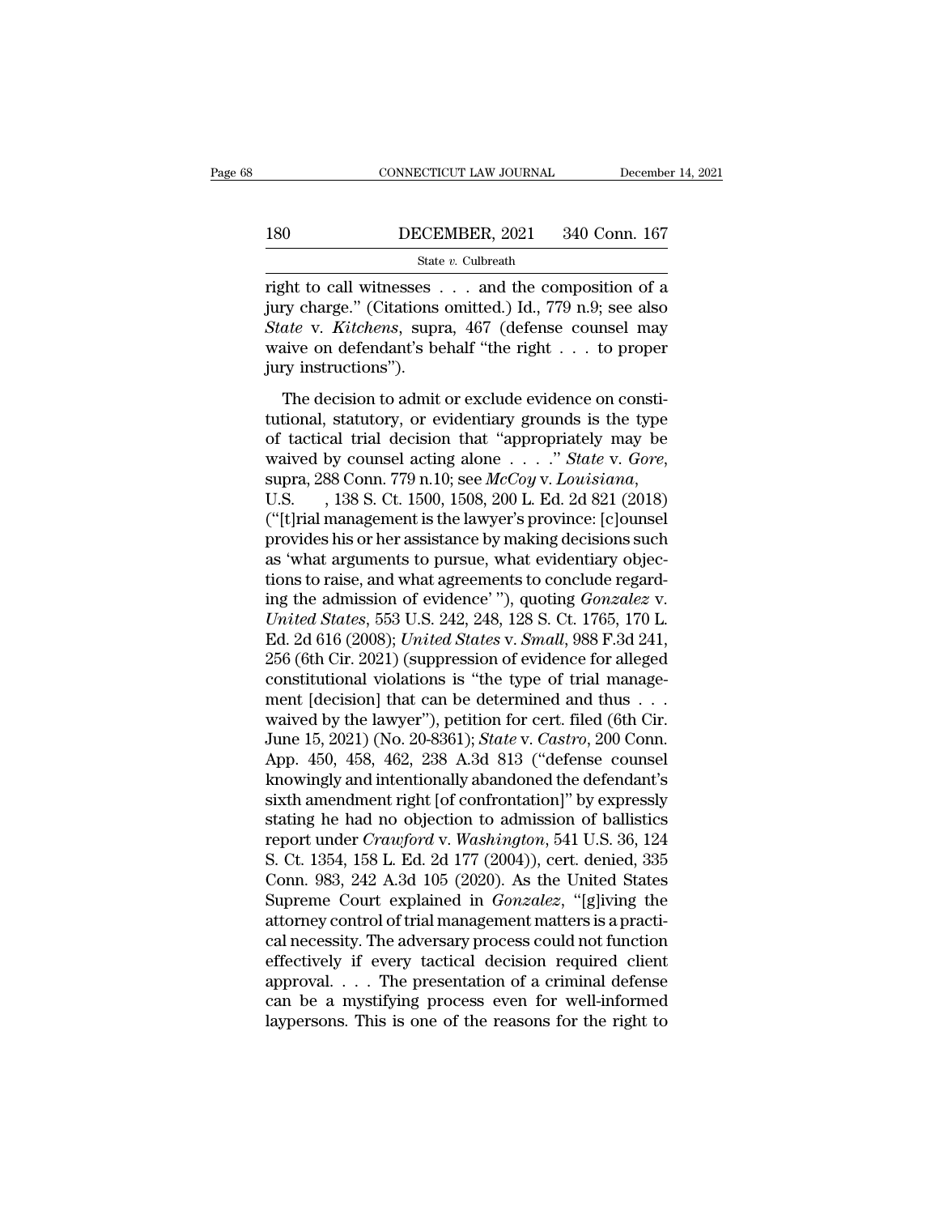right to call witnesses . . . and the composition of a jury charge." (Citations omitted.) Id., 779 n.9; see also *State* v. *Kitchens*, supra, 467 (defense counsel may waive on defendant's behalf "the right . . . to proper jury instructions").

The decision to admit or exclude evidence on constitutional, statutory, or evidentiary grounds is the type of tactical trial decision that "appropriately may be waived by counsel acting alone . . . ." *State* v. *Gore*, supra, 288 Conn. 779 n.10; see *McCoy* v. *Louisiana*, U.S. , 138 S. Ct. 1500, 1508, 200 L. Ed. 2d 821 (2018) ("[t]rial management is the lawyer's province: [c]ounsel provides his or her assistance by making decisions such as 'what arguments to pursue, what evidentiary objections to raise, and what agreements to conclude regarding the admission of evidence' "), quoting *Gonzalez* v. *United States*, 553 U.S. 242, 248, 128 S. Ct. 1765, 170 L. Ed. 2d 616 (2008); *United States* v. *Small*, 988 F.3d 241, 256 (6th Cir. 2021) (suppression of evidence for alleged constitutional violations is "the type of trial management [decision] that can be determined and thus . . . waived by the lawyer"), petition for cert. filed (6th Cir. June 15, 2021) (No. 20-8361); *State* v. *Castro*, 200 Conn. App. 450, 458, 462, 238 A.3d 813 ("defense counsel knowingly and intentionally abandoned the defendant's sixth amendment right [of confrontation]" by expressly stating he had no objection to admission of ballistics report under *Crawford* v. *Washington*, 541 U.S. 36, 124 S. Ct. 1354, 158 L. Ed. 2d 177 (2004)), cert. denied, 335 Conn. 983, 242 A.3d 105 (2020). As the United States Supreme Court explained in *Gonzalez*, "[g]iving the attorney control of trial management matters is a practical necessity. The adversary process could not function effectively if every tactical decision required client approval. . . . The presentation of a criminal defense can be a mystifying process even for well-informed laypersons. This is one of the reasons for the right to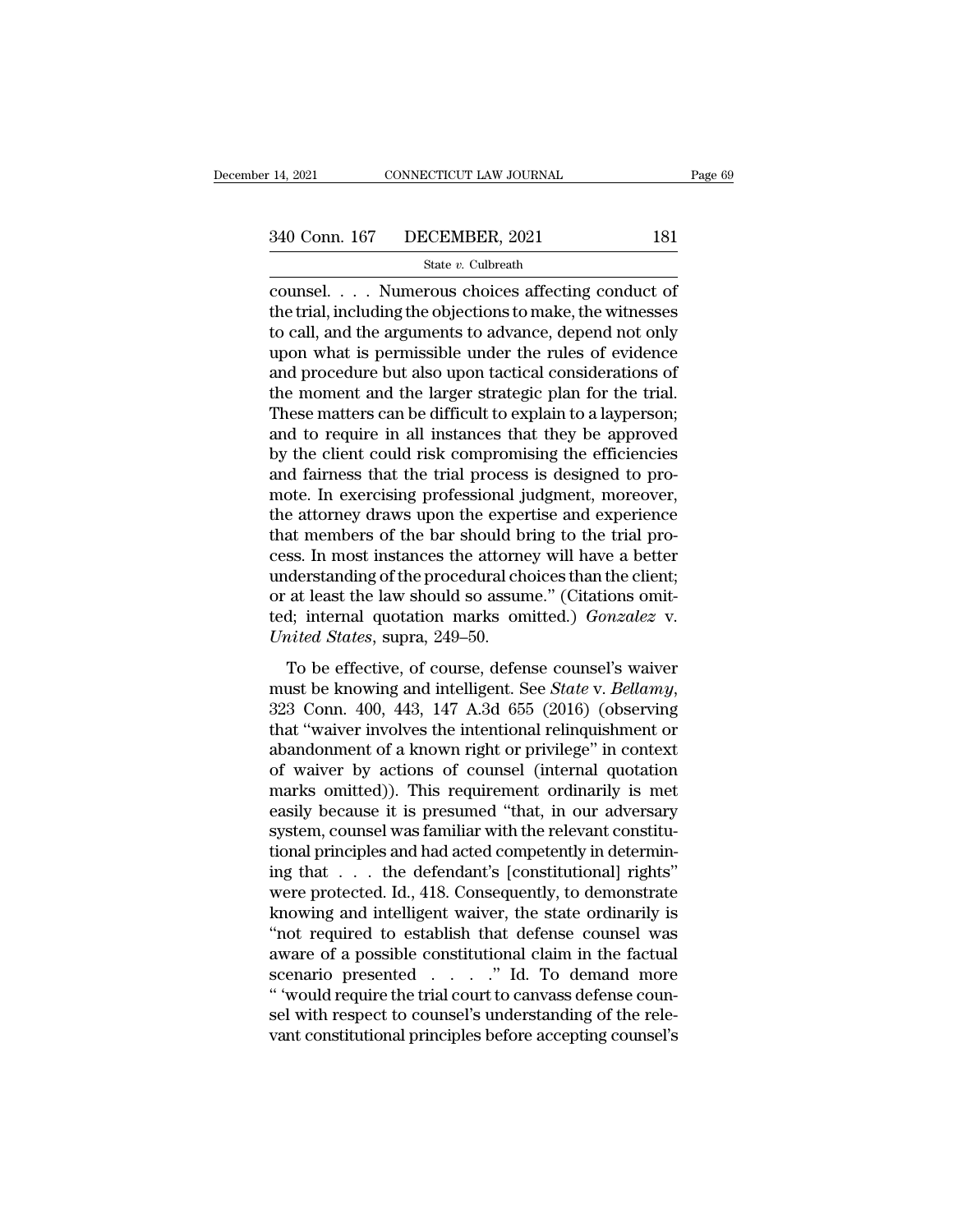counsel. . . . Numerous choices affecting conduct of the trial, including the objections to make, the witnesses to call, and the arguments to advance, depend not only upon what is permissible under the rules of evidence and procedure but also upon tactical considerations of the moment and the larger strategic plan for the trial. These matters can be difficult to explain to a layperson; and to require in all instances that they be approved by the client could risk compromising the efficiencies and fairness that the trial process is designed to promote. In exercising professional judgment, moreover, the attorney draws upon the expertise and experience that members of the bar should bring to the trial process. In most instances the attorney will have a better understanding of the procedural choices than the client; or at least the law should so assume." (Citations omitted; internal quotation marks omitted.) *Gonzalez* v. *United States*, supra, 249–50.

To be effective, of course, defense counsel's waiver must be knowing and intelligent. See *State* v. *Bellamy*, 323 Conn. 400, 443, 147 A.3d 655 (2016) (observing that "waiver involves the intentional relinquishment or abandonment of a known right or privilege" in context of waiver by actions of counsel (internal quotation marks omitted)). This requirement ordinarily is met easily because it is presumed "that, in our adversary system, counsel was familiar with the relevant constitutional principles and had acted competently in determining that . . . the defendant's [constitutional] rights" were protected. Id., 418. Consequently, to demonstrate knowing and intelligent waiver, the state ordinarily is "not required to establish that defense counsel was aware of a possible constitutional claim in the factual scenario presented . . . ." Id. To demand more " 'would require the trial court to canvass defense counsel with respect to counsel's understanding of the relevant constitutional principles before accepting counsel's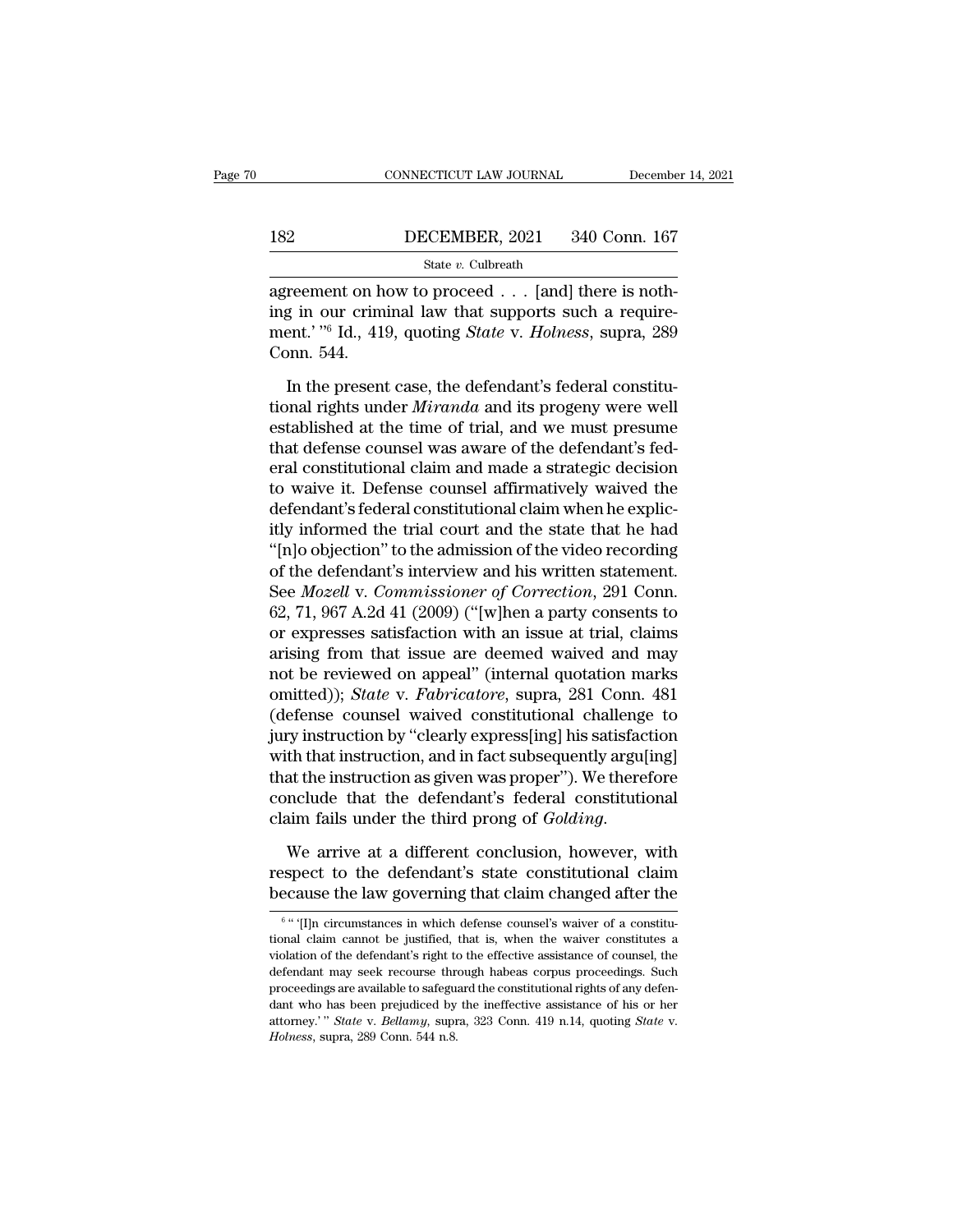agreement on how to proceed . . . [and] there is nothing in our criminal law that supports such a requirement.' "[6] Id., 419, quoting *State* v. *Holness*, supra, 289 Conn. 544.

In the present case, the defendant's federal constitutional rights under *Miranda* and its progeny were well established at the time of trial, and we must presume that defense counsel was aware of the defendant's federal constitutional claim and made a strategic decision to waive it. Defense counsel affirmatively waived the defendant's federal constitutional claim when he explicitly informed the trial court and the state that he had "[n]o objection" to the admission of the video recording of the defendant's interview and his written statement. See *Mozell* v. *Commissioner of Correction*, 291 Conn. 62, 71, 967 A.2d 41 (2009) ("[w]hen a party consents to or expresses satisfaction with an issue at trial, claims arising from that issue are deemed waived and may not be reviewed on appeal" (internal quotation marks omitted)); *State* v. *Fabricatore*, supra, 281 Conn. 481 (defense counsel waived constitutional challenge to jury instruction by "clearly express[ing] his satisfaction with that instruction, and in fact subsequently argu[ing] that the instruction as given was proper"). We therefore conclude that the defendant's federal constitutional claim fails under the third prong of *Golding*.

We arrive at a different conclusion, however, with respect to the defendant's state constitutional claim because the law governing that claim changed after the

[6] " '[I]n circumstances in which defense counsel's waiver of a constitutional claim cannot be justified, that is, when the waiver constitutes a violation of the defendant's right to the effective assistance of counsel, the defendant may seek recourse through habeas corpus proceedings. Such proceedings are available to safeguard the constitutional rights of any defendant who has been prejudiced by the ineffective assistance of his or her attorney.' " *State* v. *Bellamy*, supra, 323 Conn. 419 n.14, quoting *State* v. *Holness*, supra, 289 Conn. 544 n.8.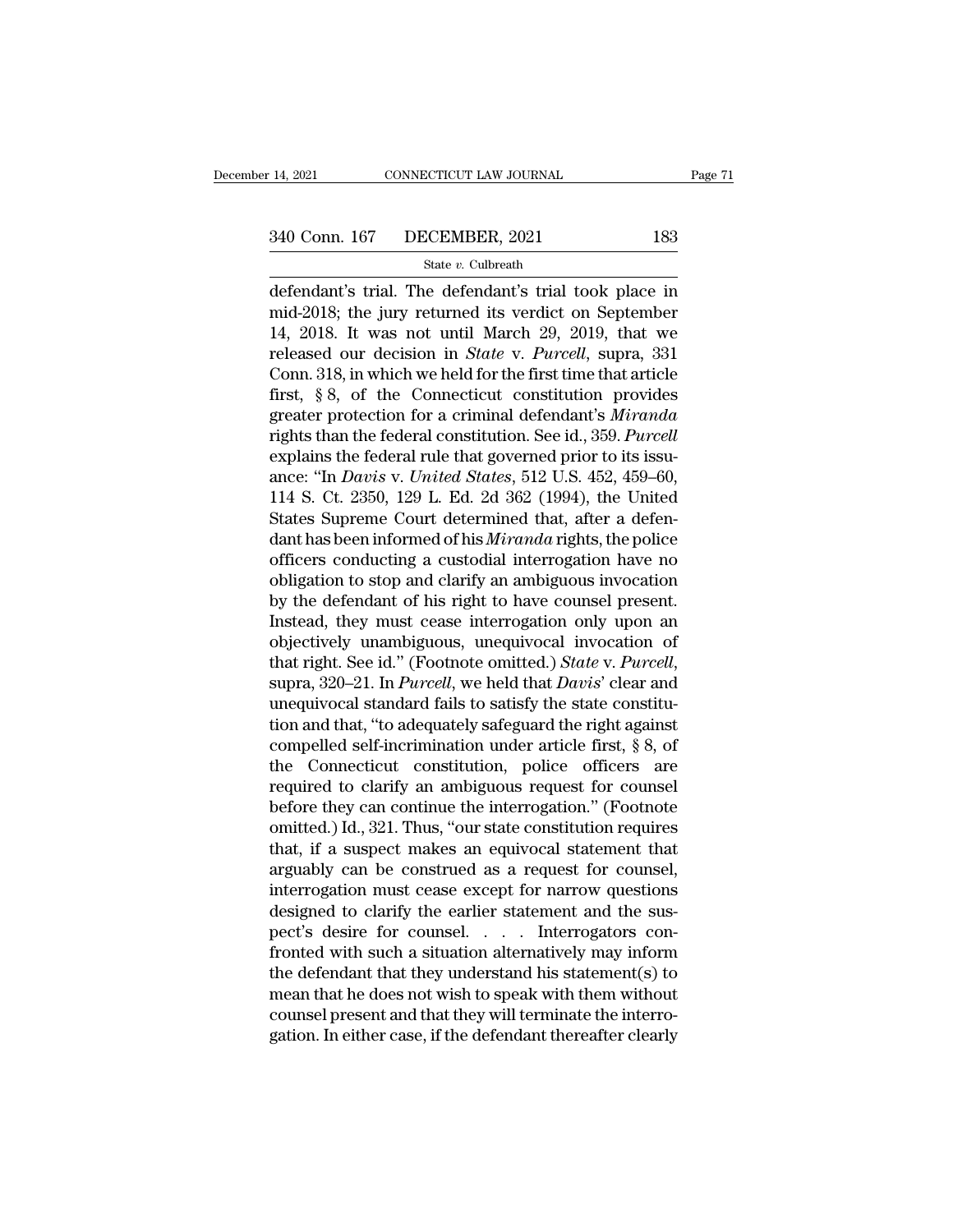defendant's trial. The defendant's trial took place in mid-2018; the jury returned its verdict on September 14, 2018. It was not until March 29, 2019, that we released our decision in *State* v. *Purcell*, supra, 331 Conn. 318, in which we held for the first time that article first, § 8, of the Connecticut constitution provides greater protection for a criminal defendant's *Miranda* rights than the federal constitution. See id., 359. *Purcell* explains the federal rule that governed prior to its issuance: "In *Davis* v. *United States*, 512 U.S. 452, 459–60, 114 S. Ct. 2350, 129 L. Ed. 2d 362 (1994), the United States Supreme Court determined that, after a defendant has been informed of his *Miranda* rights, the police officers conducting a custodial interrogation have no obligation to stop and clarify an ambiguous invocation by the defendant of his right to have counsel present. Instead, they must cease interrogation only upon an objectively unambiguous, unequivocal invocation of that right. See id." (Footnote omitted.) *State* v. *Purcell*, supra, 320–21. In *Purcell*, we held that *Davis*' clear and unequivocal standard fails to satisfy the state constitution and that, "to adequately safeguard the right against compelled self-incrimination under article first, § 8, of the Connecticut constitution, police officers are required to clarify an ambiguous request for counsel before they can continue the interrogation." (Footnote omitted.) Id., 321. Thus, "our state constitution requires that, if a suspect makes an equivocal statement that arguably can be construed as a request for counsel, interrogation must cease except for narrow questions designed to clarify the earlier statement and the suspect's desire for counsel. . . . Interrogators confronted with such a situation alternatively may inform the defendant that they understand his statement(s) to mean that he does not wish to speak with them without counsel present and that they will terminate the interrogation. In either case, if the defendant thereafter clearly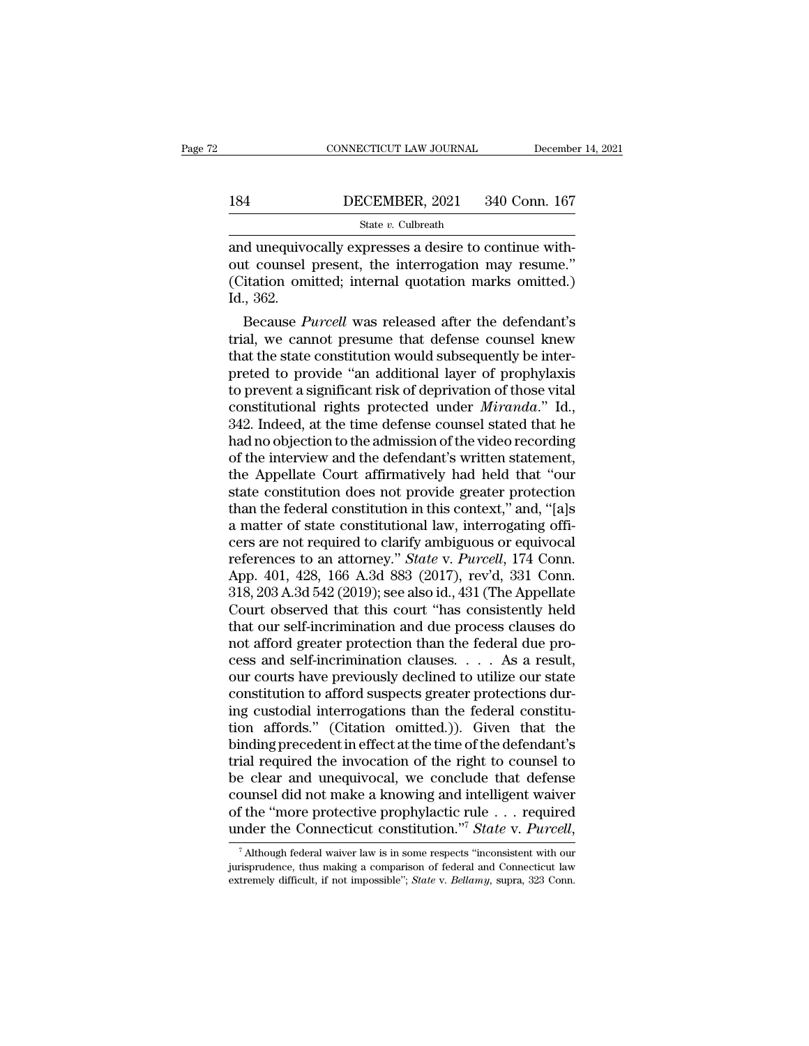and unequivocally expresses a desire to continue without counsel present, the interrogation may resume." (Citation omitted; internal quotation marks omitted.) Id., 362.

Because *Purcell* was released after the defendant's trial, we cannot presume that defense counsel knew that the state constitution would subsequently be interpreted to provide "an additional layer of prophylaxis to prevent a significant risk of deprivation of those vital constitutional rights protected under *Miranda*." Id., 342. Indeed, at the time defense counsel stated that he had no objection to the admission of the video recording of the interview and the defendant's written statement, the Appellate Court affirmatively had held that "our state constitution does not provide greater protection than the federal constitution in this context," and, "[a]s a matter of state constitutional law, interrogating officers are not required to clarify ambiguous or equivocal references to an attorney." *State* v. *Purcell*, 174 Conn. App. 401, 428, 166 A.3d 883 (2017), rev'd, 331 Conn. 318, 203 A.3d 542 (2019); see also id., 431 (The Appellate Court observed that this court "has consistently held that our self-incrimination and due process clauses do not afford greater protection than the federal due process and self-incrimination clauses. . . . As a result, our courts have previously declined to utilize our state constitution to afford suspects greater protections during custodial interrogations than the federal constitution affords." (Citation omitted.)). Given that the binding precedent in effect at the time of the defendant's trial required the invocation of the right to counsel to be clear and unequivocal, we conclude that defense counsel did not make a knowing and intelligent waiver of the "more protective prophylactic rule . . . required under the Connecticut constitution."[7] *State* v. *Purcell*,

[7] Although federal waiver law is in some respects "inconsistent with our jurisprudence, thus making a comparison of federal and Connecticut law extremely difficult, if not impossible"; *State* v. *Bellamy*, supra, 323 Conn.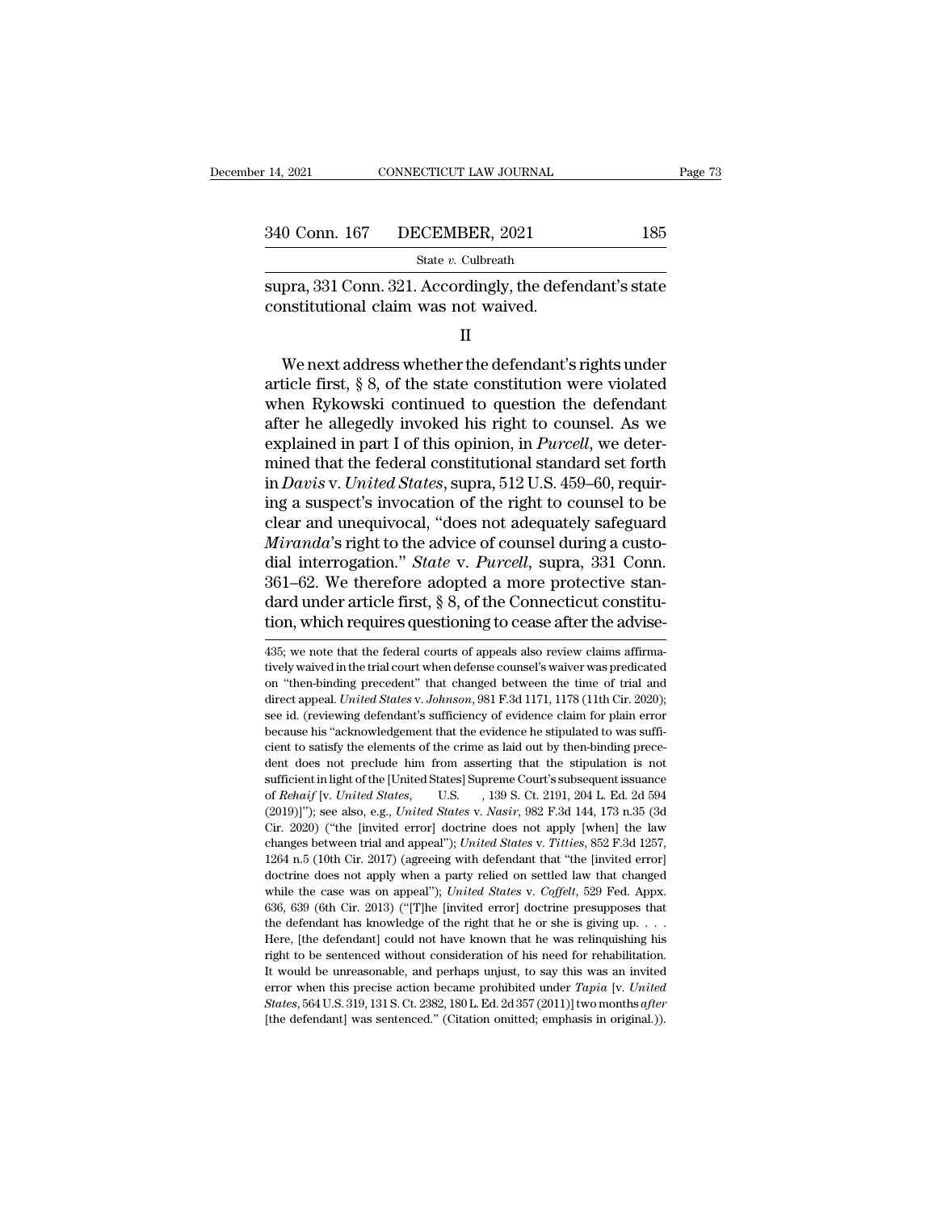supra, 331 Conn. 321. Accordingly, the defendant's state constitutional claim was not waived.

II

We next address whether the defendant's rights under article first, § 8, of the state constitution were violated when Rykowski continued to question the defendant after he allegedly invoked his right to counsel. As we explained in part I of this opinion, in *Purcell*, we determined that the federal constitutional standard set forth in *Davis* v. *United States*, supra, 512 U.S. 459–60, requiring a suspect's invocation of the right to counsel to be clear and unequivocal, "does not adequately safeguard *Miranda*'s right to the advice of counsel during a custodial interrogation." *State* v. *Purcell*, supra, 331 Conn. 361–62. We therefore adopted a more protective standard under article first, § 8, of the Connecticut constitution, which requires questioning to cease after the advise-

435; we note that the federal courts of appeals also review claims affirmatively waived in the trial court when defense counsel's waiver was predicated on "then-binding precedent" that changed between the time of trial and direct appeal. *United States* v. *Johnson*, 981 F.3d 1171, 1178 (11th Cir. 2020); see id. (reviewing defendant's sufficiency of evidence claim for plain error because his "acknowledgement that the evidence he stipulated to was sufficient to satisfy the elements of the crime as laid out by then-binding precedent does not preclude him from asserting that the stipulation is not sufficient in light of the [United States] Supreme Court's subsequent issuance of *Rehaif* [v. *United States*, U.S. , 139 S. Ct. 2191, 204 L. Ed. 2d 594 (2019)]"); see also, e.g., *United States* v. *Nasir*, 982 F.3d 144, 173 n.35 (3d Cir. 2020) ("the [invited error] doctrine does not apply [when] the law changes between trial and appeal"); *United States* v. *Titties*, 852 F.3d 1257, 1264 n.5 (10th Cir. 2017) (agreeing with defendant that "the [invited error] doctrine does not apply when a party relied on settled law that changed while the case was on appeal"); *United States* v. *Coffelt*, 529 Fed. Appx. 636, 639 (6th Cir. 2013) ("[T]he [invited error] doctrine presupposes that the defendant has knowledge of the right that he or she is giving up. . . . Here, [the defendant] could not have known that he was relinquishing his right to be sentenced without consideration of his need for rehabilitation. It would be unreasonable, and perhaps unjust, to say this was an invited error when this precise action became prohibited under *Tapia* [v. *United States*, 564 U.S. 319, 131 S. Ct. 2382, 180 L. Ed. 2d 357 (2011)] two months *after* [the defendant] was sentenced." (Citation omitted; emphasis in original.)).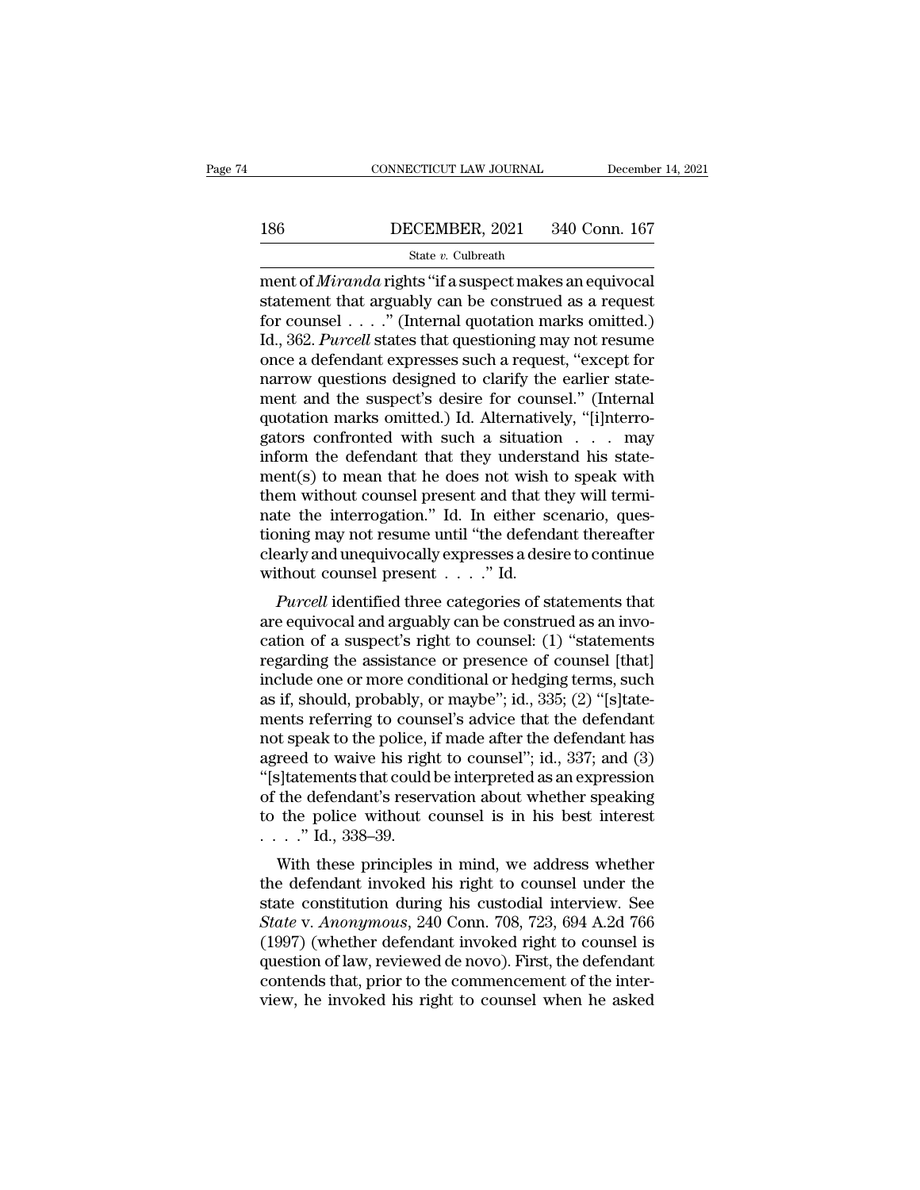ment of *Miranda* rights "if a suspect makes an equivocal statement that arguably can be construed as a request for counsel . . . ." (Internal quotation marks omitted.) Id., 362. *Purcell* states that questioning may not resume once a defendant expresses such a request, "except for narrow questions designed to clarify the earlier statement and the suspect's desire for counsel." (Internal quotation marks omitted.) Id. Alternatively, "[i]nterrogators confronted with such a situation . . . may inform the defendant that they understand his statement(s) to mean that he does not wish to speak with them without counsel present and that they will terminate the interrogation." Id. In either scenario, questioning may not resume until "the defendant thereafter clearly and unequivocally expresses a desire to continue without counsel present . . . ." Id.

*Purcell* identified three categories of statements that are equivocal and arguably can be construed as an invocation of a suspect's right to counsel: (1) "statements regarding the assistance or presence of counsel [that] include one or more conditional or hedging terms, such as if, should, probably, or maybe"; id., 335; (2) "[s]tatements referring to counsel's advice that the defendant not speak to the police, if made after the defendant has agreed to waive his right to counsel"; id., 337; and (3) "[s]tatements that could be interpreted as an expression of the defendant's reservation about whether speaking to the police without counsel is in his best interest . . . ." Id., 338–39.

With these principles in mind, we address whether the defendant invoked his right to counsel under the state constitution during his custodial interview. See *State* v. *Anonymous*, 240 Conn. 708, 723, 694 A.2d 766 (1997) (whether defendant invoked right to counsel is question of law, reviewed de novo). First, the defendant contends that, prior to the commencement of the interview, he invoked his right to counsel when he asked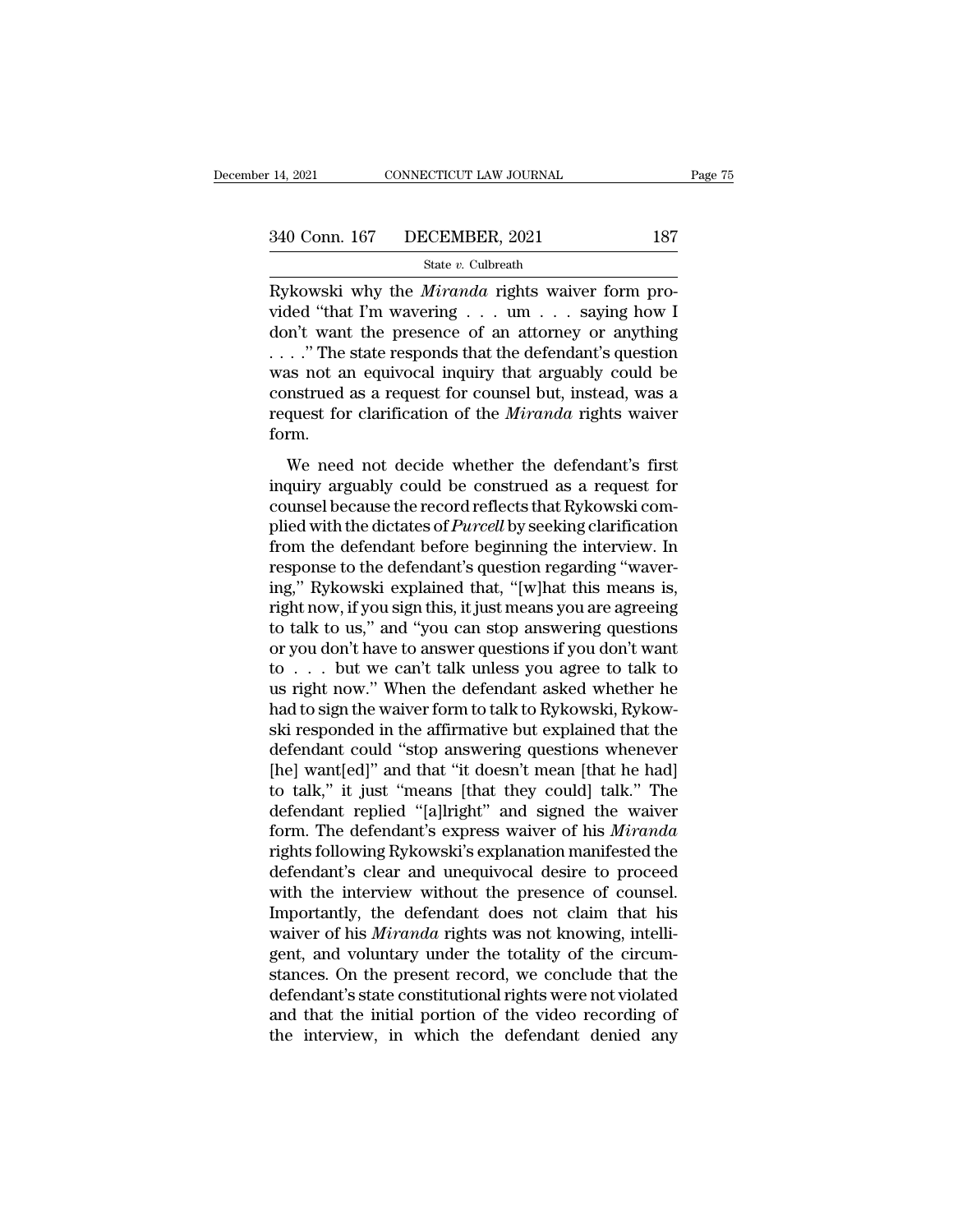Rykowski why the *Miranda* rights waiver form provided "that I'm wavering . . . um . . . saying how I don't want the presence of an attorney or anything . . . ." The state responds that the defendant's question was not an equivocal inquiry that arguably could be construed as a request for counsel but, instead, was a request for clarification of the *Miranda* rights waiver form.

We need not decide whether the defendant's first inquiry arguably could be construed as a request for counsel because the record reflects that Rykowski complied with the dictates of *Purcell* by seeking clarification from the defendant before beginning the interview. In response to the defendant's question regarding "wavering," Rykowski explained that, "[w]hat this means is, right now, if you sign this, it just means you are agreeing to talk to us," and "you can stop answering questions or you don't have to answer questions if you don't want to . . . but we can't talk unless you agree to talk to us right now." When the defendant asked whether he had to sign the waiver form to talk to Rykowski, Rykowski responded in the affirmative but explained that the defendant could "stop answering questions whenever [he] want[ed]" and that "it doesn't mean [that he had] to talk," it just "means [that they could] talk." The defendant replied "[a]lright" and signed the waiver form. The defendant's express waiver of his *Miranda* rights following Rykowski's explanation manifested the defendant's clear and unequivocal desire to proceed with the interview without the presence of counsel. Importantly, the defendant does not claim that his waiver of his *Miranda* rights was not knowing, intelligent, and voluntary under the totality of the circumstances. On the present record, we conclude that the defendant's state constitutional rights were not violated and that the initial portion of the video recording of the interview, in which the defendant denied any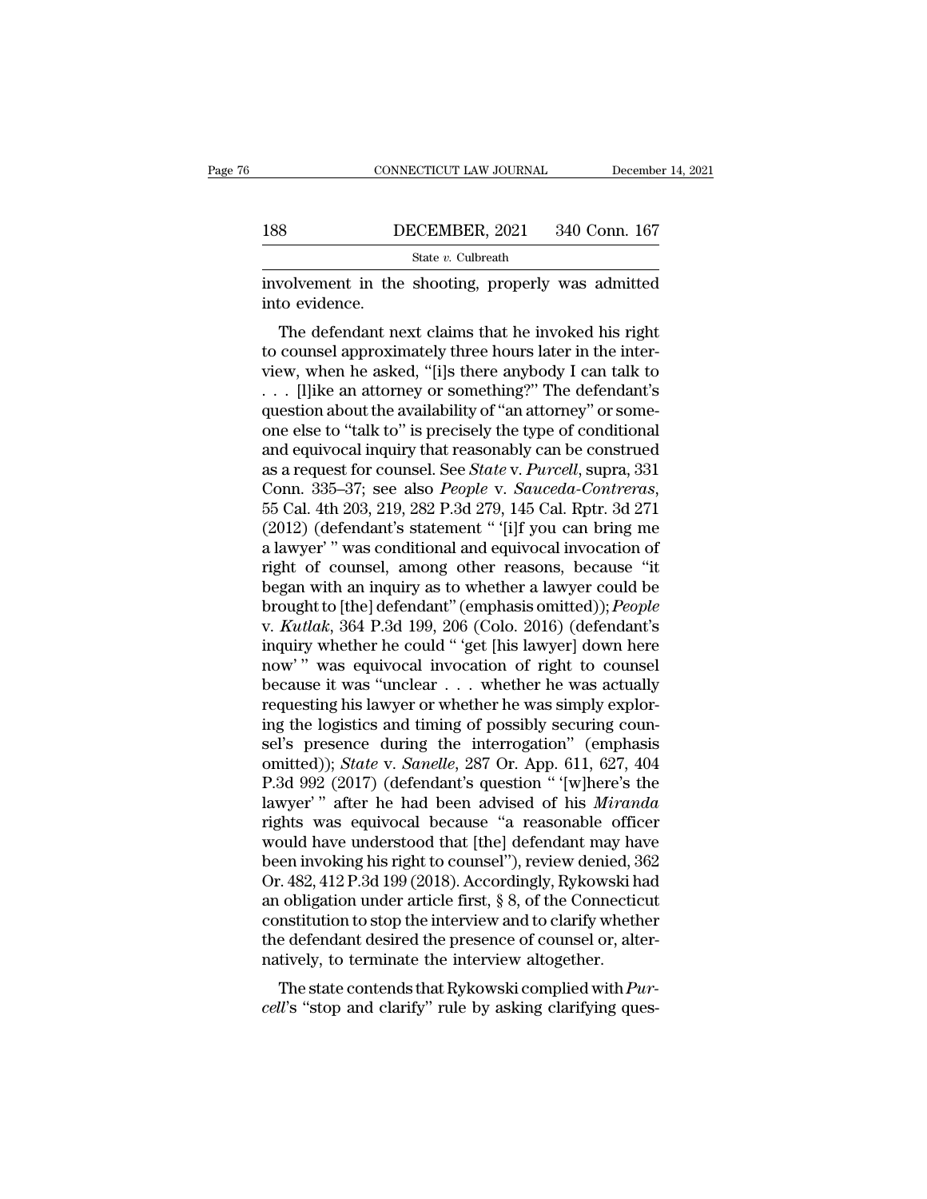involvement in the shooting, properly was admitted into evidence.

The defendant next claims that he invoked his right to counsel approximately three hours later in the interview, when he asked, "[i]s there anybody I can talk to . . . [l]ike an attorney or something?" The defendant's question about the availability of "an attorney" or someone else to "talk to" is precisely the type of conditional and equivocal inquiry that reasonably can be construed as a request for counsel. See *State* v. *Purcell*, supra, 331 Conn. 335–37; see also *People* v. *Sauceda-Contreras*, 55 Cal. 4th 203, 219, 282 P.3d 279, 145 Cal. Rptr. 3d 271 (2012) (defendant's statement " '[i]f you can bring me a lawyer' " was conditional and equivocal invocation of right of counsel, among other reasons, because "it began with an inquiry as to whether a lawyer could be brought to [the] defendant" (emphasis omitted)); *People* v. *Kutlak*, 364 P.3d 199, 206 (Colo. 2016) (defendant's inquiry whether he could " 'get [his lawyer] down here now' " was equivocal invocation of right to counsel because it was "unclear . . . whether he was actually requesting his lawyer or whether he was simply exploring the logistics and timing of possibly securing counsel's presence during the interrogation" (emphasis omitted)); *State* v. *Sanelle*, 287 Or. App. 611, 627, 404 P.3d 992 (2017) (defendant's question " '[w]here's the lawyer' " after he had been advised of his *Miranda* rights was equivocal because "a reasonable officer would have understood that [the] defendant may have been invoking his right to counsel"), review denied, 362 Or. 482, 412 P.3d 199 (2018). Accordingly, Rykowski had an obligation under article first, § 8, of the Connecticut constitution to stop the interview and to clarify whether the defendant desired the presence of counsel or, alternatively, to terminate the interview altogether.

The state contends that Rykowski complied with *Purcell*'s "stop and clarify" rule by asking clarifying ques-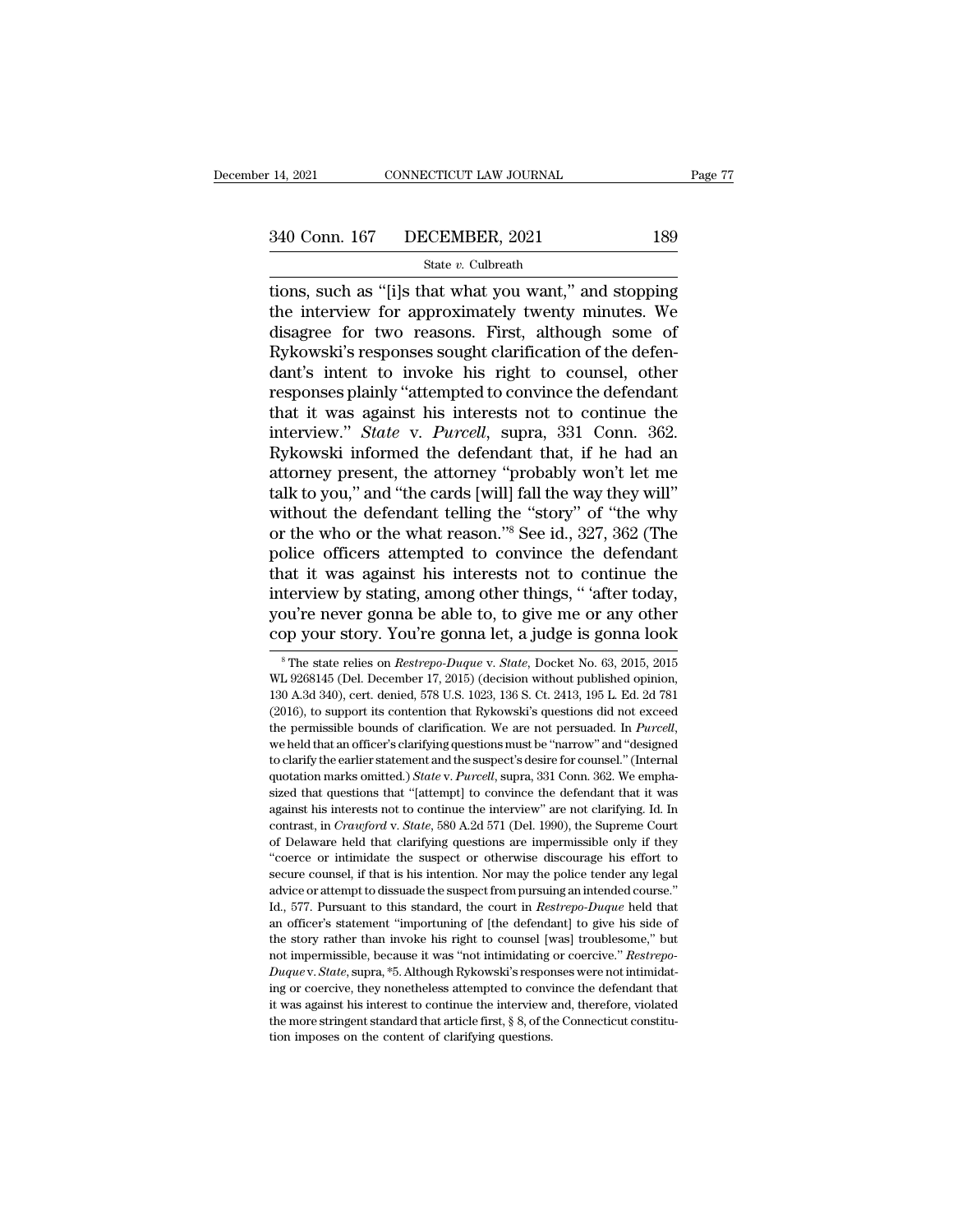tions, such as "[i]s that what you want," and stopping the interview for approximately twenty minutes. We disagree for two reasons. First, although some of Rykowski's responses sought clarification of the defendant's intent to invoke his right to counsel, other responses plainly "attempted to convince the defendant that it was against his interests not to continue the interview." *State* v. *Purcell*, supra, 331 Conn. 362. Rykowski informed the defendant that, if he had an attorney present, the attorney "probably won't let me talk to you," and "the cards [will] fall the way they will" without the defendant telling the "story" of "the why or the who or the what reason."[8] See id., 327, 362 (The police officers attempted to convince the defendant that it was against his interests not to continue the interview by stating, among other things, " 'after today, you're never gonna be able to, to give me or any other cop your story. You're gonna let, a judge is gonna look

[8] The state relies on *Restrepo-Duque* v. *State*, Docket No. 63, 2015, 2015 WL 9268145 (Del. December 17, 2015) (decision without published opinion, 130 A.3d 340), cert. denied, 578 U.S. 1023, 136 S. Ct. 2413, 195 L. Ed. 2d 781 (2016), to support its contention that Rykowski's questions did not exceed the permissible bounds of clarification. We are not persuaded. In *Purcell*, we held that an officer's clarifying questions must be "narrow" and "designed to clarify the earlier statement and the suspect's desire for counsel." (Internal quotation marks omitted.) *State* v. *Purcell*, supra, 331 Conn. 362. We emphasized that questions that "[attempt] to convince the defendant that it was against his interests not to continue the interview" are not clarifying. Id. In contrast, in *Crawford* v. *State*, 580 A.2d 571 (Del. 1990), the Supreme Court of Delaware held that clarifying questions are impermissible only if they "coerce or intimidate the suspect or otherwise discourage his effort to secure counsel, if that is his intention. Nor may the police tender any legal advice or attempt to dissuade the suspect from pursuing an intended course." Id., 577. Pursuant to this standard, the court in *Restrepo-Duque* held that an officer's statement "importuning of [the defendant] to give his side of the story rather than invoke his right to counsel [was] troublesome," but not impermissible, because it was "not intimidating or coercive." *Restrepo-Duque* v. *State*, supra, *5. Although Rykowski's responses were not intimidating or coercive, they nonetheless attempted to convince the defendant that it was against his interest to continue the interview and, therefore, violated the more stringent standard that article first, § 8, of the Connecticut constitution imposes on the content of clarifying questions.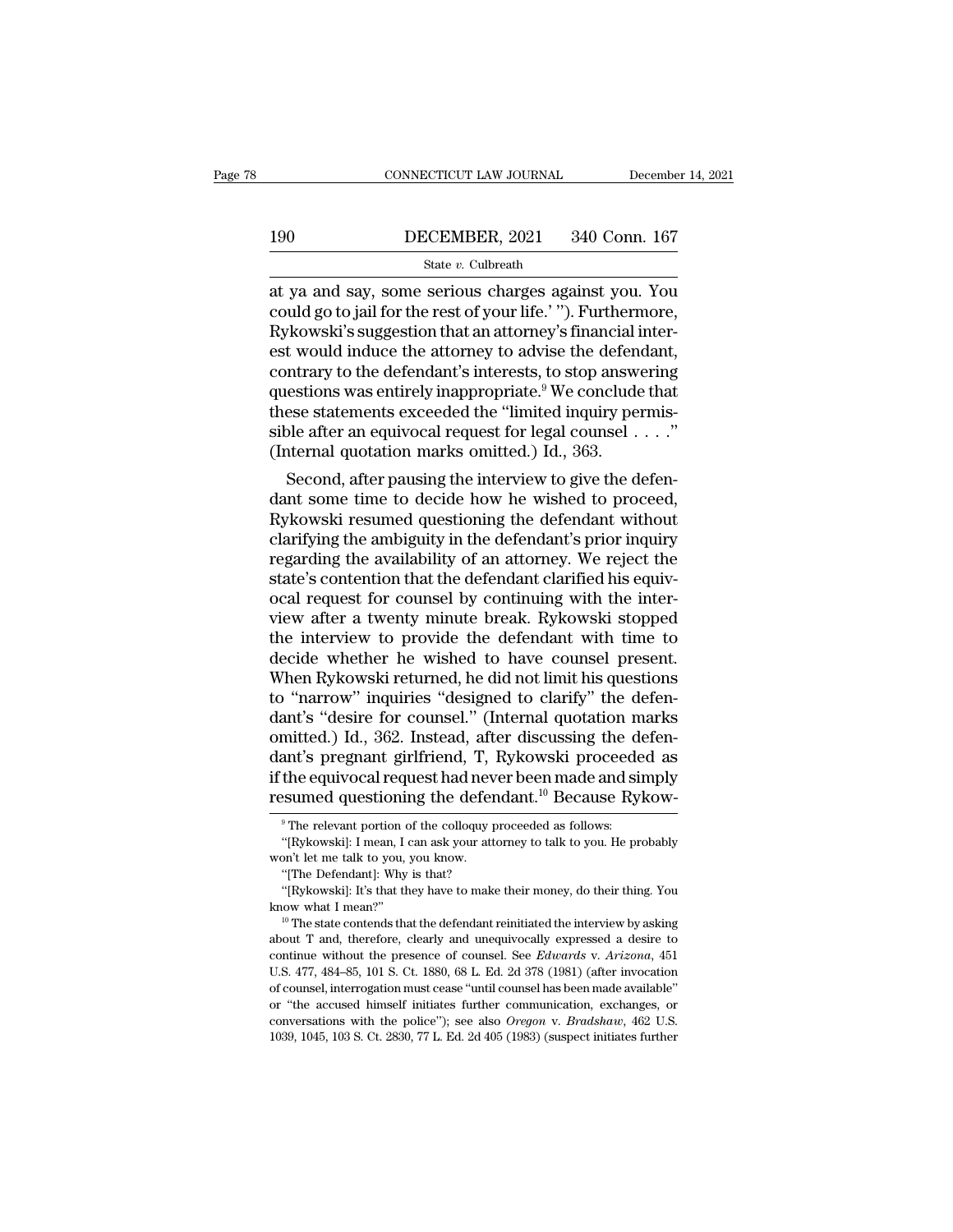at ya and say, some serious charges against you. You could go to jail for the rest of your life.' "). Furthermore, Rykowski's suggestion that an attorney's financial interest would induce the attorney to advise the defendant, contrary to the defendant's interests, to stop answering questions was entirely inappropriate.[9] We conclude that these statements exceeded the "limited inquiry permissible after an equivocal request for legal counsel . . . ." (Internal quotation marks omitted.) Id., 363.

Second, after pausing the interview to give the defendant some time to decide how he wished to proceed, Rykowski resumed questioning the defendant without clarifying the ambiguity in the defendant's prior inquiry regarding the availability of an attorney. We reject the state's contention that the defendant clarified his equivocal request for counsel by continuing with the interview after a twenty minute break. Rykowski stopped the interview to provide the defendant with time to decide whether he wished to have counsel present. When Rykowski returned, he did not limit his questions to "narrow" inquiries "designed to clarify" the defendant's "desire for counsel." (Internal quotation marks omitted.) Id., 362. Instead, after discussing the defendant's pregnant girlfriend, T, Rykowski proceeded as if the equivocal request had never been made and simply resumed questioning the defendant.[10] Because Rykow-

---

[9] The relevant portion of the colloquy proceeded as follows:

"[Rykowski]: I mean, I can ask your attorney to talk to you. He probably won't let me talk to you, you know.

"[The Defendant]: Why is that?

"[Rykowski]: It's that they have to make their money, do their thing. You know what I mean?"

[10] The state contends that the defendant reinitiated the interview by asking about T and, therefore, clearly and unequivocally expressed a desire to continue without the presence of counsel. See *Edwards* v. *Arizona*, 451 U.S. 477, 484–85, 101 S. Ct. 1880, 68 L. Ed. 2d 378 (1981) (after invocation of counsel, interrogation must cease "until counsel has been made available" or "the accused himself initiates further communication, exchanges, or conversations with the police"); see also *Oregon* v. *Bradshaw*, 462 U.S. 1039, 1045, 103 S. Ct. 2830, 77 L. Ed. 2d 405 (1983) (suspect initiates further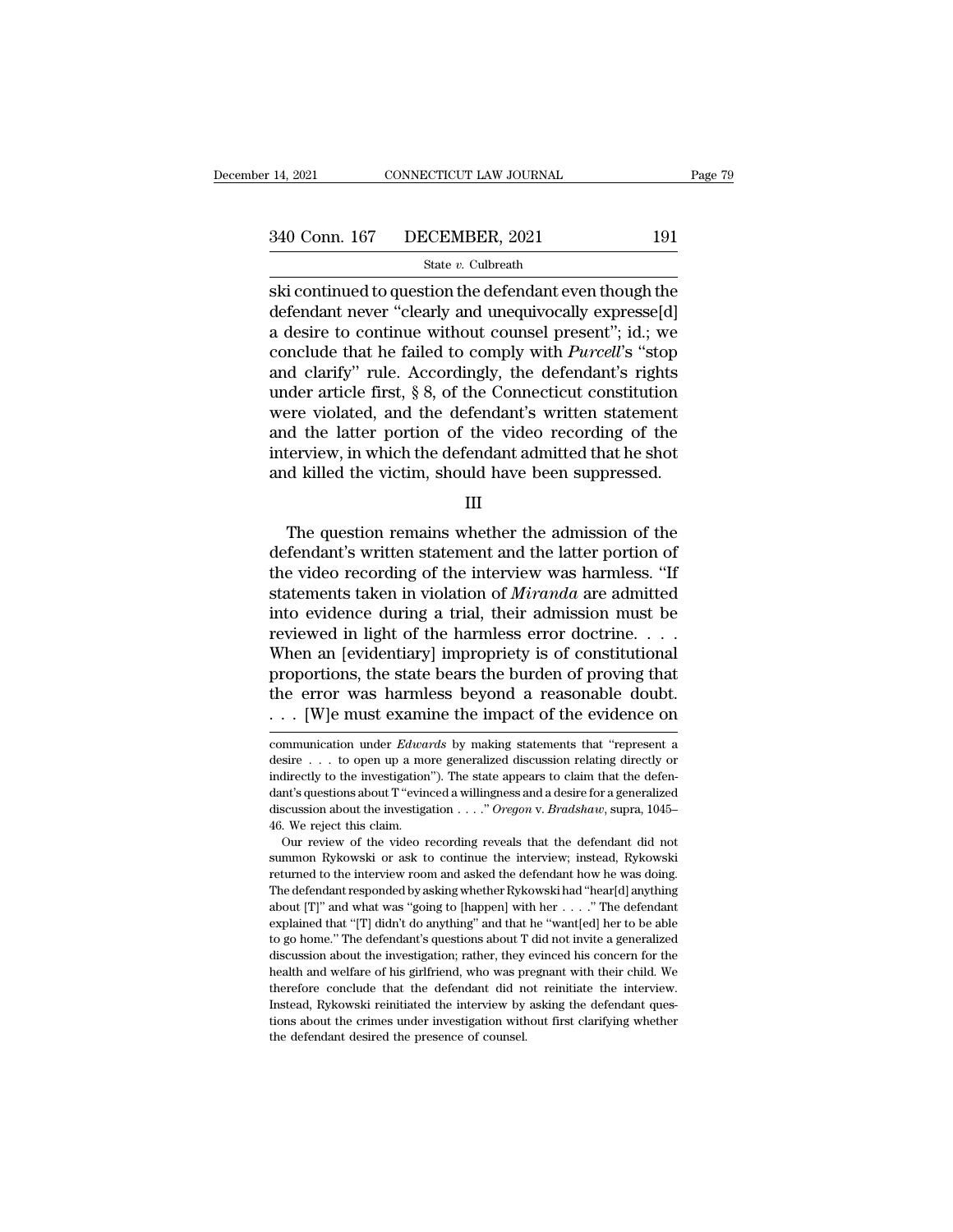ski continued to question the defendant even though the defendant never "clearly and unequivocally express[d] a desire to continue without counsel present"; id.; we conclude that he failed to comply with *Purcell*'s "stop and clarify" rule. Accordingly, the defendant's rights under article first, § 8, of the Connecticut constitution were violated, and the defendant's written statement and the latter portion of the video recording of the interview, in which the defendant admitted that he shot and killed the victim, should have been suppressed.

III

The question remains whether the admission of the defendant's written statement and the latter portion of the video recording of the interview was harmless. "If statements taken in violation of *Miranda* are admitted into evidence during a trial, their admission must be reviewed in light of the harmless error doctrine. . . . When an [evidentiary] impropriety is of constitutional proportions, the state bears the burden of proving that the error was harmless beyond a reasonable doubt. . . . [W]e must examine the impact of the evidence on

---

communication under *Edwards* by making statements that "represent a desire . . . to open up a more generalized discussion relating directly or indirectly to the investigation"). The state appears to claim that the defendant's questions about T "evinced a willingness and a desire for a generalized discussion about the investigation . . . ." *Oregon* v. *Bradshaw*, supra, 1045–46. We reject this claim.

Our review of the video recording reveals that the defendant did not summon Rykowski or ask to continue the interview; instead, Rykowski returned to the interview room and asked the defendant how he was doing. The defendant responded by asking whether Rykowski had "hear[d] anything about [T]" and what was "going to [happen] with her . . . ." The defendant explained that "[T] didn't do anything" and that he "want[ed] her to be able to go home." The defendant's questions about T did not invite a generalized discussion about the investigation; rather, they evinced his concern for the health and welfare of his girlfriend, who was pregnant with their child. We therefore conclude that the defendant did not reinitiate the interview. Instead, Rykowski reinitiated the interview by asking the defendant questions about the crimes under investigation without first clarifying whether the defendant desired the presence of counsel.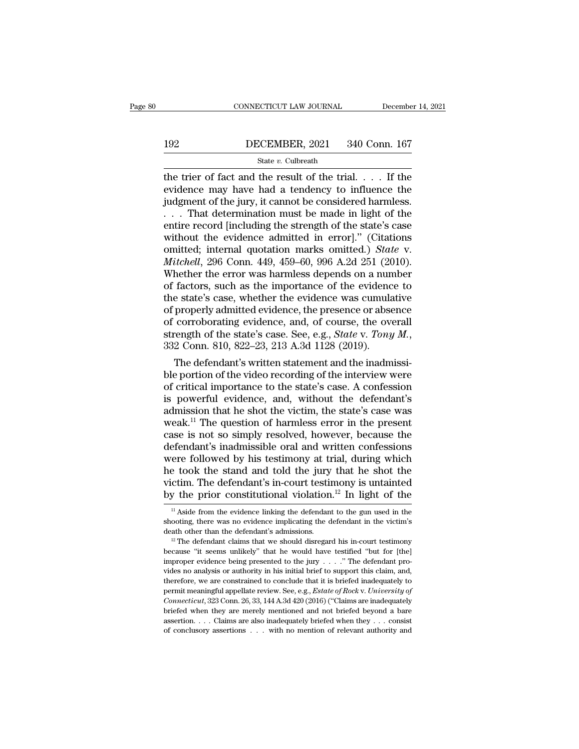the trier of fact and the result of the trial. . . . If the evidence may have had a tendency to influence the judgment of the jury, it cannot be considered harmless. . . . That determination must be made in light of the entire record [including the strength of the state's case without the evidence admitted in error]." (Citations omitted; internal quotation marks omitted.) *State* v. *Mitchell*, 296 Conn. 449, 459–60, 996 A.2d 251 (2010). Whether the error was harmless depends on a number of factors, such as the importance of the evidence to the state's case, whether the evidence was cumulative of properly admitted evidence, the presence or absence of corroborating evidence, and, of course, the overall strength of the state's case. See, e.g., *State* v. *Tony M.*, 332 Conn. 810, 822–23, 213 A.3d 1128 (2019).

The defendant's written statement and the inadmissible portion of the video recording of the interview were of critical importance to the state's case. A confession is powerful evidence, and, without the defendant's admission that he shot the victim, the state's case was weak.[11] The question of harmless error in the present case is not so simply resolved, however, because the defendant's inadmissible oral and written confessions were followed by his testimony at trial, during which he took the stand and told the jury that he shot the victim. The defendant's in-court testimony is untainted by the prior constitutional violation.[12] In light of the

[11] Aside from the evidence linking the defendant to the gun used in the shooting, there was no evidence implicating the defendant in the victim's death other than the defendant's admissions.

[12] The defendant claims that we should disregard his in-court testimony because "it seems unlikely" that he would have testified "but for [the] improper evidence being presented to the jury . . . ." The defendant provides no analysis or authority in his initial brief to support this claim, and, therefore, we are constrained to conclude that it is briefed inadequately to permit meaningful appellate review. See, e.g., *Estate of Rock* v. *University of Connecticut*, 323 Conn. 26, 33, 144 A.3d 420 (2016) ("Claims are inadequately briefed when they are merely mentioned and not briefed beyond a bare assertion. . . . Claims are also inadequately briefed when they . . . consist of conclusory assertions . . . with no mention of relevant authority and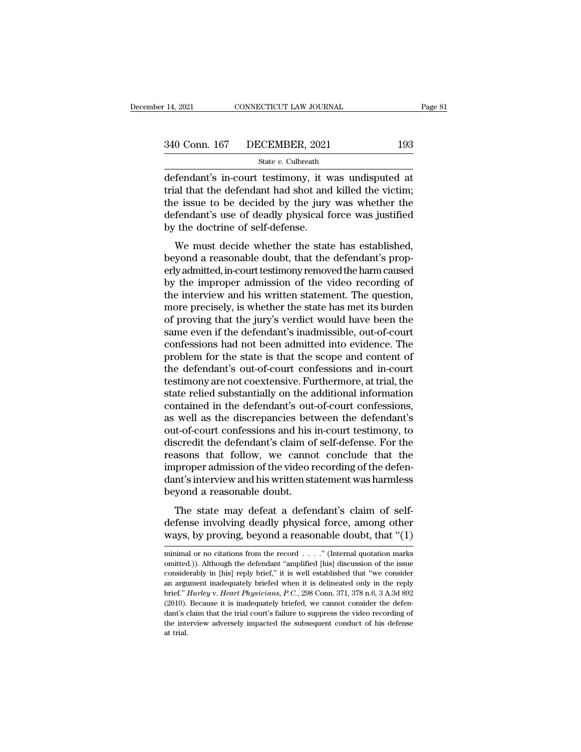defendant's in-court testimony, it was undisputed at trial that the defendant had shot and killed the victim; the issue to be decided by the jury was whether the defendant's use of deadly physical force was justified by the doctrine of self-defense.

We must decide whether the state has established, beyond a reasonable doubt, that the defendant's properly admitted, in-court testimony removed the harm caused by the improper admission of the video recording of the interview and his written statement. The question, more precisely, is whether the state has met its burden of proving that the jury's verdict would have been the same even if the defendant's inadmissible, out-of-court confessions had not been admitted into evidence. The problem for the state is that the scope and content of the defendant's out-of-court confessions and in-court testimony are not coextensive. Furthermore, at trial, the state relied substantially on the additional information contained in the defendant's out-of-court confessions, as well as the discrepancies between the defendant's out-of-court confessions and his in-court testimony, to discredit the defendant's claim of self-defense. For the reasons that follow, we cannot conclude that the improper admission of the video recording of the defendant's interview and his written statement was harmless beyond a reasonable doubt.

The state may defeat a defendant's claim of self-defense involving deadly physical force, among other ways, by proving, beyond a reasonable doubt, that "(1)

---

minimal or no citations from the record . . . ." (Internal quotation marks omitted.)). Although the defendant "amplified [his] discussion of the issue considerably in [his] reply brief," it is well established that "we consider an argument inadequately briefed when it is delineated only in the reply brief." *Hurley* v. *Heart Physicians, P.C.*, 298 Conn. 371, 378 n.6, 3 A.3d 892 (2010). Because it is inadequately briefed, we cannot consider the defendant's claim that the trial court's failure to suppress the video recording of the interview adversely impacted the subsequent conduct of his defense at trial.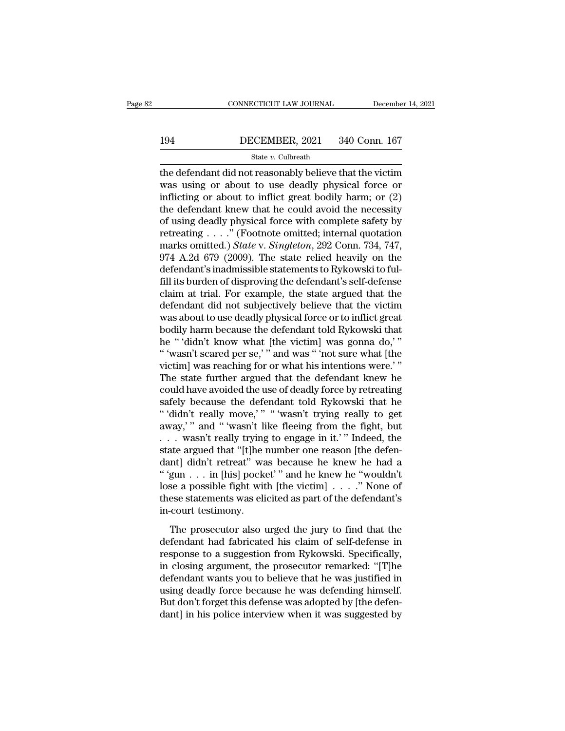the defendant did not reasonably believe that the victim was using or about to use deadly physical force or inflicting or about to inflict great bodily harm; or (2) the defendant knew that he could avoid the necessity of using deadly physical force with complete safety by retreating . . . ." (Footnote omitted; internal quotation marks omitted.) *State* v. *Singleton*, 292 Conn. 734, 747, 974 A.2d 679 (2009). The state relied heavily on the defendant's inadmissible statements to Rykowski to fulfill its burden of disproving the defendant's self-defense claim at trial. For example, the state argued that the defendant did not subjectively believe that the victim was about to use deadly physical force or to inflict great bodily harm because the defendant told Rykowski that he " 'didn't know what [the victim] was gonna do,' " " 'wasn't scared per se,' " and was " 'not sure what [the victim] was reaching for or what his intentions were.' " The state further argued that the defendant knew he could have avoided the use of deadly force by retreating safely because the defendant told Rykowski that he " 'didn't really move,' " " 'wasn't trying really to get away,' " and " 'wasn't like fleeing from the fight, but . . . wasn't really trying to engage in it.' " Indeed, the state argued that "[t]he number one reason [the defendant] didn't retreat" was because he knew he had a " 'gun . . . in [his] pocket' " and he knew he "wouldn't lose a possible fight with [the victim] . . . ." None of these statements was elicited as part of the defendant's in-court testimony.

The prosecutor also urged the jury to find that the defendant had fabricated his claim of self-defense in response to a suggestion from Rykowski. Specifically, in closing argument, the prosecutor remarked: "[T]he defendant wants you to believe that he was justified in using deadly force because he was defending himself. But don't forget this defense was adopted by [the defendant] in his police interview when it was suggested by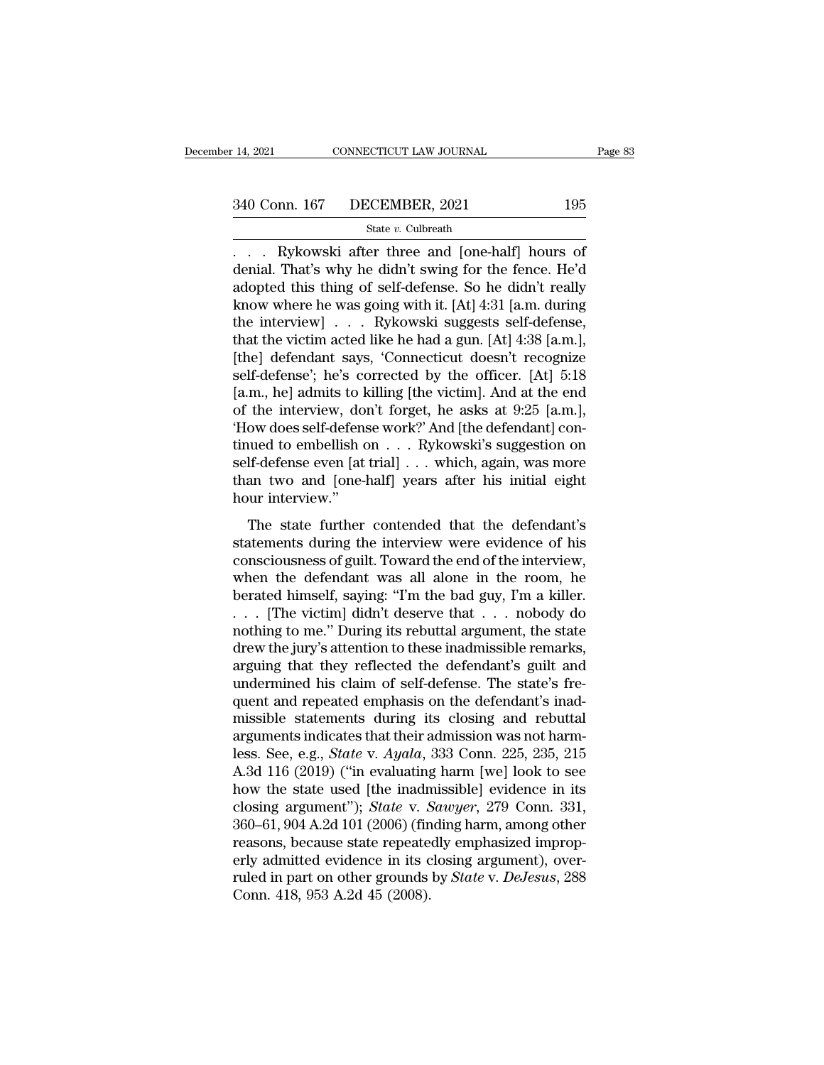. . . Rykowski after three and [one-half] hours of denial. That's why he didn't swing for the fence. He'd adopted this thing of self-defense. So he didn't really know where he was going with it. [At] 4:31 [a.m. during the interview] . . . Rykowski suggests self-defense, that the victim acted like he had a gun. [At] 4:38 [a.m.], [the] defendant says, 'Connecticut doesn't recognize self-defense'; he's corrected by the officer. [At] 5:18 [a.m., he] admits to killing [the victim]. And at the end of the interview, don't forget, he asks at 9:25 [a.m.], 'How does self-defense work?' And [the defendant] continued to embellish on . . . Rykowski's suggestion on self-defense even [at trial] . . . which, again, was more than two and [one-half] years after his initial eight hour interview."

The state further contended that the defendant's statements during the interview were evidence of his consciousness of guilt. Toward the end of the interview, when the defendant was all alone in the room, he berated himself, saying: "I'm the bad guy, I'm a killer. . . . [The victim] didn't deserve that . . . nobody do nothing to me." During its rebuttal argument, the state drew the jury's attention to these inadmissible remarks, arguing that they reflected the defendant's guilt and undermined his claim of self-defense. The state's frequent and repeated emphasis on the defendant's inadmissible statements during its closing and rebuttal arguments indicates that their admission was not harmless. See, e.g., *State* v. *Ayala*, 333 Conn. 225, 235, 215 A.3d 116 (2019) ("in evaluating harm [we] look to see how the state used [the inadmissible] evidence in its closing argument"); *State* v. *Sawyer*, 279 Conn. 331, 360–61, 904 A.2d 101 (2006) (finding harm, among other reasons, because state repeatedly emphasized improperly admitted evidence in its closing argument), overruled in part on other grounds by *State* v. *DeJesus*, 288 Conn. 418, 953 A.2d 45 (2008).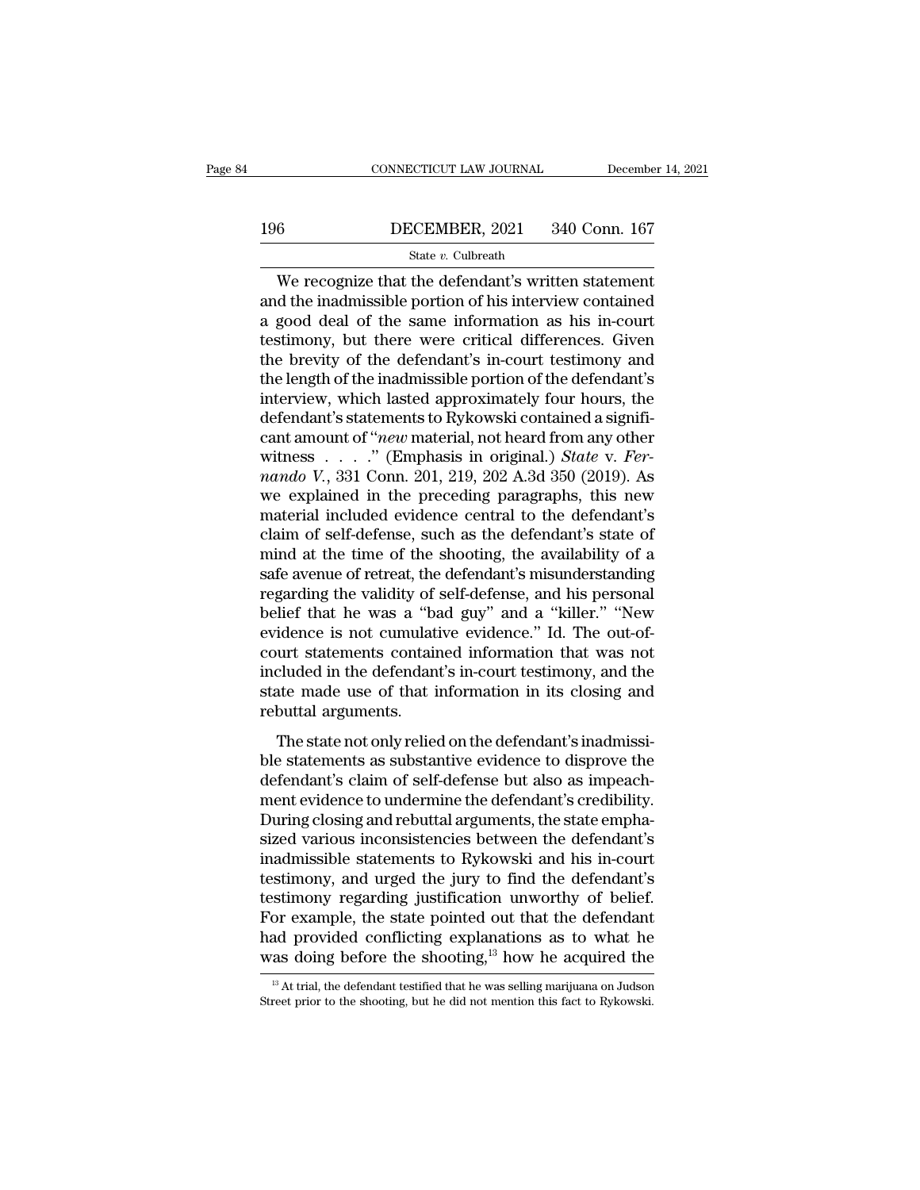We recognize that the defendant's written statement and the inadmissible portion of his interview contained a good deal of the same information as his in-court testimony, but there were critical differences. Given the brevity of the defendant's in-court testimony and the length of the inadmissible portion of the defendant's interview, which lasted approximately four hours, the defendant's statements to Rykowski contained a significant amount of "*new* material, not heard from any other witness . . . ." (Emphasis in original.) *State* v. *Fernando V.*, 331 Conn. 201, 219, 202 A.3d 350 (2019). As we explained in the preceding paragraphs, this new material included evidence central to the defendant's claim of self-defense, such as the defendant's state of mind at the time of the shooting, the availability of a safe avenue of retreat, the defendant's misunderstanding regarding the validity of self-defense, and his personal belief that he was a "bad guy" and a "killer." "New evidence is not cumulative evidence." Id. The out-of-court statements contained information that was not included in the defendant's in-court testimony, and the state made use of that information in its closing and rebuttal arguments.

The state not only relied on the defendant's inadmissible statements as substantive evidence to disprove the defendant's claim of self-defense but also as impeachment evidence to undermine the defendant's credibility. During closing and rebuttal arguments, the state emphasized various inconsistencies between the defendant's inadmissible statements to Rykowski and his in-court testimony, and urged the jury to find the defendant's testimony regarding justification unworthy of belief. For example, the state pointed out that the defendant had provided conflicting explanations as to what he was doing before the shooting,[13] how he acquired the

[13] At trial, the defendant testified that he was selling marijuana on Judson Street prior to the shooting, but he did not mention this fact to Rykowski.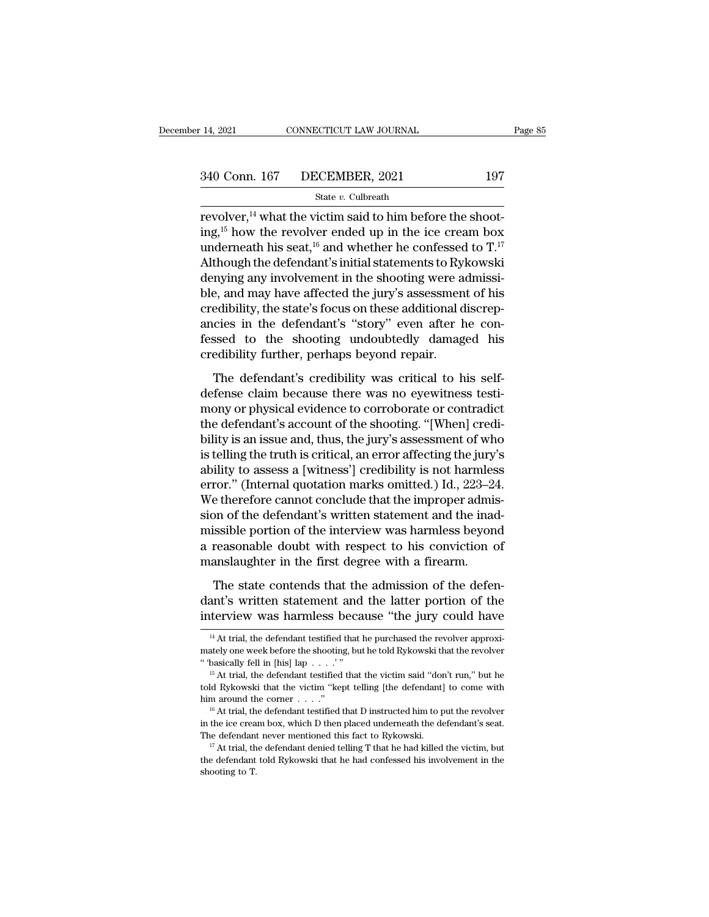revolver,[14] what the victim said to him before the shooting,[15] how the revolver ended up in the ice cream box underneath his seat,[16] and whether he confessed to T.[17] Although the defendant's initial statements to Rykowski denying any involvement in the shooting were admissible, and may have affected the jury's assessment of his credibility, the state's focus on these additional discrepancies in the defendant's "story" even after he confessed to the shooting undoubtedly damaged his credibility further, perhaps beyond repair.

The defendant's credibility was critical to his self-defense claim because there was no eyewitness testimony or physical evidence to corroborate or contradict the defendant's account of the shooting. "[When] credibility is an issue and, thus, the jury's assessment of who is telling the truth is critical, an error affecting the jury's ability to assess a [witness'] credibility is not harmless error." (Internal quotation marks omitted.) Id., 223–24. We therefore cannot conclude that the improper admission of the defendant's written statement and the inadmissible portion of the interview was harmless beyond a reasonable doubt with respect to his conviction of manslaughter in the first degree with a firearm.

The state contends that the admission of the defendant's written statement and the latter portion of the interview was harmless because "the jury could have

[14] At trial, the defendant testified that he purchased the revolver approximately one week before the shooting, but he told Rykowski that the revolver " 'basically fell in [his] lap . . . .' "

[15] At trial, the defendant testified that the victim said "don't run," but he told Rykowski that the victim "kept telling [the defendant] to come with him around the corner . . . ."

[16] At trial, the defendant testified that D instructed him to put the revolver in the ice cream box, which D then placed underneath the defendant's seat. The defendant never mentioned this fact to Rykowski.

[17] At trial, the defendant denied telling T that he had killed the victim, but the defendant told Rykowski that he had confessed his involvement in the shooting to T.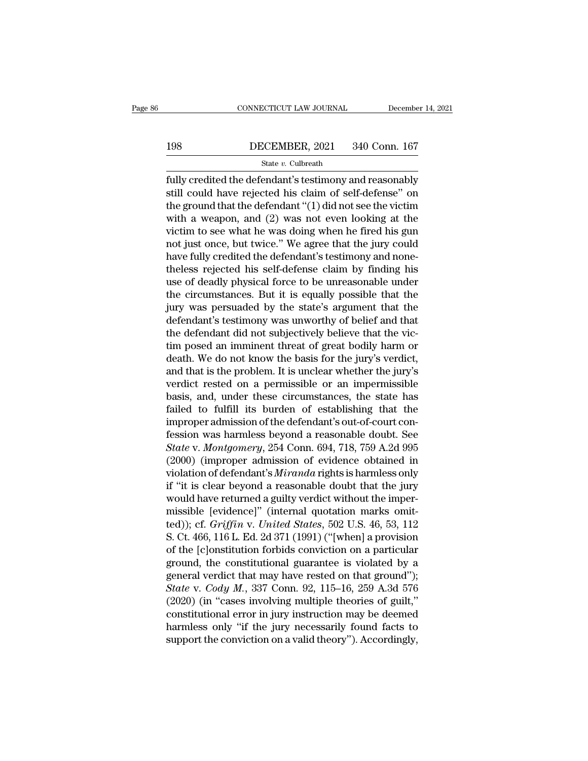fully credited the defendant's testimony and reasonably still could have rejected his claim of self-defense" on the ground that the defendant "(1) did not see the victim with a weapon, and (2) was not even looking at the victim to see what he was doing when he fired his gun not just once, but twice." We agree that the jury could have fully credited the defendant's testimony and nonetheless rejected his self-defense claim by finding his use of deadly physical force to be unreasonable under the circumstances. But it is equally possible that the jury was persuaded by the state's argument that the defendant's testimony was unworthy of belief and that the defendant did not subjectively believe that the victim posed an imminent threat of great bodily harm or death. We do not know the basis for the jury's verdict, and that is the problem. It is unclear whether the jury's verdict rested on a permissible or an impermissible basis, and, under these circumstances, the state has failed to fulfill its burden of establishing that the improper admission of the defendant's out-of-court confession was harmless beyond a reasonable doubt. See *State* v. *Montgomery*, 254 Conn. 694, 718, 759 A.2d 995 (2000) (improper admission of evidence obtained in violation of defendant's *Miranda* rights is harmless only if "it is clear beyond a reasonable doubt that the jury would have returned a guilty verdict without the impermissible [evidence]" (internal quotation marks omitted)); cf. *Griffin* v. *United States*, 502 U.S. 46, 53, 112 S. Ct. 466, 116 L. Ed. 2d 371 (1991) ("[when] a provision of the [c]onstitution forbids conviction on a particular ground, the constitutional guarantee is violated by a general verdict that may have rested on that ground"); *State* v. *Cody M.*, 337 Conn. 92, 115–16, 259 A.3d 576 (2020) (in "cases involving multiple theories of guilt," constitutional error in jury instruction may be deemed harmless only "if the jury necessarily found facts to support the conviction on a valid theory"). Accordingly,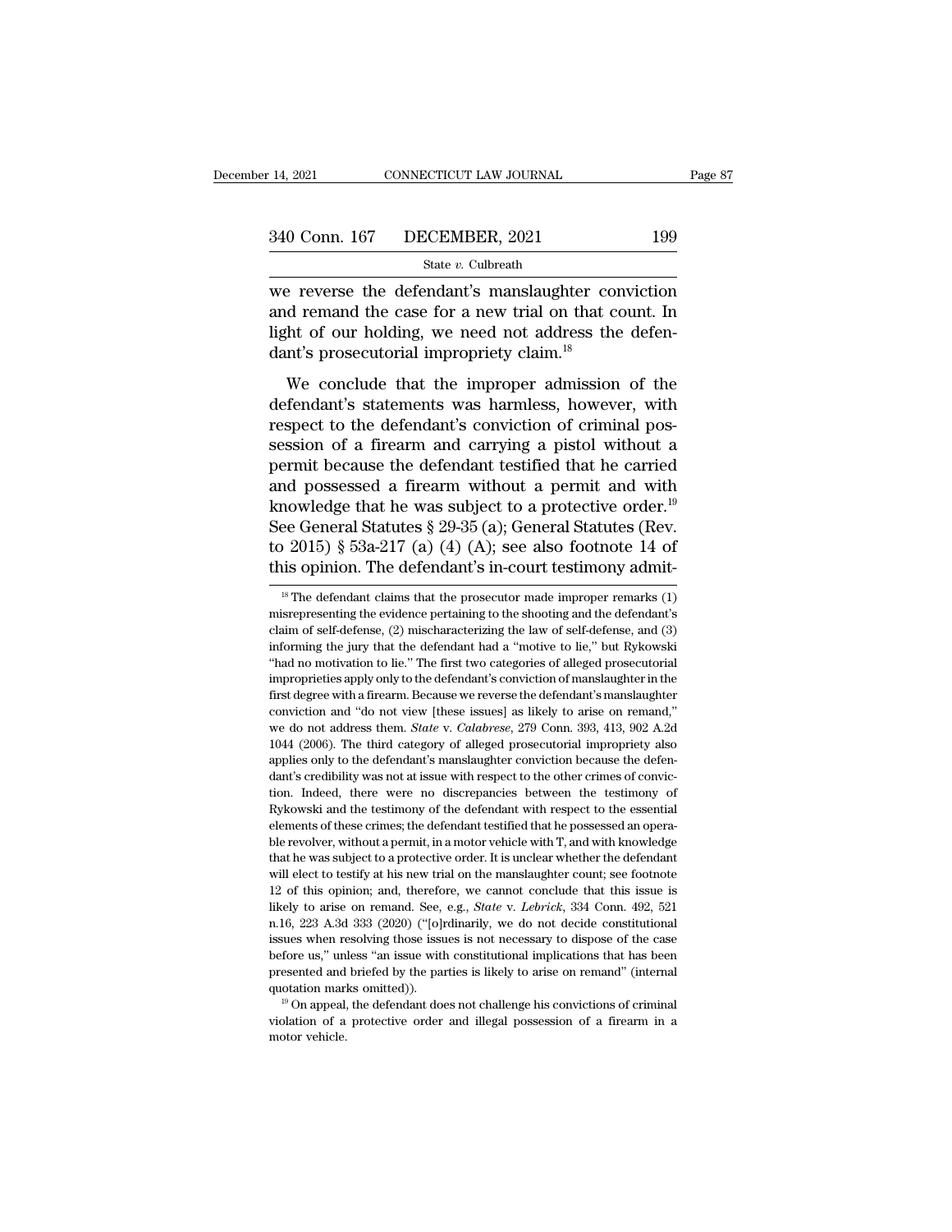we reverse the defendant's manslaughter conviction and remand the case for a new trial on that count. In light of our holding, we need not address the defendant's prosecutorial impropriety claim.[18]

We conclude that the improper admission of the defendant's statements was harmless, however, with respect to the defendant's conviction of criminal possession of a firearm and carrying a pistol without a permit because the defendant testified that he carried and possessed a firearm without a permit and with knowledge that he was subject to a protective order.[19] See General Statutes § 29-35 (a); General Statutes (Rev. to 2015) § 53a-217 (a) (4) (A); see also footnote 14 of this opinion. The defendant's in-court testimony admit-

[18] The defendant claims that the prosecutor made improper remarks (1) misrepresenting the evidence pertaining to the shooting and the defendant's claim of self-defense, (2) mischaracterizing the law of self-defense, and (3) informing the jury that the defendant had a "motive to lie," but Rykowski "had no motivation to lie." The first two categories of alleged prosecutorial improprieties apply only to the defendant's conviction of manslaughter in the first degree with a firearm. Because we reverse the defendant's manslaughter conviction and "do not view [these issues] as likely to arise on remand," we do not address them. *State* v. *Calabrese*, 279 Conn. 393, 413, 902 A.2d 1044 (2006). The third category of alleged prosecutorial impropriety also applies only to the defendant's manslaughter conviction because the defendant's credibility was not at issue with respect to the other crimes of conviction. Indeed, there were no discrepancies between the testimony of Rykowski and the testimony of the defendant with respect to the essential elements of these crimes; the defendant testified that he possessed an operable revolver, without a permit, in a motor vehicle with T, and with knowledge that he was subject to a protective order. It is unclear whether the defendant will elect to testify at his new trial on the manslaughter count; see footnote 12 of this opinion; and, therefore, we cannot conclude that this issue is likely to arise on remand. See, e.g., *State* v. *Lebrick*, 334 Conn. 492, 521 n.16, 223 A.3d 333 (2020) ("[o]rdinarily, we do not decide constitutional issues when resolving those issues is not necessary to dispose of the case before us," unless "an issue with constitutional implications that has been presented and briefed by the parties is likely to arise on remand" (internal quotation marks omitted)).

[19] On appeal, the defendant does not challenge his convictions of criminal violation of a protective order and illegal possession of a firearm in a motor vehicle.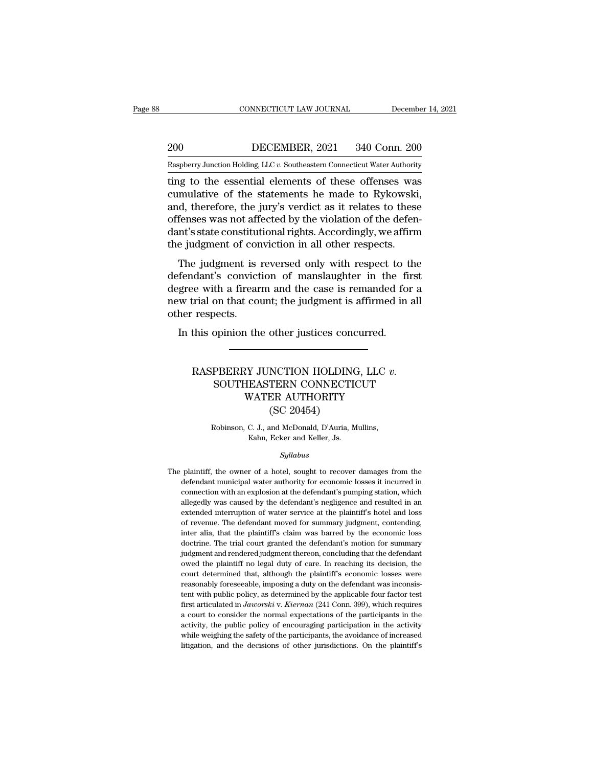ting to the essential elements of these offenses was cumulative of the statements he made to Rykowski, and, therefore, the jury's verdict as it relates to these offenses was not affected by the violation of the defendant's state constitutional rights. Accordingly, we affirm the judgment of conviction in all other respects.

The judgment is reversed only with respect to the defendant's conviction of manslaughter in the first degree with a firearm and the case is remanded for a new trial on that count; the judgment is affirmed in all other respects.

In this opinion the other justices concurred.

---

# RASPBERRY JUNCTION HOLDING, LLC *v.* SOUTHEASTERN CONNECTICUT WATER AUTHORITY (SC 20454)

Robinson, C. J., and McDonald, D'Auria, Mullins, Kahn, Ecker and Keller, Js.

*Syllabus*

The plaintiff, the owner of a hotel, sought to recover damages from the defendant municipal water authority for economic losses it incurred in connection with an explosion at the defendant's pumping station, which allegedly was caused by the defendant's negligence and resulted in an extended interruption of water service at the plaintiff's hotel and loss of revenue. The defendant moved for summary judgment, contending, inter alia, that the plaintiff's claim was barred by the economic loss doctrine. The trial court granted the defendant's motion for summary judgment and rendered judgment thereon, concluding that the defendant owed the plaintiff no legal duty of care. In reaching its decision, the court determined that, although the plaintiff's economic losses were reasonably foreseeable, imposing a duty on the defendant was inconsistent with public policy, as determined by the applicable four factor test first articulated in *Jaworski* v. *Kiernan* (241 Conn. 399), which requires a court to consider the normal expectations of the participants in the activity, the public policy of encouraging participation in the activity while weighing the safety of the participants, the avoidance of increased litigation, and the decisions of other jurisdictions. On the plaintiff's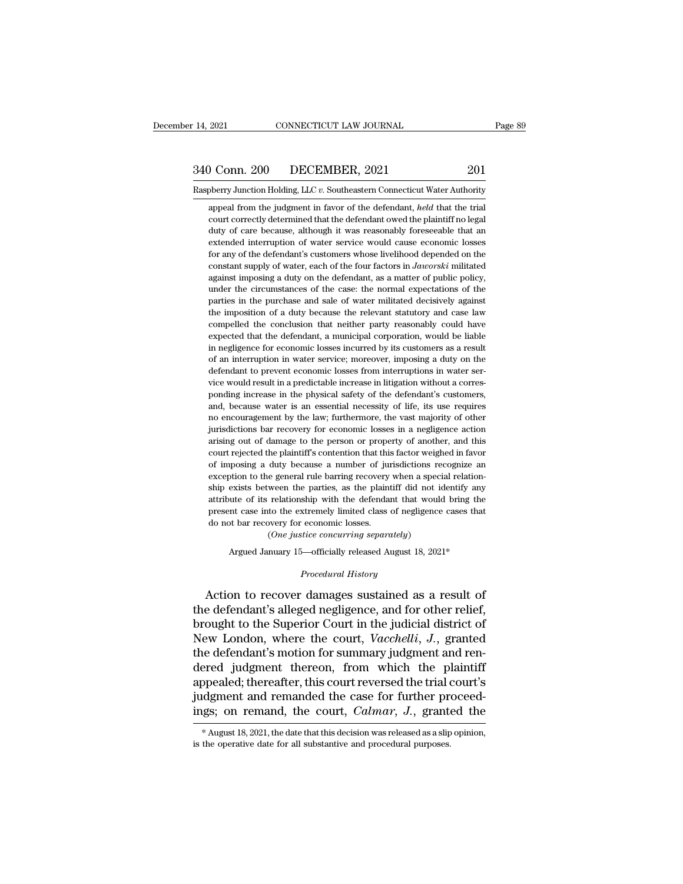appeal from the judgment in favor of the defendant, *held* that the trial court correctly determined that the defendant owed the plaintiff no legal duty of care because, although it was reasonably foreseeable that an extended interruption of water service would cause economic losses for any of the defendant's customers whose livelihood depended on the constant supply of water, each of the four factors in *Jaworski* militated against imposing a duty on the defendant, as a matter of public policy, under the circumstances of the case: the normal expectations of the parties in the purchase and sale of water militated decisively against the imposition of a duty because the relevant statutory and case law compelled the conclusion that neither party reasonably could have expected that the defendant, a municipal corporation, would be liable in negligence for economic losses incurred by its customers as a result of an interruption in water service; moreover, imposing a duty on the defendant to prevent economic losses from interruptions in water service would result in a predictable increase in litigation without a corresponding increase in the physical safety of the defendant's customers, and, because water is an essential necessity of life, its use requires no encouragement by the law; furthermore, the vast majority of other jurisdictions bar recovery for economic losses in a negligence action arising out of damage to the person or property of another, and this court rejected the plaintiff's contention that this factor weighed in favor of imposing a duty because a number of jurisdictions recognize an exception to the general rule barring recovery when a special relationship exists between the parties, as the plaintiff did not identify any attribute of its relationship with the defendant that would bring the present case into the extremely limited class of negligence cases that do not bar recovery for economic losses.

(*One justice concurring separately*)

Argued January 15—officially released August 18, 2021*

*Procedural History*

Action to recover damages sustained as a result of the defendant's alleged negligence, and for other relief, brought to the Superior Court in the judicial district of New London, where the court, *Vacchelli, J.*, granted the defendant's motion for summary judgment and rendered judgment thereon, from which the plaintiff appealed; thereafter, this court reversed the trial court's judgment and remanded the case for further proceedings; on remand, the court, *Calmar, J.*, granted the

* August 18, 2021, the date that this decision was released as a slip opinion, is the operative date for all substantive and procedural purposes.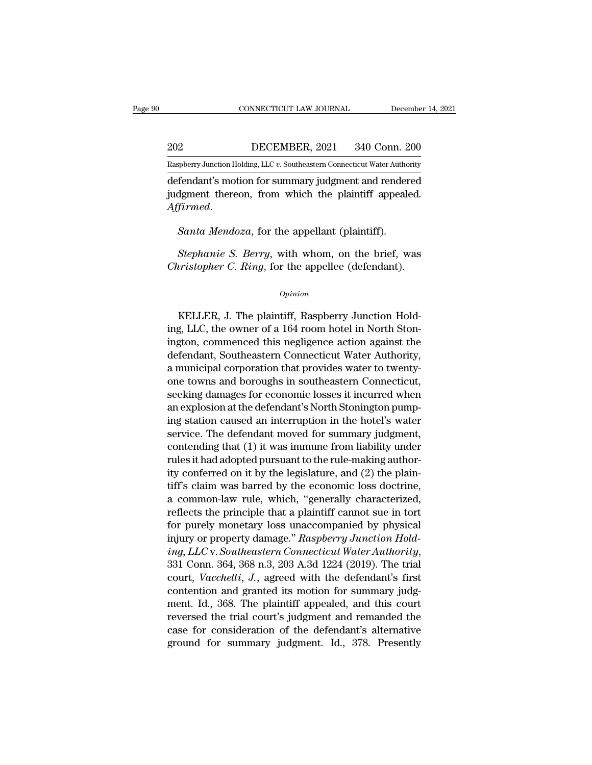defendant's motion for summary judgment and rendered judgment thereon, from which the plaintiff appealed. *Affirmed.*

*Santa Mendoza*, for the appellant (plaintiff).

*Stephanie S. Berry*, with whom, on the brief, was *Christopher C. Ring*, for the appellee (defendant).

*Opinion*

KELLER, J. The plaintiff, Raspberry Junction Holding, LLC, the owner of a 164 room hotel in North Stonington, commenced this negligence action against the defendant, Southeastern Connecticut Water Authority, a municipal corporation that provides water to twenty-one towns and boroughs in southeastern Connecticut, seeking damages for economic losses it incurred when an explosion at the defendant's North Stonington pumping station caused an interruption in the hotel's water service. The defendant moved for summary judgment, contending that (1) it was immune from liability under rules it had adopted pursuant to the rule-making authority conferred on it by the legislature, and (2) the plaintiff's claim was barred by the economic loss doctrine, a common-law rule, which, "generally characterized, reflects the principle that a plaintiff cannot sue in tort for purely monetary loss unaccompanied by physical injury or property damage." *Raspberry Junction Holding, LLC* v. *Southeastern Connecticut Water Authority*, 331 Conn. 364, 368 n.3, 203 A.3d 1224 (2019). The trial court, *Vacchelli, J.*, agreed with the defendant's first contention and granted its motion for summary judgment. Id., 368. The plaintiff appealed, and this court reversed the trial court's judgment and remanded the case for consideration of the defendant's alternative ground for summary judgment. Id., 378. Presently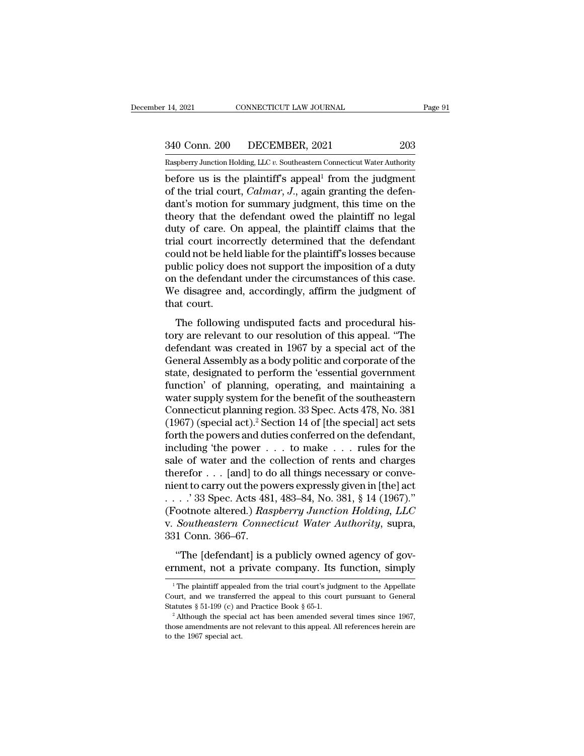before us is the plaintiff's appeal[1] from the judgment of the trial court, *Calmar, J.*, again granting the defendant's motion for summary judgment, this time on the theory that the defendant owed the plaintiff no legal duty of care. On appeal, the plaintiff claims that the trial court incorrectly determined that the defendant could not be held liable for the plaintiff's losses because public policy does not support the imposition of a duty on the defendant under the circumstances of this case. We disagree and, accordingly, affirm the judgment of that court.

The following undisputed facts and procedural history are relevant to our resolution of this appeal. "The defendant was created in 1967 by a special act of the General Assembly as a body politic and corporate of the state, designated to perform the 'essential government function' of planning, operating, and maintaining a water supply system for the benefit of the southeastern Connecticut planning region. 33 Spec. Acts 478, No. 381 (1967) (special act).[2] Section 14 of [the special] act sets forth the powers and duties conferred on the defendant, including 'the power . . . to make . . . rules for the sale of water and the collection of rents and charges therefor . . . [and] to do all things necessary or convenient to carry out the powers expressly given in [the] act . . . .' 33 Spec. Acts 481, 483–84, No. 381, § 14 (1967)." (Footnote altered.) *Raspberry Junction Holding, LLC* v. *Southeastern Connecticut Water Authority*, supra, 331 Conn. 366–67.

"The [defendant] is a publicly owned agency of government, not a private company. Its function, simply

---

[1] The plaintiff appealed from the trial court's judgment to the Appellate Court, and we transferred the appeal to this court pursuant to General Statutes § 51-199 (c) and Practice Book § 65-1.

[2] Although the special act has been amended several times since 1967, those amendments are not relevant to this appeal. All references herein are to the 1967 special act.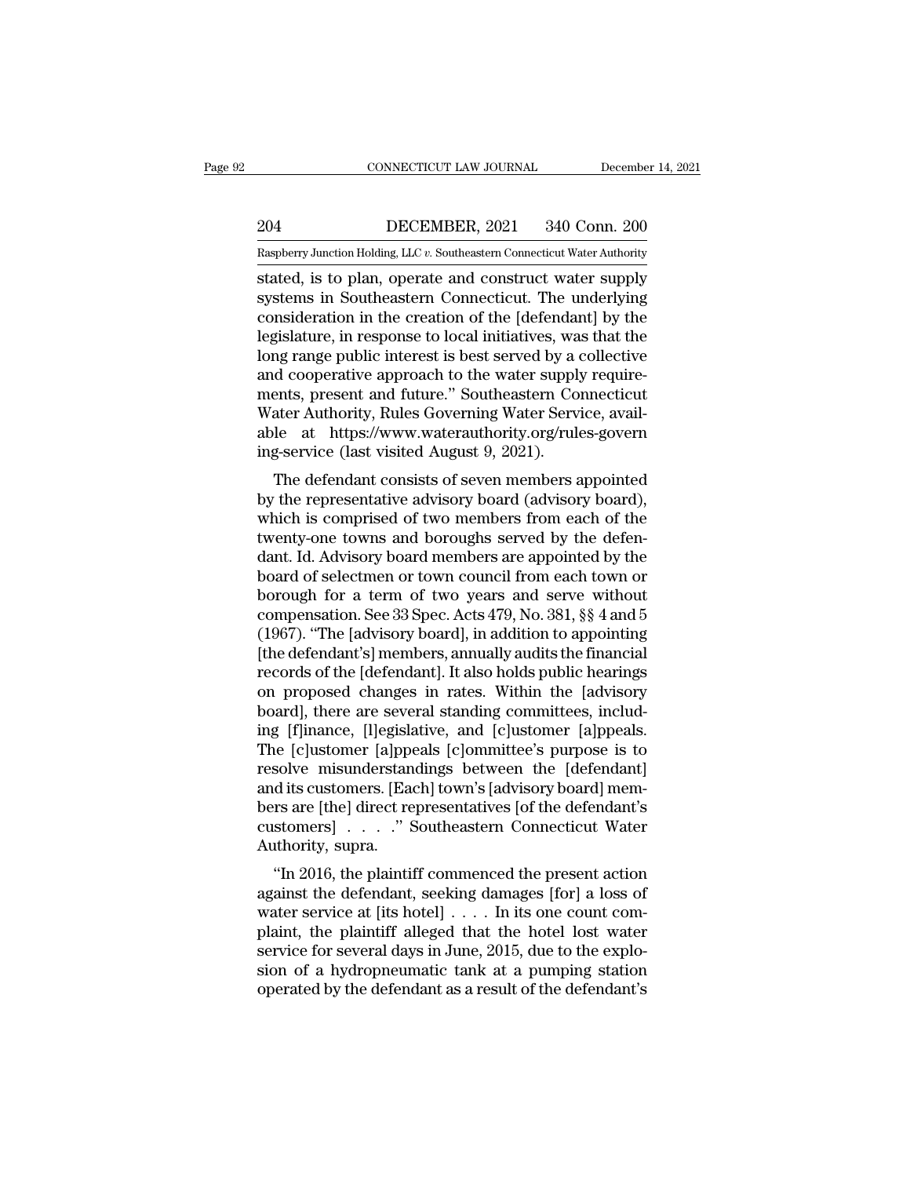stated, is to plan, operate and construct water supply systems in Southeastern Connecticut. The underlying consideration in the creation of the [defendant] by the legislature, in response to local initiatives, was that the long range public interest is best served by a collective and cooperative approach to the water supply requirements, present and future." Southeastern Connecticut Water Authority, Rules Governing Water Service, available at https://www.waterauthority.org/rules-governing-service (last visited August 9, 2021).

The defendant consists of seven members appointed by the representative advisory board (advisory board), which is comprised of two members from each of the twenty-one towns and boroughs served by the defendant. Id. Advisory board members are appointed by the board of selectmen or town council from each town or borough for a term of two years and serve without compensation. See 33 Spec. Acts 479, No. 381, §§ 4 and 5 (1967). "The [advisory board], in addition to appointing [the defendant's] members, annually audits the financial records of the [defendant]. It also holds public hearings on proposed changes in rates. Within the [advisory board], there are several standing committees, including [f]inance, [l]egislative, and [c]ustomer [a]ppeals. The [c]ustomer [a]ppeals [c]ommittee's purpose is to resolve misunderstandings between the [defendant] and its customers. [Each] town's [advisory board] members are [the] direct representatives [of the defendant's customers] . . . ." Southeastern Connecticut Water Authority, supra.

"In 2016, the plaintiff commenced the present action against the defendant, seeking damages [for] a loss of water service at [its hotel] . . . . In its one count complaint, the plaintiff alleged that the hotel lost water service for several days in June, 2015, due to the explosion of a hydropneumatic tank at a pumping station operated by the defendant as a result of the defendant's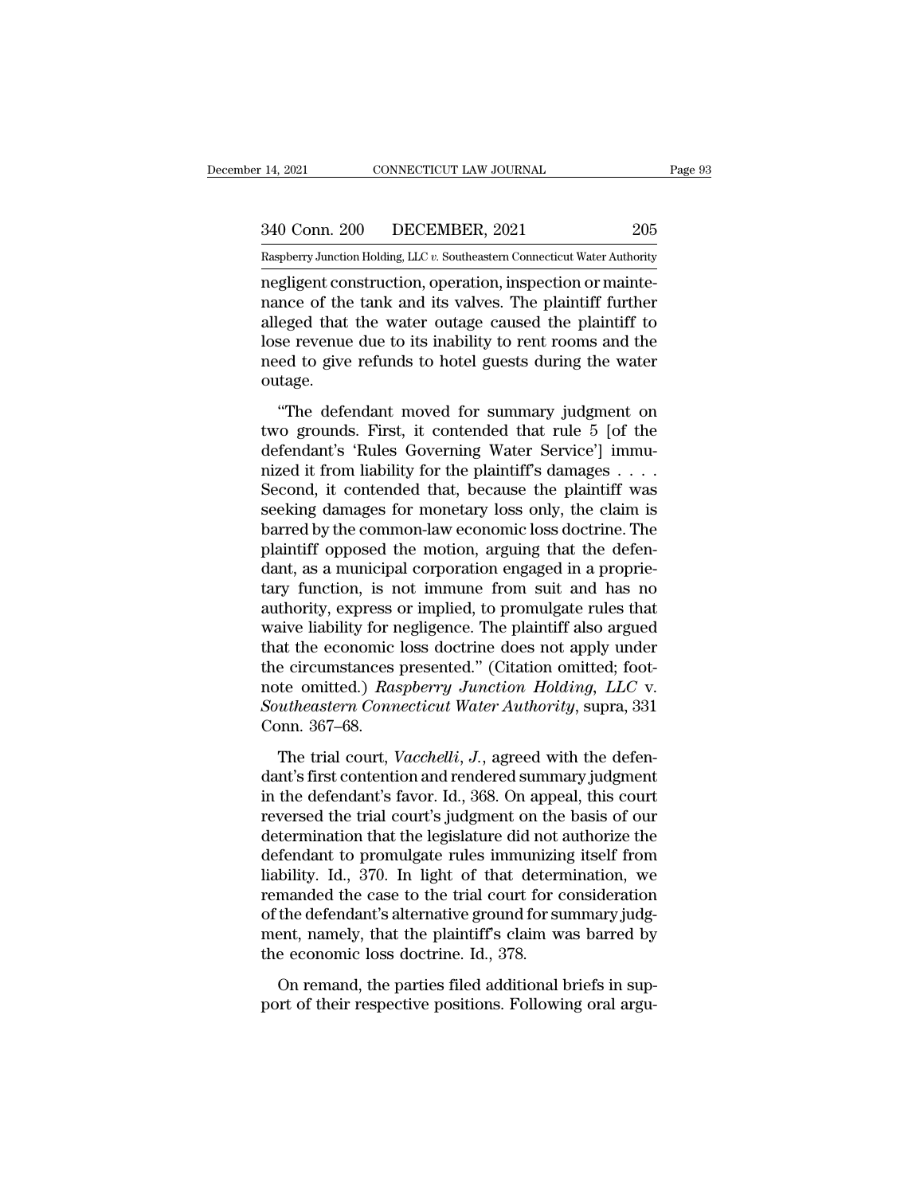negligent construction, operation, inspection or maintenance of the tank and its valves. The plaintiff further alleged that the water outage caused the plaintiff to lose revenue due to its inability to rent rooms and the need to give refunds to hotel guests during the water outage.

"The defendant moved for summary judgment on two grounds. First, it contended that rule 5 [of the defendant's 'Rules Governing Water Service'] immunized it from liability for the plaintiff's damages . . . . Second, it contended that, because the plaintiff was seeking damages for monetary loss only, the claim is barred by the common-law economic loss doctrine. The plaintiff opposed the motion, arguing that the defendant, as a municipal corporation engaged in a proprietary function, is not immune from suit and has no authority, express or implied, to promulgate rules that waive liability for negligence. The plaintiff also argued that the economic loss doctrine does not apply under the circumstances presented." (Citation omitted; footnote omitted.) *Raspberry Junction Holding, LLC* v. *Southeastern Connecticut Water Authority*, supra, 331 Conn. 367–68.

The trial court, *Vacchelli, J.*, agreed with the defendant's first contention and rendered summary judgment in the defendant's favor. Id., 368. On appeal, this court reversed the trial court's judgment on the basis of our determination that the legislature did not authorize the defendant to promulgate rules immunizing itself from liability. Id., 370. In light of that determination, we remanded the case to the trial court for consideration of the defendant's alternative ground for summary judgment, namely, that the plaintiff's claim was barred by the economic loss doctrine. Id., 378.

On remand, the parties filed additional briefs in support of their respective positions. Following oral argu-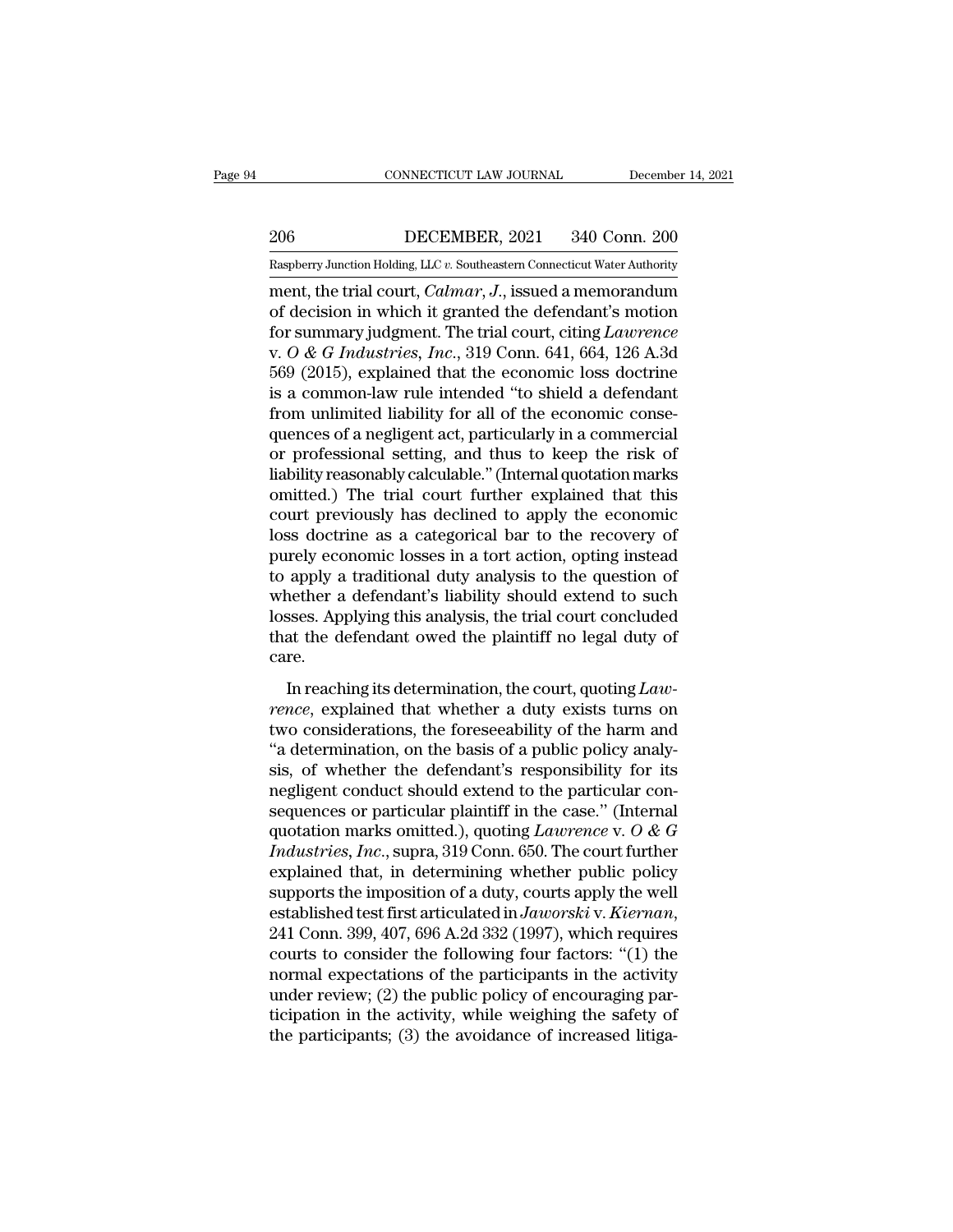ment, the trial court, *Calmar*, *J*., issued a memorandum of decision in which it granted the defendant's motion for summary judgment. The trial court, citing *Lawrence* v. *O & G Industries*, *Inc*., 319 Conn. 641, 664, 126 A.3d 569 (2015), explained that the economic loss doctrine is a common-law rule intended "to shield a defendant from unlimited liability for all of the economic consequences of a negligent act, particularly in a commercial or professional setting, and thus to keep the risk of liability reasonably calculable." (Internal quotation marks omitted.) The trial court further explained that this court previously has declined to apply the economic loss doctrine as a categorical bar to the recovery of purely economic losses in a tort action, opting instead to apply a traditional duty analysis to the question of whether a defendant's liability should extend to such losses. Applying this analysis, the trial court concluded that the defendant owed the plaintiff no legal duty of care.

In reaching its determination, the court, quoting *Lawrence*, explained that whether a duty exists turns on two considerations, the foreseeability of the harm and "a determination, on the basis of a public policy analysis, of whether the defendant's responsibility for its negligent conduct should extend to the particular consequences or particular plaintiff in the case." (Internal quotation marks omitted.), quoting *Lawrence* v. *O & G Industries*, *Inc*., supra, 319 Conn. 650. The court further explained that, in determining whether public policy supports the imposition of a duty, courts apply the well established test first articulated in *Jaworski* v. *Kiernan*, 241 Conn. 399, 407, 696 A.2d 332 (1997), which requires courts to consider the following four factors: "(1) the normal expectations of the participants in the activity under review; (2) the public policy of encouraging participation in the activity, while weighing the safety of the participants; (3) the avoidance of increased litiga-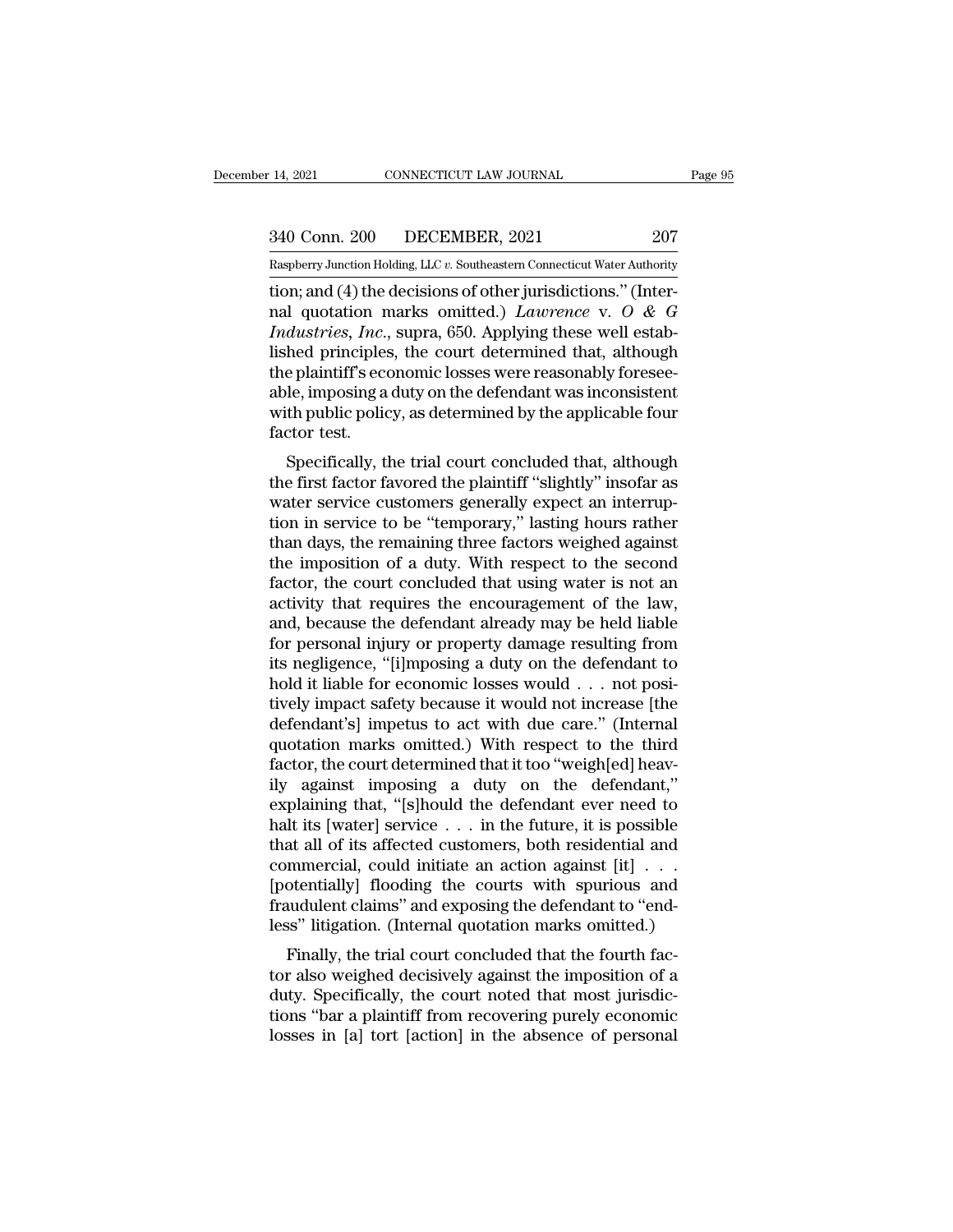tion; and (4) the decisions of other jurisdictions." (Internal quotation marks omitted.) *Lawrence* v. *O & G Industries, Inc.*, supra, 650. Applying these well established principles, the court determined that, although the plaintiff's economic losses were reasonably foreseeable, imposing a duty on the defendant was inconsistent with public policy, as determined by the applicable four factor test.

Specifically, the trial court concluded that, although the first factor favored the plaintiff "slightly" insofar as water service customers generally expect an interruption in service to be "temporary," lasting hours rather than days, the remaining three factors weighed against the imposition of a duty. With respect to the second factor, the court concluded that using water is not an activity that requires the encouragement of the law, and, because the defendant already may be held liable for personal injury or property damage resulting from its negligence, "[i]mposing a duty on the defendant to hold it liable for economic losses would . . . not positively impact safety because it would not increase [the defendant's] impetus to act with due care." (Internal quotation marks omitted.) With respect to the third factor, the court determined that it too "weigh[ed] heavily against imposing a duty on the defendant," explaining that, "[s]hould the defendant ever need to halt its [water] service . . . in the future, it is possible that all of its affected customers, both residential and commercial, could initiate an action against [it] . . . [potentially] flooding the courts with spurious and fraudulent claims" and exposing the defendant to "endless" litigation. (Internal quotation marks omitted.)

Finally, the trial court concluded that the fourth factor also weighed decisively against the imposition of a duty. Specifically, the court noted that most jurisdictions "bar a plaintiff from recovering purely economic losses in [a] tort [action] in the absence of personal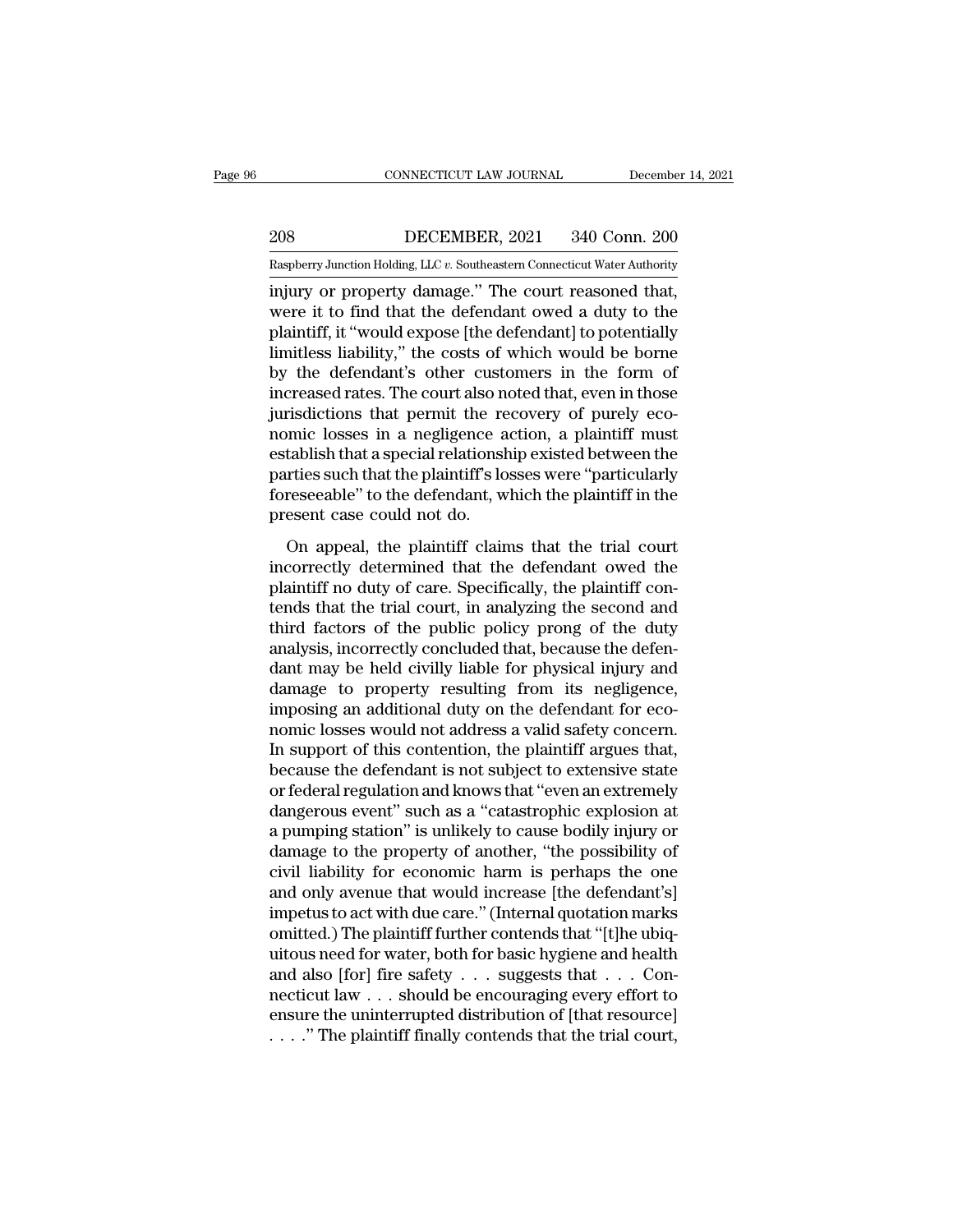injury or property damage." The court reasoned that, were it to find that the defendant owed a duty to the plaintiff, it "would expose [the defendant] to potentially limitless liability," the costs of which would be borne by the defendant's other customers in the form of increased rates. The court also noted that, even in those jurisdictions that permit the recovery of purely economic losses in a negligence action, a plaintiff must establish that a special relationship existed between the parties such that the plaintiff's losses were "particularly foreseeable" to the defendant, which the plaintiff in the present case could not do.

On appeal, the plaintiff claims that the trial court incorrectly determined that the defendant owed the plaintiff no duty of care. Specifically, the plaintiff contends that the trial court, in analyzing the second and third factors of the public policy prong of the duty analysis, incorrectly concluded that, because the defendant may be held civilly liable for physical injury and damage to property resulting from its negligence, imposing an additional duty on the defendant for economic losses would not address a valid safety concern. In support of this contention, the plaintiff argues that, because the defendant is not subject to extensive state or federal regulation and knows that "even an extremely dangerous event" such as a "catastrophic explosion at a pumping station" is unlikely to cause bodily injury or damage to the property of another, "the possibility of civil liability for economic harm is perhaps the one and only avenue that would increase [the defendant's] impetus to act with due care." (Internal quotation marks omitted.) The plaintiff further contends that "[t]he ubiquitous need for water, both for basic hygiene and health and also [for] fire safety . . . suggests that . . . Connecticut law . . . should be encouraging every effort to ensure the uninterrupted distribution of [that resource] . . . ." The plaintiff finally contends that the trial court,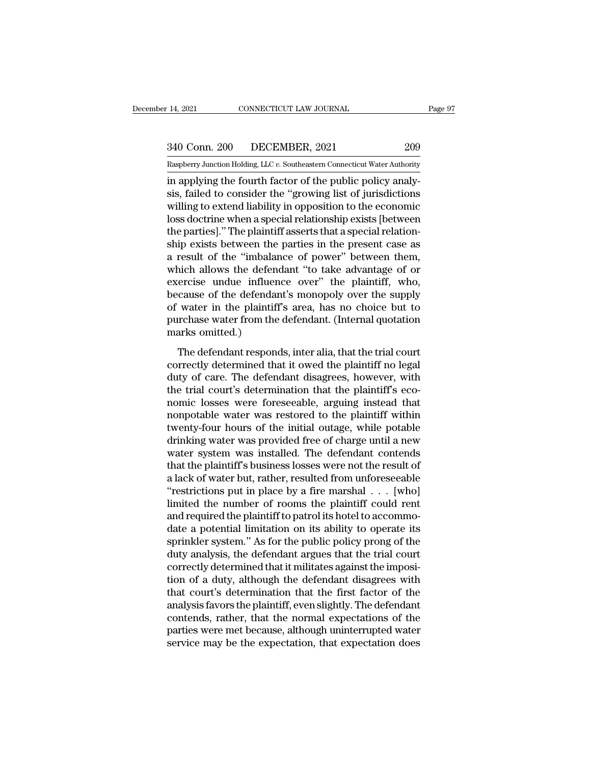in applying the fourth factor of the public policy analysis, failed to consider the "growing list of jurisdictions willing to extend liability in opposition to the economic loss doctrine when a special relationship exists [between the parties]." The plaintiff asserts that a special relationship exists between the parties in the present case as a result of the "imbalance of power" between them, which allows the defendant "to take advantage of or exercise undue influence over" the plaintiff, who, because of the defendant's monopoly over the supply of water in the plaintiff's area, has no choice but to purchase water from the defendant. (Internal quotation marks omitted.)

The defendant responds, inter alia, that the trial court correctly determined that it owed the plaintiff no legal duty of care. The defendant disagrees, however, with the trial court's determination that the plaintiff's economic losses were foreseeable, arguing instead that nonpotable water was restored to the plaintiff within twenty-four hours of the initial outage, while potable drinking water was provided free of charge until a new water system was installed. The defendant contends that the plaintiff's business losses were not the result of a lack of water but, rather, resulted from unforeseeable "restrictions put in place by a fire marshal . . . [who] limited the number of rooms the plaintiff could rent and required the plaintiff to patrol its hotel to accommodate a potential limitation on its ability to operate its sprinkler system." As for the public policy prong of the duty analysis, the defendant argues that the trial court correctly determined that it militates against the imposition of a duty, although the defendant disagrees with that court's determination that the first factor of the analysis favors the plaintiff, even slightly. The defendant contends, rather, that the normal expectations of the parties were met because, although uninterrupted water service may be the expectation, that expectation does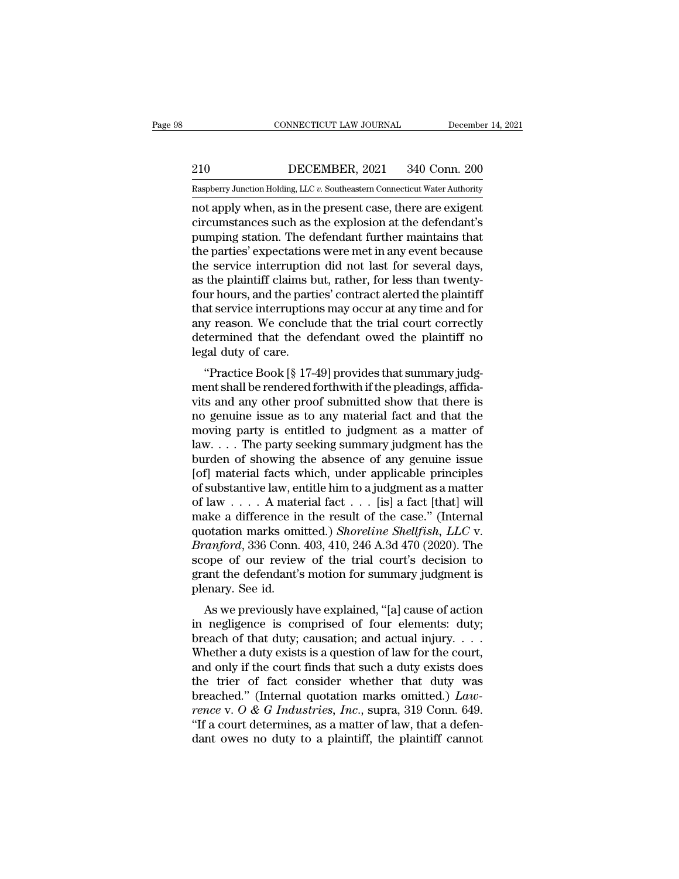not apply when, as in the present case, there are exigent circumstances such as the explosion at the defendant's pumping station. The defendant further maintains that the parties' expectations were met in any event because the service interruption did not last for several days, as the plaintiff claims but, rather, for less than twenty-four hours, and the parties' contract alerted the plaintiff that service interruptions may occur at any time and for any reason. We conclude that the trial court correctly determined that the defendant owed the plaintiff no legal duty of care.

"Practice Book [§ 17-49] provides that summary judgment shall be rendered forthwith if the pleadings, affidavits and any other proof submitted show that there is no genuine issue as to any material fact and that the moving party is entitled to judgment as a matter of law. . . . The party seeking summary judgment has the burden of showing the absence of any genuine issue [of] material facts which, under applicable principles of substantive law, entitle him to a judgment as a matter of law . . . . A material fact . . . [is] a fact [that] will make a difference in the result of the case." (Internal quotation marks omitted.) *Shoreline Shellfish, LLC* v. *Branford*, 336 Conn. 403, 410, 246 A.3d 470 (2020). The scope of our review of the trial court's decision to grant the defendant's motion for summary judgment is plenary. See id.

As we previously have explained, "[a] cause of action in negligence is comprised of four elements: duty; breach of that duty; causation; and actual injury. . . . Whether a duty exists is a question of law for the court, and only if the court finds that such a duty exists does the trier of fact consider whether that duty was breached." (Internal quotation marks omitted.) *Lawrence* v. *O & G Industries, Inc.*, supra, 319 Conn. 649. "If a court determines, as a matter of law, that a defendant owes no duty to a plaintiff, the plaintiff cannot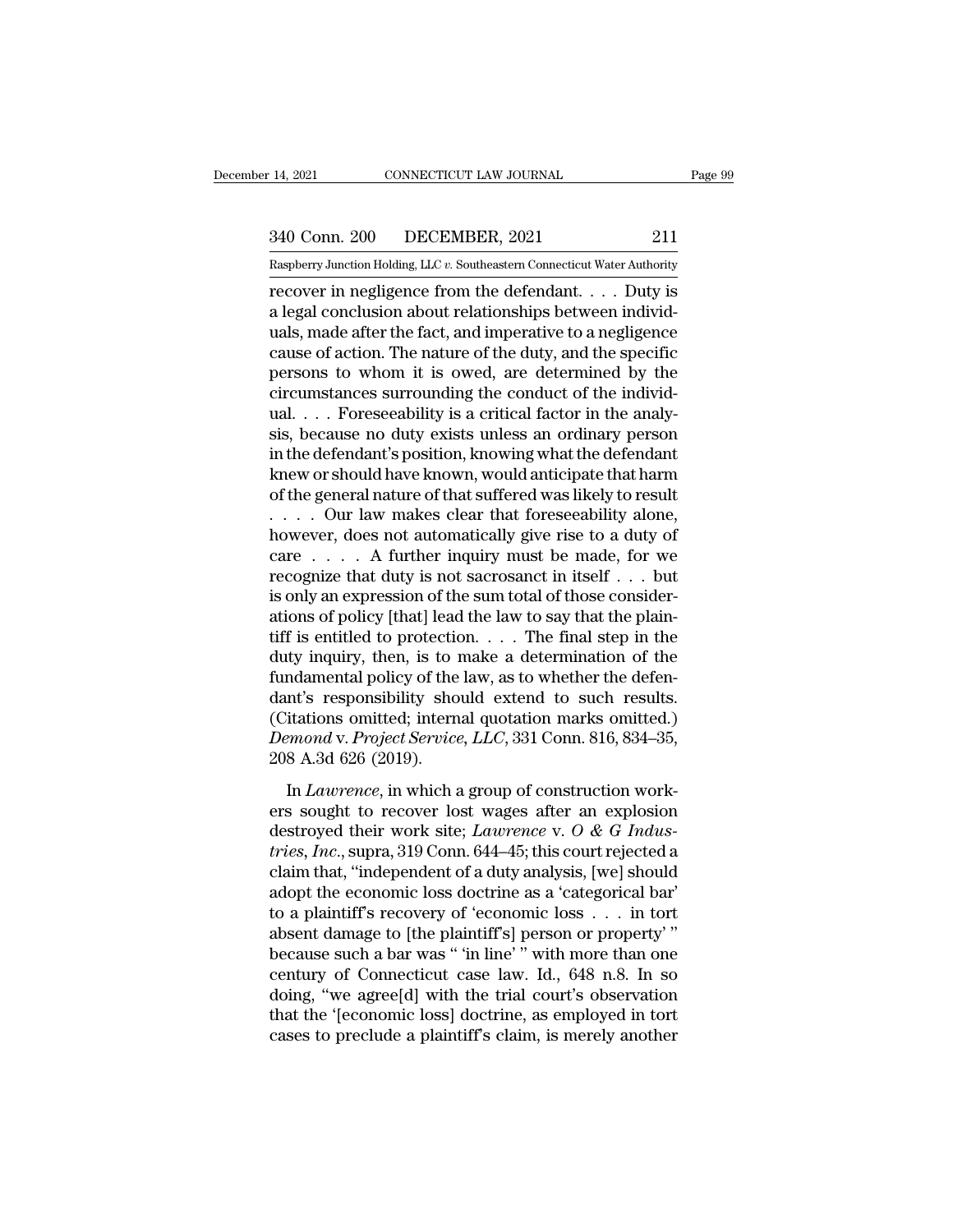recover in negligence from the defendant. . . . Duty is a legal conclusion about relationships between individuals, made after the fact, and imperative to a negligence cause of action. The nature of the duty, and the specific persons to whom it is owed, are determined by the circumstances surrounding the conduct of the individual. . . . Foreseeability is a critical factor in the analysis, because no duty exists unless an ordinary person in the defendant's position, knowing what the defendant knew or should have known, would anticipate that harm of the general nature of that suffered was likely to result . . . . Our law makes clear that foreseeability alone, however, does not automatically give rise to a duty of care . . . . A further inquiry must be made, for we recognize that duty is not sacrosanct in itself . . . but is only an expression of the sum total of those considerations of policy [that] lead the law to say that the plaintiff is entitled to protection. . . . The final step in the duty inquiry, then, is to make a determination of the fundamental policy of the law, as to whether the defendant's responsibility should extend to such results. (Citations omitted; internal quotation marks omitted.) *Demond* v. *Project Service, LLC*, 331 Conn. 816, 834–35, 208 A.3d 626 (2019).

In *Lawrence*, in which a group of construction workers sought to recover lost wages after an explosion destroyed their work site; *Lawrence* v. *O & G Industries, Inc.*, supra, 319 Conn. 644–45; this court rejected a claim that, "independent of a duty analysis, [we] should adopt the economic loss doctrine as a 'categorical bar' to a plaintiff's recovery of 'economic loss . . . in tort absent damage to [the plaintiff's] person or property' " because such a bar was " 'in line' " with more than one century of Connecticut case law. Id., 648 n.8. In so doing, "we agree[d] with the trial court's observation that the '[economic loss] doctrine, as employed in tort cases to preclude a plaintiff's claim, is merely another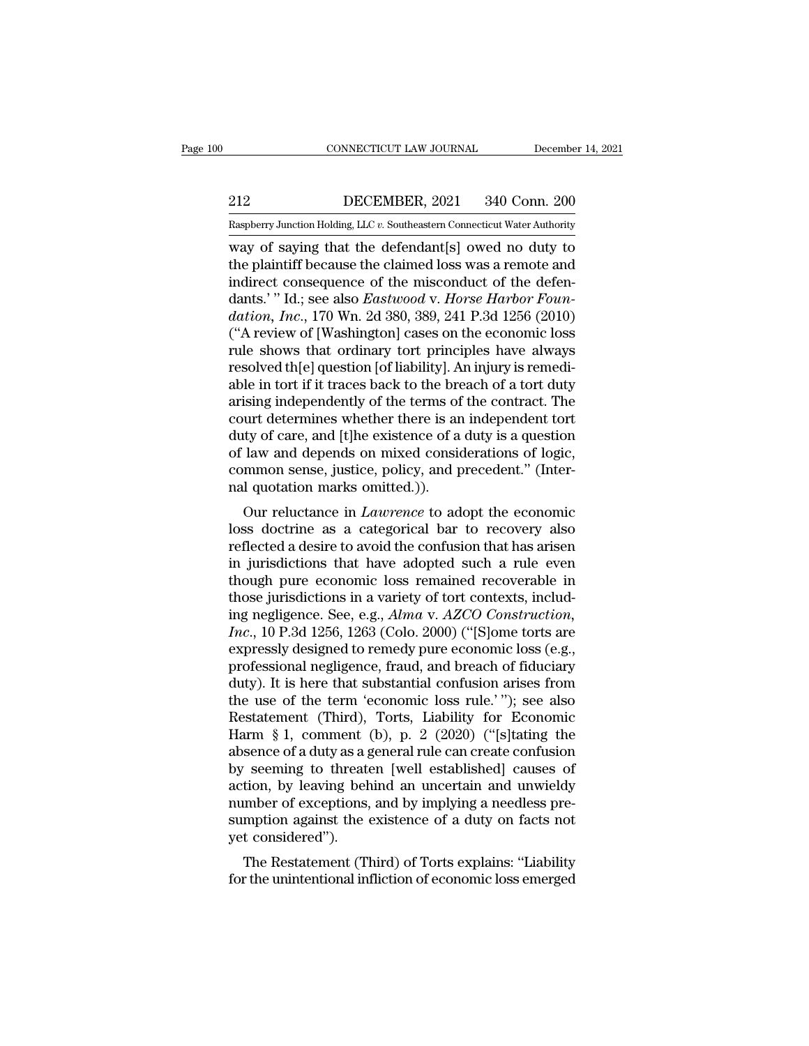way of saying that the defendant[s] owed no duty to the plaintiff because the claimed loss was a remote and indirect consequence of the misconduct of the defendants.' " Id.; see also *Eastwood* v. *Horse Harbor Foundation, Inc.*, 170 Wn. 2d 380, 389, 241 P.3d 1256 (2010) ("A review of [Washington] cases on the economic loss rule shows that ordinary tort principles have always resolved th[e] question [of liability]. An injury is remediable in tort if it traces back to the breach of a tort duty arising independently of the terms of the contract. The court determines whether there is an independent tort duty of care, and [t]he existence of a duty is a question of law and depends on mixed considerations of logic, common sense, justice, policy, and precedent." (Internal quotation marks omitted.)).

Our reluctance in *Lawrence* to adopt the economic loss doctrine as a categorical bar to recovery also reflected a desire to avoid the confusion that has arisen in jurisdictions that have adopted such a rule even though pure economic loss remained recoverable in those jurisdictions in a variety of tort contexts, including negligence. See, e.g., *Alma* v. *AZCO Construction, Inc.*, 10 P.3d 1256, 1263 (Colo. 2000) ("[S]ome torts are expressly designed to remedy pure economic loss (e.g., professional negligence, fraud, and breach of fiduciary duty). It is here that substantial confusion arises from the use of the term 'economic loss rule.' "); see also Restatement (Third), Torts, Liability for Economic Harm § 1, comment (b), p. 2 (2020) ("[s]tating the absence of a duty as a general rule can create confusion by seeming to threaten [well established] causes of action, by leaving behind an uncertain and unwieldy number of exceptions, and by implying a needless presumption against the existence of a duty on facts not yet considered").

The Restatement (Third) of Torts explains: "Liability for the unintentional infliction of economic loss emerged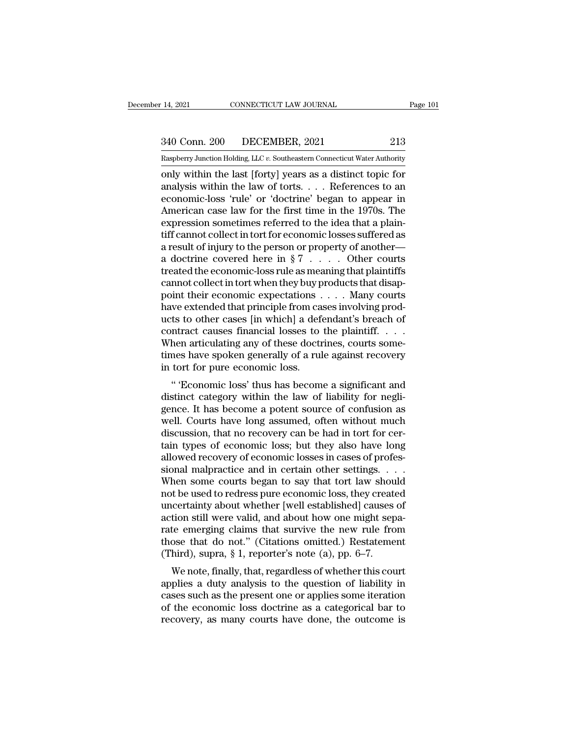only within the last [forty] years as a distinct topic for analysis within the law of torts. . . . References to an economic-loss 'rule' or 'doctrine' began to appear in American case law for the first time in the 1970s. The expression sometimes referred to the idea that a plaintiff cannot collect in tort for economic losses suffered as a result of injury to the person or property of another—a doctrine covered here in § 7 . . . . Other courts treated the economic-loss rule as meaning that plaintiffs cannot collect in tort when they buy products that disappoint their economic expectations . . . . Many courts have extended that principle from cases involving products to other cases [in which] a defendant's breach of contract causes financial losses to the plaintiff. . . . When articulating any of these doctrines, courts sometimes have spoken generally of a rule against recovery in tort for pure economic loss.

" 'Economic loss' thus has become a significant and distinct category within the law of liability for negligence. It has become a potent source of confusion as well. Courts have long assumed, often without much discussion, that no recovery can be had in tort for certain types of economic loss; but they also have long allowed recovery of economic losses in cases of professional malpractice and in certain other settings. . . . When some courts began to say that tort law should not be used to redress pure economic loss, they created uncertainty about whether [well established] causes of action still were valid, and about how one might separate emerging claims that survive the new rule from those that do not." (Citations omitted.) Restatement (Third), supra, § 1, reporter's note (a), pp. 6–7.

We note, finally, that, regardless of whether this court applies a duty analysis to the question of liability in cases such as the present one or applies some iteration of the economic loss doctrine as a categorical bar to recovery, as many courts have done, the outcome is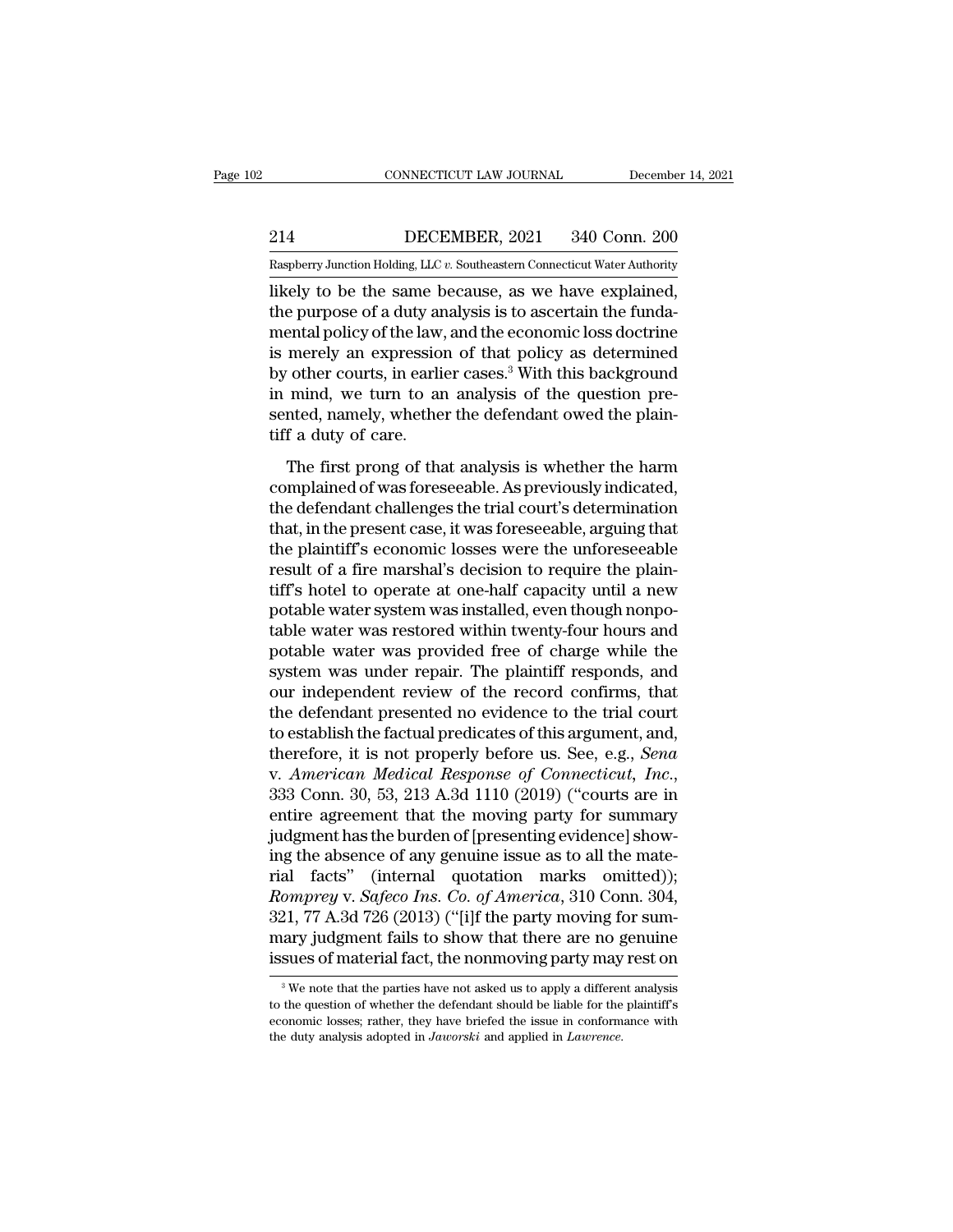likely to be the same because, as we have explained, the purpose of a duty analysis is to ascertain the fundamental policy of the law, and the economic loss doctrine is merely an expression of that policy as determined by other courts, in earlier cases.[3] With this background in mind, we turn to an analysis of the question presented, namely, whether the defendant owed the plaintiff a duty of care.

The first prong of that analysis is whether the harm complained of was foreseeable. As previously indicated, the defendant challenges the trial court's determination that, in the present case, it was foreseeable, arguing that the plaintiff's economic losses were the unforeseeable result of a fire marshal's decision to require the plaintiff's hotel to operate at one-half capacity until a new potable water system was installed, even though nonpotable water was restored within twenty-four hours and potable water was provided free of charge while the system was under repair. The plaintiff responds, and our independent review of the record confirms, that the defendant presented no evidence to the trial court to establish the factual predicates of this argument, and, therefore, it is not properly before us. See, e.g., *Sena* v. *American Medical Response of Connecticut, Inc.*, 333 Conn. 30, 53, 213 A.3d 1110 (2019) ("courts are in entire agreement that the moving party for summary judgment has the burden of [presenting evidence] showing the absence of any genuine issue as to all the material facts" (internal quotation marks omitted)); *Romprey* v. *Safeco Ins. Co. of America*, 310 Conn. 304, 321, 77 A.3d 726 (2013) ("[i]f the party moving for summary judgment fails to show that there are no genuine issues of material fact, the nonmoving party may rest on

[3] We note that the parties have not asked us to apply a different analysis to the question of whether the defendant should be liable for the plaintiff's economic losses; rather, they have briefed the issue in conformance with the duty analysis adopted in *Jaworski* and applied in *Lawrence*.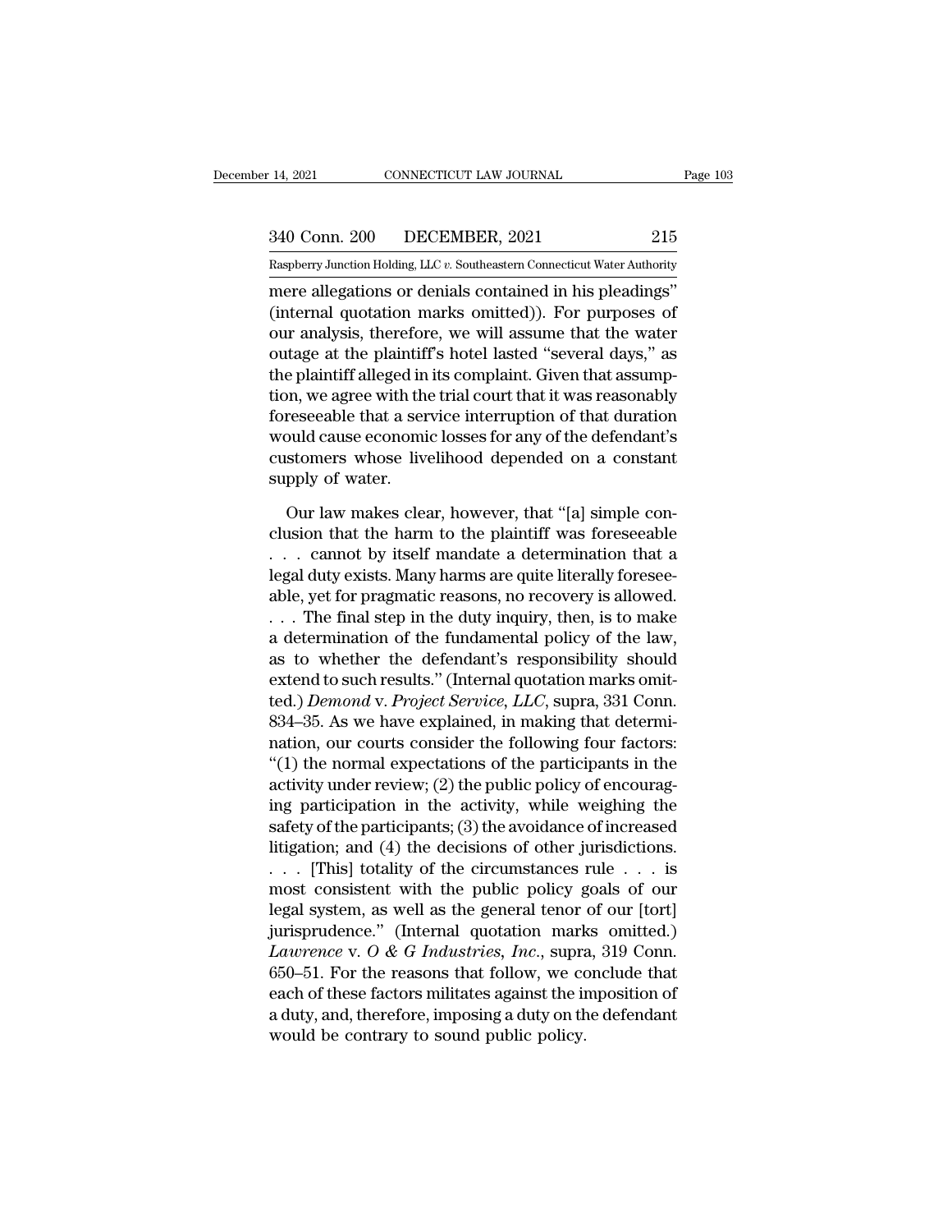mere allegations or denials contained in his pleadings" (internal quotation marks omitted)). For purposes of our analysis, therefore, we will assume that the water outage at the plaintiff's hotel lasted "several days," as the plaintiff alleged in its complaint. Given that assumption, we agree with the trial court that it was reasonably foreseeable that a service interruption of that duration would cause economic losses for any of the defendant's customers whose livelihood depended on a constant supply of water.

Our law makes clear, however, that "[a] simple conclusion that the harm to the plaintiff was foreseeable . . . cannot by itself mandate a determination that a legal duty exists. Many harms are quite literally foreseeable, yet for pragmatic reasons, no recovery is allowed. . . . The final step in the duty inquiry, then, is to make a determination of the fundamental policy of the law, as to whether the defendant's responsibility should extend to such results." (Internal quotation marks omitted.) *Demond* v. *Project Service, LLC*, supra, 331 Conn. 834–35. As we have explained, in making that determination, our courts consider the following four factors: "(1) the normal expectations of the participants in the activity under review; (2) the public policy of encouraging participation in the activity, while weighing the safety of the participants; (3) the avoidance of increased litigation; and (4) the decisions of other jurisdictions. . . . [This] totality of the circumstances rule . . . is most consistent with the public policy goals of our legal system, as well as the general tenor of our [tort] jurisprudence." (Internal quotation marks omitted.) *Lawrence* v. *O & G Industries, Inc.*, supra, 319 Conn. 650–51. For the reasons that follow, we conclude that each of these factors militates against the imposition of a duty, and, therefore, imposing a duty on the defendant would be contrary to sound public policy.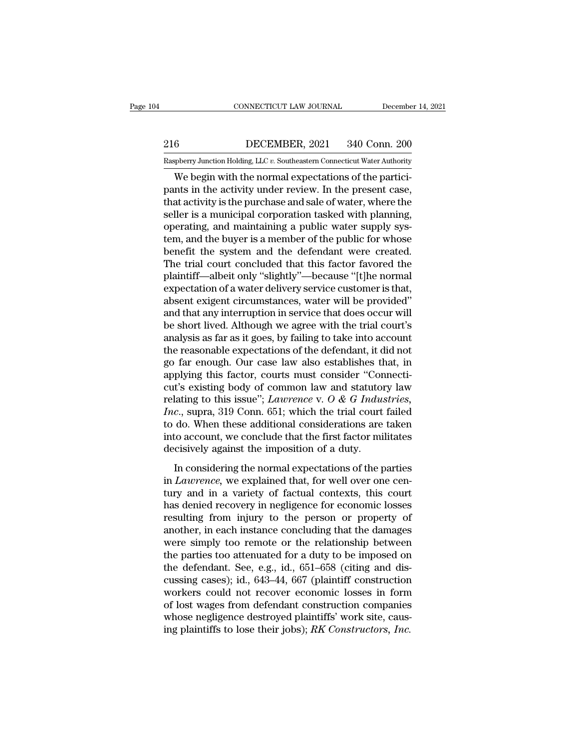We begin with the normal expectations of the participants in the activity under review. In the present case, that activity is the purchase and sale of water, where the seller is a municipal corporation tasked with planning, operating, and maintaining a public water supply system, and the buyer is a member of the public for whose benefit the system and the defendant were created. The trial court concluded that this factor favored the plaintiff—albeit only "slightly"—because "[t]he normal expectation of a water delivery service customer is that, absent exigent circumstances, water will be provided" and that any interruption in service that does occur will be short lived. Although we agree with the trial court's analysis as far as it goes, by failing to take into account the reasonable expectations of the defendant, it did not go far enough. Our case law also establishes that, in applying this factor, courts must consider "Connecticut's existing body of common law and statutory law relating to this issue"; *Lawrence* v. *O & G Industries, Inc.*, supra, 319 Conn. 651; which the trial court failed to do. When these additional considerations are taken into account, we conclude that the first factor militates decisively against the imposition of a duty.

In considering the normal expectations of the parties in *Lawrence*, we explained that, for well over one century and in a variety of factual contexts, this court has denied recovery in negligence for economic losses resulting from injury to the person or property of another, in each instance concluding that the damages were simply too remote or the relationship between the parties too attenuated for a duty to be imposed on the defendant. See, e.g., id., 651–658 (citing and discussing cases); id., 643–44, 667 (plaintiff construction workers could not recover economic losses in form of lost wages from defendant construction companies whose negligence destroyed plaintiffs' work site, causing plaintiffs to lose their jobs); *RK Constructors, Inc.*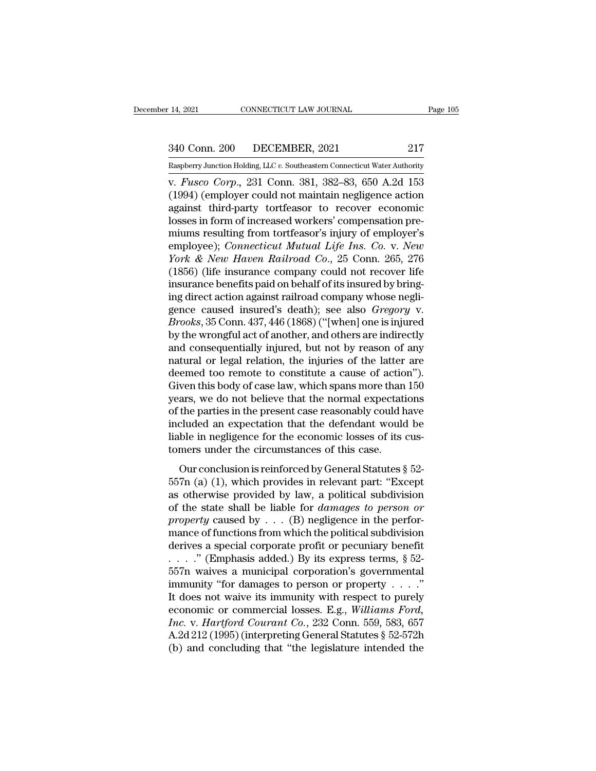v. *Fusco Corp.*, 231 Conn. 381, 382–83, 650 A.2d 153 (1994) (employer could not maintain negligence action against third-party tortfeasor to recover economic losses in form of increased workers' compensation premiums resulting from tortfeasor's injury of employer's employee); *Connecticut Mutual Life Ins. Co.* v. *New York & New Haven Railroad Co.*, 25 Conn. 265, 276 (1856) (life insurance company could not recover life insurance benefits paid on behalf of its insured by bringing direct action against railroad company whose negligence caused insured's death); see also *Gregory* v. *Brooks*, 35 Conn. 437, 446 (1868) ("[when] one is injured by the wrongful act of another, and others are indirectly and consequentially injured, but not by reason of any natural or legal relation, the injuries of the latter are deemed too remote to constitute a cause of action"). Given this body of case law, which spans more than 150 years, we do not believe that the normal expectations of the parties in the present case reasonably could have included an expectation that the defendant would be liable in negligence for the economic losses of its customers under the circumstances of this case.

Our conclusion is reinforced by General Statutes § 52-557n (a) (1), which provides in relevant part: "Except as otherwise provided by law, a political subdivision of the state shall be liable for *damages to person or property* caused by . . . (B) negligence in the performance of functions from which the political subdivision derives a special corporate profit or pecuniary benefit . . . ." (Emphasis added.) By its express terms, § 52-557n waives a municipal corporation's governmental immunity "for damages to person or property . . . ." It does not waive its immunity with respect to purely economic or commercial losses. E.g., *Williams Ford, Inc.* v. *Hartford Courant Co.*, 232 Conn. 559, 583, 657 A.2d 212 (1995) (interpreting General Statutes § 52-572h (b) and concluding that "the legislature intended the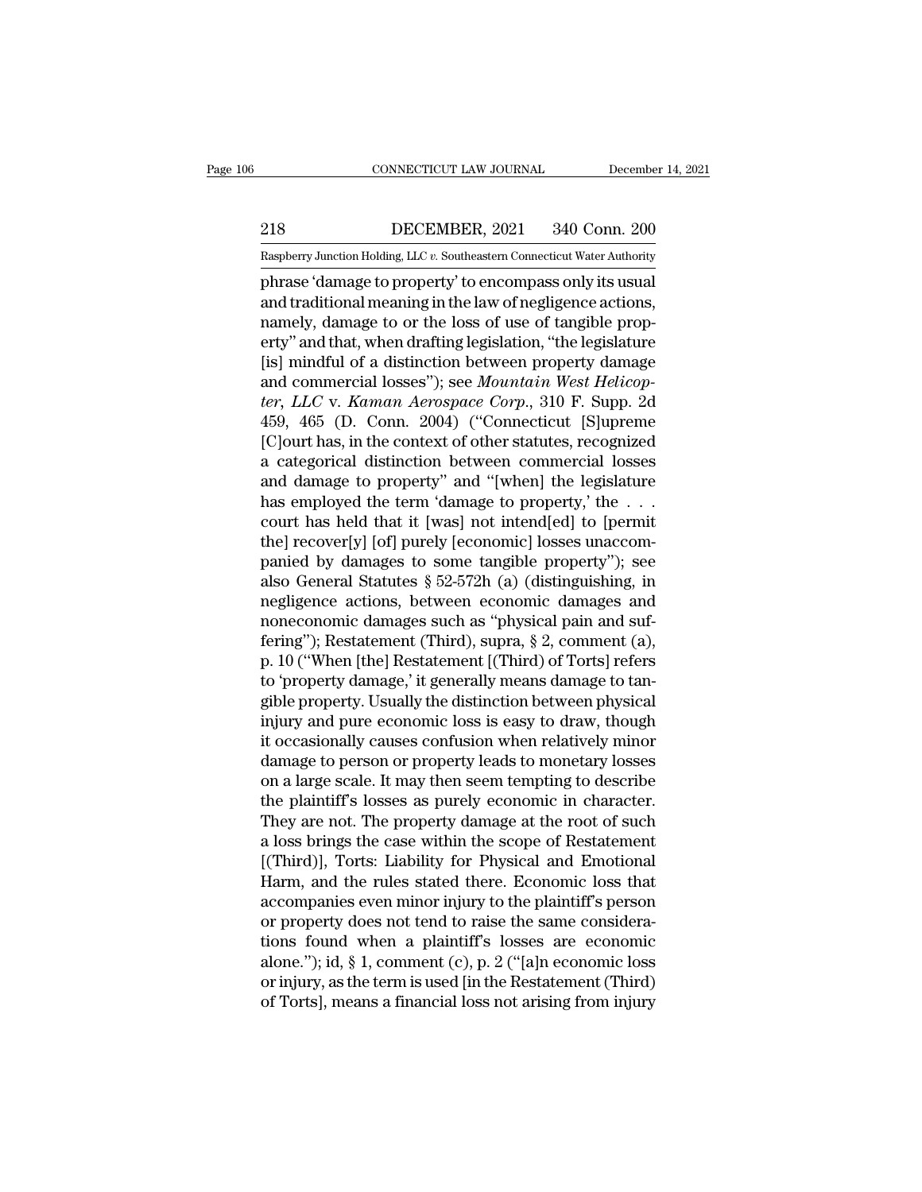phrase 'damage to property' to encompass only its usual and traditional meaning in the law of negligence actions, namely, damage to or the loss of use of tangible property" and that, when drafting legislation, "the legislature [is] mindful of a distinction between property damage and commercial losses"); see *Mountain West Helicopter, LLC* v. *Kaman Aerospace Corp.*, 310 F. Supp. 2d 459, 465 (D. Conn. 2004) ("Connecticut [S]upreme [C]ourt has, in the context of other statutes, recognized a categorical distinction between commercial losses and damage to property" and "[when] the legislature has employed the term 'damage to property,' the . . . court has held that it [was] not intend[ed] to [permit the] recover[y] [of] purely [economic] losses unaccompanied by damages to some tangible property"); see also General Statutes § 52-572h (a) (distinguishing, in negligence actions, between economic damages and noneconomic damages such as "physical pain and suffering"); Restatement (Third), supra, § 2, comment (a), p. 10 ("When [the] Restatement [(Third) of Torts] refers to 'property damage,' it generally means damage to tangible property. Usually the distinction between physical injury and pure economic loss is easy to draw, though it occasionally causes confusion when relatively minor damage to person or property leads to monetary losses on a large scale. It may then seem tempting to describe the plaintiff's losses as purely economic in character. They are not. The property damage at the root of such a loss brings the case within the scope of Restatement [(Third)], Torts: Liability for Physical and Emotional Harm, and the rules stated there. Economic loss that accompanies even minor injury to the plaintiff's person or property does not tend to raise the same considerations found when a plaintiff's losses are economic alone."); id, § 1, comment (c), p. 2 ("[a]n economic loss or injury, as the term is used [in the Restatement (Third) of Torts], means a financial loss not arising from injury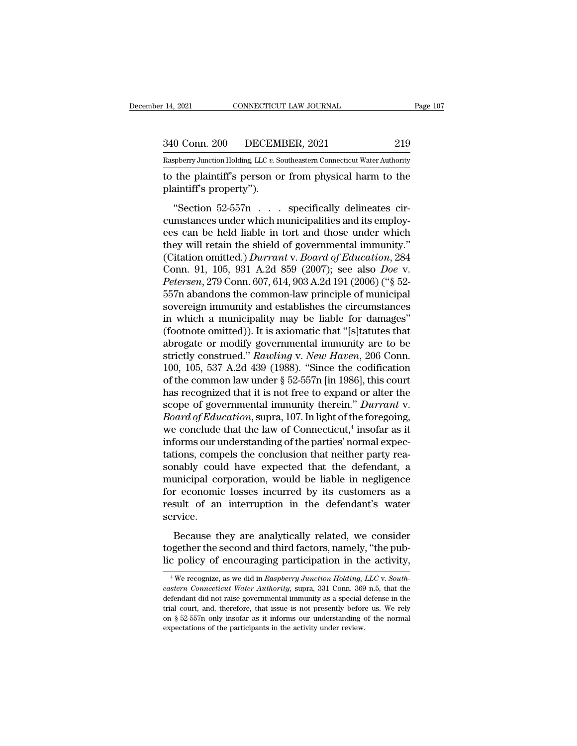to the plaintiff's person or from physical harm to the plaintiff's property").

"Section 52-557n . . . specifically delineates circumstances under which municipalities and its employees can be held liable in tort and those under which they will retain the shield of governmental immunity." (Citation omitted.) *Durrant* v. *Board of Education*, 284 Conn. 91, 105, 931 A.2d 859 (2007); see also *Doe* v. *Petersen*, 279 Conn. 607, 614, 903 A.2d 191 (2006) ("§ 52-557n abandons the common-law principle of municipal sovereign immunity and establishes the circumstances in which a municipality may be liable for damages" (footnote omitted)). It is axiomatic that "[s]tatutes that abrogate or modify governmental immunity are to be strictly construed." *Rawling* v. *New Haven*, 206 Conn. 100, 105, 537 A.2d 439 (1988). "Since the codification of the common law under § 52-557n [in 1986], this court has recognized that it is not free to expand or alter the scope of governmental immunity therein." *Durrant* v. *Board of Education*, supra, 107. In light of the foregoing, we conclude that the law of Connecticut,[4] insofar as it informs our understanding of the parties' normal expectations, compels the conclusion that neither party reasonably could have expected that the defendant, a municipal corporation, would be liable in negligence for economic losses incurred by its customers as a result of an interruption in the defendant's water service.

Because they are analytically related, we consider together the second and third factors, namely, "the public policy of encouraging participation in the activity,

[4] We recognize, as we did in *Raspberry Junction Holding, LLC* v. *Southeastern Connecticut Water Authority*, supra, 331 Conn. 369 n.5, that the defendant did not raise governmental immunity as a special defense in the trial court, and, therefore, that issue is not presently before us. We rely on § 52-557n only insofar as it informs our understanding of the normal expectations of the participants in the activity under review.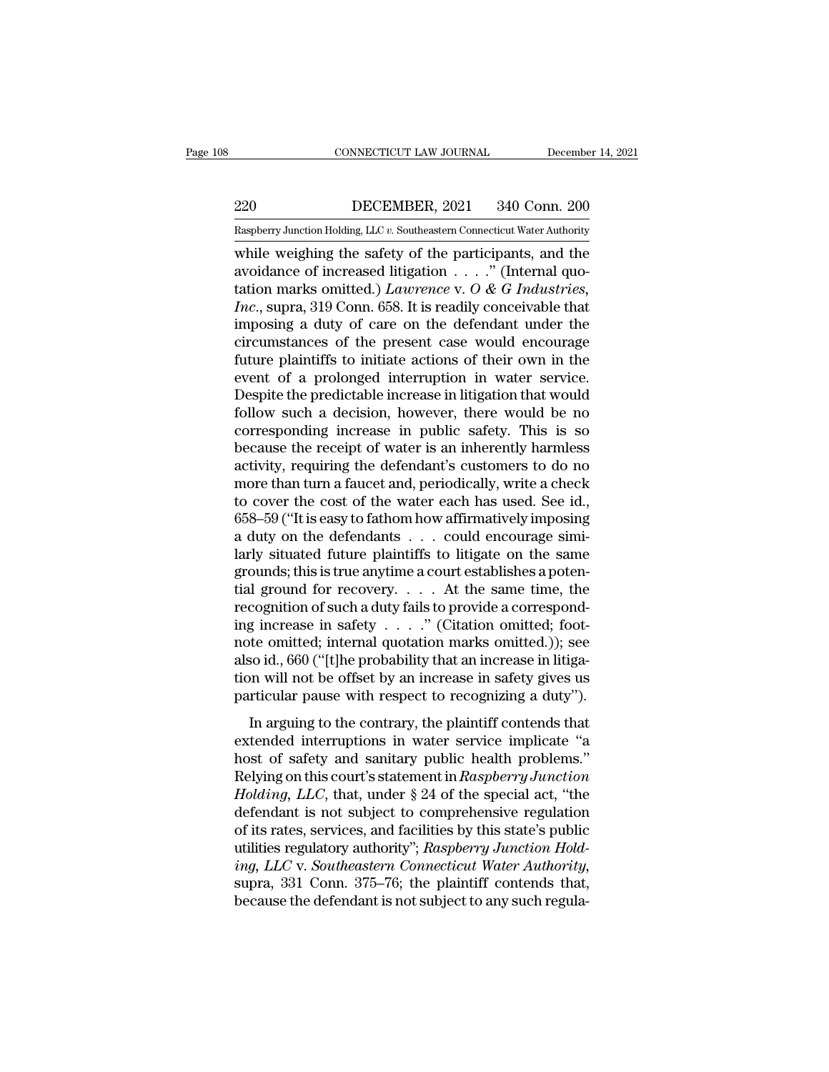while weighing the safety of the participants, and the avoidance of increased litigation . . . .'' (Internal quotation marks omitted.) *Lawrence* v. *O & G Industries, Inc.*, supra, 319 Conn. 658. It is readily conceivable that imposing a duty of care on the defendant under the circumstances of the present case would encourage future plaintiffs to initiate actions of their own in the event of a prolonged interruption in water service. Despite the predictable increase in litigation that would follow such a decision, however, there would be no corresponding increase in public safety. This is so because the receipt of water is an inherently harmless activity, requiring the defendant's customers to do no more than turn a faucet and, periodically, write a check to cover the cost of the water each has used. See id., 658–59 (''It is easy to fathom how affirmatively imposing a duty on the defendants . . . could encourage similarly situated future plaintiffs to litigate on the same grounds; this is true anytime a court establishes a potential ground for recovery. . . . At the same time, the recognition of such a duty fails to provide a corresponding increase in safety . . . .'' (Citation omitted; footnote omitted; internal quotation marks omitted.)); see also id., 660 (''[t]he probability that an increase in litigation will not be offset by an increase in safety gives us particular pause with respect to recognizing a duty'').

In arguing to the contrary, the plaintiff contends that extended interruptions in water service implicate ''a host of safety and sanitary public health problems.'' Relying on this court's statement in *Raspberry Junction Holding, LLC*, that, under § 24 of the special act, ''the defendant is not subject to comprehensive regulation of its rates, services, and facilities by this state's public utilities regulatory authority''; *Raspberry Junction Holding, LLC* v. *Southeastern Connecticut Water Authority*, supra, 331 Conn. 375–76; the plaintiff contends that, because the defendant is not subject to any such regula-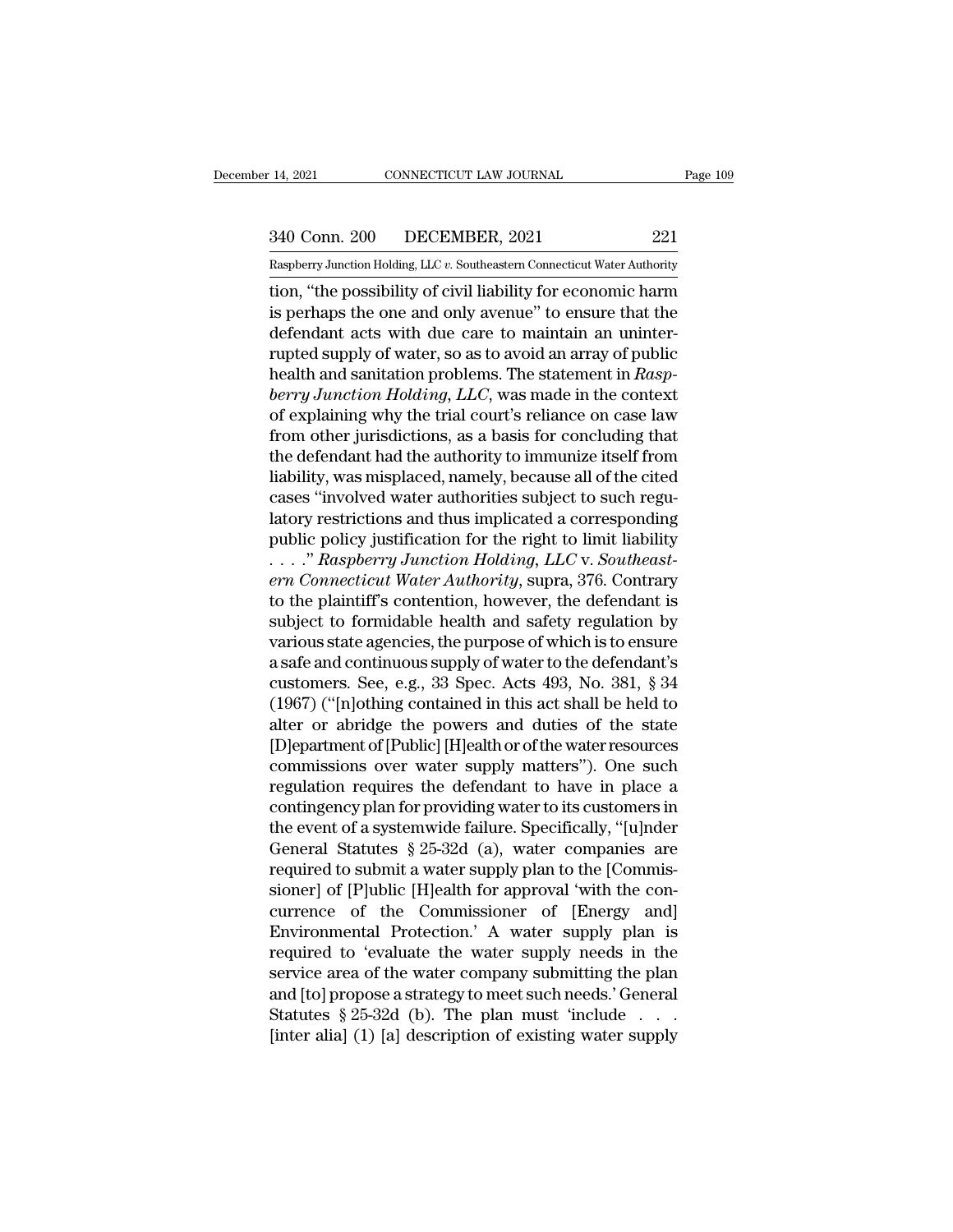tion, "the possibility of civil liability for economic harm is perhaps the one and only avenue" to ensure that the defendant acts with due care to maintain an uninterrupted supply of water, so as to avoid an array of public health and sanitation problems. The statement in *Raspberry Junction Holding, LLC*, was made in the context of explaining why the trial court's reliance on case law from other jurisdictions, as a basis for concluding that the defendant had the authority to immunize itself from liability, was misplaced, namely, because all of the cited cases "involved water authorities subject to such regulatory restrictions and thus implicated a corresponding public policy justification for the right to limit liability . . . ." *Raspberry Junction Holding, LLC* v. *Southeastern Connecticut Water Authority*, supra, 376. Contrary to the plaintiff's contention, however, the defendant is subject to formidable health and safety regulation by various state agencies, the purpose of which is to ensure a safe and continuous supply of water to the defendant's customers. See, e.g., 33 Spec. Acts 493, No. 381, § 34 (1967) ("[n]othing contained in this act shall be held to alter or abridge the powers and duties of the state [D]epartment of [Public] [H]ealth or of the water resources commissions over water supply matters"). One such regulation requires the defendant to have in place a contingency plan for providing water to its customers in the event of a systemwide failure. Specifically, "[u]nder General Statutes § 25-32d (a), water companies are required to submit a water supply plan to the [Commissioner] of [P]ublic [H]ealth for approval 'with the concurrence of the Commissioner of [Energy and] Environmental Protection.' A water supply plan is required to 'evaluate the water supply needs in the service area of the water company submitting the plan and [to] propose a strategy to meet such needs.' General Statutes § 25-32d (b). The plan must 'include . . . [inter alia] (1) [a] description of existing water supply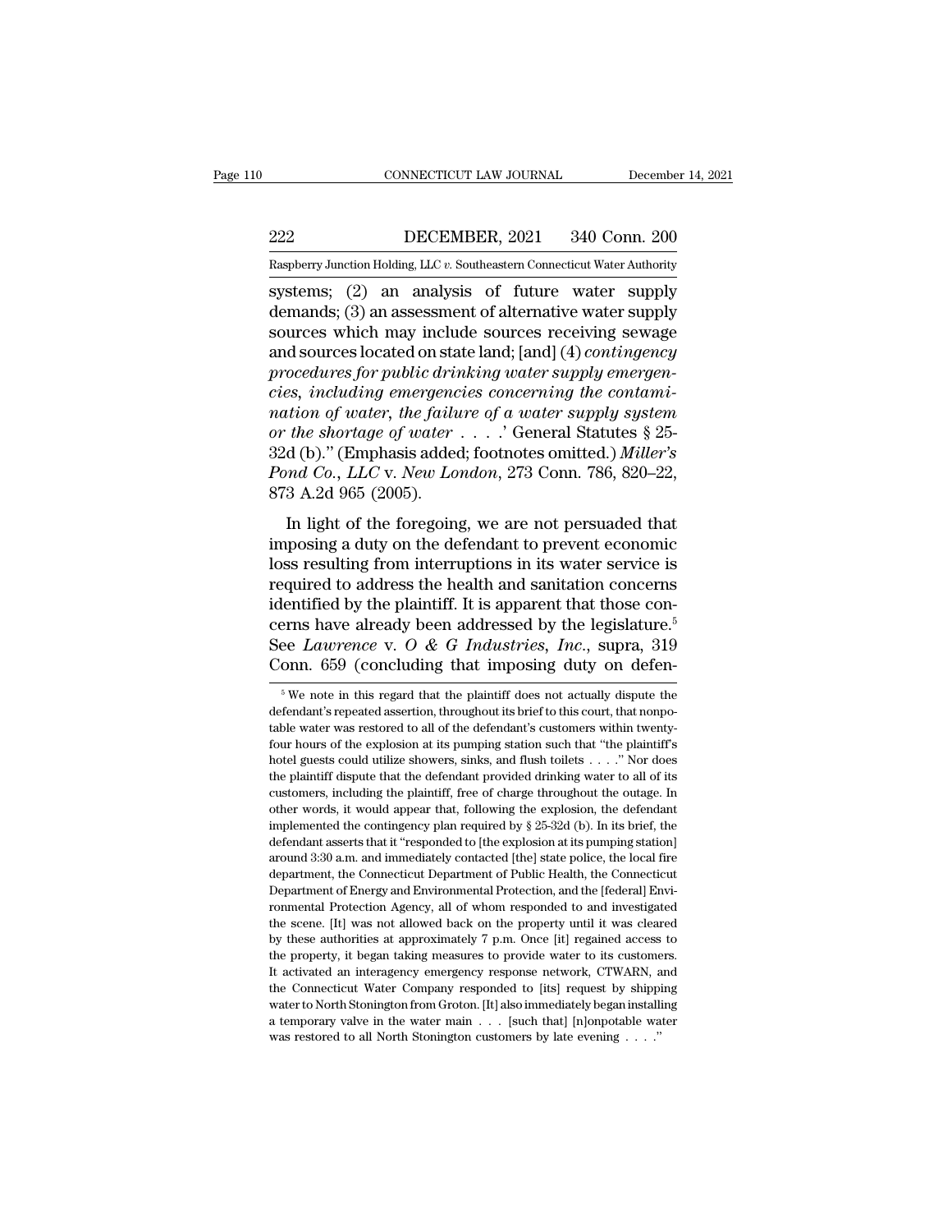systems; (2) an analysis of future water supply demands; (3) an assessment of alternative water supply sources which may include sources receiving sewage and sources located on state land; [and] (4) *contingency procedures for public drinking water supply emergencies, including emergencies concerning the contamination of water, the failure of a water supply system or the shortage of water* . . . .' General Statutes § 25-32d (b)." (Emphasis added; footnotes omitted.) *Miller's Pond Co., LLC* v. *New London*, 273 Conn. 786, 820–22, 873 A.2d 965 (2005).

In light of the foregoing, we are not persuaded that imposing a duty on the defendant to prevent economic loss resulting from interruptions in its water service is required to address the health and sanitation concerns identified by the plaintiff. It is apparent that those concerns have already been addressed by the legislature.[5] See *Lawrence* v. *O & G Industries, Inc.*, supra, 319 Conn. 659 (concluding that imposing duty on defen-

[5] We note in this regard that the plaintiff does not actually dispute the defendant's repeated assertion, throughout its brief to this court, that nonpotable water was restored to all of the defendant's customers within twenty-four hours of the explosion at its pumping station such that "the plaintiff's hotel guests could utilize showers, sinks, and flush toilets . . . ." Nor does the plaintiff dispute that the defendant provided drinking water to all of its customers, including the plaintiff, free of charge throughout the outage. In other words, it would appear that, following the explosion, the defendant implemented the contingency plan required by § 25-32d (b). In its brief, the defendant asserts that it "responded to [the explosion at its pumping station] around 3:30 a.m. and immediately contacted [the] state police, the local fire department, the Connecticut Department of Public Health, the Connecticut Department of Energy and Environmental Protection, and the [federal] Environmental Protection Agency, all of whom responded to and investigated the scene. [It] was not allowed back on the property until it was cleared by these authorities at approximately 7 p.m. Once [it] regained access to the property, it began taking measures to provide water to its customers. It activated an interagency emergency response network, CTWARN, and the Connecticut Water Company responded to [its] request by shipping water to North Stonington from Groton. [It] also immediately began installing a temporary valve in the water main . . . [such that] [n]onpotable water was restored to all North Stonington customers by late evening . . . ."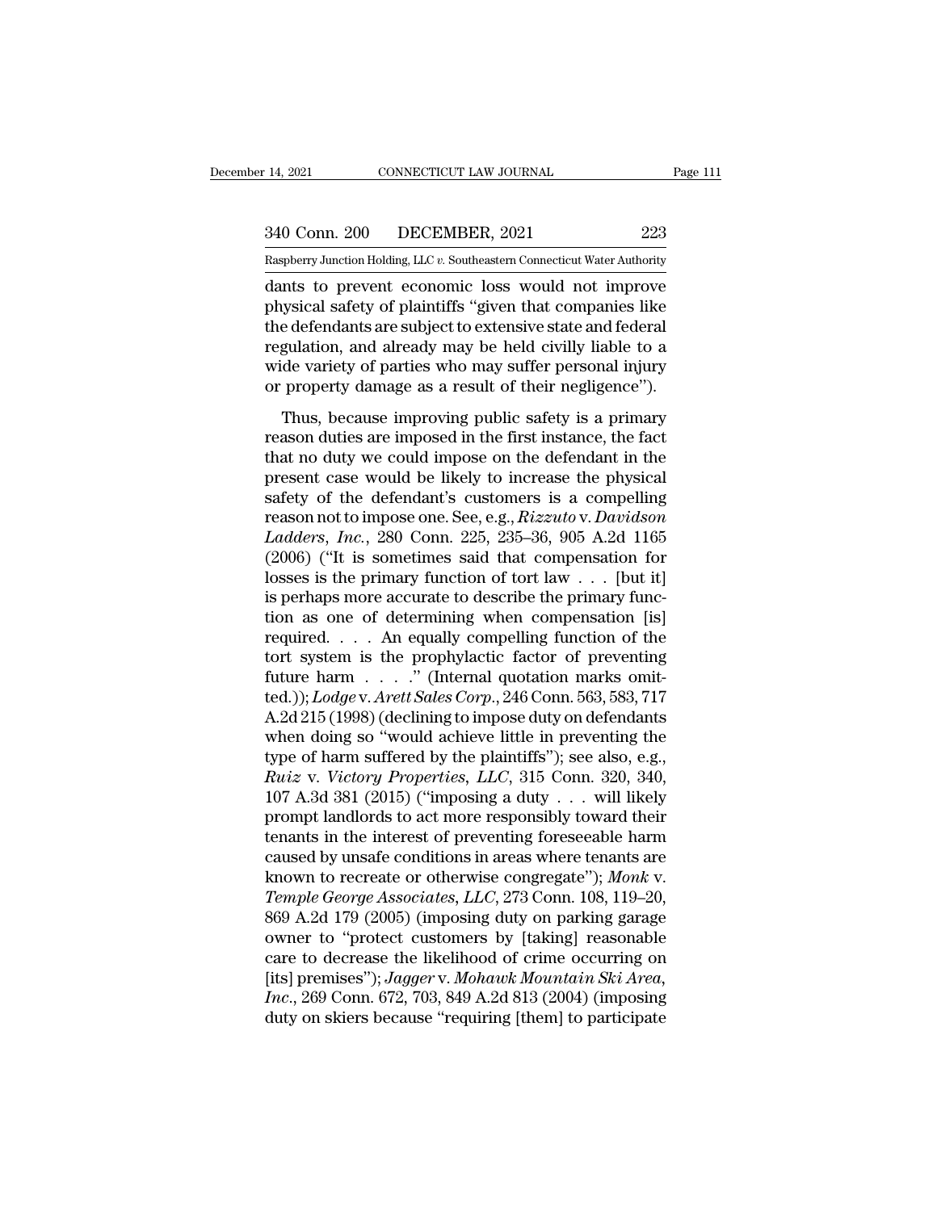dants to prevent economic loss would not improve physical safety of plaintiffs "given that companies like the defendants are subject to extensive state and federal regulation, and already may be held civilly liable to a wide variety of parties who may suffer personal injury or property damage as a result of their negligence").

Thus, because improving public safety is a primary reason duties are imposed in the first instance, the fact that no duty we could impose on the defendant in the present case would be likely to increase the physical safety of the defendant's customers is a compelling reason not to impose one. See, e.g., *Rizzuto* v. *Davidson Ladders, Inc.*, 280 Conn. 225, 235–36, 905 A.2d 1165 (2006) ("It is sometimes said that compensation for losses is the primary function of tort law . . . [but it] is perhaps more accurate to describe the primary function as one of determining when compensation [is] required. . . . An equally compelling function of the tort system is the prophylactic factor of preventing future harm . . . ." (Internal quotation marks omitted.)); *Lodge* v. *Arett Sales Corp.*, 246 Conn. 563, 583, 717 A.2d 215 (1998) (declining to impose duty on defendants when doing so "would achieve little in preventing the type of harm suffered by the plaintiffs"); see also, e.g., *Ruiz* v. *Victory Properties, LLC*, 315 Conn. 320, 340, 107 A.3d 381 (2015) ("imposing a duty . . . will likely prompt landlords to act more responsibly toward their tenants in the interest of preventing foreseeable harm caused by unsafe conditions in areas where tenants are known to recreate or otherwise congregate"); *Monk* v. *Temple George Associates, LLC*, 273 Conn. 108, 119–20, 869 A.2d 179 (2005) (imposing duty on parking garage owner to "protect customers by [taking] reasonable care to decrease the likelihood of crime occurring on [its] premises"); *Jagger* v. *Mohawk Mountain Ski Area, Inc.*, 269 Conn. 672, 703, 849 A.2d 813 (2004) (imposing duty on skiers because "requiring [them] to participate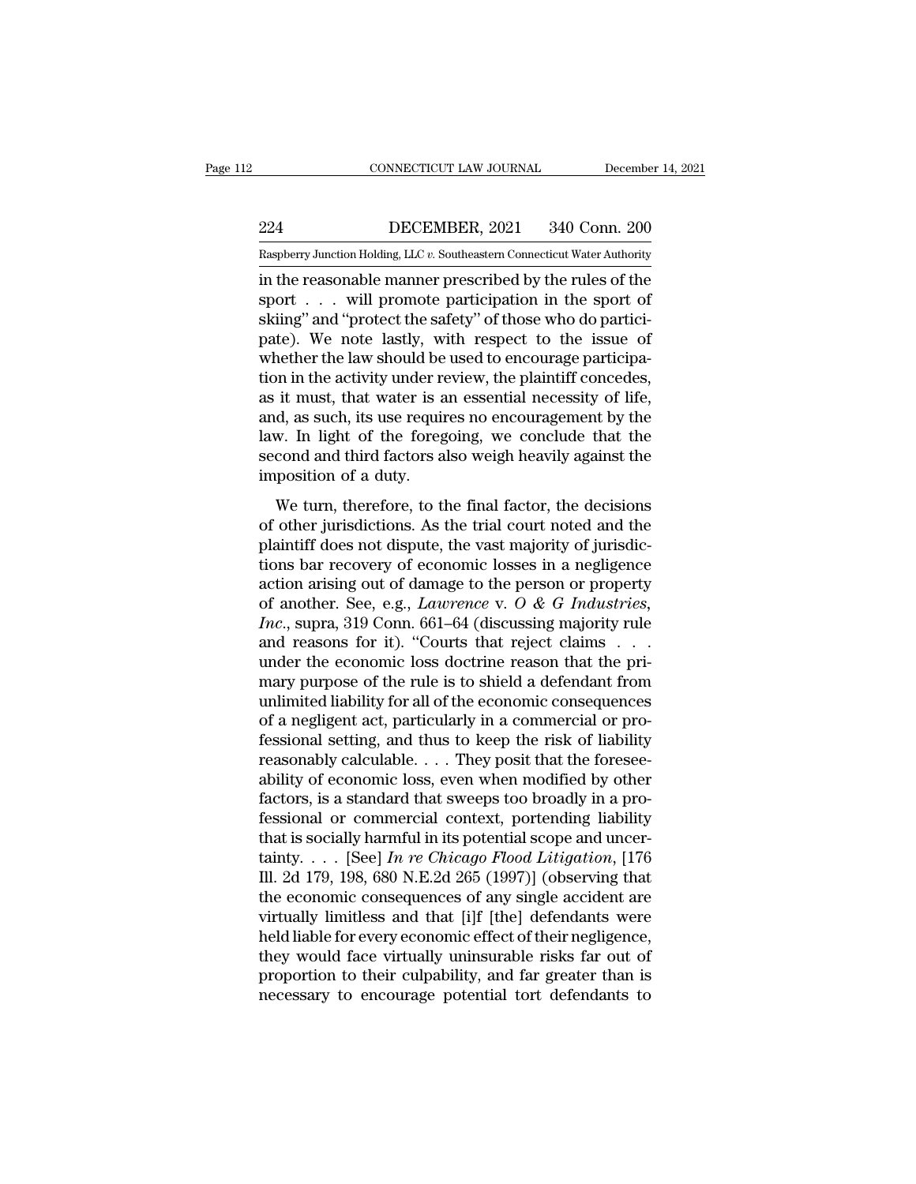in the reasonable manner prescribed by the rules of the sport . . . will promote participation in the sport of skiing" and "protect the safety" of those who do participate). We note lastly, with respect to the issue of whether the law should be used to encourage participation in the activity under review, the plaintiff concedes, as it must, that water is an essential necessity of life, and, as such, its use requires no encouragement by the law. In light of the foregoing, we conclude that the second and third factors also weigh heavily against the imposition of a duty.

We turn, therefore, to the final factor, the decisions of other jurisdictions. As the trial court noted and the plaintiff does not dispute, the vast majority of jurisdictions bar recovery of economic losses in a negligence action arising out of damage to the person or property of another. See, e.g., *Lawrence* v. *O & G Industries, Inc.*, supra, 319 Conn. 661–64 (discussing majority rule and reasons for it). "Courts that reject claims . . . under the economic loss doctrine reason that the primary purpose of the rule is to shield a defendant from unlimited liability for all of the economic consequences of a negligent act, particularly in a commercial or professional setting, and thus to keep the risk of liability reasonably calculable. . . . They posit that the foreseeability of economic loss, even when modified by other factors, is a standard that sweeps too broadly in a professional or commercial context, portending liability that is socially harmful in its potential scope and uncertainty. . . . [See] *In re Chicago Flood Litigation*, [176 Ill. 2d 179, 198, 680 N.E.2d 265 (1997)] (observing that the economic consequences of any single accident are virtually limitless and that [i]f [the] defendants were held liable for every economic effect of their negligence, they would face virtually uninsurable risks far out of proportion to their culpability, and far greater than is necessary to encourage potential tort defendants to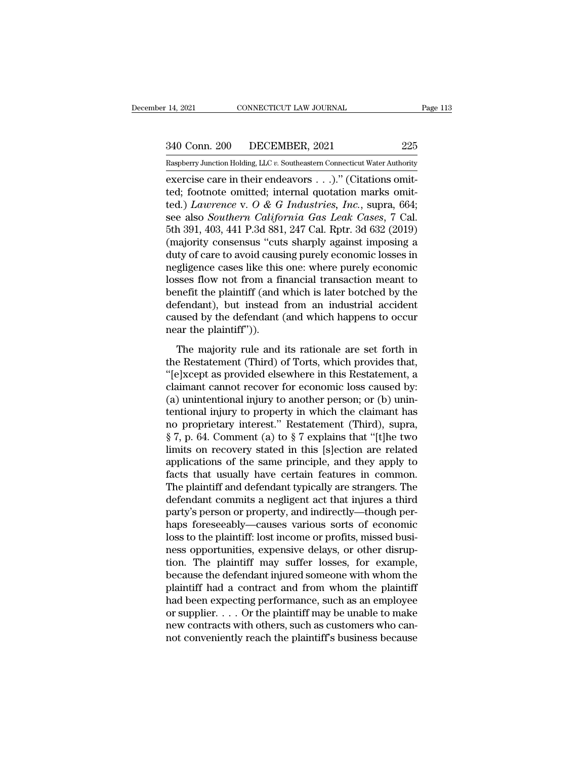exercise care in their endeavors . . .).” (Citations omitted; footnote omitted; internal quotation marks omitted.) *Lawrence* v. *O & G Industries, Inc.*, supra, 664; see also *Southern California Gas Leak Cases*, 7 Cal. 5th 391, 403, 441 P.3d 881, 247 Cal. Rptr. 3d 632 (2019) (majority consensus “cuts sharply against imposing a duty of care to avoid causing purely economic losses in negligence cases like this one: where purely economic losses flow not from a financial transaction meant to benefit the plaintiff (and which is later botched by the defendant), but instead from an industrial accident caused by the defendant (and which happens to occur near the plaintiff”)).

The majority rule and its rationale are set forth in the Restatement (Third) of Torts, which provides that, “[e]xcept as provided elsewhere in this Restatement, a claimant cannot recover for economic loss caused by: (a) unintentional injury to another person; or (b) unintentional injury to property in which the claimant has no proprietary interest.” Restatement (Third), supra, § 7, p. 64. Comment (a) to § 7 explains that “[t]he two limits on recovery stated in this [s]ection are related applications of the same principle, and they apply to facts that usually have certain features in common. The plaintiff and defendant typically are strangers. The defendant commits a negligent act that injures a third party’s person or property, and indirectly—though perhaps foreseeably—causes various sorts of economic loss to the plaintiff: lost income or profits, missed business opportunities, expensive delays, or other disruption. The plaintiff may suffer losses, for example, because the defendant injured someone with whom the plaintiff had a contract and from whom the plaintiff had been expecting performance, such as an employee or supplier. . . . Or the plaintiff may be unable to make new contracts with others, such as customers who cannot conveniently reach the plaintiff’s business because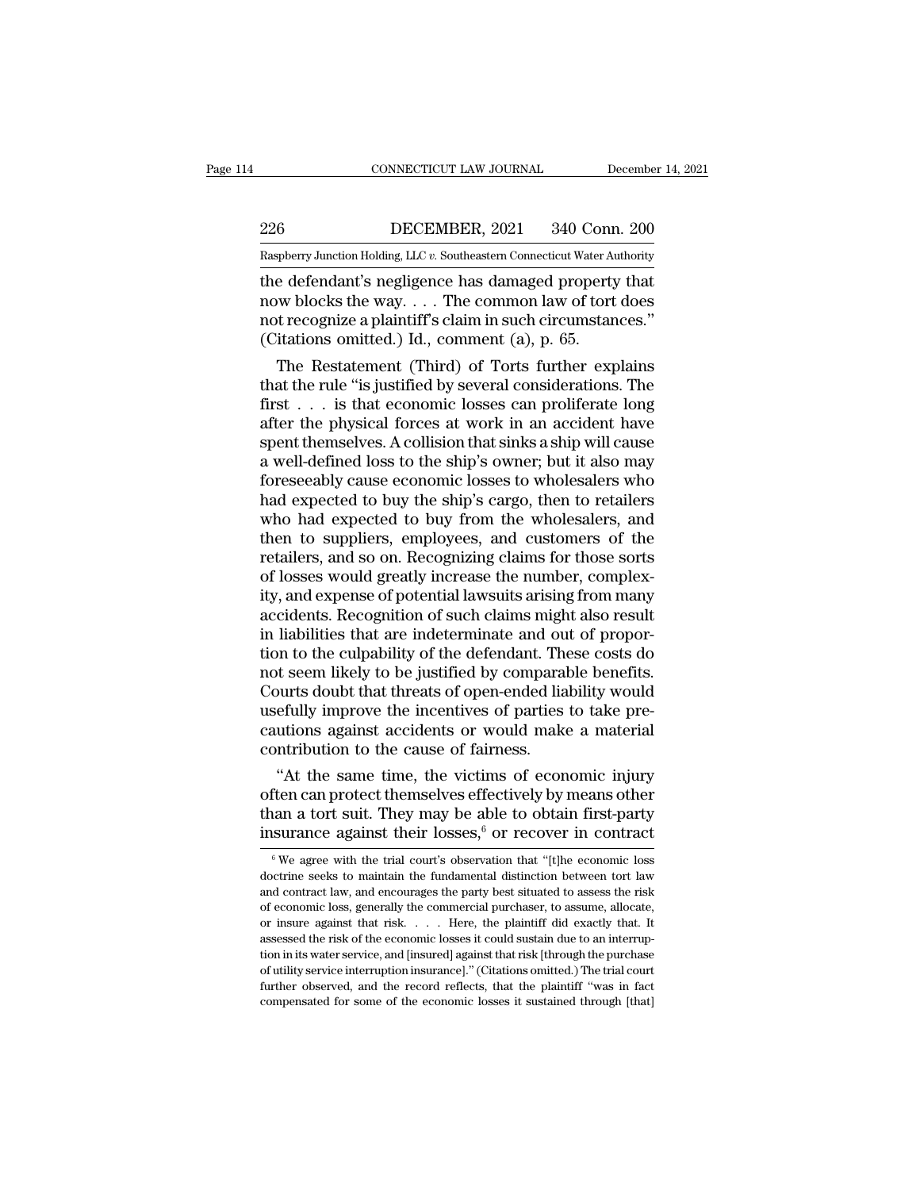the defendant's negligence has damaged property that now blocks the way. . . . The common law of tort does not recognize a plaintiff's claim in such circumstances." (Citations omitted.) Id., comment (a), p. 65.

The Restatement (Third) of Torts further explains that the rule "is justified by several considerations. The first . . . is that economic losses can proliferate long after the physical forces at work in an accident have spent themselves. A collision that sinks a ship will cause a well-defined loss to the ship's owner; but it also may foreseeably cause economic losses to wholesalers who had expected to buy the ship's cargo, then to retailers who had expected to buy from the wholesalers, and then to suppliers, employees, and customers of the retailers, and so on. Recognizing claims for those sorts of losses would greatly increase the number, complexity, and expense of potential lawsuits arising from many accidents. Recognition of such claims might also result in liabilities that are indeterminate and out of proportion to the culpability of the defendant. These costs do not seem likely to be justified by comparable benefits. Courts doubt that threats of open-ended liability would usefully improve the incentives of parties to take precautions against accidents or would make a material contribution to the cause of fairness.

"At the same time, the victims of economic injury often can protect themselves effectively by means other than a tort suit. They may be able to obtain first-party insurance against their losses,[6] or recover in contract

[6] We agree with the trial court's observation that "[t]he economic loss doctrine seeks to maintain the fundamental distinction between tort law and contract law, and encourages the party best situated to assess the risk of economic loss, generally the commercial purchaser, to assume, allocate, or insure against that risk. . . . Here, the plaintiff did exactly that. It assessed the risk of the economic losses it could sustain due to an interruption in its water service, and [insured] against that risk [through the purchase of utility service interruption insurance]." (Citations omitted.) The trial court further observed, and the record reflects, that the plaintiff "was in fact compensated for some of the economic losses it sustained through [that]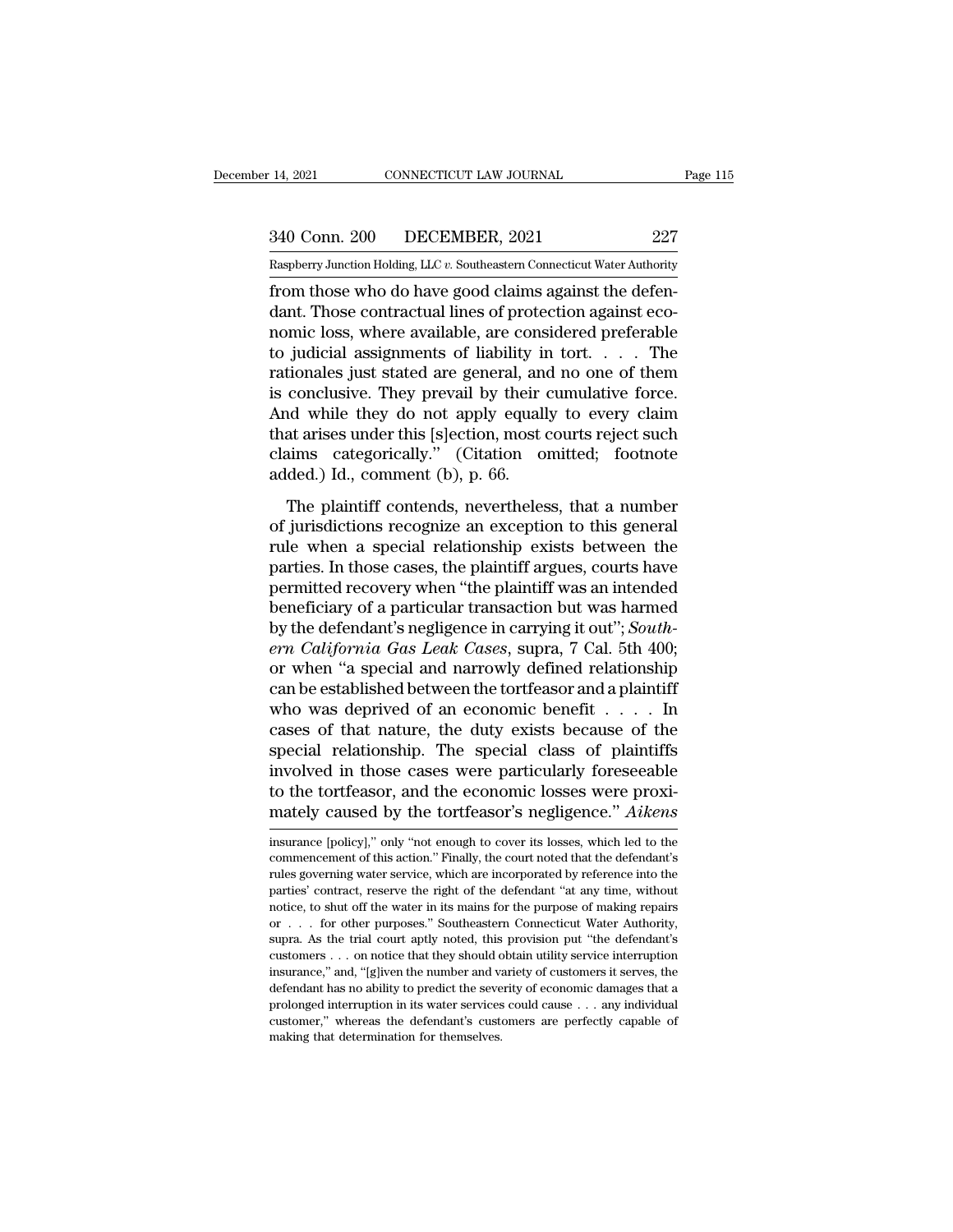from those who do have good claims against the defendant. Those contractual lines of protection against economic loss, where available, are considered preferable to judicial assignments of liability in tort. . . . The rationales just stated are general, and no one of them is conclusive. They prevail by their cumulative force. And while they do not apply equally to every claim that arises under this [s]ection, most courts reject such claims categorically." (Citation omitted; footnote added.) Id., comment (b), p. 66.

The plaintiff contends, nevertheless, that a number of jurisdictions recognize an exception to this general rule when a special relationship exists between the parties. In those cases, the plaintiff argues, courts have permitted recovery when "the plaintiff was an intended beneficiary of a particular transaction but was harmed by the defendant's negligence in carrying it out"; *Southern California Gas Leak Cases*, supra, 7 Cal. 5th 400; or when "a special and narrowly defined relationship can be established between the tortfeasor and a plaintiff who was deprived of an economic benefit . . . . In cases of that nature, the duty exists because of the special relationship. The special class of plaintiffs involved in those cases were particularly foreseeable to the tortfeasor, and the economic losses were proximately caused by the tortfeasor's negligence." *Aikens*

---

insurance [policy]," only "not enough to cover its losses, which led to the commencement of this action." Finally, the court noted that the defendant's rules governing water service, which are incorporated by reference into the parties' contract, reserve the right of the defendant "at any time, without notice, to shut off the water in its mains for the purpose of making repairs or . . . for other purposes." Southeastern Connecticut Water Authority, supra. As the trial court aptly noted, this provision put "the defendant's customers . . . on notice that they should obtain utility service interruption insurance," and, "[g]iven the number and variety of customers it serves, the defendant has no ability to predict the severity of economic damages that a prolonged interruption in its water services could cause . . . any individual customer," whereas the defendant's customers are perfectly capable of making that determination for themselves.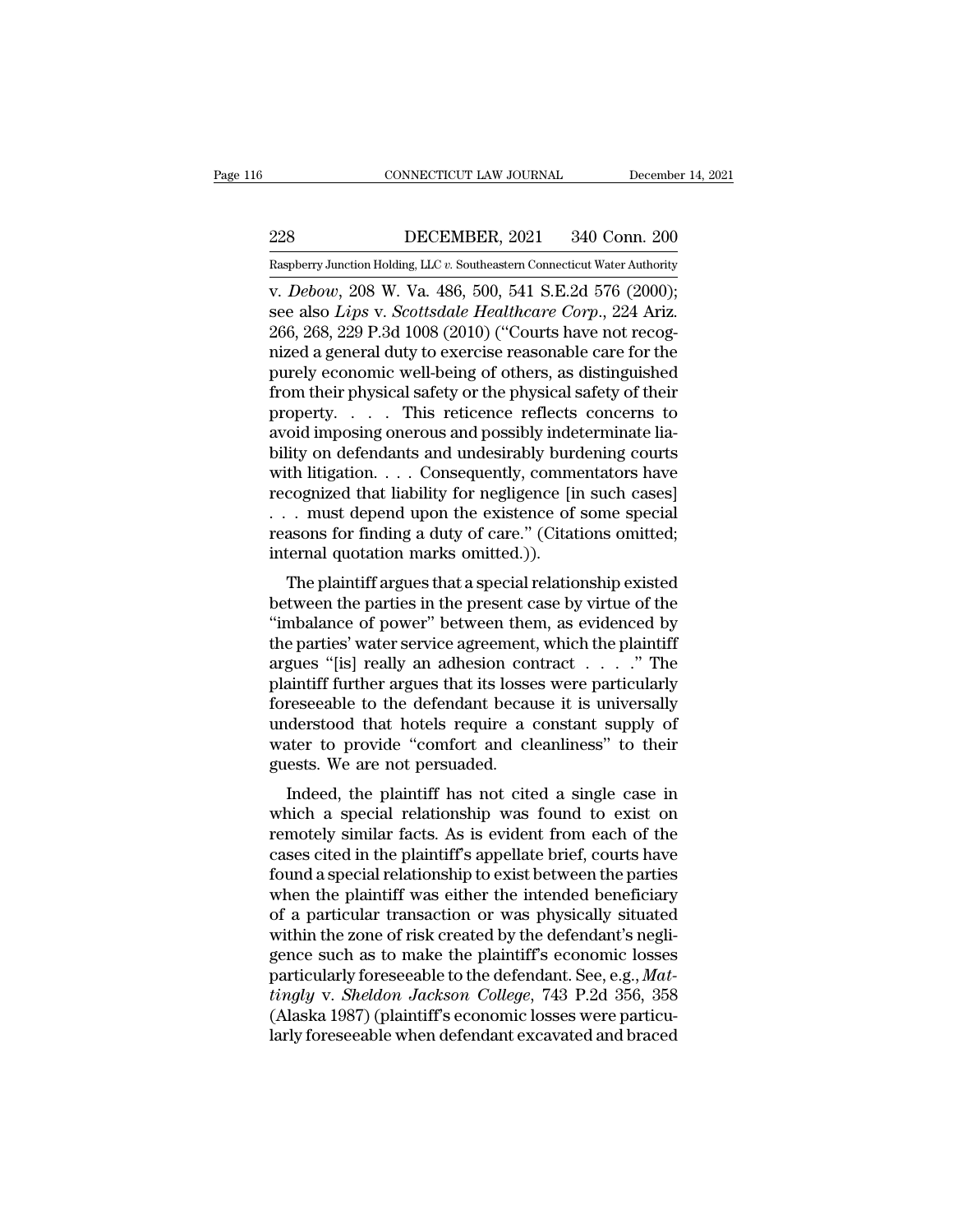v. *Debow*, 208 W. Va. 486, 500, 541 S.E.2d 576 (2000); see also *Lips* v. *Scottsdale Healthcare Corp.*, 224 Ariz. 266, 268, 229 P.3d 1008 (2010) ("Courts have not recognized a general duty to exercise reasonable care for the purely economic well-being of others, as distinguished from their physical safety or the physical safety of their property. . . . This reticence reflects concerns to avoid imposing onerous and possibly indeterminate liability on defendants and undesirably burdening courts with litigation. . . . Consequently, commentators have recognized that liability for negligence [in such cases] . . . must depend upon the existence of some special reasons for finding a duty of care." (Citations omitted; internal quotation marks omitted.)).

The plaintiff argues that a special relationship existed between the parties in the present case by virtue of the "imbalance of power" between them, as evidenced by the parties' water service agreement, which the plaintiff argues "[is] really an adhesion contract . . . ." The plaintiff further argues that its losses were particularly foreseeable to the defendant because it is universally understood that hotels require a constant supply of water to provide "comfort and cleanliness" to their guests. We are not persuaded.

Indeed, the plaintiff has not cited a single case in which a special relationship was found to exist on remotely similar facts. As is evident from each of the cases cited in the plaintiff's appellate brief, courts have found a special relationship to exist between the parties when the plaintiff was either the intended beneficiary of a particular transaction or was physically situated within the zone of risk created by the defendant's negligence such as to make the plaintiff's economic losses particularly foreseeable to the defendant. See, e.g., *Mattingly* v. *Sheldon Jackson College*, 743 P.2d 356, 358 (Alaska 1987) (plaintiff's economic losses were particularly foreseeable when defendant excavated and braced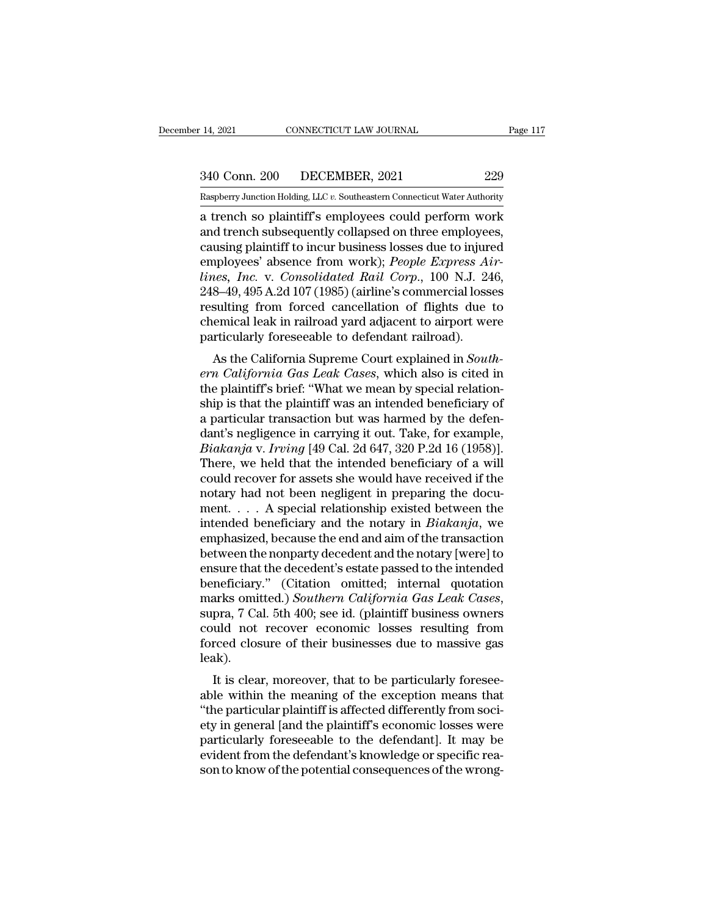a trench so plaintiff's employees could perform work and trench subsequently collapsed on three employees, causing plaintiff to incur business losses due to injured employees' absence from work); *People Express Airlines, Inc.* v. *Consolidated Rail Corp.*, 100 N.J. 246, 248–49, 495 A.2d 107 (1985) (airline's commercial losses resulting from forced cancellation of flights due to chemical leak in railroad yard adjacent to airport were particularly foreseeable to defendant railroad).

As the California Supreme Court explained in *Southern California Gas Leak Cases*, which also is cited in the plaintiff's brief: "What we mean by special relationship is that the plaintiff was an intended beneficiary of a particular transaction but was harmed by the defendant's negligence in carrying it out. Take, for example, *Biakanja* v. *Irving* [49 Cal. 2d 647, 320 P.2d 16 (1958)]. There, we held that the intended beneficiary of a will could recover for assets she would have received if the notary had not been negligent in preparing the document. . . . A special relationship existed between the intended beneficiary and the notary in *Biakanja*, we emphasized, because the end and aim of the transaction between the nonparty decedent and the notary [were] to ensure that the decedent's estate passed to the intended beneficiary." (Citation omitted; internal quotation marks omitted.) *Southern California Gas Leak Cases*, supra, 7 Cal. 5th 400; see id. (plaintiff business owners could not recover economic losses resulting from forced closure of their businesses due to massive gas leak).

It is clear, moreover, that to be particularly foreseeable within the meaning of the exception means that "the particular plaintiff is affected differently from society in general [and the plaintiff's economic losses were particularly foreseeable to the defendant]. It may be evident from the defendant's knowledge or specific reason to know of the potential consequences of the wrong-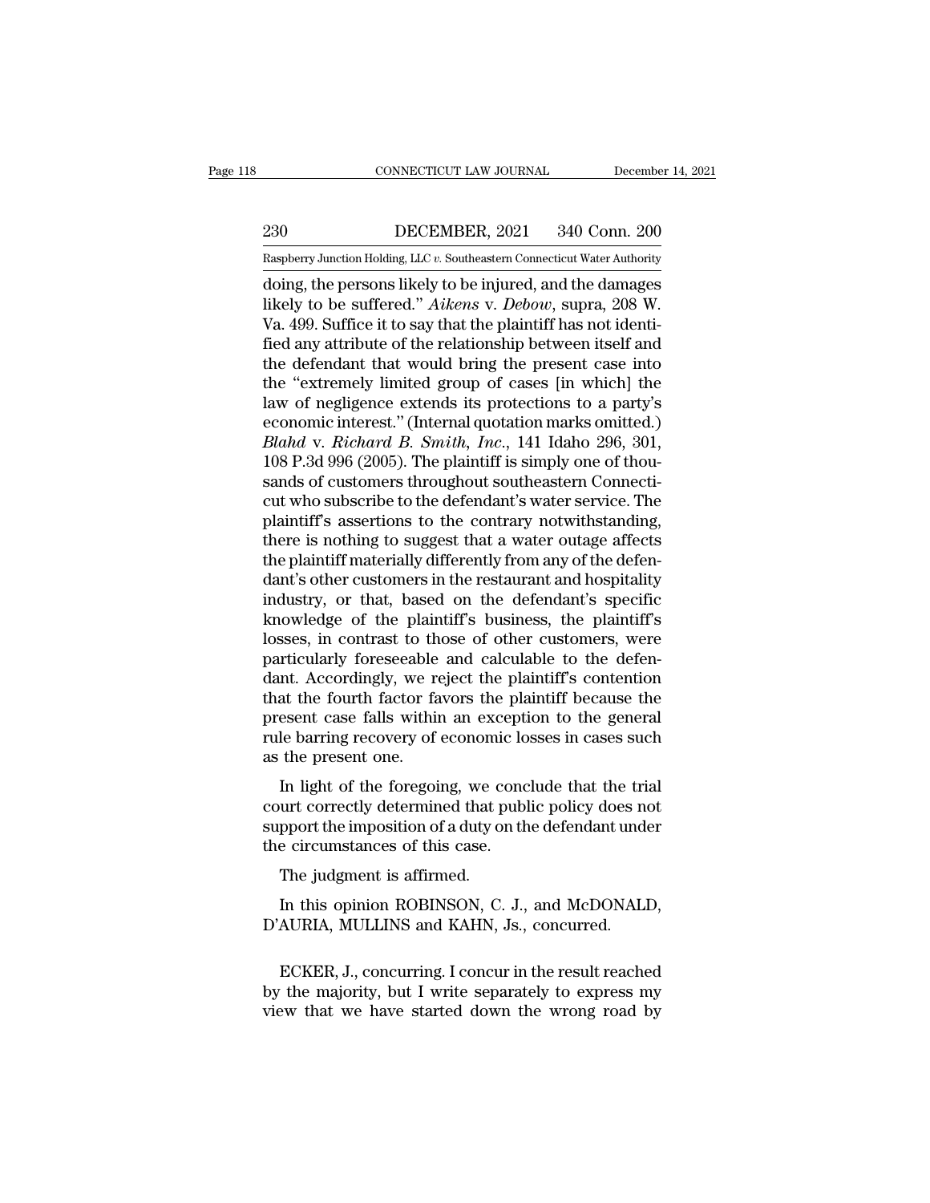doing, the persons likely to be injured, and the damages likely to be suffered." *Aikens* v. *Debow*, supra, 208 W. Va. 499. Suffice it to say that the plaintiff has not identified any attribute of the relationship between itself and the defendant that would bring the present case into the "extremely limited group of cases [in which] the law of negligence extends its protections to a party's economic interest." (Internal quotation marks omitted.) *Blahd* v. *Richard B. Smith, Inc.*, 141 Idaho 296, 301, 108 P.3d 996 (2005). The plaintiff is simply one of thousands of customers throughout southeastern Connecticut who subscribe to the defendant's water service. The plaintiff's assertions to the contrary notwithstanding, there is nothing to suggest that a water outage affects the plaintiff materially differently from any of the defendant's other customers in the restaurant and hospitality industry, or that, based on the defendant's specific knowledge of the plaintiff's business, the plaintiff's losses, in contrast to those of other customers, were particularly foreseeable and calculable to the defendant. Accordingly, we reject the plaintiff's contention that the fourth factor favors the plaintiff because the present case falls within an exception to the general rule barring recovery of economic losses in cases such as the present one.

In light of the foregoing, we conclude that the trial court correctly determined that public policy does not support the imposition of a duty on the defendant under the circumstances of this case.

The judgment is affirmed.

In this opinion ROBINSON, C. J., and McDONALD, D'AURIA, MULLINS and KAHN, Js., concurred.

ECKER, J., concurring. I concur in the result reached by the majority, but I write separately to express my view that we have started down the wrong road by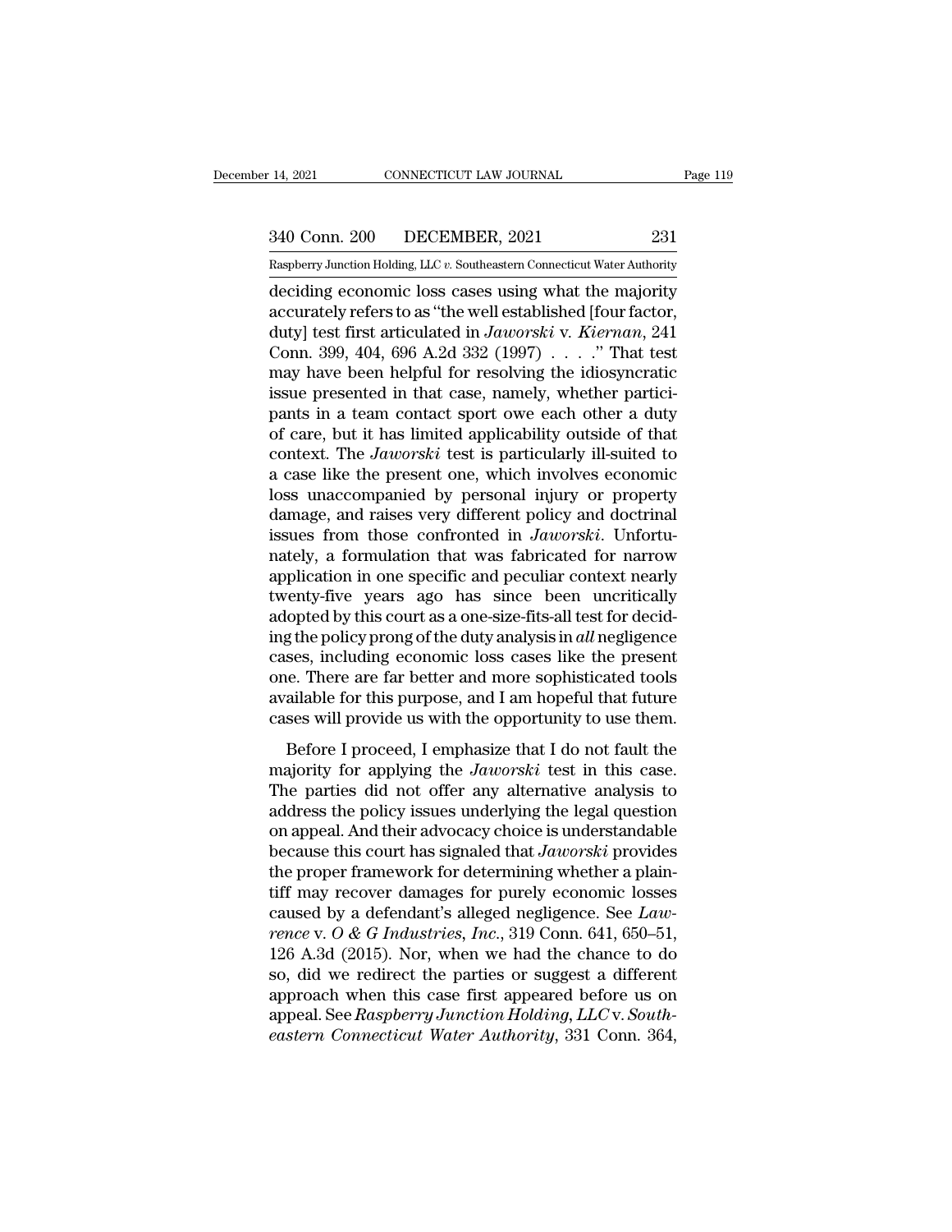deciding economic loss cases using what the majority accurately refers to as "the well established [four factor, duty] test first articulated in *Jaworski* v. *Kiernan*, 241 Conn. 399, 404, 696 A.2d 332 (1997) . . . ." That test may have been helpful for resolving the idiosyncratic issue presented in that case, namely, whether participants in a team contact sport owe each other a duty of care, but it has limited applicability outside of that context. The *Jaworski* test is particularly ill-suited to a case like the present one, which involves economic loss unaccompanied by personal injury or property damage, and raises very different policy and doctrinal issues from those confronted in *Jaworski*. Unfortunately, a formulation that was fabricated for narrow application in one specific and peculiar context nearly twenty-five years ago has since been uncritically adopted by this court as a one-size-fits-all test for deciding the policy prong of the duty analysis in *all* negligence cases, including economic loss cases like the present one. There are far better and more sophisticated tools available for this purpose, and I am hopeful that future cases will provide us with the opportunity to use them.

Before I proceed, I emphasize that I do not fault the majority for applying the *Jaworski* test in this case. The parties did not offer any alternative analysis to address the policy issues underlying the legal question on appeal. And their advocacy choice is understandable because this court has signaled that *Jaworski* provides the proper framework for determining whether a plaintiff may recover damages for purely economic losses caused by a defendant's alleged negligence. See *Lawrence* v. *O & G Industries, Inc.*, 319 Conn. 641, 650–51, 126 A.3d (2015). Nor, when we had the chance to do so, did we redirect the parties or suggest a different approach when this case first appeared before us on appeal. See *Raspberry Junction Holding, LLC* v. *Southeastern Connecticut Water Authority*, 331 Conn. 364,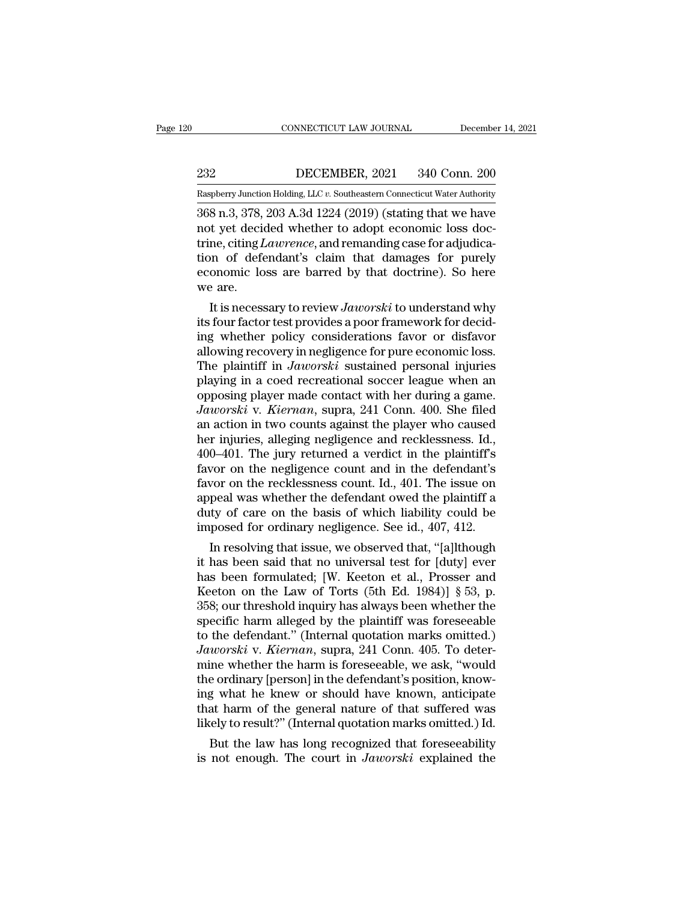368 n.3, 378, 203 A.3d 1224 (2019) (stating that we have not yet decided whether to adopt economic loss doctrine, citing *Lawrence*, and remanding case for adjudication of defendant's claim that damages for purely economic loss are barred by that doctrine). So here we are.

It is necessary to review *Jaworski* to understand why its four factor test provides a poor framework for deciding whether policy considerations favor or disfavor allowing recovery in negligence for pure economic loss. The plaintiff in *Jaworski* sustained personal injuries playing in a coed recreational soccer league when an opposing player made contact with her during a game. *Jaworski* v. *Kiernan*, supra, 241 Conn. 400. She filed an action in two counts against the player who caused her injuries, alleging negligence and recklessness. Id., 400–401. The jury returned a verdict in the plaintiff's favor on the negligence count and in the defendant's favor on the recklessness count. Id., 401. The issue on appeal was whether the defendant owed the plaintiff a duty of care on the basis of which liability could be imposed for ordinary negligence. See id., 407, 412.

In resolving that issue, we observed that, "[a]lthough it has been said that no universal test for [duty] ever has been formulated; [W. Keeton et al., Prosser and Keeton on the Law of Torts (5th Ed. 1984)] § 53, p. 358; our threshold inquiry has always been whether the specific harm alleged by the plaintiff was foreseeable to the defendant." (Internal quotation marks omitted.) *Jaworski* v. *Kiernan*, supra, 241 Conn. 405. To determine whether the harm is foreseeable, we ask, "would the ordinary [person] in the defendant's position, knowing what he knew or should have known, anticipate that harm of the general nature of that suffered was likely to result?" (Internal quotation marks omitted.) Id.

But the law has long recognized that foreseeability is not enough. The court in *Jaworski* explained the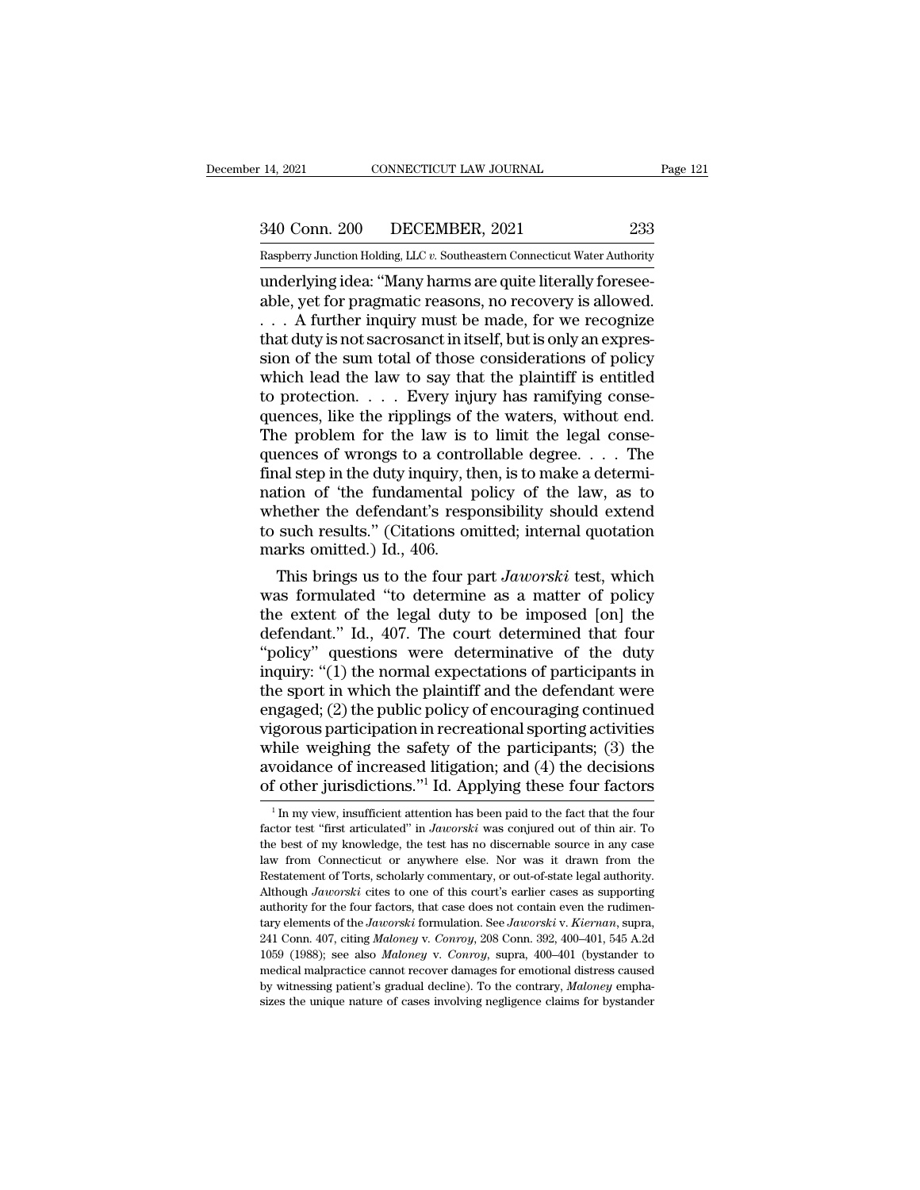underlying idea: "Many harms are quite literally foreseeable, yet for pragmatic reasons, no recovery is allowed. . . . A further inquiry must be made, for we recognize that duty is not sacrosanct in itself, but is only an expression of the sum total of those considerations of policy which lead the law to say that the plaintiff is entitled to protection. . . . Every injury has ramifying consequences, like the ripplings of the waters, without end. The problem for the law is to limit the legal consequences of wrongs to a controllable degree. . . . The final step in the duty inquiry, then, is to make a determination of 'the fundamental policy of the law, as to whether the defendant's responsibility should extend to such results." (Citations omitted; internal quotation marks omitted.) Id., 406.

This brings us to the four part *Jaworski* test, which was formulated "to determine as a matter of policy the extent of the legal duty to be imposed [on] the defendant." Id., 407. The court determined that four "policy" questions were determinative of the duty inquiry: "(1) the normal expectations of participants in the sport in which the plaintiff and the defendant were engaged; (2) the public policy of encouraging continued vigorous participation in recreational sporting activities while weighing the safety of the participants; (3) the avoidance of increased litigation; and (4) the decisions of other jurisdictions."[1] Id. Applying these four factors

[1] In my view, insufficient attention has been paid to the fact that the four factor test "first articulated" in *Jaworski* was conjured out of thin air. To the best of my knowledge, the test has no discernable source in any case law from Connecticut or anywhere else. Nor was it drawn from the Restatement of Torts, scholarly commentary, or out-of-state legal authority. Although *Jaworski* cites to one of this court's earlier cases as supporting authority for the four factors, that case does not contain even the rudimentary elements of the *Jaworski* formulation. See *Jaworski* v. *Kiernan*, supra, 241 Conn. 407, citing *Maloney* v. *Conroy*, 208 Conn. 392, 400–401, 545 A.2d 1059 (1988); see also *Maloney* v. *Conroy*, supra, 400–401 (bystander to medical malpractice cannot recover damages for emotional distress caused by witnessing patient's gradual decline). To the contrary, *Maloney* emphasizes the unique nature of cases involving negligence claims for bystander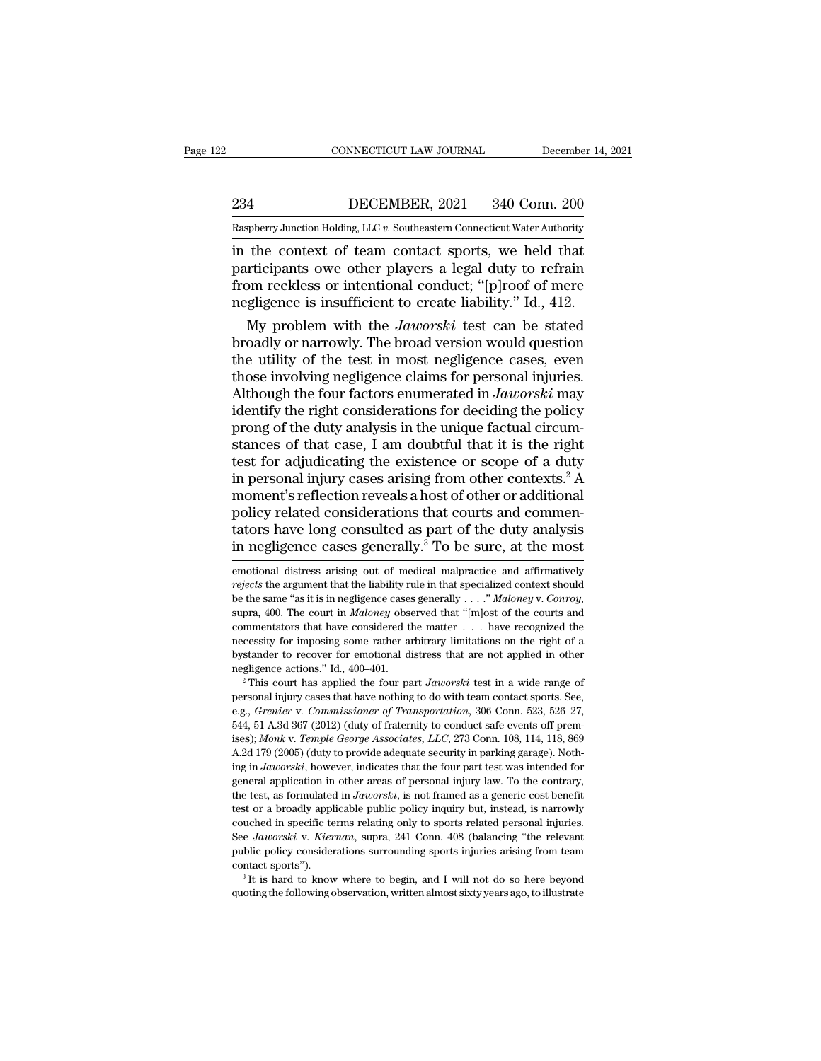in the context of team contact sports, we held that participants owe other players a legal duty to refrain from reckless or intentional conduct; "[p]roof of mere negligence is insufficient to create liability." Id., 412.

My problem with the *Jaworski* test can be stated broadly or narrowly. The broad version would question the utility of the test in most negligence cases, even those involving negligence claims for personal injuries. Although the four factors enumerated in *Jaworski* may identify the right considerations for deciding the policy prong of the duty analysis in the unique factual circumstances of that case, I am doubtful that it is the right test for adjudicating the existence or scope of a duty in personal injury cases arising from other contexts.[2] A moment's reflection reveals a host of other or additional policy related considerations that courts and commentators have long consulted as part of the duty analysis in negligence cases generally.[3] To be sure, at the most

emotional distress arising out of medical malpractice and affirmatively *rejects* the argument that the liability rule in that specialized context should be the same "as it is in negligence cases generally . . . ." *Maloney* v. *Conroy*, supra, 400. The court in *Maloney* observed that "[m]ost of the courts and commentators that have considered the matter . . . have recognized the necessity for imposing some rather arbitrary limitations on the right of a bystander to recover for emotional distress that are not applied in other negligence actions." Id., 400–401.

[2] This court has applied the four part *Jaworski* test in a wide range of personal injury cases that have nothing to do with team contact sports. See, e.g., *Grenier* v. *Commissioner of Transportation*, 306 Conn. 523, 526–27, 544, 51 A.3d 367 (2012) (duty of fraternity to conduct safe events off premises); *Monk* v. *Temple George Associates, LLC*, 273 Conn. 108, 114, 118, 869 A.2d 179 (2005) (duty to provide adequate security in parking garage). Nothing in *Jaworski*, however, indicates that the four part test was intended for general application in other areas of personal injury law. To the contrary, the test, as formulated in *Jaworski*, is not framed as a generic cost-benefit test or a broadly applicable public policy inquiry but, instead, is narrowly couched in specific terms relating only to sports related personal injuries. See *Jaworski* v. *Kiernan*, supra, 241 Conn. 408 (balancing "the relevant public policy considerations surrounding sports injuries arising from team contact sports").

[3] It is hard to know where to begin, and I will not do so here beyond quoting the following observation, written almost sixty years ago, to illustrate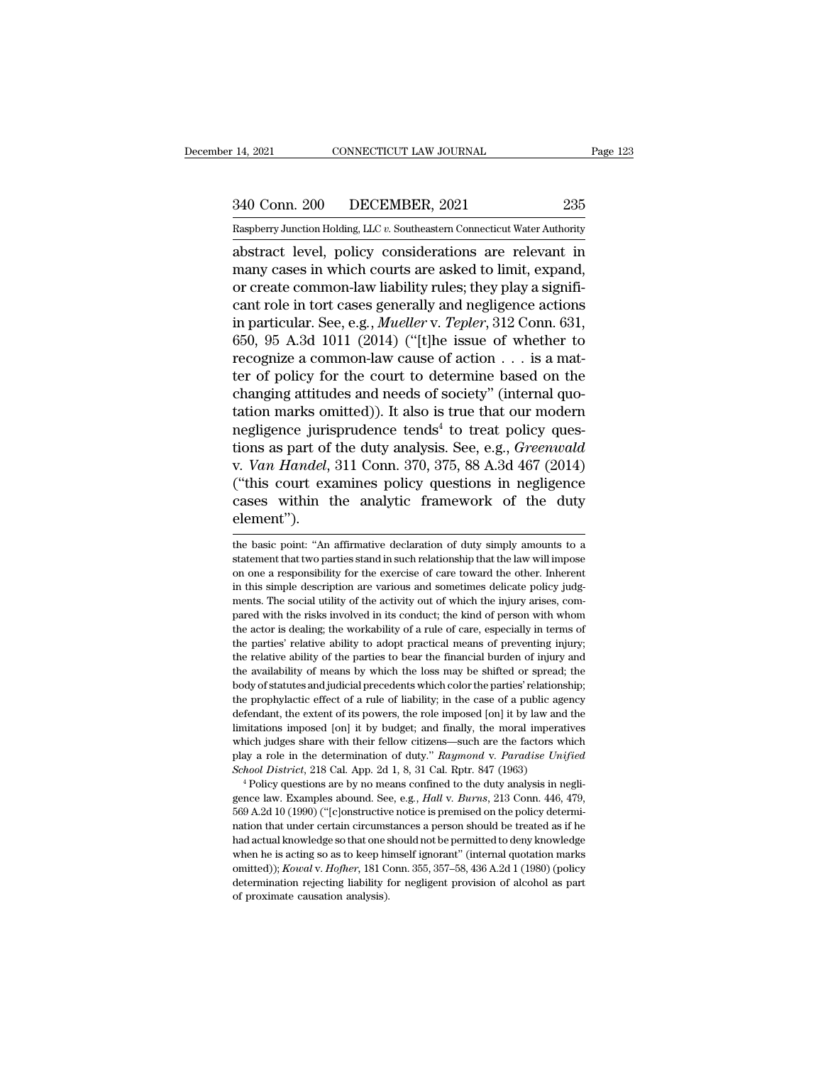abstract level, policy considerations are relevant in many cases in which courts are asked to limit, expand, or create common-law liability rules; they play a significant role in tort cases generally and negligence actions in particular. See, e.g., *Mueller* v. *Tepler*, 312 Conn. 631, 650, 95 A.3d 1011 (2014) ("[t]he issue of whether to recognize a common-law cause of action . . . is a matter of policy for the court to determine based on the changing attitudes and needs of society" (internal quotation marks omitted)). It also is true that our modern negligence jurisprudence tends[4] to treat policy questions as part of the duty analysis. See, e.g., *Greenwald* v. *Van Handel*, 311 Conn. 370, 375, 88 A.3d 467 (2014) ("this court examines policy questions in negligence cases within the analytic framework of the duty element").

---

the basic point: "An affirmative declaration of duty simply amounts to a statement that two parties stand in such relationship that the law will impose on one a responsibility for the exercise of care toward the other. Inherent in this simple description are various and sometimes delicate policy judgments. The social utility of the activity out of which the injury arises, compared with the risks involved in its conduct; the kind of person with whom the actor is dealing; the workability of a rule of care, especially in terms of the parties' relative ability to adopt practical means of preventing injury; the relative ability of the parties to bear the financial burden of injury and the availability of means by which the loss may be shifted or spread; the body of statutes and judicial precedents which color the parties' relationship; the prophylactic effect of a rule of liability; in the case of a public agency defendant, the extent of its powers, the role imposed [on] it by law and the limitations imposed [on] it by budget; and finally, the moral imperatives which judges share with their fellow citizens—such are the factors which play a role in the determination of duty." *Raymond* v. *Paradise Unified School District*, 218 Cal. App. 2d 1, 8, 31 Cal. Rptr. 847 (1963)

[4] Policy questions are by no means confined to the duty analysis in negligence law. Examples abound. See, e.g., *Hall* v. *Burns*, 213 Conn. 446, 479, 569 A.2d 10 (1990) ("[c]onstructive notice is premised on the policy determination that under certain circumstances a person should be treated as if he had actual knowledge so that one should not be permitted to deny knowledge when he is acting so as to keep himself ignorant" (internal quotation marks omitted)); *Kowal* v. *Hofher*, 181 Conn. 355, 357–58, 436 A.2d 1 (1980) (policy determination rejecting liability for negligent provision of alcohol as part of proximate causation analysis).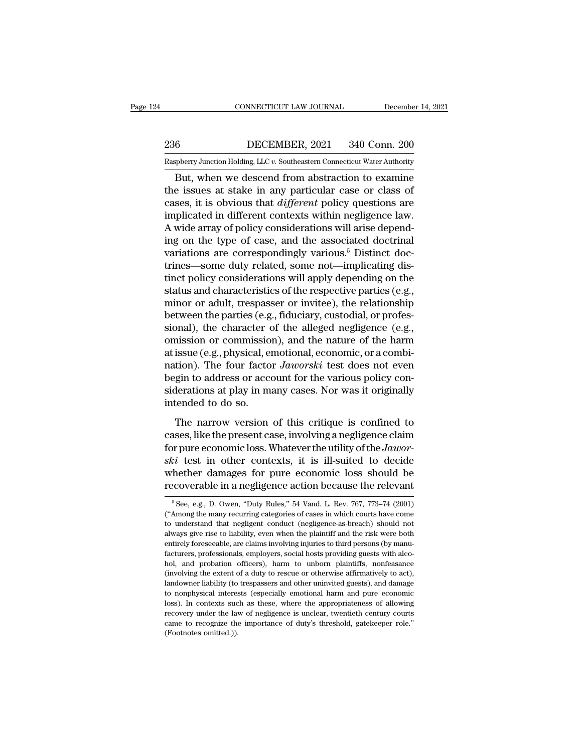But, when we descend from abstraction to examine the issues at stake in any particular case or class of cases, it is obvious that *different* policy questions are implicated in different contexts within negligence law. A wide array of policy considerations will arise depending on the type of case, and the associated doctrinal variations are correspondingly various.[5] Distinct doctrines—some duty related, some not—implicating distinct policy considerations will apply depending on the status and characteristics of the respective parties (e.g., minor or adult, trespasser or invitee), the relationship between the parties (e.g., fiduciary, custodial, or professional), the character of the alleged negligence (e.g., omission or commission), and the nature of the harm at issue (e.g., physical, emotional, economic, or a combination). The four factor *Jaworski* test does not even begin to address or account for the various policy considerations at play in many cases. Nor was it originally intended to do so.

The narrow version of this critique is confined to cases, like the present case, involving a negligence claim for pure economic loss. Whatever the utility of the *Jaworski* test in other contexts, it is ill-suited to decide whether damages for pure economic loss should be recoverable in a negligence action because the relevant

[5] See, e.g., D. Owen, "Duty Rules," 54 Vand. L. Rev. 767, 773–74 (2001) ("Among the many recurring categories of cases in which courts have come to understand that negligent conduct (negligence-as-breach) should not always give rise to liability, even when the plaintiff and the risk were both entirely foreseeable, are claims involving injuries to third persons (by manufacturers, professionals, employers, social hosts providing guests with alcohol, and probation officers), harm to unborn plaintiffs, nonfeasance (involving the extent of a duty to rescue or otherwise affirmatively to act), landowner liability (to trespassers and other uninvited guests), and damage to nonphysical interests (especially emotional harm and pure economic loss). In contexts such as these, where the appropriateness of allowing recovery under the law of negligence is unclear, twentieth century courts came to recognize the importance of duty's threshold, gatekeeper role." (Footnotes omitted.)).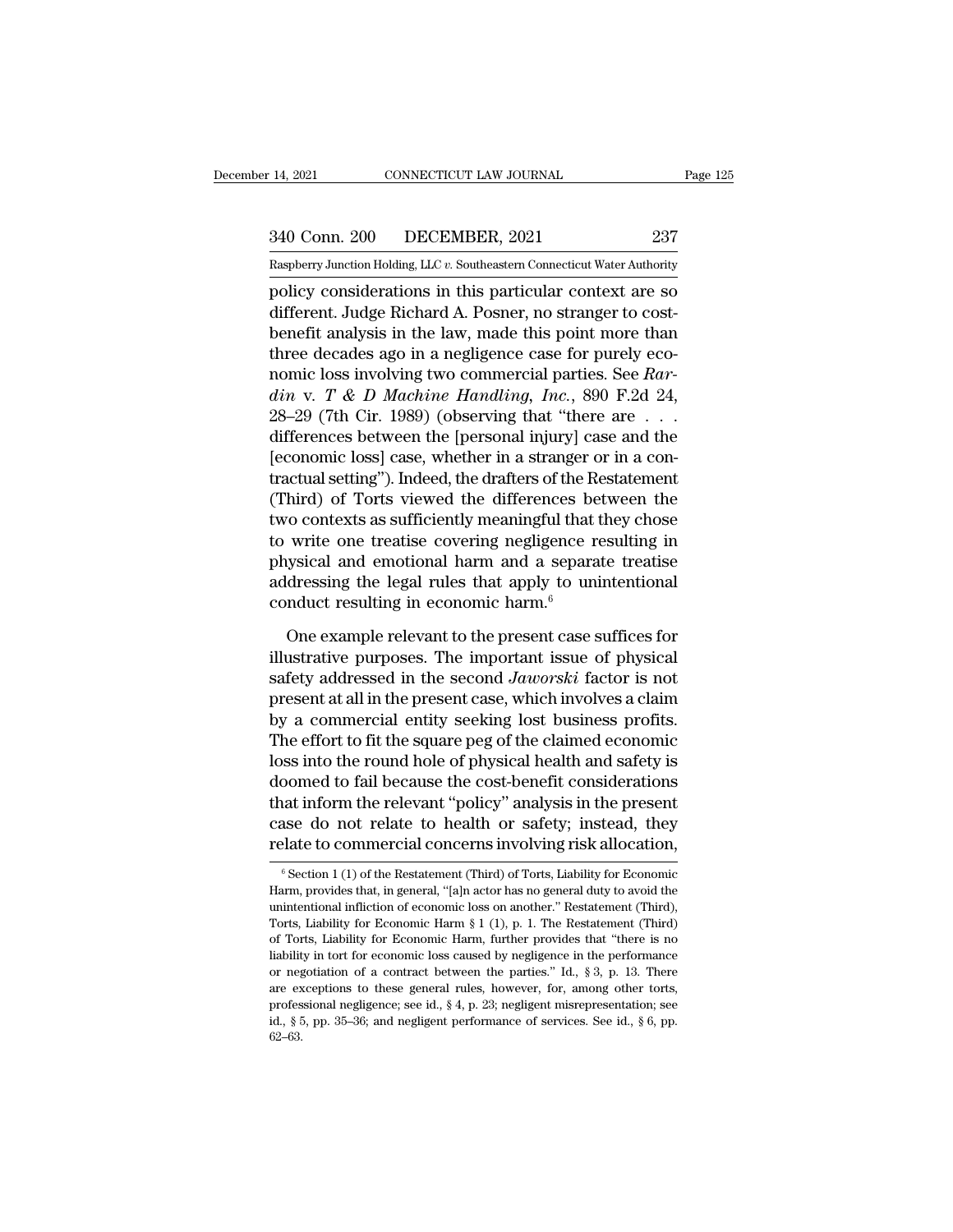policy considerations in this particular context are so different. Judge Richard A. Posner, no stranger to cost-benefit analysis in the law, made this point more than three decades ago in a negligence case for purely economic loss involving two commercial parties. See *Rardin* v. *T & D Machine Handling, Inc.*, 890 F.2d 24, 28–29 (7th Cir. 1989) (observing that "there are . . . differences between the [personal injury] case and the [economic loss] case, whether in a stranger or in a contractual setting"). Indeed, the drafters of the Restatement (Third) of Torts viewed the differences between the two contexts as sufficiently meaningful that they chose to write one treatise covering negligence resulting in physical and emotional harm and a separate treatise addressing the legal rules that apply to unintentional conduct resulting in economic harm.[6]

One example relevant to the present case suffices for illustrative purposes. The important issue of physical safety addressed in the second *Jaworski* factor is not present at all in the present case, which involves a claim by a commercial entity seeking lost business profits. The effort to fit the square peg of the claimed economic loss into the round hole of physical health and safety is doomed to fail because the cost-benefit considerations that inform the relevant "policy" analysis in the present case do not relate to health or safety; instead, they relate to commercial concerns involving risk allocation,

---

[6] Section 1 (1) of the Restatement (Third) of Torts, Liability for Economic Harm, provides that, in general, "[a]n actor has no general duty to avoid the unintentional infliction of economic loss on another." Restatement (Third), Torts, Liability for Economic Harm § 1 (1), p. 1. The Restatement (Third) of Torts, Liability for Economic Harm, further provides that "there is no liability in tort for economic loss caused by negligence in the performance or negotiation of a contract between the parties." Id., § 3, p. 13. There are exceptions to these general rules, however, for, among other torts, professional negligence; see id., § 4, p. 23; negligent misrepresentation; see id., § 5, pp. 35–36; and negligent performance of services. See id., § 6, pp. 62–63.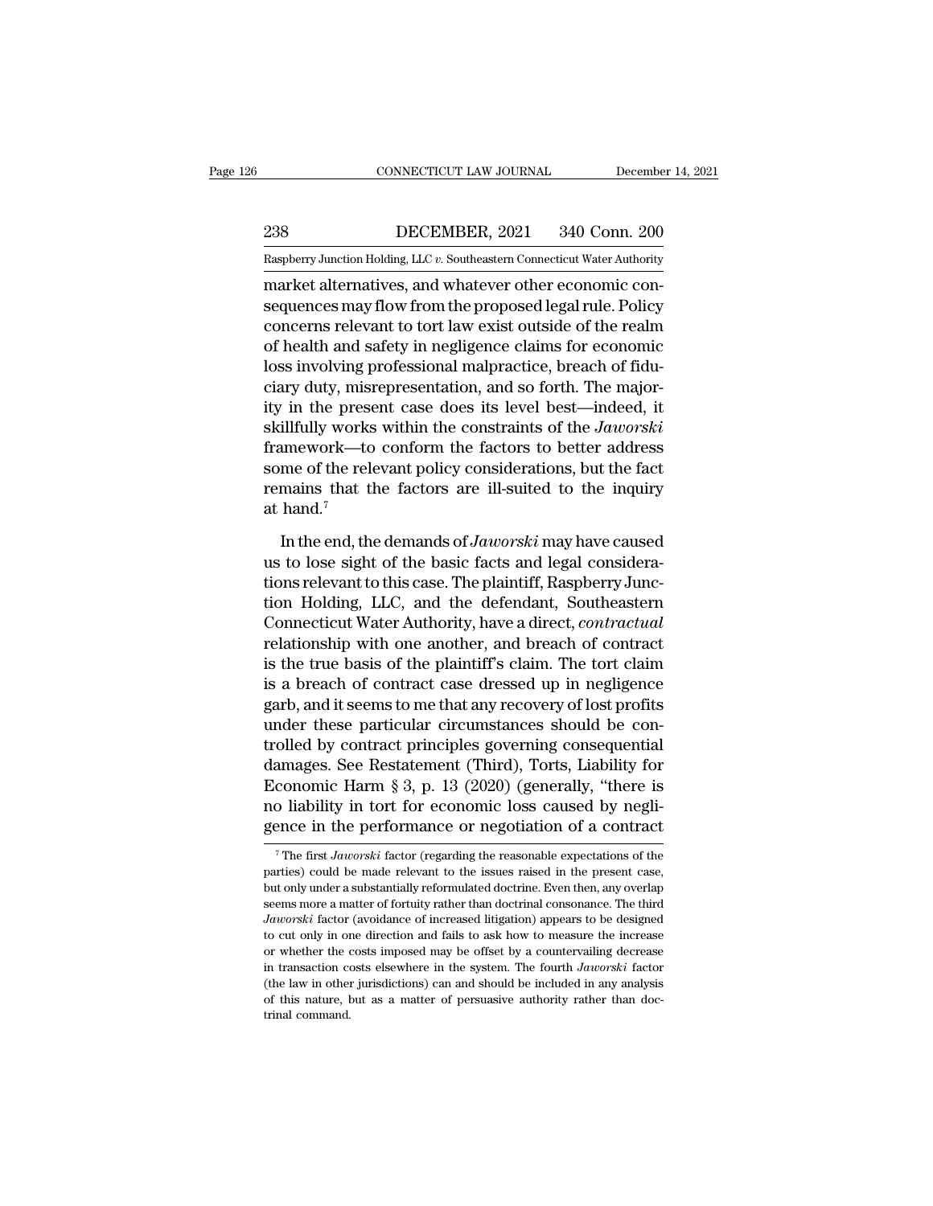market alternatives, and whatever other economic consequences may flow from the proposed legal rule. Policy concerns relevant to tort law exist outside of the realm of health and safety in negligence claims for economic loss involving professional malpractice, breach of fiduciary duty, misrepresentation, and so forth. The majority in the present case does its level best—indeed, it skillfully works within the constraints of the *Jaworski* framework—to conform the factors to better address some of the relevant policy considerations, but the fact remains that the factors are ill-suited to the inquiry at hand.[7]

In the end, the demands of *Jaworski* may have caused us to lose sight of the basic facts and legal considerations relevant to this case. The plaintiff, Raspberry Junction Holding, LLC, and the defendant, Southeastern Connecticut Water Authority, have a direct, *contractual* relationship with one another, and breach of contract is the true basis of the plaintiff's claim. The tort claim is a breach of contract case dressed up in negligence garb, and it seems to me that any recovery of lost profits under these particular circumstances should be controlled by contract principles governing consequential damages. See Restatement (Third), Torts, Liability for Economic Harm § 3, p. 13 (2020) (generally, "there is no liability in tort for economic loss caused by negligence in the performance or negotiation of a contract

[7] The first *Jaworski* factor (regarding the reasonable expectations of the parties) could be made relevant to the issues raised in the present case, but only under a substantially reformulated doctrine. Even then, any overlap seems more a matter of fortuity rather than doctrinal consonance. The third *Jaworski* factor (avoidance of increased litigation) appears to be designed to cut only in one direction and fails to ask how to measure the increase or whether the costs imposed may be offset by a countervailing decrease in transaction costs elsewhere in the system. The fourth *Jaworski* factor (the law in other jurisdictions) can and should be included in any analysis of this nature, but as a matter of persuasive authority rather than doctrinal command.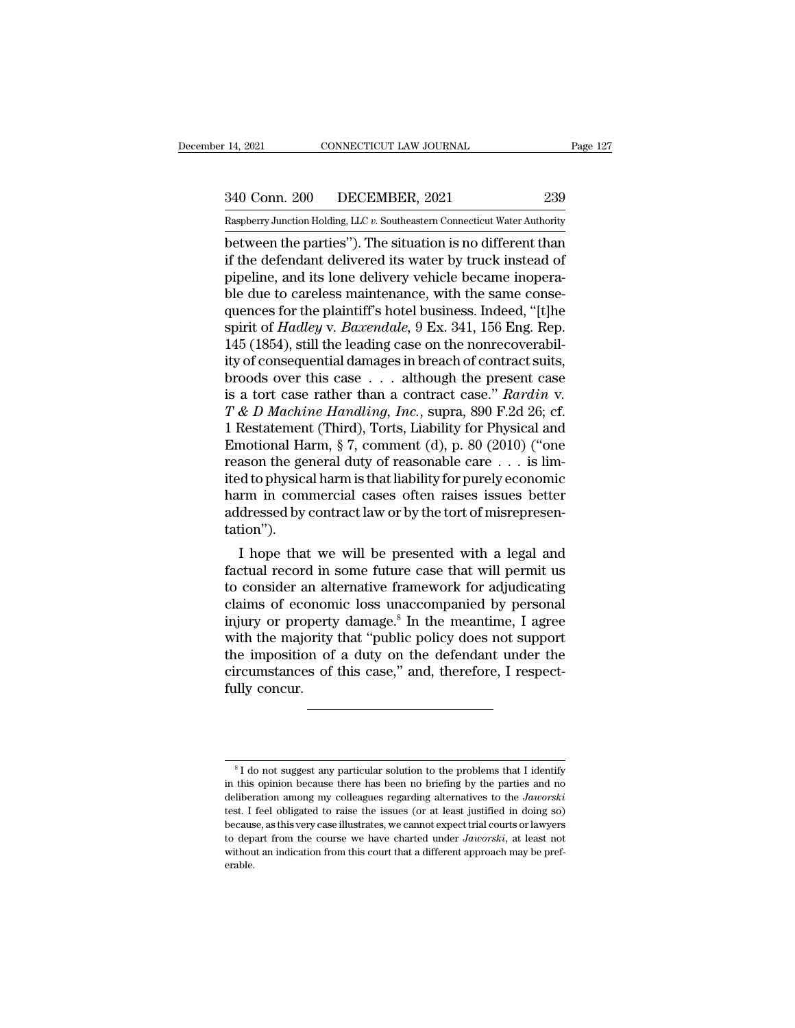between the parties"). The situation is no different than if the defendant delivered its water by truck instead of pipeline, and its lone delivery vehicle became inoperable due to careless maintenance, with the same consequences for the plaintiff's hotel business. Indeed, "[t]he spirit of *Hadley* v. *Baxendale*, 9 Ex. 341, 156 Eng. Rep. 145 (1854), still the leading case on the nonrecoverability of consequential damages in breach of contract suits, broods over this case . . . although the present case is a tort case rather than a contract case." *Rardin* v. *T & D Machine Handling, Inc.*, supra, 890 F.2d 26; cf. 1 Restatement (Third), Torts, Liability for Physical and Emotional Harm, § 7, comment (d), p. 80 (2010) ("one reason the general duty of reasonable care . . . is limited to physical harm is that liability for purely economic harm in commercial cases often raises issues better addressed by contract law or by the tort of misrepresentation").

I hope that we will be presented with a legal and factual record in some future case that will permit us to consider an alternative framework for adjudicating claims of economic loss unaccompanied by personal injury or property damage.[8] In the meantime, I agree with the majority that "public policy does not support the imposition of a duty on the defendant under the circumstances of this case," and, therefore, I respectfully concur.

---

[8] I do not suggest any particular solution to the problems that I identify in this opinion because there has been no briefing by the parties and no deliberation among my colleagues regarding alternatives to the *Jaworski* test. I feel obligated to raise the issues (or at least justified in doing so) because, as this very case illustrates, we cannot expect trial courts or lawyers to depart from the course we have charted under *Jaworski*, at least not without an indication from this court that a different approach may be preferable.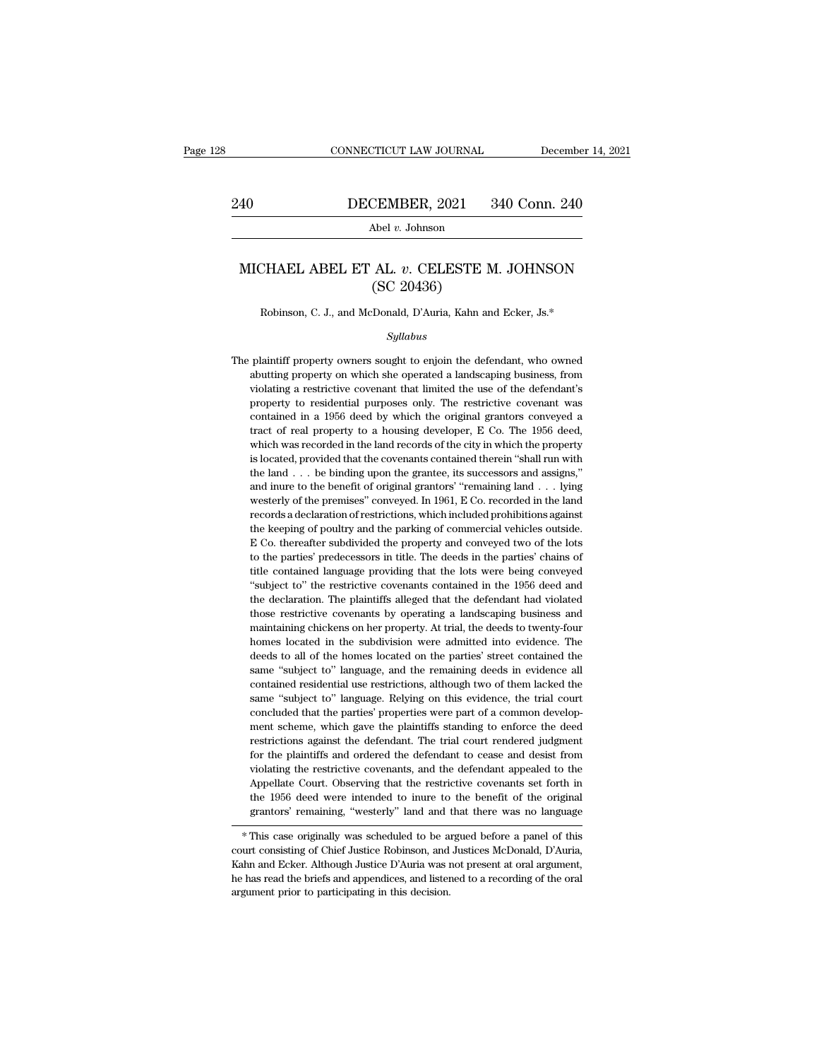# MICHAEL ABEL ET AL. *v.* CELESTE M. JOHNSON (SC 20436)

Robinson, C. J., and McDonald, D'Auria, Kahn and Ecker, Js.*

*Syllabus*

The plaintiff property owners sought to enjoin the defendant, who owned abutting property on which she operated a landscaping business, from violating a restrictive covenant that limited the use of the defendant's property to residential purposes only. The restrictive covenant was contained in a 1956 deed by which the original grantors conveyed a tract of real property to a housing developer, E Co. The 1956 deed, which was recorded in the land records of the city in which the property is located, provided that the covenants contained therein "shall run with the land . . . be binding upon the grantee, its successors and assigns," and inure to the benefit of original grantors' "remaining land . . . lying westerly of the premises" conveyed. In 1961, E Co. recorded in the land records a declaration of restrictions, which included prohibitions against the keeping of poultry and the parking of commercial vehicles outside. E Co. thereafter subdivided the property and conveyed two of the lots to the parties' predecessors in title. The deeds in the parties' chains of title contained language providing that the lots were being conveyed "subject to" the restrictive covenants contained in the 1956 deed and the declaration. The plaintiffs alleged that the defendant had violated those restrictive covenants by operating a landscaping business and maintaining chickens on her property. At trial, the deeds to twenty-four homes located in the subdivision were admitted into evidence. The deeds to all of the homes located on the parties' street contained the same "subject to" language, and the remaining deeds in evidence all contained residential use restrictions, although two of them lacked the same "subject to" language. Relying on this evidence, the trial court concluded that the parties' properties were part of a common development scheme, which gave the plaintiffs standing to enforce the deed restrictions against the defendant. The trial court rendered judgment for the plaintiffs and ordered the defendant to cease and desist from violating the restrictive covenants, and the defendant appealed to the Appellate Court. Observing that the restrictive covenants set forth in the 1956 deed were intended to inure to the benefit of the original grantors' remaining, "westerly" land and that there was no language

---

\* This case originally was scheduled to be argued before a panel of this court consisting of Chief Justice Robinson, and Justices McDonald, D'Auria, Kahn and Ecker. Although Justice D'Auria was not present at oral argument, he has read the briefs and appendices, and listened to a recording of the oral argument prior to participating in this decision.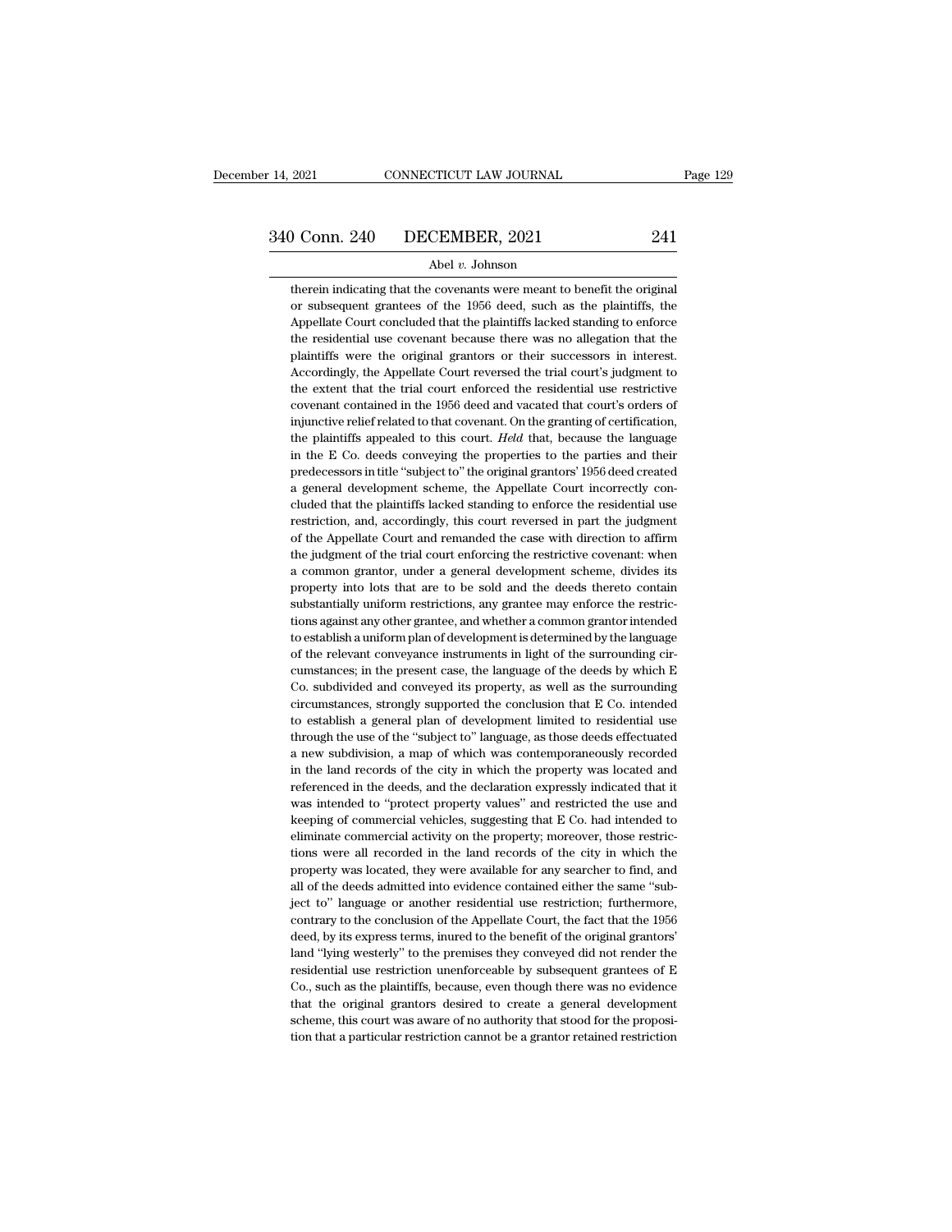therein indicating that the covenants were meant to benefit the original or subsequent grantees of the 1956 deed, such as the plaintiffs, the Appellate Court concluded that the plaintiffs lacked standing to enforce the residential use covenant because there was no allegation that the plaintiffs were the original grantors or their successors in interest. Accordingly, the Appellate Court reversed the trial court's judgment to the extent that the trial court enforced the residential use restrictive covenant contained in the 1956 deed and vacated that court's orders of injunctive relief related to that covenant. On the granting of certification, the plaintiffs appealed to this court. *Held* that, because the language in the E Co. deeds conveying the properties to the parties and their predecessors in title "subject to" the original grantors' 1956 deed created a general development scheme, the Appellate Court incorrectly concluded that the plaintiffs lacked standing to enforce the residential use restriction, and, accordingly, this court reversed in part the judgment of the Appellate Court and remanded the case with direction to affirm the judgment of the trial court enforcing the restrictive covenant: when a common grantor, under a general development scheme, divides its property into lots that are to be sold and the deeds thereto contain substantially uniform restrictions, any grantee may enforce the restrictions against any other grantee, and whether a common grantor intended to establish a uniform plan of development is determined by the language of the relevant conveyance instruments in light of the surrounding circumstances; in the present case, the language of the deeds by which E Co. subdivided and conveyed its property, as well as the surrounding circumstances, strongly supported the conclusion that E Co. intended to establish a general plan of development limited to residential use through the use of the "subject to" language, as those deeds effectuated a new subdivision, a map of which was contemporaneously recorded in the land records of the city in which the property was located and referenced in the deeds, and the declaration expressly indicated that it was intended to "protect property values" and restricted the use and keeping of commercial vehicles, suggesting that E Co. had intended to eliminate commercial activity on the property; moreover, those restrictions were all recorded in the land records of the city in which the property was located, they were available for any searcher to find, and all of the deeds admitted into evidence contained either the same "subject to" language or another residential use restriction; furthermore, contrary to the conclusion of the Appellate Court, the fact that the 1956 deed, by its express terms, inured to the benefit of the original grantors' land "lying westerly" to the premises they conveyed did not render the residential use restriction unenforceable by subsequent grantees of E Co., such as the plaintiffs, because, even though there was no evidence that the original grantors desired to create a general development scheme, this court was aware of no authority that stood for the proposition that a particular restriction cannot be a grantor retained restriction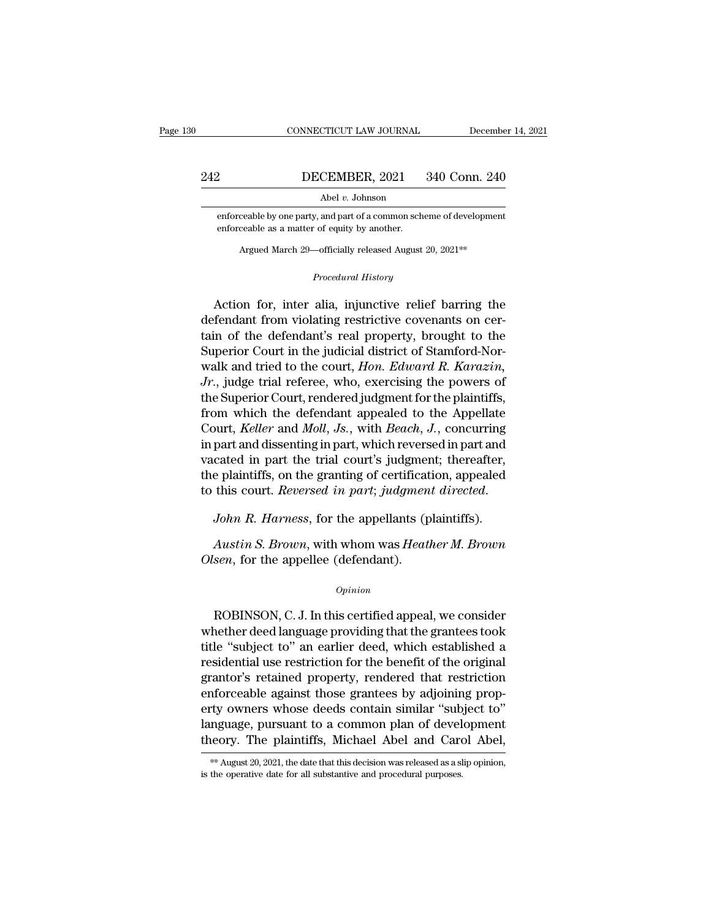enforceable by one party, and part of a common scheme of development enforceable as a matter of equity by another.

Argued March 29—officially released August 20, 2021**

*Procedural History*

Action for, inter alia, injunctive relief barring the defendant from violating restrictive covenants on certain of the defendant's real property, brought to the Superior Court in the judicial district of Stamford-Norwalk and tried to the court, *Hon. Edward R. Karazin, Jr.*, judge trial referee, who, exercising the powers of the Superior Court, rendered judgment for the plaintiffs, from which the defendant appealed to the Appellate Court, *Keller* and *Moll, Js.*, with *Beach, J.*, concurring in part and dissenting in part, which reversed in part and vacated in part the trial court's judgment; thereafter, the plaintiffs, on the granting of certification, appealed to this court. *Reversed in part*; *judgment directed.*

*John R. Harness*, for the appellants (plaintiffs).

*Austin S. Brown*, with whom was *Heather M. Brown Olsen*, for the appellee (defendant).

*Opinion*

ROBINSON, C. J. In this certified appeal, we consider whether deed language providing that the grantees took title "subject to" an earlier deed, which established a residential use restriction for the benefit of the original grantor's retained property, rendered that restriction enforceable against those grantees by adjoining property owners whose deeds contain similar "subject to" language, pursuant to a common plan of development theory. The plaintiffs, Michael Abel and Carol Abel,

** August 20, 2021, the date that this decision was released as a slip opinion, is the operative date for all substantive and procedural purposes.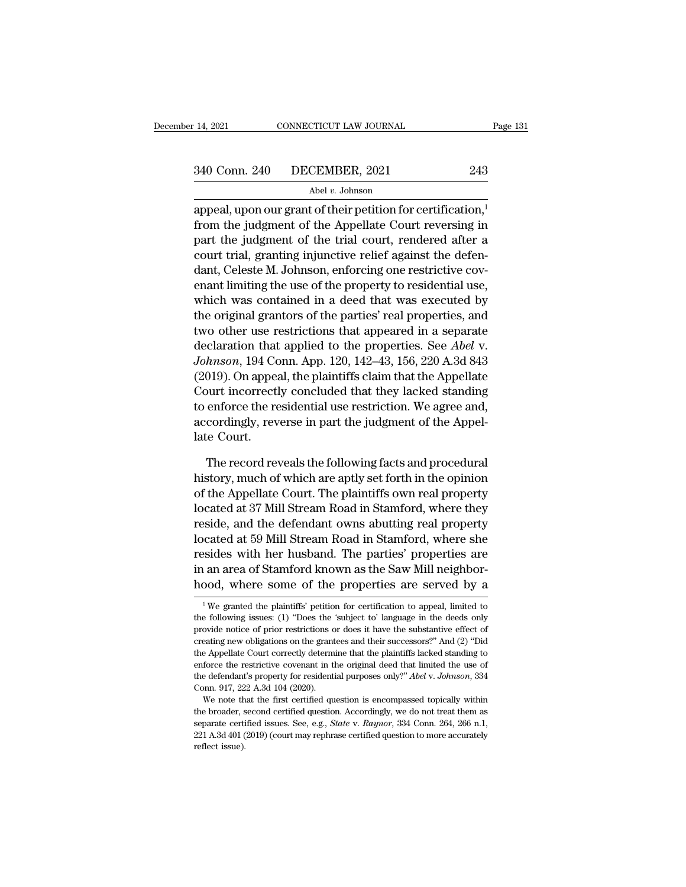appeal, upon our grant of their petition for certification,[1] from the judgment of the Appellate Court reversing in part the judgment of the trial court, rendered after a court trial, granting injunctive relief against the defendant, Celeste M. Johnson, enforcing one restrictive covenant limiting the use of the property to residential use, which was contained in a deed that was executed by the original grantors of the parties' real properties, and two other use restrictions that appeared in a separate declaration that applied to the properties. See *Abel* v. *Johnson*, 194 Conn. App. 120, 142–43, 156, 220 A.3d 843 (2019). On appeal, the plaintiffs claim that the Appellate Court incorrectly concluded that they lacked standing to enforce the residential use restriction. We agree and, accordingly, reverse in part the judgment of the Appellate Court.

The record reveals the following facts and procedural history, much of which are aptly set forth in the opinion of the Appellate Court. The plaintiffs own real property located at 37 Mill Stream Road in Stamford, where they reside, and the defendant owns abutting real property located at 59 Mill Stream Road in Stamford, where she resides with her husband. The parties' properties are in an area of Stamford known as the Saw Mill neighborhood, where some of the properties are served by a

[1] We granted the plaintiffs' petition for certification to appeal, limited to the following issues: (1) "Does the 'subject to' language in the deeds only provide notice of prior restrictions or does it have the substantive effect of creating new obligations on the grantees and their successors?" And (2) "Did the Appellate Court correctly determine that the plaintiffs lacked standing to enforce the restrictive covenant in the original deed that limited the use of the defendant's property for residential purposes only?" *Abel* v. *Johnson*, 334 Conn. 917, 222 A.3d 104 (2020).

We note that the first certified question is encompassed topically within the broader, second certified question. Accordingly, we do not treat them as separate certified issues. See, e.g., *State* v. *Raynor*, 334 Conn. 264, 266 n.1, 221 A.3d 401 (2019) (court may rephrase certified question to more accurately reflect issue).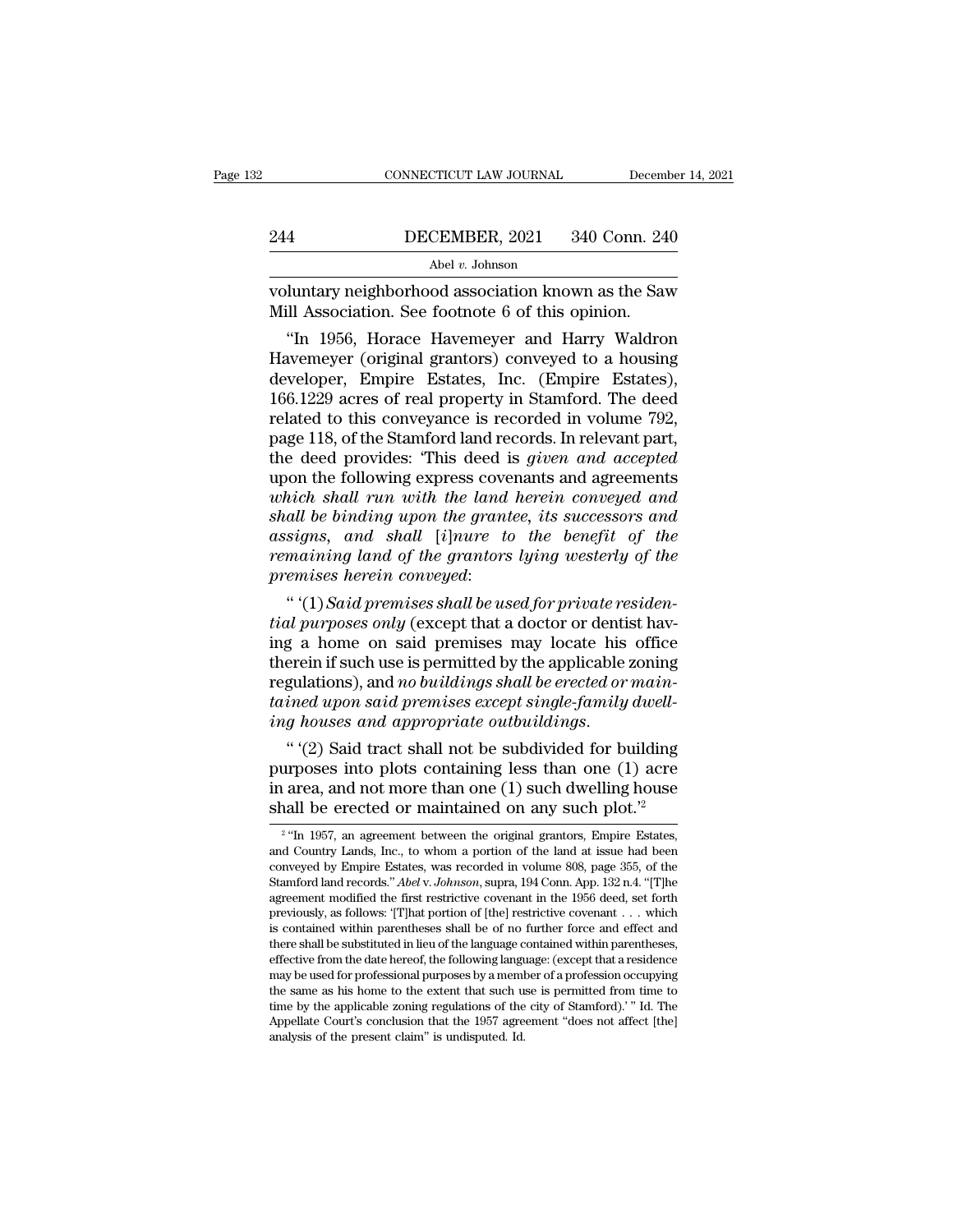voluntary neighborhood association known as the Saw Mill Association. See footnote 6 of this opinion.

"In 1956, Horace Havemeyer and Harry Waldron Havemeyer (original grantors) conveyed to a housing developer, Empire Estates, Inc. (Empire Estates), 166.1229 acres of real property in Stamford. The deed related to this conveyance is recorded in volume 792, page 118, of the Stamford land records. In relevant part, the deed provides: 'This deed is *given and accepted* upon the following express covenants and agreements *which shall run with the land herein conveyed and shall be binding upon the grantee, its successors and assigns, and shall* [*i*]*nure to the benefit of the remaining land of the grantors lying westerly of the premises herein conveyed*:

" '(1) *Said premises shall be used for private residential purposes only* (except that a doctor or dentist having a home on said premises may locate his office therein if such use is permitted by the applicable zoning regulations), and *no buildings shall be erected or maintained upon said premises except single-family dwelling houses and appropriate outbuildings*.

" '(2) Said tract shall not be subdivided for building purposes into plots containing less than one (1) acre in area, and not more than one (1) such dwelling house shall be erected or maintained on any such plot.'[2]

---

[2] "In 1957, an agreement between the original grantors, Empire Estates, and Country Lands, Inc., to whom a portion of the land at issue had been conveyed by Empire Estates, was recorded in volume 808, page 355, of the Stamford land records." *Abel* v. *Johnson*, supra, 194 Conn. App. 132 n.4. "[T]he agreement modified the first restrictive covenant in the 1956 deed, set forth previously, as follows: '[T]hat portion of [the] restrictive covenant . . . which is contained within parentheses shall be of no further force and effect and there shall be substituted in lieu of the language contained within parentheses, effective from the date hereof, the following language: (except that a residence may be used for professional purposes by a member of a profession occupying the same as his home to the extent that such use is permitted from time to time by the applicable zoning regulations of the city of Stamford).' " Id. The Appellate Court's conclusion that the 1957 agreement "does not affect [the] analysis of the present claim" is undisputed. Id.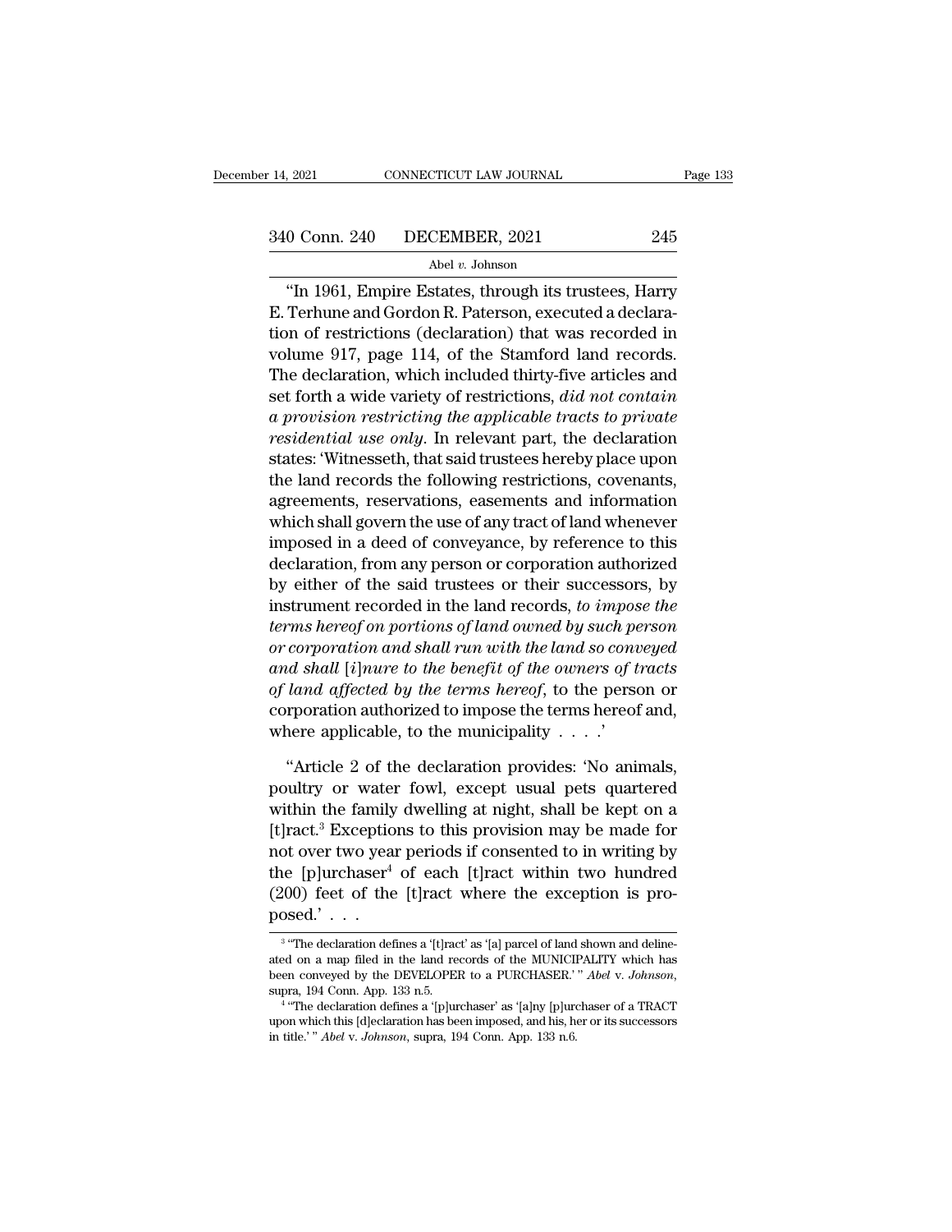"In 1961, Empire Estates, through its trustees, Harry E. Terhune and Gordon R. Paterson, executed a declaration of restrictions (declaration) that was recorded in volume 917, page 114, of the Stamford land records. The declaration, which included thirty-five articles and set forth a wide variety of restrictions, *did not contain a provision restricting the applicable tracts to private residential use only*. In relevant part, the declaration states: 'Witnesseth, that said trustees hereby place upon the land records the following restrictions, covenants, agreements, reservations, easements and information which shall govern the use of any tract of land whenever imposed in a deed of conveyance, by reference to this declaration, from any person or corporation authorized by either of the said trustees or their successors, by instrument recorded in the land records, *to impose the terms hereof on portions of land owned by such person or corporation and shall run with the land so conveyed and shall [i]nure to the benefit of the owners of tracts of land affected by the terms hereof*, to the person or corporation authorized to impose the terms hereof and, where applicable, to the municipality . . . .'

"Article 2 of the declaration provides: 'No animals, poultry or water fowl, except usual pets quartered within the family dwelling at night, shall be kept on a [t]ract.[3] Exceptions to this provision may be made for not over two year periods if consented to in writing by the [p]urchaser[4] of each [t]ract within two hundred (200) feet of the [t]ract where the exception is proposed.' . . .

[3] "The declaration defines a '[t]ract' as '[a] parcel of land shown and delineated on a map filed in the land records of the MUNICIPALITY which has been conveyed by the DEVELOPER to a PURCHASER.' " *Abel* v. *Johnson*, supra, 194 Conn. App. 133 n.5.

[4] "The declaration defines a '[p]urchaser' as '[a]ny [p]urchaser of a TRACT upon which this [d]eclaration has been imposed, and his, her or its successors in title.' " *Abel* v. *Johnson*, supra, 194 Conn. App. 133 n.6.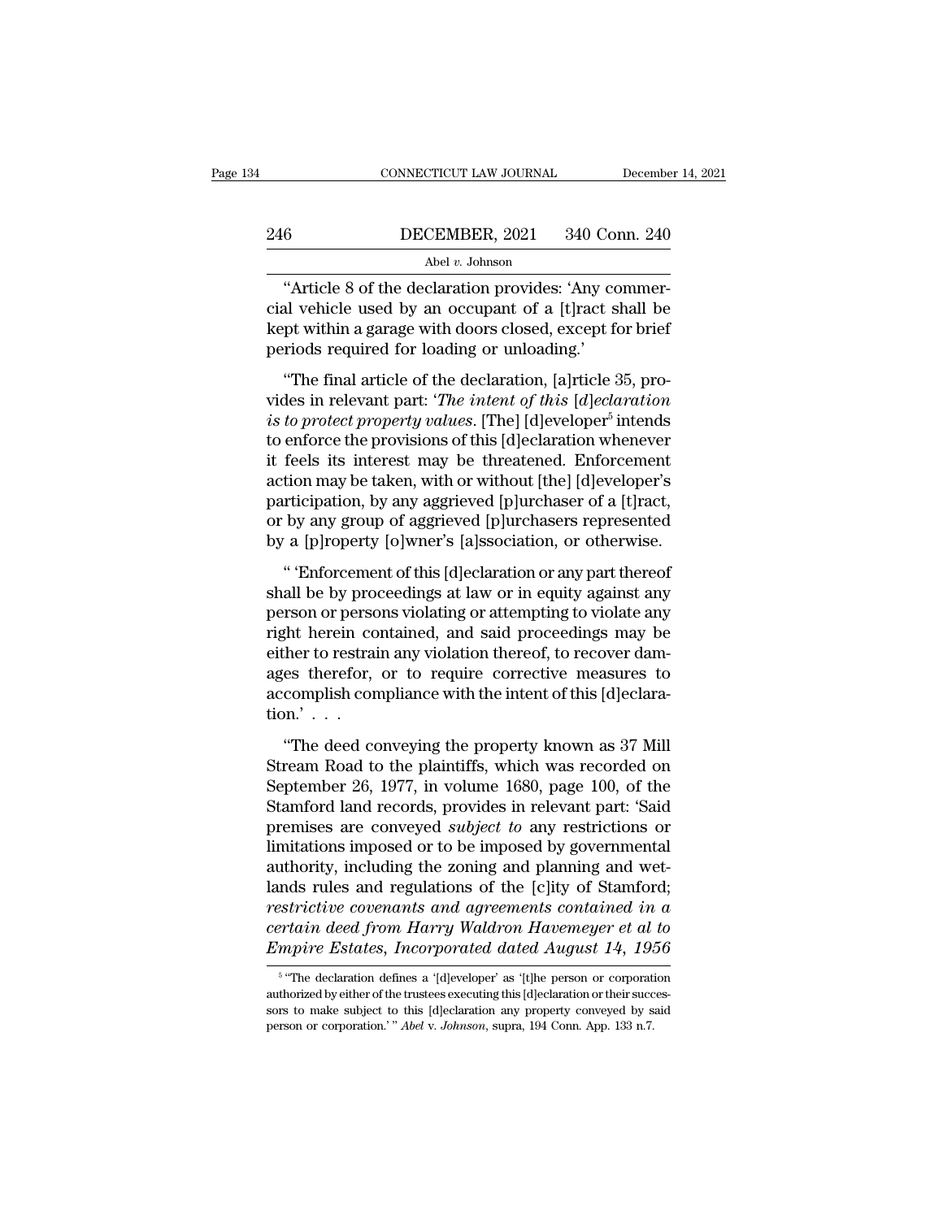"Article 8 of the declaration provides: 'Any commercial vehicle used by an occupant of a [t]ract shall be kept within a garage with doors closed, except for brief periods required for loading or unloading.'

"The final article of the declaration, [a]rticle 35, provides in relevant part: '*The intent of this [d]eclaration is to protect property values*. [The] [d]eveloper[5] intends to enforce the provisions of this [d]eclaration whenever it feels its interest may be threatened. Enforcement action may be taken, with or without [the] [d]eveloper's participation, by any aggrieved [p]urchaser of a [t]ract, or by any group of aggrieved [p]urchasers represented by a [p]roperty [o]wner's [a]ssociation, or otherwise.

" 'Enforcement of this [d]eclaration or any part thereof shall be by proceedings at law or in equity against any person or persons violating or attempting to violate any right herein contained, and said proceedings may be either to restrain any violation thereof, to recover damages therefor, or to require corrective measures to accomplish compliance with the intent of this [d]eclaration.' . . .

"The deed conveying the property known as 37 Mill Stream Road to the plaintiffs, which was recorded on September 26, 1977, in volume 1680, page 100, of the Stamford land records, provides in relevant part: 'Said premises are conveyed *subject to* any restrictions or limitations imposed or to be imposed by governmental authority, including the zoning and planning and wetlands rules and regulations of the [c]ity of Stamford; *restrictive covenants and agreements contained in a certain deed from Harry Waldron Havemeyer et al to Empire Estates, Incorporated dated August 14, 1956*

[5] "The declaration defines a '[d]eveloper' as '[t]he person or corporation authorized by either of the trustees executing this [d]eclaration or their successors to make subject to this [d]eclaration any property conveyed by said person or corporation.' " *Abel* v. *Johnson*, supra, 194 Conn. App. 133 n.7.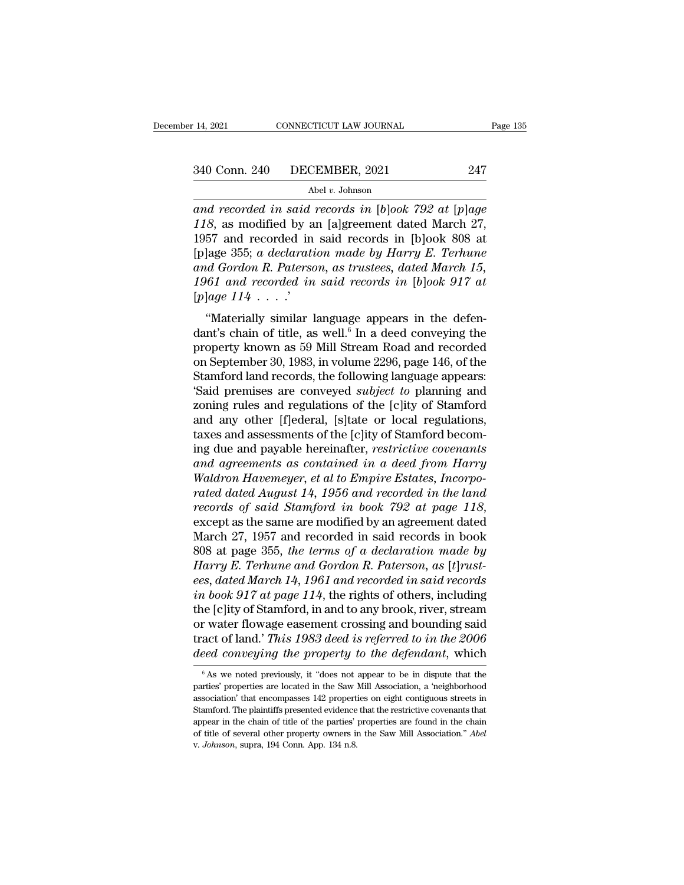*and recorded in said records in* [*b*]*ook 792 at* [*p*]*age 118,* as modified by an [a]greement dated March 27, 1957 and recorded in said records in [b]ook 808 at [p]age 355; *a declaration made by Harry E. Terhune and Gordon R. Paterson, as trustees, dated March 15, 1961 and recorded in said records in* [*b*]*ook 917 at* [*p*]*age 114* . . . .'

"Materially similar language appears in the defendant's chain of title, as well.[6] In a deed conveying the property known as 59 Mill Stream Road and recorded on September 30, 1983, in volume 2296, page 146, of the Stamford land records, the following language appears: 'Said premises are conveyed *subject to* planning and zoning rules and regulations of the [c]ity of Stamford and any other [f]ederal, [s]tate or local regulations, taxes and assessments of the [c]ity of Stamford becoming due and payable hereinafter, *restrictive covenants and agreements as contained in a deed from Harry Waldron Havemeyer, et al to Empire Estates, Incorporated dated August 14, 1956 and recorded in the land records of said Stamford in book 792 at page 118,* except as the same are modified by an agreement dated March 27, 1957 and recorded in said records in book 808 at page 355, *the terms of a declaration made by Harry E. Terhune and Gordon R. Paterson, as* [*t*]*rustees, dated March 14, 1961 and recorded in said records in book 917 at page 114,* the rights of others, including the [c]ity of Stamford, in and to any brook, river, stream or water flowage easement crossing and bounding said tract of land.' *This 1983 deed is referred to in the 2006 deed conveying the property to the defendant,* which

[6] As we noted previously, it "does not appear to be in dispute that the parties' properties are located in the Saw Mill Association, a 'neighborhood association' that encompasses 142 properties on eight contiguous streets in Stamford. The plaintiffs presented evidence that the restrictive covenants that appear in the chain of title of the parties' properties are found in the chain of title of several other property owners in the Saw Mill Association." *Abel v. Johnson*, supra, 194 Conn. App. 134 n.8.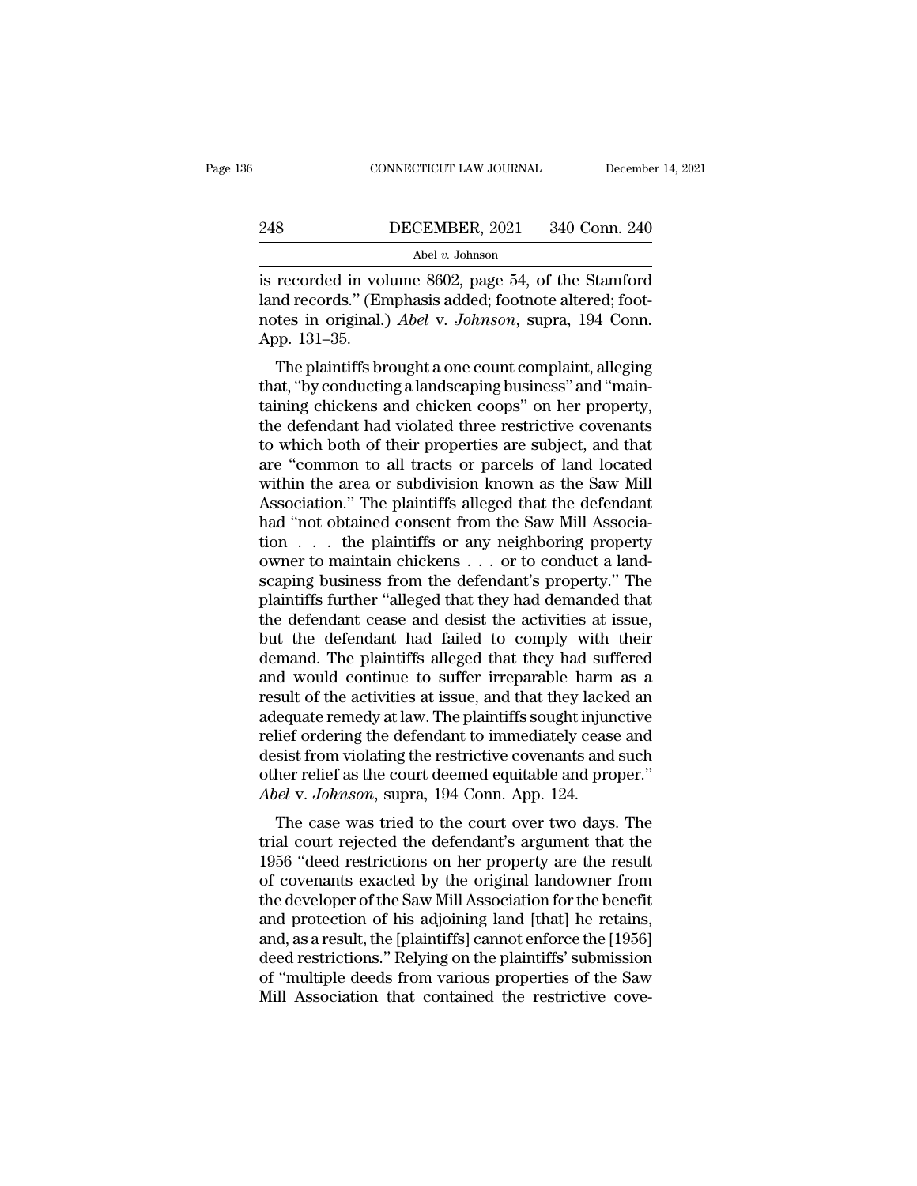is recorded in volume 8602, page 54, of the Stamford land records." (Emphasis added; footnote altered; footnotes in original.) *Abel* v. *Johnson*, supra, 194 Conn. App. 131–35.

The plaintiffs brought a one count complaint, alleging that, "by conducting a landscaping business" and "maintaining chickens and chicken coops" on her property, the defendant had violated three restrictive covenants to which both of their properties are subject, and that are "common to all tracts or parcels of land located within the area or subdivision known as the Saw Mill Association." The plaintiffs alleged that the defendant had "not obtained consent from the Saw Mill Association . . . the plaintiffs or any neighboring property owner to maintain chickens . . . or to conduct a landscaping business from the defendant's property." The plaintiffs further "alleged that they had demanded that the defendant cease and desist the activities at issue, but the defendant had failed to comply with their demand. The plaintiffs alleged that they had suffered and would continue to suffer irreparable harm as a result of the activities at issue, and that they lacked an adequate remedy at law. The plaintiffs sought injunctive relief ordering the defendant to immediately cease and desist from violating the restrictive covenants and such other relief as the court deemed equitable and proper." *Abel* v. *Johnson*, supra, 194 Conn. App. 124.

The case was tried to the court over two days. The trial court rejected the defendant's argument that the 1956 "deed restrictions on her property are the result of covenants exacted by the original landowner from the developer of the Saw Mill Association for the benefit and protection of his adjoining land [that] he retains, and, as a result, the [plaintiffs] cannot enforce the [1956] deed restrictions." Relying on the plaintiffs' submission of "multiple deeds from various properties of the Saw Mill Association that contained the restrictive cove-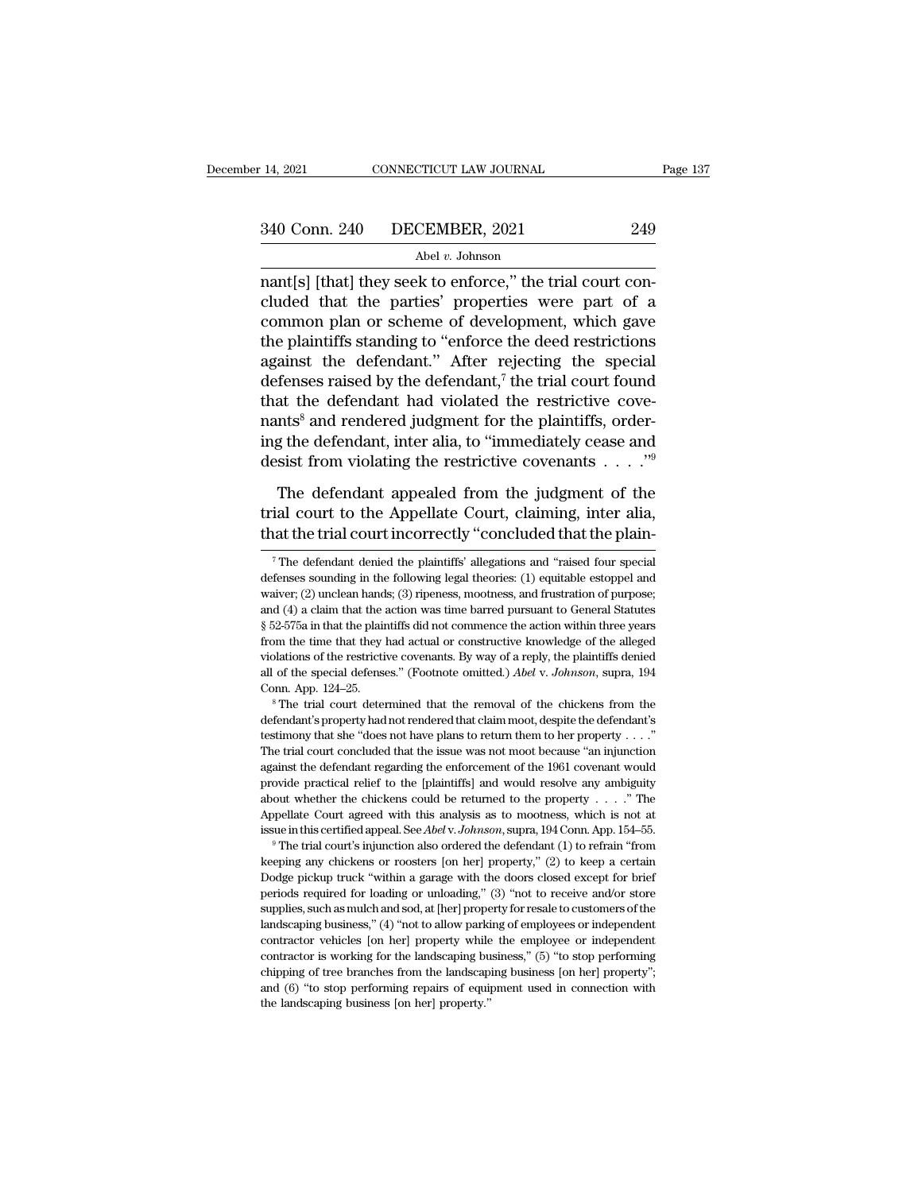nant[s] [that] they seek to enforce," the trial court concluded that the parties' properties were part of a common plan or scheme of development, which gave the plaintiffs standing to "enforce the deed restrictions against the defendant." After rejecting the special defenses raised by the defendant,[7] the trial court found that the defendant had violated the restrictive covenants[8] and rendered judgment for the plaintiffs, ordering the defendant, inter alia, to "immediately cease and desist from violating the restrictive covenants . . . ."[9]

The defendant appealed from the judgment of the trial court to the Appellate Court, claiming, inter alia, that the trial court incorrectly "concluded that the plain-

[7] The defendant denied the plaintiffs' allegations and "raised four special defenses sounding in the following legal theories: (1) equitable estoppel and waiver; (2) unclean hands; (3) ripeness, mootness, and frustration of purpose; and (4) a claim that the action was time barred pursuant to General Statutes § 52-575a in that the plaintiffs did not commence the action within three years from the time that they had actual or constructive knowledge of the alleged violations of the restrictive covenants. By way of a reply, the plaintiffs denied all of the special defenses." (Footnote omitted.) *Abel* v. *Johnson*, supra, 194 Conn. App. 124–25.

[8] The trial court determined that the removal of the chickens from the defendant's property had not rendered that claim moot, despite the defendant's testimony that she "does not have plans to return them to her property . . . ." The trial court concluded that the issue was not moot because "an injunction against the defendant regarding the enforcement of the 1961 covenant would provide practical relief to the [plaintiffs] and would resolve any ambiguity about whether the chickens could be returned to the property . . . ." The Appellate Court agreed with this analysis as to mootness, which is not at issue in this certified appeal. See *Abel* v. *Johnson*, supra, 194 Conn. App. 154–55.

[9] The trial court's injunction also ordered the defendant (1) to refrain "from keeping any chickens or roosters [on her] property," (2) to keep a certain Dodge pickup truck "within a garage with the doors closed except for brief periods required for loading or unloading," (3) "not to receive and/or store supplies, such as mulch and sod, at [her] property for resale to customers of the landscaping business," (4) "not to allow parking of employees or independent contractor vehicles [on her] property while the employee or independent contractor is working for the landscaping business," (5) "to stop performing chipping of tree branches from the landscaping business [on her] property"; and (6) "to stop performing repairs of equipment used in connection with the landscaping business [on her] property."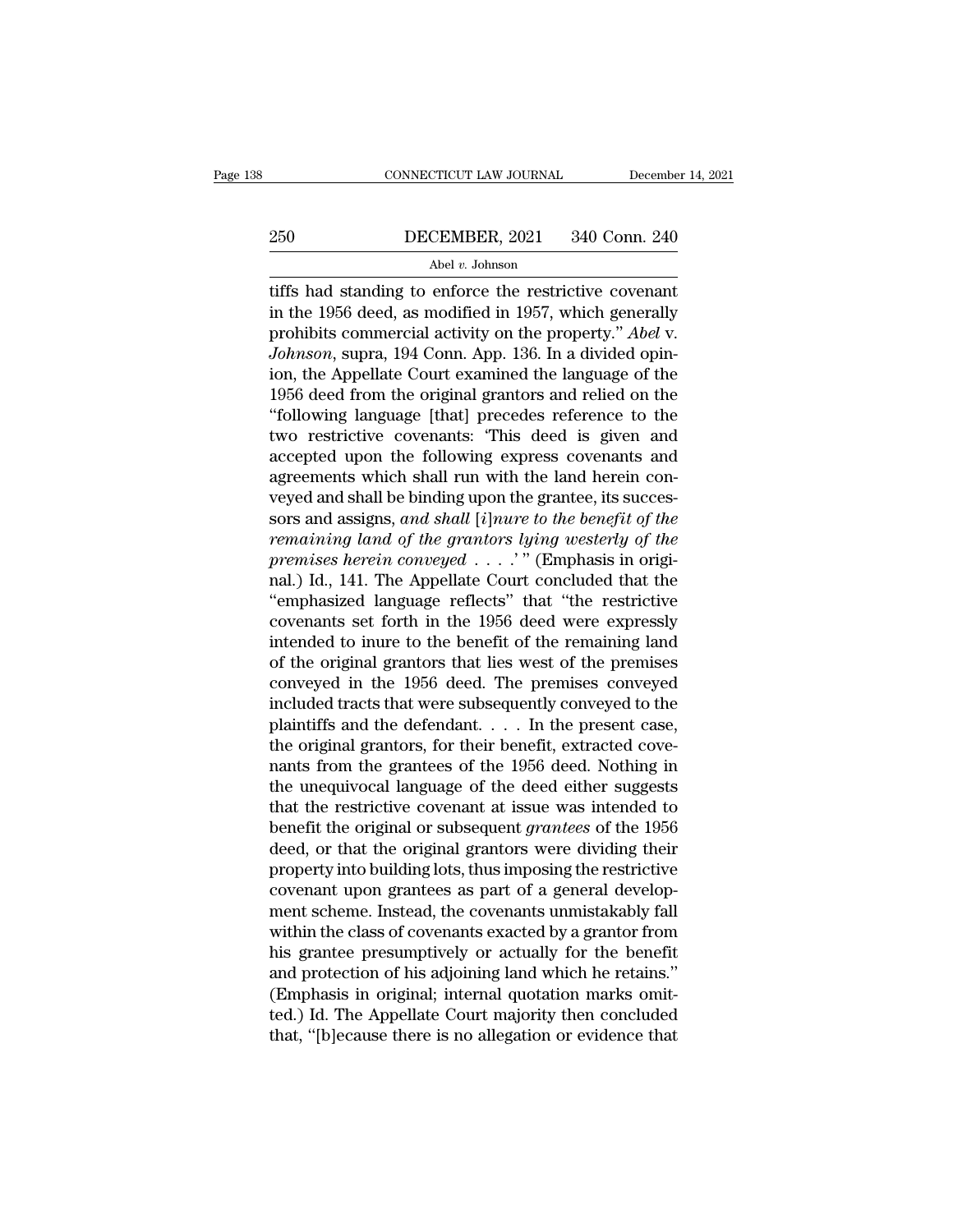tiffs had standing to enforce the restrictive covenant in the 1956 deed, as modified in 1957, which generally prohibits commercial activity on the property." *Abel* v. *Johnson*, supra, 194 Conn. App. 136. In a divided opinion, the Appellate Court examined the language of the 1956 deed from the original grantors and relied on the "following language [that] precedes reference to the two restrictive covenants: 'This deed is given and accepted upon the following express covenants and agreements which shall run with the land herein conveyed and shall be binding upon the grantee, its successors and assigns, *and shall* [*i*]*nure to the benefit of the remaining land of the grantors lying westerly of the premises herein conveyed* . . . .' " (Emphasis in original.) Id., 141. The Appellate Court concluded that the "emphasized language reflects" that "the restrictive covenants set forth in the 1956 deed were expressly intended to inure to the benefit of the remaining land of the original grantors that lies west of the premises conveyed in the 1956 deed. The premises conveyed included tracts that were subsequently conveyed to the plaintiffs and the defendant. . . . In the present case, the original grantors, for their benefit, extracted covenants from the grantees of the 1956 deed. Nothing in the unequivocal language of the deed either suggests that the restrictive covenant at issue was intended to benefit the original or subsequent *grantees* of the 1956 deed, or that the original grantors were dividing their property into building lots, thus imposing the restrictive covenant upon grantees as part of a general development scheme. Instead, the covenants unmistakably fall within the class of covenants exacted by a grantor from his grantee presumptively or actually for the benefit and protection of his adjoining land which he retains." (Emphasis in original; internal quotation marks omitted.) Id. The Appellate Court majority then concluded that, "[b]ecause there is no allegation or evidence that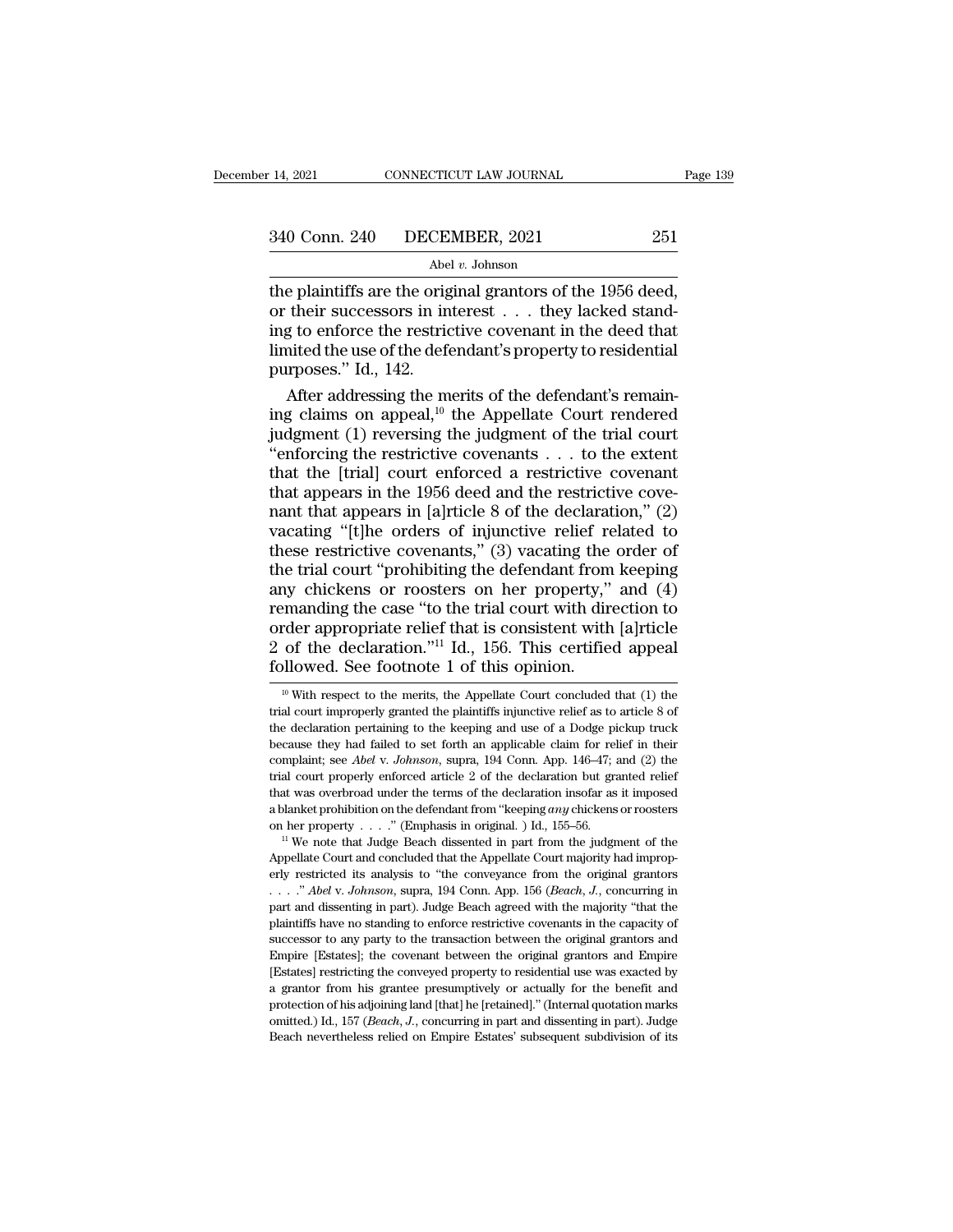the plaintiffs are the original grantors of the 1956 deed, or their successors in interest . . . they lacked standing to enforce the restrictive covenant in the deed that limited the use of the defendant's property to residential purposes." Id., 142.

After addressing the merits of the defendant's remaining claims on appeal,[10] the Appellate Court rendered judgment (1) reversing the judgment of the trial court "enforcing the restrictive covenants . . . to the extent that the [trial] court enforced a restrictive covenant that appears in the 1956 deed and the restrictive covenant that appears in [a]rticle 8 of the declaration," (2) vacating "[t]he orders of injunctive relief related to these restrictive covenants," (3) vacating the order of the trial court "prohibiting the defendant from keeping any chickens or roosters on her property," and (4) remanding the case "to the trial court with direction to order appropriate relief that is consistent with [a]rticle 2 of the declaration."[11] Id., 156. This certified appeal followed. See footnote 1 of this opinion.

[10] With respect to the merits, the Appellate Court concluded that (1) the trial court improperly granted the plaintiffs injunctive relief as to article 8 of the declaration pertaining to the keeping and use of a Dodge pickup truck because they had failed to set forth an applicable claim for relief in their complaint; see *Abel* v. *Johnson*, supra, 194 Conn. App. 146–47; and (2) the trial court properly enforced article 2 of the declaration but granted relief that was overbroad under the terms of the declaration insofar as it imposed a blanket prohibition on the defendant from "keeping *any* chickens or roosters on her property . . . ." (Emphasis in original. ) Id., 155–56.

[11] We note that Judge Beach dissented in part from the judgment of the Appellate Court and concluded that the Appellate Court majority had improperly restricted its analysis to "the conveyance from the original grantors . . . ." *Abel* v. *Johnson*, supra, 194 Conn. App. 156 (*Beach, J.*, concurring in part and dissenting in part). Judge Beach agreed with the majority "that the plaintiffs have no standing to enforce restrictive covenants in the capacity of successor to any party to the transaction between the original grantors and Empire [Estates]; the covenant between the original grantors and Empire [Estates] restricting the conveyed property to residential use was exacted by a grantor from his grantee presumptively or actually for the benefit and protection of his adjoining land [that] he [retained]." (Internal quotation marks omitted.) Id., 157 (*Beach, J.*, concurring in part and dissenting in part). Judge Beach nevertheless relied on Empire Estates' subsequent subdivision of its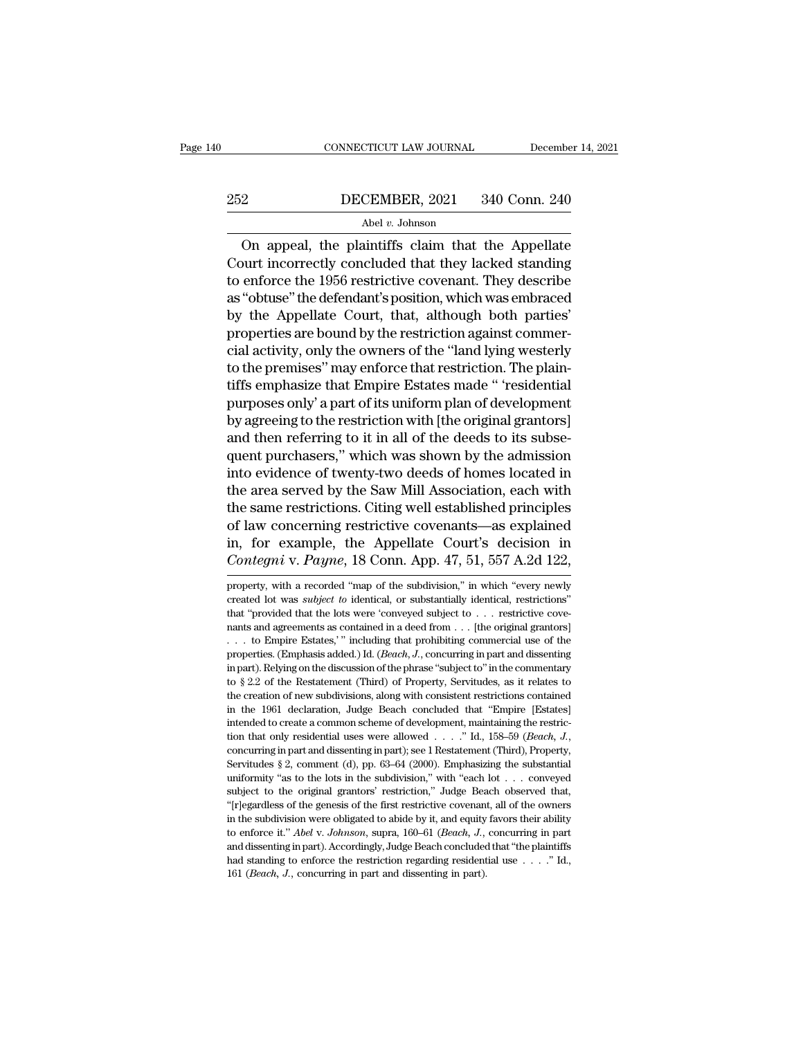On appeal, the plaintiffs claim that the Appellate Court incorrectly concluded that they lacked standing to enforce the 1956 restrictive covenant. They describe as "obtuse" the defendant's position, which was embraced by the Appellate Court, that, although both parties' properties are bound by the restriction against commercial activity, only the owners of the "land lying westerly to the premises" may enforce that restriction. The plaintiffs emphasize that Empire Estates made " 'residential purposes only' a part of its uniform plan of development by agreeing to the restriction with [the original grantors] and then referring to it in all of the deeds to its subsequent purchasers," which was shown by the admission into evidence of twenty-two deeds of homes located in the area served by the Saw Mill Association, each with the same restrictions. Citing well established principles of law concerning restrictive covenants—as explained in, for example, the Appellate Court's decision in *Contegni* v. *Payne*, 18 Conn. App. 47, 51, 557 A.2d 122,

property, with a recorded "map of the subdivision," in which "every newly created lot was *subject to* identical, or substantially identical, restrictions" that "provided that the lots were 'conveyed subject to . . . restrictive covenants and agreements as contained in a deed from . . . [the original grantors] . . . to Empire Estates,' " including that prohibiting commercial use of the properties. (Emphasis added.) Id. (*Beach, J.*, concurring in part and dissenting in part). Relying on the discussion of the phrase "subject to" in the commentary to § 2.2 of the Restatement (Third) of Property, Servitudes, as it relates to the creation of new subdivisions, along with consistent restrictions contained in the 1961 declaration, Judge Beach concluded that "Empire [Estates] intended to create a common scheme of development, maintaining the restriction that only residential uses were allowed . . . ." Id., 158–59 (*Beach, J.*, concurring in part and dissenting in part); see 1 Restatement (Third), Property, Servitudes § 2, comment (d), pp. 63–64 (2000). Emphasizing the substantial uniformity "as to the lots in the subdivision," with "each lot . . . conveyed subject to the original grantors' restriction," Judge Beach observed that, "[r]egardless of the genesis of the first restrictive covenant, all of the owners in the subdivision were obligated to abide by it, and equity favors their ability to enforce it." *Abel* v. *Johnson*, supra, 160–61 (*Beach, J.*, concurring in part and dissenting in part). Accordingly, Judge Beach concluded that "the plaintiffs had standing to enforce the restriction regarding residential use . . . ." Id., 161 (*Beach, J.*, concurring in part and dissenting in part).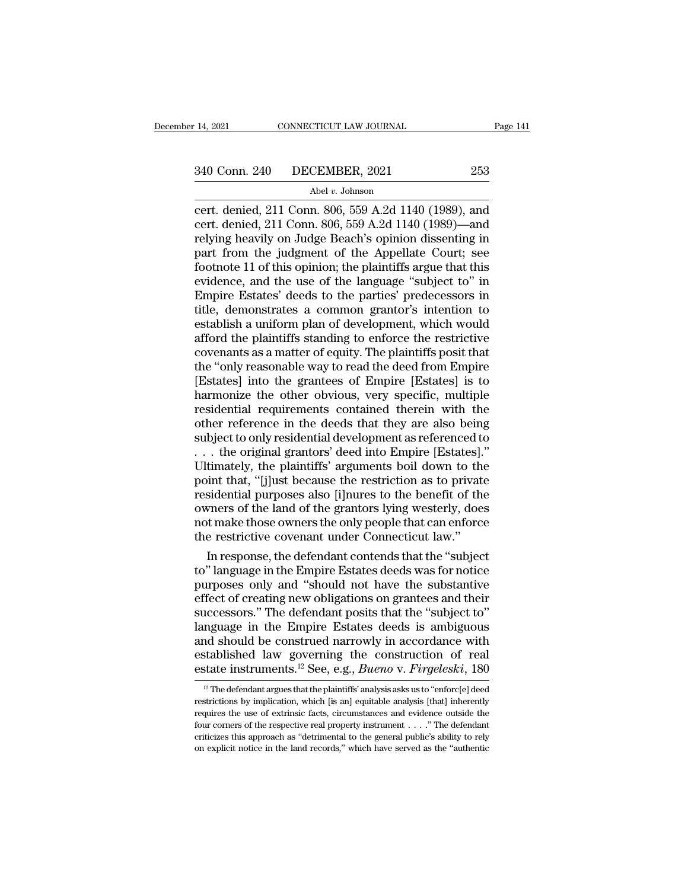cert. denied, 211 Conn. 806, 559 A.2d 1140 (1989), and cert. denied, 211 Conn. 806, 559 A.2d 1140 (1989)—and relying heavily on Judge Beach's opinion dissenting in part from the judgment of the Appellate Court; see footnote 11 of this opinion; the plaintiffs argue that this evidence, and the use of the language "subject to" in Empire Estates' deeds to the parties' predecessors in title, demonstrates a common grantor's intention to establish a uniform plan of development, which would afford the plaintiffs standing to enforce the restrictive covenants as a matter of equity. The plaintiffs posit that the "only reasonable way to read the deed from Empire [Estates] into the grantees of Empire [Estates] is to harmonize the other obvious, very specific, multiple residential requirements contained therein with the other reference in the deeds that they are also being subject to only residential development as referenced to . . . the original grantors' deed into Empire [Estates]." Ultimately, the plaintiffs' arguments boil down to the point that, "[j]ust because the restriction as to private residential purposes also [i]nures to the benefit of the owners of the land of the grantors lying westerly, does not make those owners the only people that can enforce the restrictive covenant under Connecticut law."

In response, the defendant contends that the "subject to" language in the Empire Estates deeds was for notice purposes only and "should not have the substantive effect of creating new obligations on grantees and their successors." The defendant posits that the "subject to" language in the Empire Estates deeds is ambiguous and should be construed narrowly in accordance with established law governing the construction of real estate instruments.[12] See, e.g., *Bueno* v. *Firgeleski*, 180

---

[12] The defendant argues that the plaintiffs' analysis asks us to "enforc[e] deed restrictions by implication, which [is an] equitable analysis [that] inherently requires the use of extrinsic facts, circumstances and evidence outside the four corners of the respective real property instrument . . . ." The defendant criticizes this approach as "detrimental to the general public's ability to rely on explicit notice in the land records," which have served as the "authentic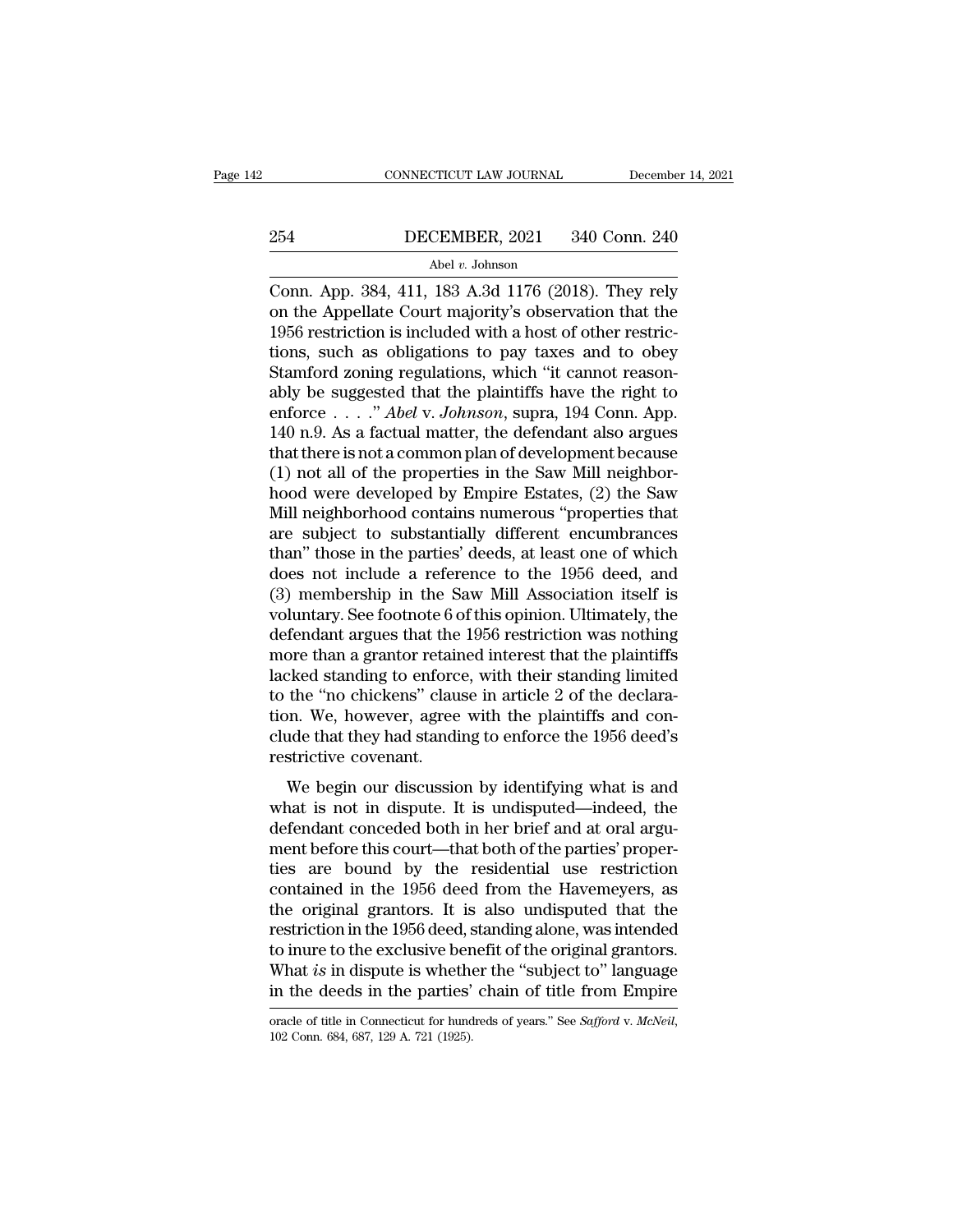Conn. App. 384, 411, 183 A.3d 1176 (2018). They rely on the Appellate Court majority's observation that the 1956 restriction is included with a host of other restrictions, such as obligations to pay taxes and to obey Stamford zoning regulations, which "it cannot reasonably be suggested that the plaintiffs have the right to enforce . . . ." *Abel* v. *Johnson*, supra, 194 Conn. App. 140 n.9. As a factual matter, the defendant also argues that there is not a common plan of development because (1) not all of the properties in the Saw Mill neighborhood were developed by Empire Estates, (2) the Saw Mill neighborhood contains numerous "properties that are subject to substantially different encumbrances than" those in the parties' deeds, at least one of which does not include a reference to the 1956 deed, and (3) membership in the Saw Mill Association itself is voluntary. See footnote 6 of this opinion. Ultimately, the defendant argues that the 1956 restriction was nothing more than a grantor retained interest that the plaintiffs lacked standing to enforce, with their standing limited to the "no chickens" clause in article 2 of the declaration. We, however, agree with the plaintiffs and conclude that they had standing to enforce the 1956 deed's restrictive covenant.

We begin our discussion by identifying what is and what is not in dispute. It is undisputed—indeed, the defendant conceded both in her brief and at oral argument before this court—that both of the parties' properties are bound by the residential use restriction contained in the 1956 deed from the Havemeyers, as the original grantors. It is also undisputed that the restriction in the 1956 deed, standing alone, was intended to inure to the exclusive benefit of the original grantors. What *is* in dispute is whether the "subject to" language in the deeds in the parties' chain of title from Empire

oracle of title in Connecticut for hundreds of years." See *Safford* v. *McNeil*, 102 Conn. 684, 687, 129 A. 721 (1925).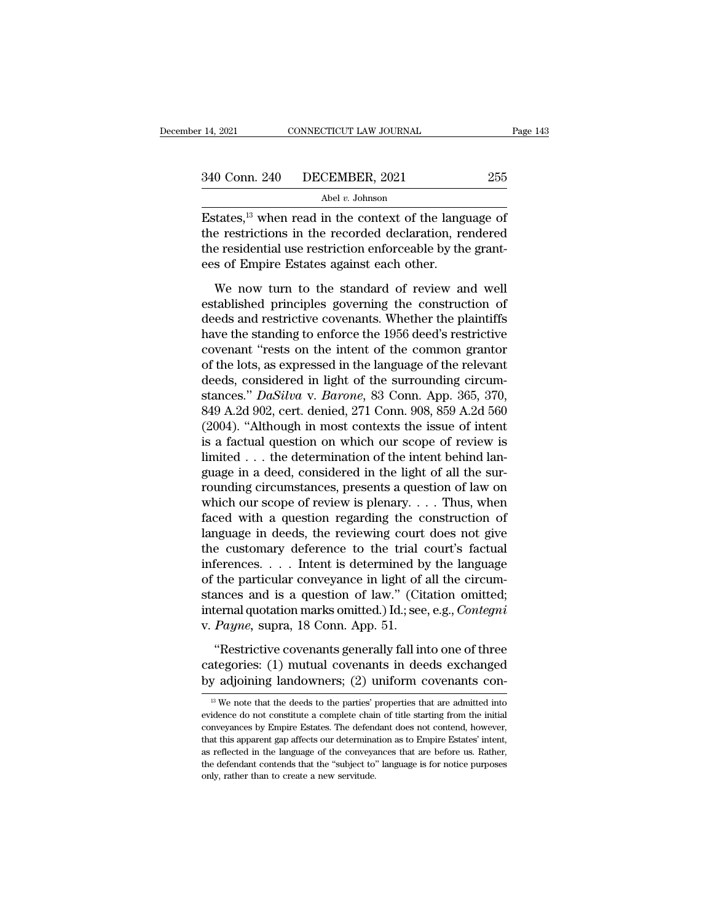Estates,[13] when read in the context of the language of the restrictions in the recorded declaration, rendered the residential use restriction enforceable by the grantees of Empire Estates against each other.

We now turn to the standard of review and well established principles governing the construction of deeds and restrictive covenants. Whether the plaintiffs have the standing to enforce the 1956 deed's restrictive covenant "rests on the intent of the common grantor of the lots, as expressed in the language of the relevant deeds, considered in light of the surrounding circumstances." *DaSilva* v. *Barone*, 83 Conn. App. 365, 370, 849 A.2d 902, cert. denied, 271 Conn. 908, 859 A.2d 560 (2004). "Although in most contexts the issue of intent is a factual question on which our scope of review is limited . . . the determination of the intent behind language in a deed, considered in the light of all the surrounding circumstances, presents a question of law on which our scope of review is plenary. . . . Thus, when faced with a question regarding the construction of language in deeds, the reviewing court does not give the customary deference to the trial court's factual inferences. . . . Intent is determined by the language of the particular conveyance in light of all the circumstances and is a question of law." (Citation omitted; internal quotation marks omitted.) Id.; see, e.g., *Contegni* v. *Payne*, supra, 18 Conn. App. 51.

"Restrictive covenants generally fall into one of three categories: (1) mutual covenants in deeds exchanged by adjoining landowners; (2) uniform covenants con-

[13] We note that the deeds to the parties' properties that are admitted into evidence do not constitute a complete chain of title starting from the initial conveyances by Empire Estates. The defendant does not contend, however, that this apparent gap affects our determination as to Empire Estates' intent, as reflected in the language of the conveyances that are before us. Rather, the defendant contends that the "subject to" language is for notice purposes only, rather than to create a new servitude.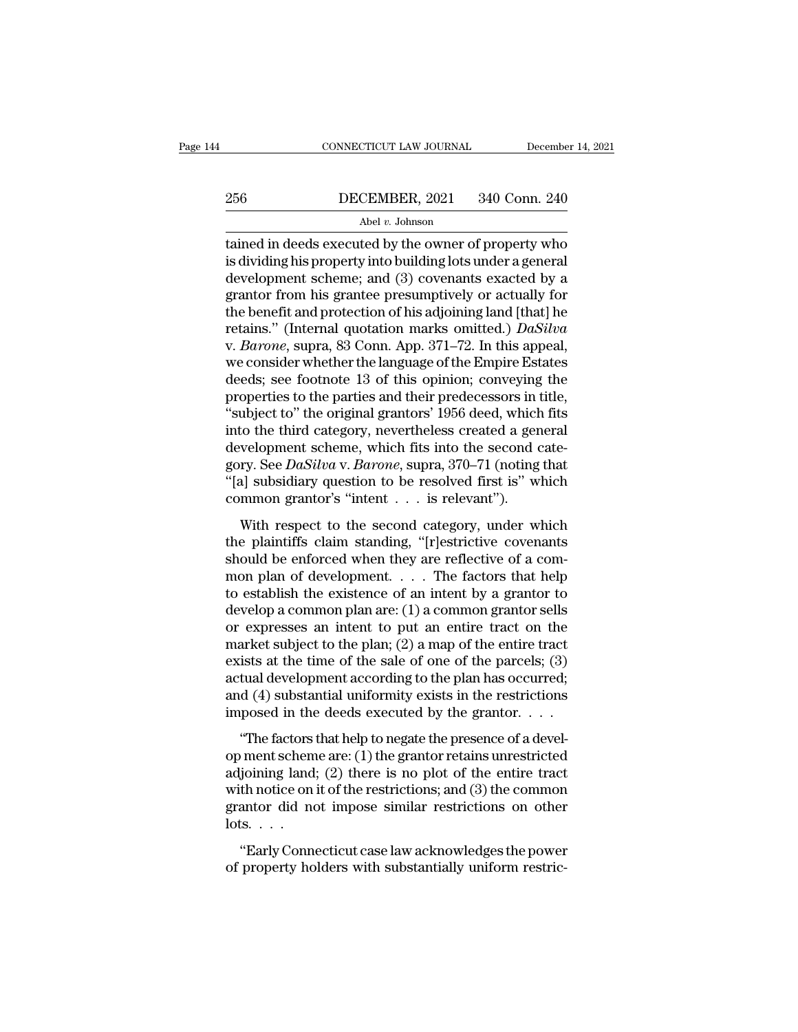tained in deeds executed by the owner of property who is dividing his property into building lots under a general development scheme; and (3) covenants exacted by a grantor from his grantee presumptively or actually for the benefit and protection of his adjoining land [that] he retains." (Internal quotation marks omitted.) *DaSilva* v. *Barone*, supra, 83 Conn. App. 371–72. In this appeal, we consider whether the language of the Empire Estates deeds; see footnote 13 of this opinion; conveying the properties to the parties and their predecessors in title, "subject to" the original grantors' 1956 deed, which fits into the third category, nevertheless created a general development scheme, which fits into the second category. See *DaSilva* v. *Barone*, supra, 370–71 (noting that "[a] subsidiary question to be resolved first is" which common grantor's "intent . . . is relevant").

With respect to the second category, under which the plaintiffs claim standing, "[r]estrictive covenants should be enforced when they are reflective of a common plan of development. . . . The factors that help to establish the existence of an intent by a grantor to develop a common plan are: (1) a common grantor sells or expresses an intent to put an entire tract on the market subject to the plan; (2) a map of the entire tract exists at the time of the sale of one of the parcels; (3) actual development according to the plan has occurred; and (4) substantial uniformity exists in the restrictions imposed in the deeds executed by the grantor. . . .

"The factors that help to negate the presence of a develop ment scheme are: (1) the grantor retains unrestricted adjoining land; (2) there is no plot of the entire tract with notice on it of the restrictions; and (3) the common grantor did not impose similar restrictions on other lots. . . .

"Early Connecticut case law acknowledges the power of property holders with substantially uniform restric-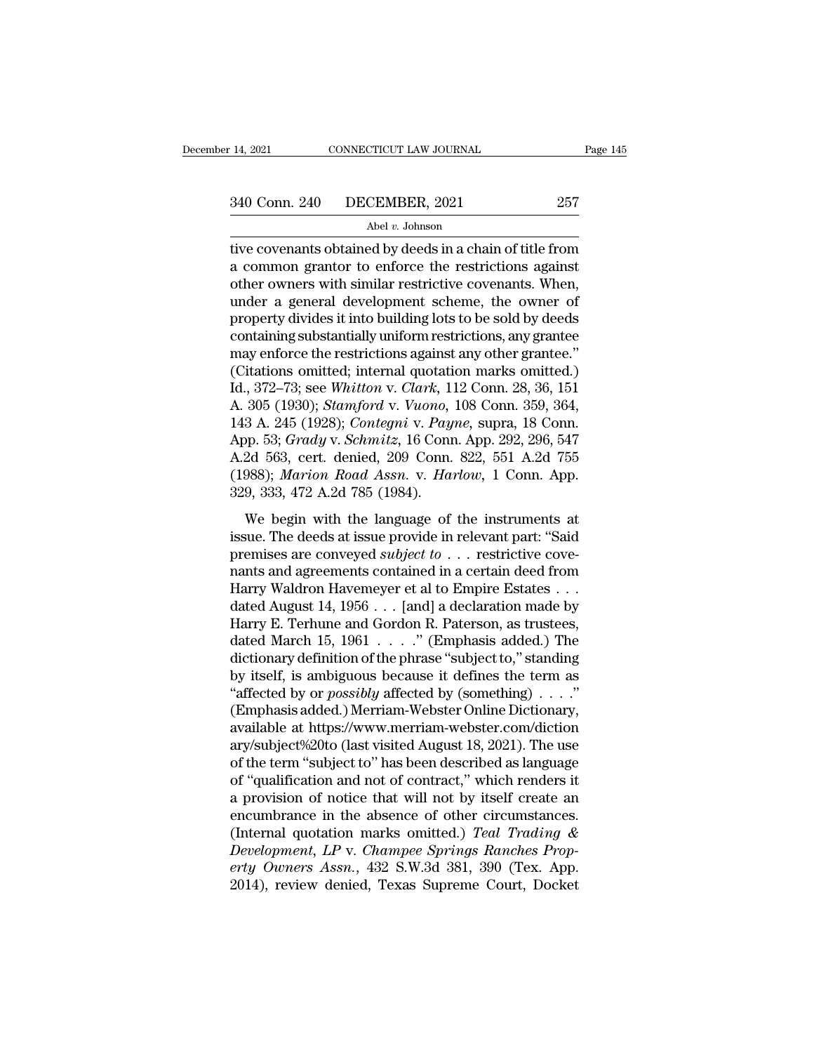tive covenants obtained by deeds in a chain of title from a common grantor to enforce the restrictions against other owners with similar restrictive covenants. When, under a general development scheme, the owner of property divides it into building lots to be sold by deeds containing substantially uniform restrictions, any grantee may enforce the restrictions against any other grantee." (Citations omitted; internal quotation marks omitted.) Id., 372–73; see *Whitton* v. *Clark*, 112 Conn. 28, 36, 151 A. 305 (1930); *Stamford* v. *Vuono*, 108 Conn. 359, 364, 143 A. 245 (1928); *Contegni* v. *Payne*, supra, 18 Conn. App. 53; *Grady* v. *Schmitz*, 16 Conn. App. 292, 296, 547 A.2d 563, cert. denied, 209 Conn. 822, 551 A.2d 755 (1988); *Marion Road Assn.* v. *Harlow*, 1 Conn. App. 329, 333, 472 A.2d 785 (1984).

We begin with the language of the instruments at issue. The deeds at issue provide in relevant part: "Said premises are conveyed *subject to* . . . restrictive covenants and agreements contained in a certain deed from Harry Waldron Havemeyer et al to Empire Estates . . . dated August 14, 1956 . . . [and] a declaration made by Harry E. Terhune and Gordon R. Paterson, as trustees, dated March 15, 1961 . . . ." (Emphasis added.) The dictionary definition of the phrase "subject to," standing by itself, is ambiguous because it defines the term as "affected by or *possibly* affected by (something) . . . ." (Emphasis added.) Merriam-Webster Online Dictionary, available at https://www.merriam-webster.com/dictionary/subject%20to (last visited August 18, 2021). The use of the term "subject to" has been described as language of "qualification and not of contract," which renders it a provision of notice that will not by itself create an encumbrance in the absence of other circumstances. (Internal quotation marks omitted.) *Teal Trading & Development, LP* v. *Champee Springs Ranches Property Owners Assn.*, 432 S.W.3d 381, 390 (Tex. App. 2014), review denied, Texas Supreme Court, Docket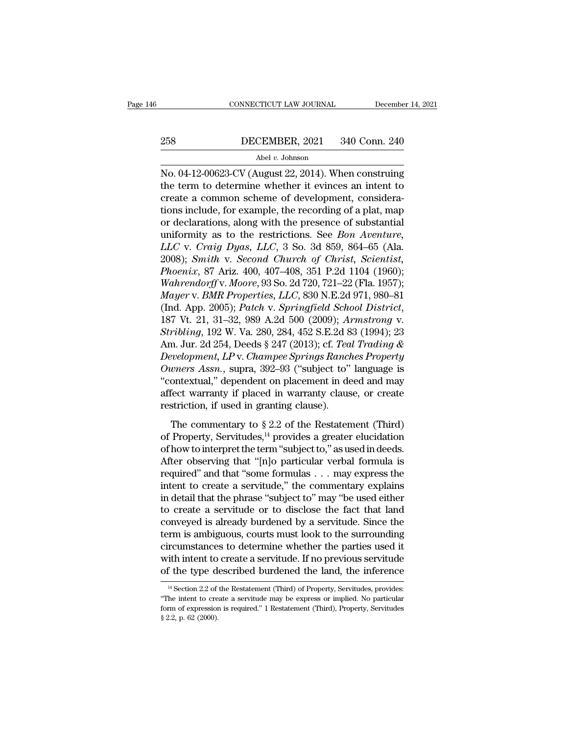No. 04-12-00623-CV (August 22, 2014). When construing the term to determine whether it evinces an intent to create a common scheme of development, considerations include, for example, the recording of a plat, map or declarations, along with the presence of substantial uniformity as to the restrictions. See *Bon Aventure, LLC* v. *Craig Dyas, LLC*, 3 So. 3d 859, 864–65 (Ala. 2008); *Smith* v. *Second Church of Christ, Scientist, Phoenix*, 87 Ariz. 400, 407–408, 351 P.2d 1104 (1960); *Wahrendorff* v. *Moore*, 93 So. 2d 720, 721–22 (Fla. 1957); *Mayer* v. *BMR Properties, LLC*, 830 N.E.2d 971, 980–81 (Ind. App. 2005); *Patch* v. *Springfield School District*, 187 Vt. 21, 31–32, 989 A.2d 500 (2009); *Armstrong* v. *Stribling*, 192 W. Va. 280, 284, 452 S.E.2d 83 (1994); 23 Am. Jur. 2d 254, Deeds § 247 (2013); cf. *Teal Trading & Development, LP* v. *Champee Springs Ranches Property Owners Assn.*, supra, 392–93 ("subject to" language is "contextual," dependent on placement in deed and may affect warranty if placed in warranty clause, or create restriction, if used in granting clause).

The commentary to § 2.2 of the Restatement (Third) of Property, Servitudes,[14] provides a greater elucidation of how to interpret the term "subject to," as used in deeds. After observing that "[n]o particular verbal formula is required" and that "some formulas . . . may express the intent to create a servitude," the commentary explains in detail that the phrase "subject to" may "be used either to create a servitude or to disclose the fact that land conveyed is already burdened by a servitude. Since the term is ambiguous, courts must look to the surrounding circumstances to determine whether the parties used it with intent to create a servitude. If no previous servitude of the type described burdened the land, the inference

[14] Section 2.2 of the Restatement (Third) of Property, Servitudes, provides: "The intent to create a servitude may be express or implied. No particular form of expression is required." 1 Restatement (Third), Property, Servitudes § 2.2, p. 62 (2000).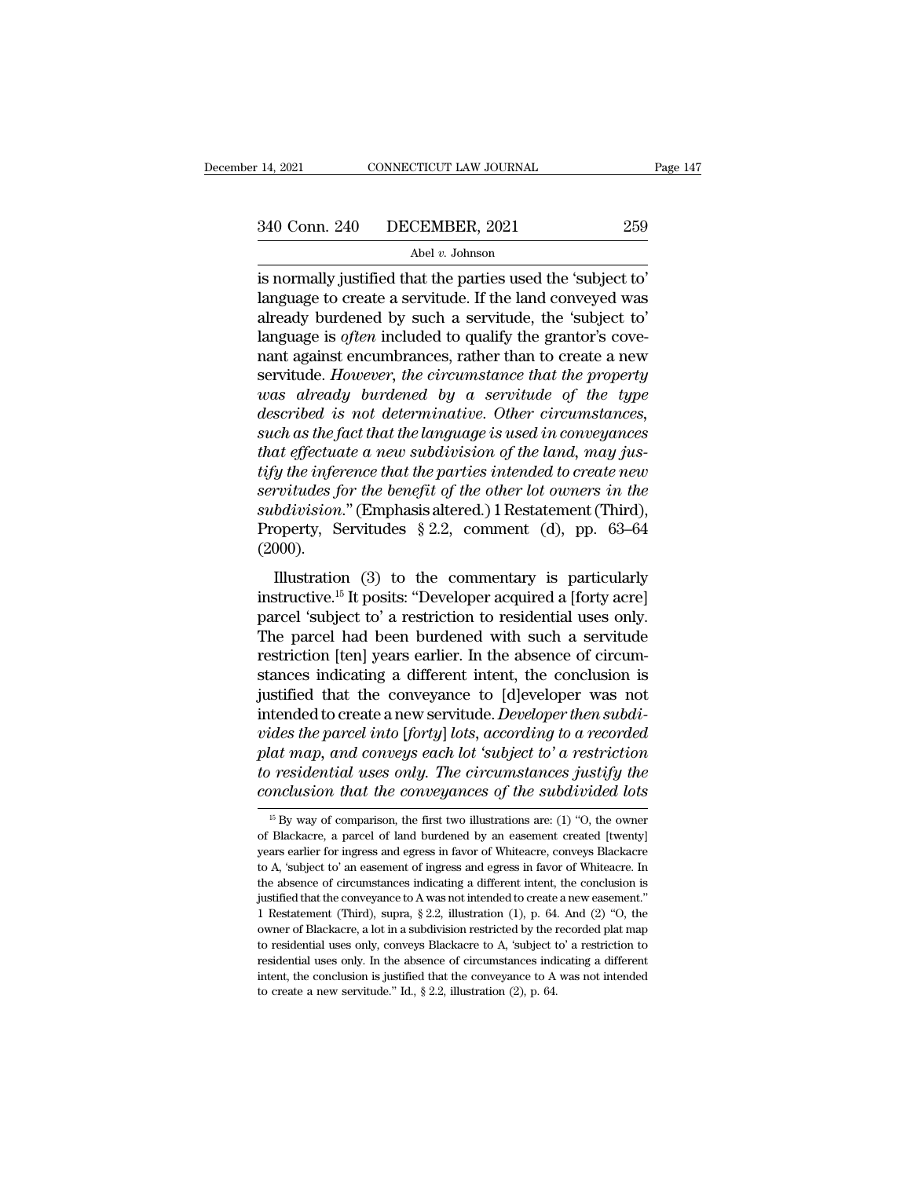is normally justified that the parties used the 'subject to' language to create a servitude. If the land conveyed was already burdened by such a servitude, the 'subject to' language is *often* included to qualify the grantor's covenant against encumbrances, rather than to create a new servitude. *However, the circumstance that the property was already burdened by a servitude of the type described is not determinative. Other circumstances, such as the fact that the language is used in conveyances that effectuate a new subdivision of the land, may justify the inference that the parties intended to create new servitudes for the benefit of the other lot owners in the subdivision.*" (Emphasis altered.) 1 Restatement (Third), Property, Servitudes § 2.2, comment (d), pp. 63–64 (2000).

Illustration (3) to the commentary is particularly instructive.[15] It posits: "Developer acquired a [forty acre] parcel 'subject to' a restriction to residential uses only. The parcel had been burdened with such a servitude restriction [ten] years earlier. In the absence of circumstances indicating a different intent, the conclusion is justified that the conveyance to [d]eveloper was not intended to create a new servitude. *Developer then subdivides the parcel into [forty] lots, according to a recorded plat map, and conveys each lot 'subject to' a restriction to residential uses only. The circumstances justify the conclusion that the conveyances of the subdivided lots*

[15] By way of comparison, the first two illustrations are: (1) "O, the owner of Blackacre, a parcel of land burdened by an easement created [twenty] years earlier for ingress and egress in favor of Whiteacre, conveys Blackacre to A, 'subject to' an easement of ingress and egress in favor of Whiteacre. In the absence of circumstances indicating a different intent, the conclusion is justified that the conveyance to A was not intended to create a new easement." 1 Restatement (Third), supra, § 2.2, illustration (1), p. 64. And (2) "O, the owner of Blackacre, a lot in a subdivision restricted by the recorded plat map to residential uses only, conveys Blackacre to A, 'subject to' a restriction to residential uses only. In the absence of circumstances indicating a different intent, the conclusion is justified that the conveyance to A was not intended to create a new servitude." Id., § 2.2, illustration (2), p. 64.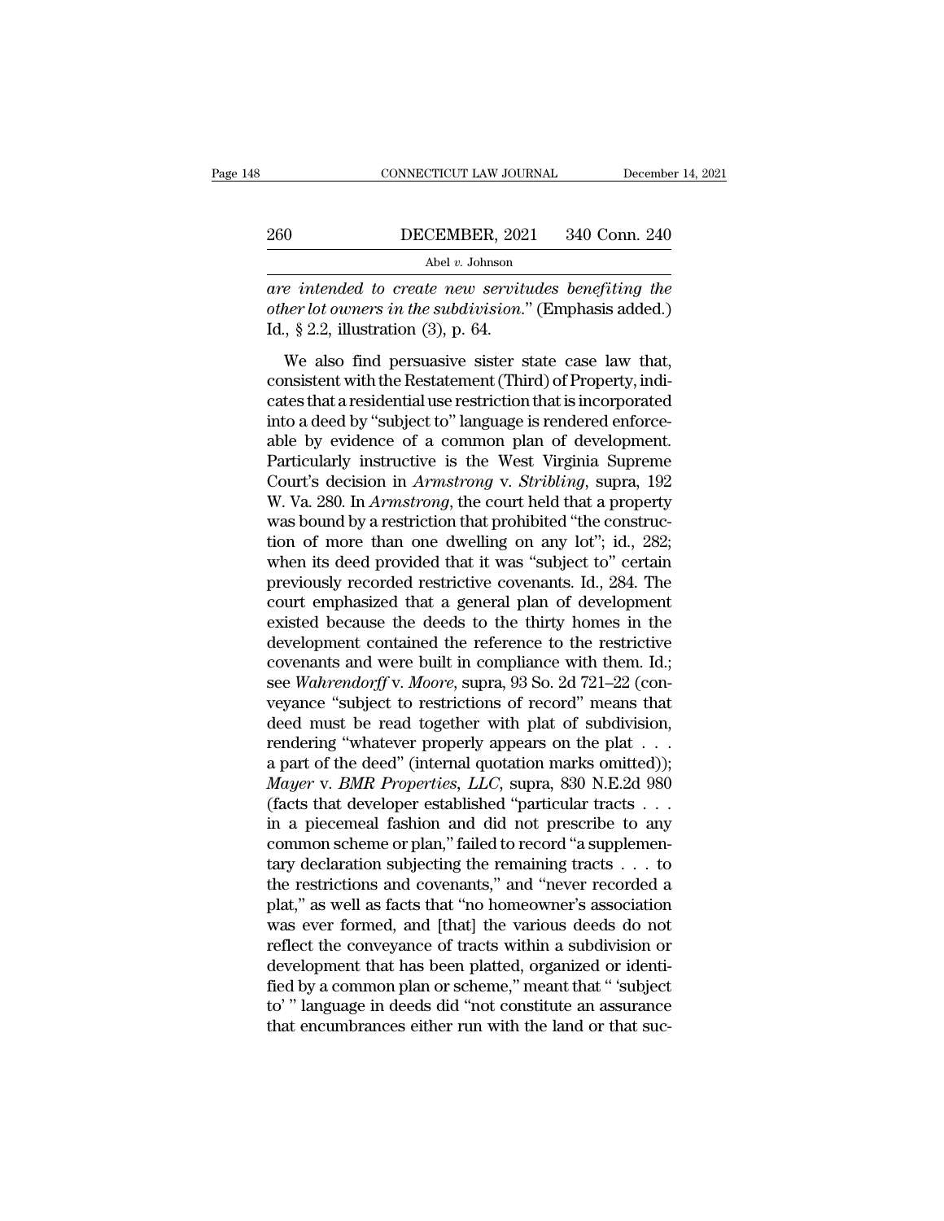*are intended to create new servitudes benefiting the other lot owners in the subdivision*." (Emphasis added.) Id., § 2.2, illustration (3), p. 64.

We also find persuasive sister state case law that, consistent with the Restatement (Third) of Property, indicates that a residential use restriction that is incorporated into a deed by "subject to" language is rendered enforceable by evidence of a common plan of development. Particularly instructive is the West Virginia Supreme Court's decision in *Armstrong* v. *Stribling*, supra, 192 W. Va. 280. In *Armstrong*, the court held that a property was bound by a restriction that prohibited "the construction of more than one dwelling on any lot"; id., 282; when its deed provided that it was "subject to" certain previously recorded restrictive covenants. Id., 284. The court emphasized that a general plan of development existed because the deeds to the thirty homes in the development contained the reference to the restrictive covenants and were built in compliance with them. Id.; see *Wahrendorff* v. *Moore*, supra, 93 So. 2d 721–22 (conveyance "subject to restrictions of record" means that deed must be read together with plat of subdivision, rendering "whatever properly appears on the plat . . . a part of the deed" (internal quotation marks omitted)); *Mayer* v. *BMR Properties, LLC*, supra, 830 N.E.2d 980 (facts that developer established "particular tracts . . . in a piecemeal fashion and did not prescribe to any common scheme or plan," failed to record "a supplementary declaration subjecting the remaining tracts . . . to the restrictions and covenants," and "never recorded a plat," as well as facts that "no homeowner's association was ever formed, and [that] the various deeds do not reflect the conveyance of tracts within a subdivision or development that has been platted, organized or identified by a common plan or scheme," meant that " 'subject to' " language in deeds did "not constitute an assurance that encumbrances either run with the land or that suc-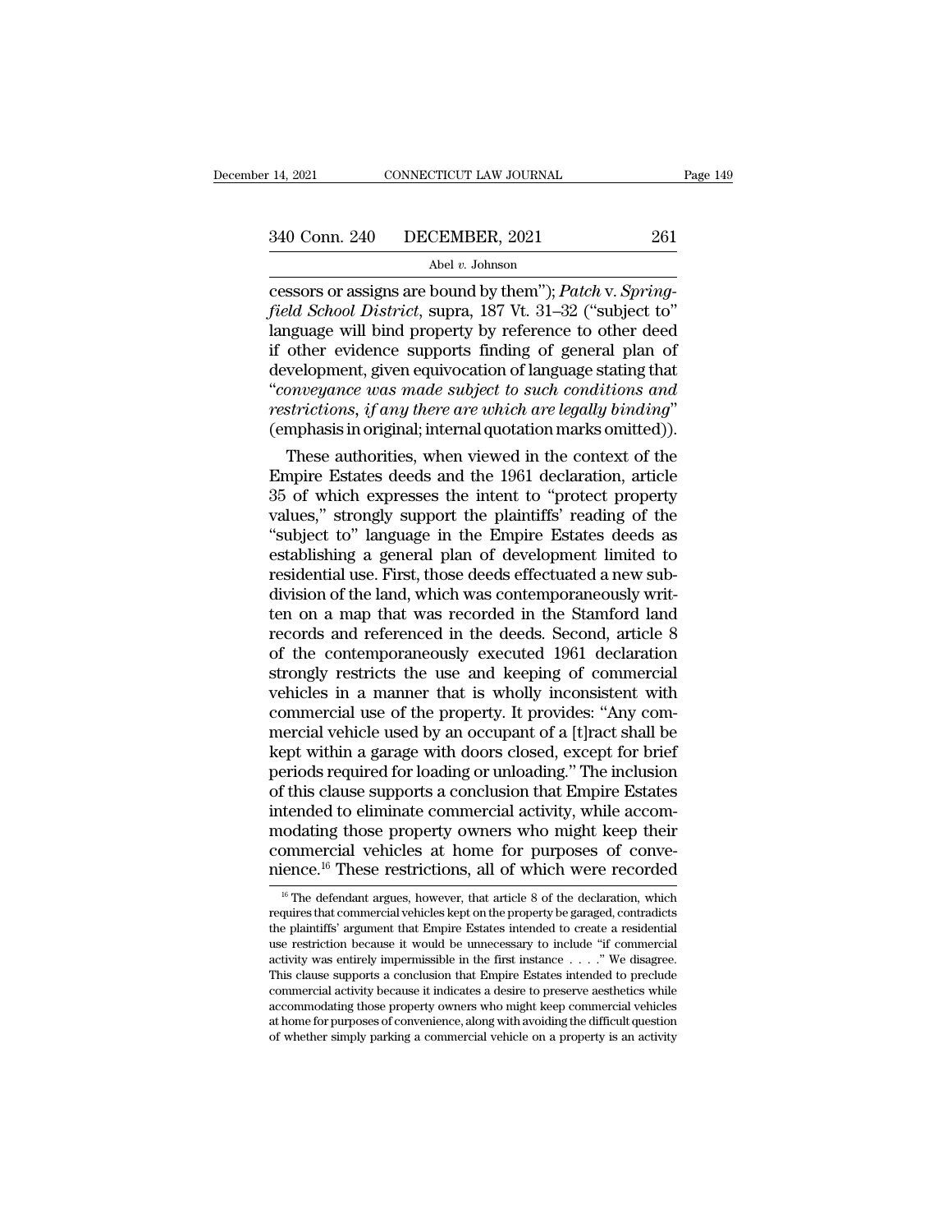cessors or assigns are bound by them"); *Patch* v. *Springfield School District*, supra, 187 Vt. 31–32 ("subject to" language will bind property by reference to other deed if other evidence supports finding of general plan of development, given equivocation of language stating that "*conveyance was made subject to such conditions and restrictions, if any there are which are legally binding*" (emphasis in original; internal quotation marks omitted)).

These authorities, when viewed in the context of the Empire Estates deeds and the 1961 declaration, article 35 of which expresses the intent to "protect property values," strongly support the plaintiffs' reading of the "subject to" language in the Empire Estates deeds as establishing a general plan of development limited to residential use. First, those deeds effectuated a new subdivision of the land, which was contemporaneously written on a map that was recorded in the Stamford land records and referenced in the deeds. Second, article 8 of the contemporaneously executed 1961 declaration strongly restricts the use and keeping of commercial vehicles in a manner that is wholly inconsistent with commercial use of the property. It provides: "Any commercial vehicle used by an occupant of a [t]ract shall be kept within a garage with doors closed, except for brief periods required for loading or unloading." The inclusion of this clause supports a conclusion that Empire Estates intended to eliminate commercial activity, while accommodating those property owners who might keep their commercial vehicles at home for purposes of convenience.[16] These restrictions, all of which were recorded

[16] The defendant argues, however, that article 8 of the declaration, which requires that commercial vehicles kept on the property be garaged, contradicts the plaintiffs' argument that Empire Estates intended to create a residential use restriction because it would be unnecessary to include "if commercial activity was entirely impermissible in the first instance . . . ." We disagree. This clause supports a conclusion that Empire Estates intended to preclude commercial activity because it indicates a desire to preserve aesthetics while accommodating those property owners who might keep commercial vehicles at home for purposes of convenience, along with avoiding the difficult question of whether simply parking a commercial vehicle on a property is an activity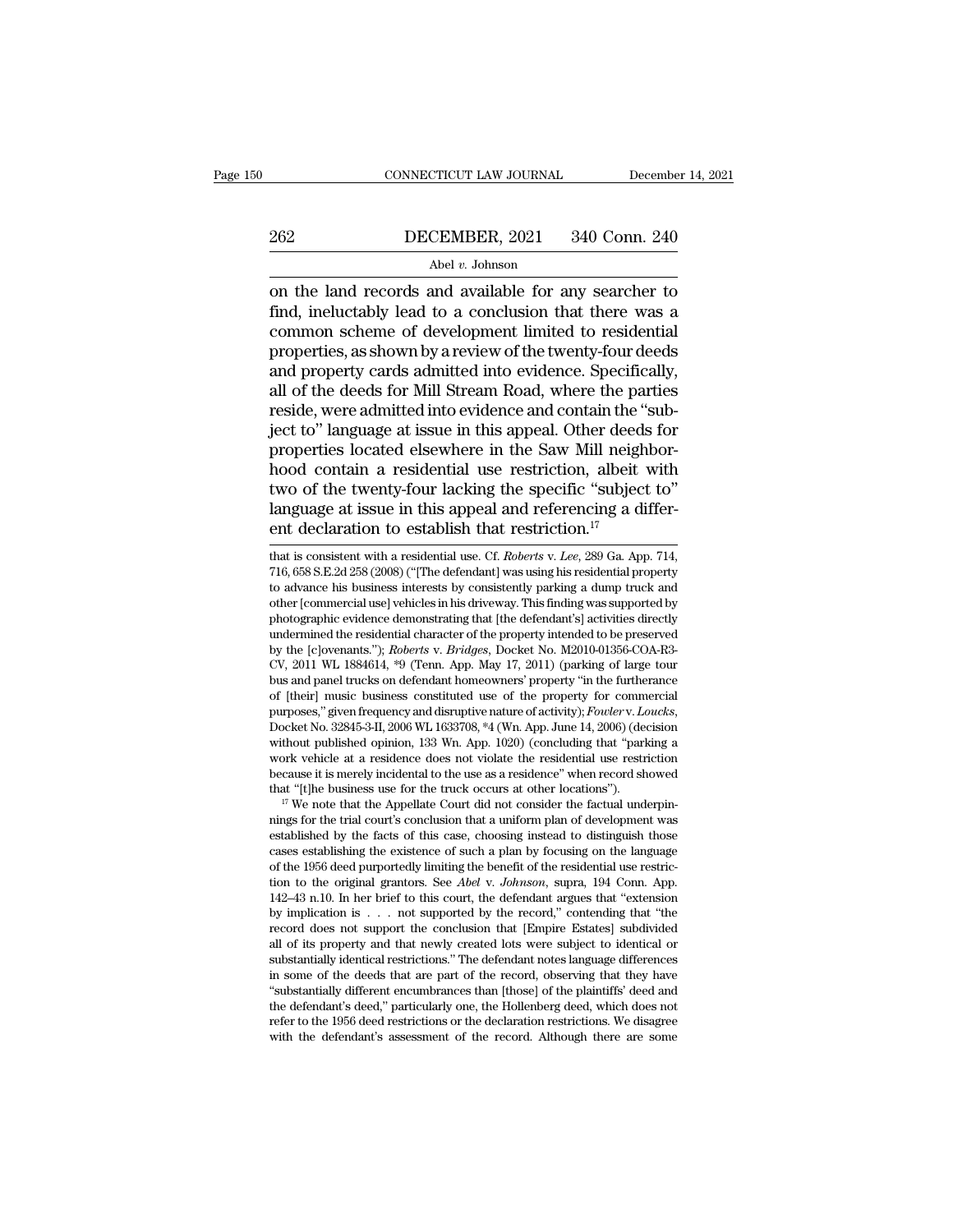on the land records and available for any searcher to find, ineluctably lead to a conclusion that there was a common scheme of development limited to residential properties, as shown by a review of the twenty-four deeds and property cards admitted into evidence. Specifically, all of the deeds for Mill Stream Road, where the parties reside, were admitted into evidence and contain the "subject to" language at issue in this appeal. Other deeds for properties located elsewhere in the Saw Mill neighborhood contain a residential use restriction, albeit with two of the twenty-four lacking the specific "subject to" language at issue in this appeal and referencing a different declaration to establish that restriction.[17]

that is consistent with a residential use. Cf. *Roberts* v. *Lee*, 289 Ga. App. 714, 716, 658 S.E.2d 258 (2008) ("[The defendant] was using his residential property to advance his business interests by consistently parking a dump truck and other [commercial use] vehicles in his driveway. This finding was supported by photographic evidence demonstrating that [the defendant's] activities directly undermined the residential character of the property intended to be preserved by the [c]ovenants."); *Roberts* v. *Bridges*, Docket No. M2010-01356-COA-R3-CV, 2011 WL 1884614, *9 (Tenn. App. May 17, 2011) (parking of large tour bus and panel trucks on defendant homeowners' property "in the furtherance of [their] music business constituted use of the property for commercial purposes," given frequency and disruptive nature of activity); *Fowler* v. *Loucks*, Docket No. 32845-3-II, 2006 WL 1633708, *4 (Wn. App. June 14, 2006) (decision without published opinion, 133 Wn. App. 1020) (concluding that "parking a work vehicle at a residence does not violate the residential use restriction because it is merely incidental to the use as a residence" when record showed that "[t]he business use for the truck occurs at other locations").

[17] We note that the Appellate Court did not consider the factual underpinnings for the trial court's conclusion that a uniform plan of development was established by the facts of this case, choosing instead to distinguish those cases establishing the existence of such a plan by focusing on the language of the 1956 deed purportedly limiting the benefit of the residential use restriction to the original grantors. See *Abel* v. *Johnson*, supra, 194 Conn. App. 142–43 n.10. In her brief to this court, the defendant argues that "extension by implication is . . . not supported by the record," contending that "the record does not support the conclusion that [Empire Estates] subdivided all of its property and that newly created lots were subject to identical or substantially identical restrictions." The defendant notes language differences in some of the deeds that are part of the record, observing that they have "substantially different encumbrances than [those] of the plaintiffs' deed and the defendant's deed," particularly one, the Hollenberg deed, which does not refer to the 1956 deed restrictions or the declaration restrictions. We disagree with the defendant's assessment of the record. Although there are some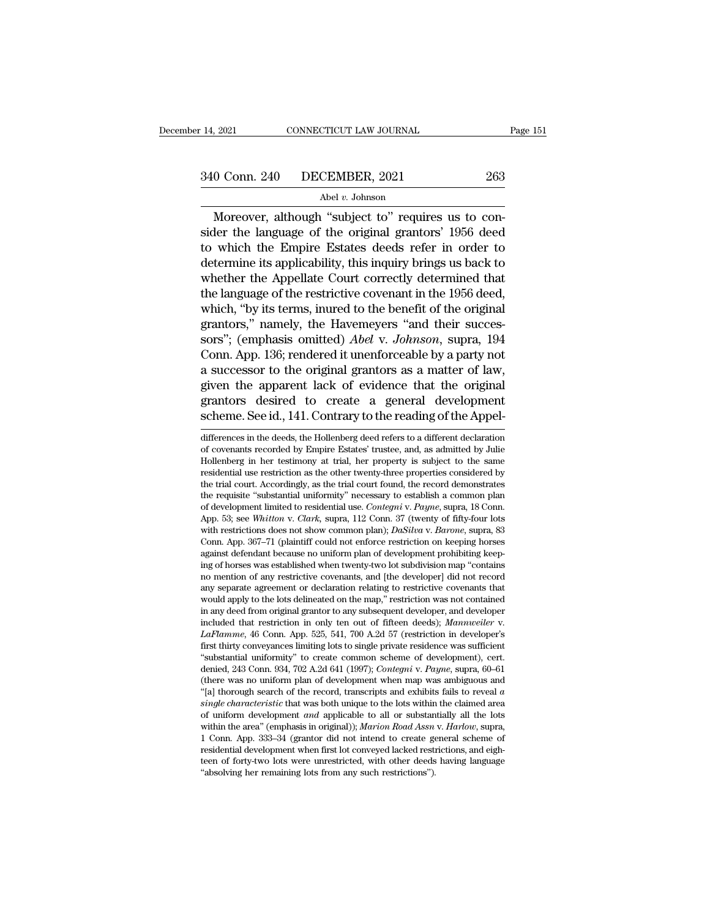Moreover, although "subject to" requires us to consider the language of the original grantors' 1956 deed to which the Empire Estates deeds refer in order to determine its applicability, this inquiry brings us back to whether the Appellate Court correctly determined that the language of the restrictive covenant in the 1956 deed, which, "by its terms, inured to the benefit of the original grantors," namely, the Havemeyers "and their successors"; (emphasis omitted) *Abel* v. *Johnson*, supra, 194 Conn. App. 136; rendered it unenforceable by a party not a successor to the original grantors as a matter of law, given the apparent lack of evidence that the original grantors desired to create a general development scheme. See id., 141. Contrary to the reading of the Appel-

differences in the deeds, the Hollenberg deed refers to a different declaration of covenants recorded by Empire Estates' trustee, and, as admitted by Julie Hollenberg in her testimony at trial, her property is subject to the same residential use restriction as the other twenty-three properties considered by the trial court. Accordingly, as the trial court found, the record demonstrates the requisite "substantial uniformity" necessary to establish a common plan of development limited to residential use. *Contegni* v. *Payne*, supra, 18 Conn. App. 53; see *Whitton* v. *Clark*, supra, 112 Conn. 37 (twenty of fifty-four lots with restrictions does not show common plan); *DaSilva* v. *Barone*, supra, 83 Conn. App. 367–71 (plaintiff could not enforce restriction on keeping horses against defendant because no uniform plan of development prohibiting keeping of horses was established when twenty-two lot subdivision map "contains no mention of any restrictive covenants, and [the developer] did not record any separate agreement or declaration relating to restrictive covenants that would apply to the lots delineated on the map," restriction was not contained in any deed from original grantor to any subsequent developer, and developer included that restriction in only ten out of fifteen deeds); *Mannweiler* v. *LaFlamme*, 46 Conn. App. 525, 541, 700 A.2d 57 (restriction in developer's first thirty conveyances limiting lots to single private residence was sufficient "substantial uniformity" to create common scheme of development), cert. denied, 243 Conn. 934, 702 A.2d 641 (1997); *Contegni* v. *Payne*, supra, 60–61 (there was no uniform plan of development when map was ambiguous and "[a] thorough search of the record, transcripts and exhibits fails to reveal *a single characteristic* that was both unique to the lots within the claimed area of uniform development *and* applicable to all or substantially all the lots within the area" (emphasis in original)); *Marion Road Assn* v. *Harlow*, supra, 1 Conn. App. 333–34 (grantor did not intend to create general scheme of residential development when first lot conveyed lacked restrictions, and eighteen of forty-two lots were unrestricted, with other deeds having language "absolving her remaining lots from any such restrictions").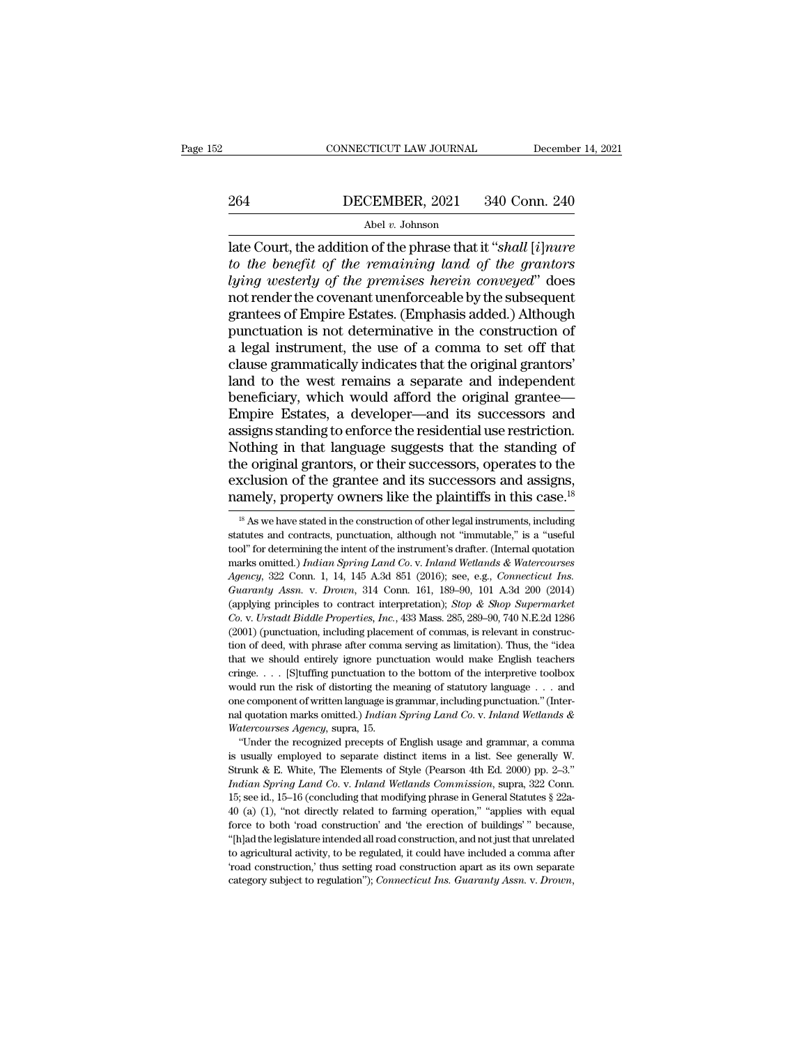late Court, the addition of the phrase that it "*shall* [*i*]*nure to the benefit of the remaining land of the grantors lying westerly of the premises herein conveyed*" does not render the covenant unenforceable by the subsequent grantees of Empire Estates. (Emphasis added.) Although punctuation is not determinative in the construction of a legal instrument, the use of a comma to set off that clause grammatically indicates that the original grantors' land to the west remains a separate and independent beneficiary, which would afford the original grantee—Empire Estates, a developer—and its successors and assigns standing to enforce the residential use restriction. Nothing in that language suggests that the standing of the original grantors, or their successors, operates to the exclusion of the grantee and its successors and assigns, namely, property owners like the plaintiffs in this case.[18]

[18] As we have stated in the construction of other legal instruments, including statutes and contracts, punctuation, although not "immutable," is a "useful tool" for determining the intent of the instrument's drafter. (Internal quotation marks omitted.) *Indian Spring Land Co.* v. *Inland Wetlands & Watercourses Agency*, 322 Conn. 1, 14, 145 A.3d 851 (2016); see, e.g., *Connecticut Ins. Guaranty Assn.* v. *Drown*, 314 Conn. 161, 189–90, 101 A.3d 200 (2014) (applying principles to contract interpretation); *Stop & Shop Supermarket Co.* v. *Urstadt Biddle Properties, Inc.*, 433 Mass. 285, 289–90, 740 N.E.2d 1286 (2001) (punctuation, including placement of commas, is relevant in construction of deed, with phrase after comma serving as limitation). Thus, the "idea that we should entirely ignore punctuation would make English teachers cringe. . . . [S]tuffing punctuation to the bottom of the interpretive toolbox would run the risk of distorting the meaning of statutory language . . . and one component of written language is grammar, including punctuation." (Internal quotation marks omitted.) *Indian Spring Land Co.* v. *Inland Wetlands & Watercourses Agency*, supra, 15.

"Under the recognized precepts of English usage and grammar, a comma is usually employed to separate distinct items in a list. See generally W. Strunk & E. White, The Elements of Style (Pearson 4th Ed. 2000) pp. 2–3." *Indian Spring Land Co.* v. *Inland Wetlands Commission*, supra, 322 Conn. 15; see id., 15–16 (concluding that modifying phrase in General Statutes § 22a-40 (a) (1), "not directly related to farming operation," "applies with equal force to both 'road construction' and 'the erection of buildings' " because, "[h]ad the legislature intended all road construction, and not just that unrelated to agricultural activity, to be regulated, it could have included a comma after 'road construction,' thus setting road construction apart as its own separate category subject to regulation"); *Connecticut Ins. Guaranty Assn.* v. *Drown*,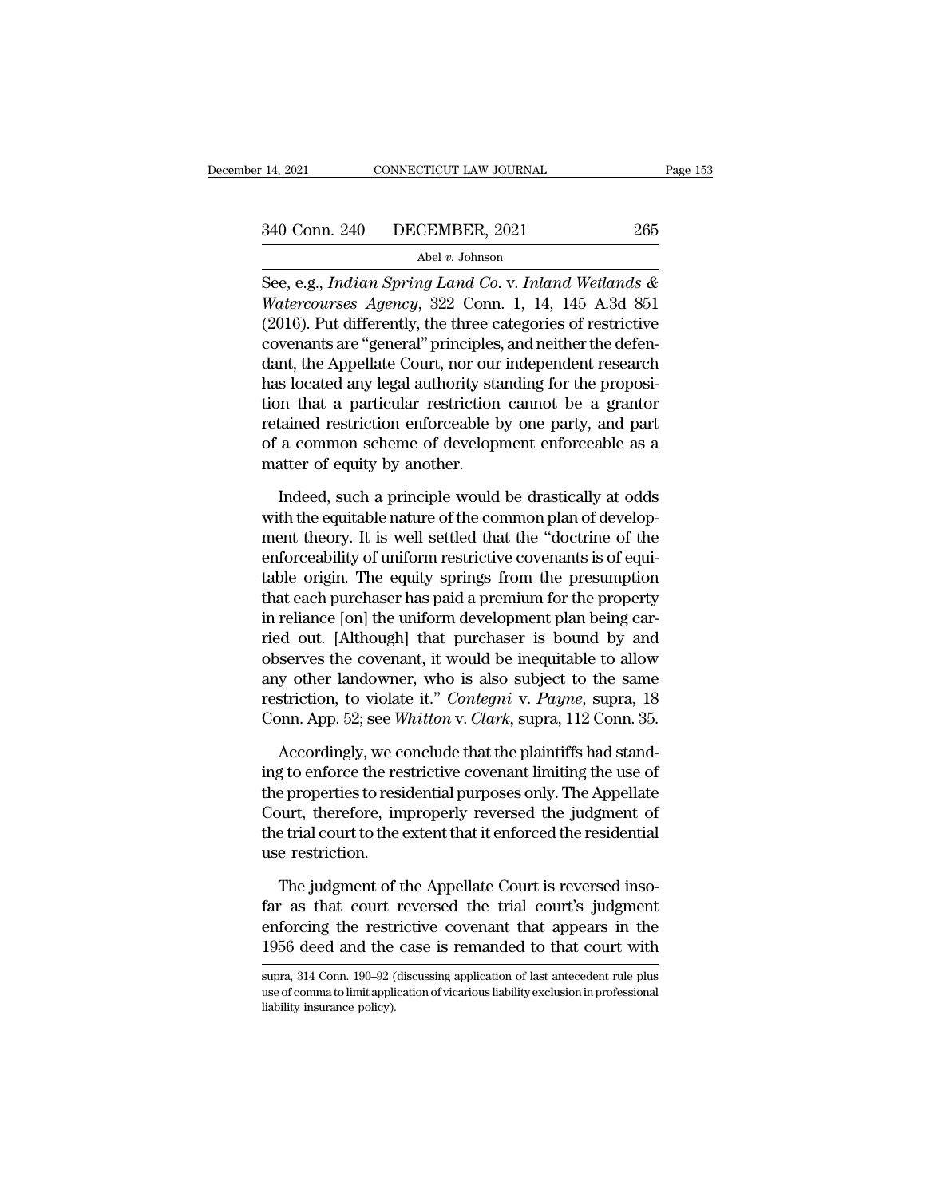See, e.g., *Indian Spring Land Co.* v. *Inland Wetlands & Watercourses Agency*, 322 Conn. 1, 14, 145 A.3d 851 (2016). Put differently, the three categories of restrictive covenants are "general" principles, and neither the defendant, the Appellate Court, nor our independent research has located any legal authority standing for the proposition that a particular restriction cannot be a grantor retained restriction enforceable by one party, and part of a common scheme of development enforceable as a matter of equity by another.

Indeed, such a principle would be drastically at odds with the equitable nature of the common plan of development theory. It is well settled that the "doctrine of the enforceability of uniform restrictive covenants is of equitable origin. The equity springs from the presumption that each purchaser has paid a premium for the property in reliance [on] the uniform development plan being carried out. [Although] that purchaser is bound by and observes the covenant, it would be inequitable to allow any other landowner, who is also subject to the same restriction, to violate it." *Contegni* v. *Payne*, supra, 18 Conn. App. 52; see *Whitton* v. *Clark*, supra, 112 Conn. 35.

Accordingly, we conclude that the plaintiffs had standing to enforce the restrictive covenant limiting the use of the properties to residential purposes only. The Appellate Court, therefore, improperly reversed the judgment of the trial court to the extent that it enforced the residential use restriction.

The judgment of the Appellate Court is reversed insofar as that court reversed the trial court's judgment enforcing the restrictive covenant that appears in the 1956 deed and the case is remanded to that court with

supra, 314 Conn. 190–92 (discussing application of last antecedent rule plus use of comma to limit application of vicarious liability exclusion in professional liability insurance policy).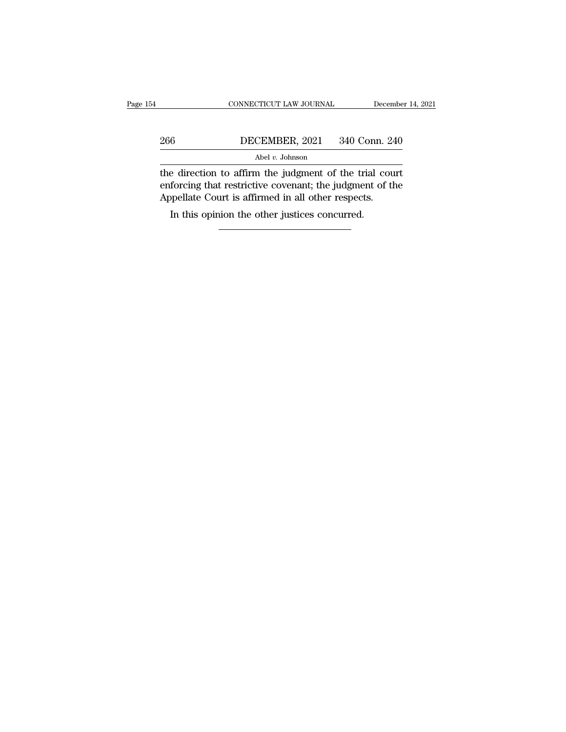the direction to affirm the judgment of the trial court enforcing that restrictive covenant; the judgment of the Appellate Court is affirmed in all other respects.

In this opinion the other justices concurred.